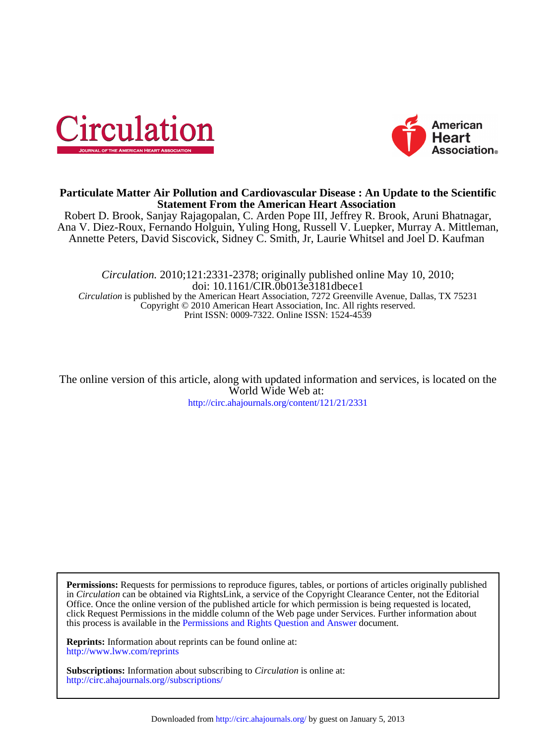# Particulate Matter Air Pollution and Cardiovascular Disease : An Update to the Scientific Statement From the American Heart Association

Robert D. Brook, Sanjay Rajagopalan, C. Arden Pope III, Jeffrey R. Brook, Aruni Bhatnagar, Ana V. Diez-Roux, Fernando Holguin, Yuling Hong, Russell V. Luepker, Murray A. Mittleman, Annette Peters, David Siscovick, Sidney C. Smith, Jr, Laurie Whitsel and Joel D. Kaufman

*Circulation.* 2010;121:2331-2378; originally published online May 10, 2010;
doi: 10.1161/CIR.0b013e3181dbece1

*Circulation* is published by the American Heart Association, 7272 Greenville Avenue, Dallas, TX 75231
Copyright © 2010 American Heart Association, Inc. All rights reserved.
Print ISSN: 0009-7322. Online ISSN: 1524-4539

The online version of this article, along with updated information and services, is located on the World Wide Web at:
http://circ.ahajournals.org/content/121/21/2331

**Permissions:** Requests for permissions to reproduce figures, tables, or portions of articles originally published in *Circulation* can be obtained via RightsLink, a service of the Copyright Clearance Center, not the Editorial Office. Once the online version of the published article for which permission is being requested is located, click Request Permissions in the middle column of the Web page under Services. Further information about this process is available in the Permissions and Rights Question and Answer document.

**Reprints:** Information about reprints can be found online at:
http://www.lww.com/reprints

**Subscriptions:** Information about subscribing to *Circulation* is online at:
http://circ.ahajournals.org//subscriptions/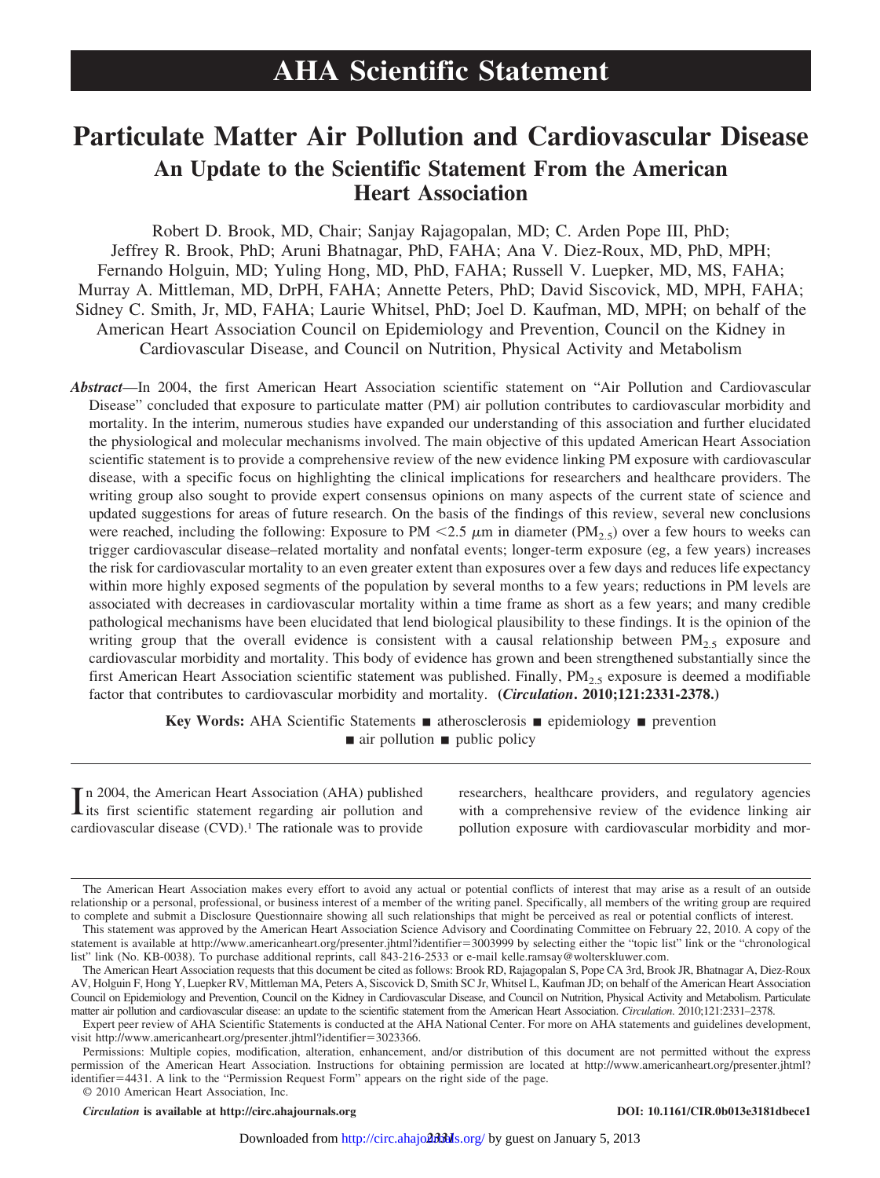# AHA Scientific Statement

# Particulate Matter Air Pollution and Cardiovascular Disease

## An Update to the Scientific Statement From the American Heart Association

Robert D. Brook, MD, Chair; Sanjay Rajagopalan, MD; C. Arden Pope III, PhD; Jeffrey R. Brook, PhD; Aruni Bhatnagar, PhD, FAHA; Ana V. Diez-Roux, MD, PhD, MPH; Fernando Holguin, MD; Yuling Hong, MD, PhD, FAHA; Russell V. Luepker, MD, MS, FAHA; Murray A. Mittleman, MD, DrPH, FAHA; Annette Peters, PhD; David Siscovick, MD, MPH, FAHA; Sidney C. Smith, Jr, MD, FAHA; Laurie Whitsel, PhD; Joel D. Kaufman, MD, MPH; on behalf of the American Heart Association Council on Epidemiology and Prevention, Council on the Kidney in Cardiovascular Disease, and Council on Nutrition, Physical Activity and Metabolism

***Abstract***—In 2004, the first American Heart Association scientific statement on "Air Pollution and Cardiovascular Disease" concluded that exposure to particulate matter (PM) air pollution contributes to cardiovascular morbidity and mortality. In the interim, numerous studies have expanded our understanding of this association and further elucidated the physiological and molecular mechanisms involved. The main objective of this updated American Heart Association scientific statement is to provide a comprehensive review of the new evidence linking PM exposure with cardiovascular disease, with a specific focus on highlighting the clinical implications for researchers and healthcare providers. The writing group also sought to provide expert consensus opinions on many aspects of the current state of science and updated suggestions for areas of future research. On the basis of the findings of this review, several new conclusions were reached, including the following: Exposure to PM <2.5 $\mu$m in diameter ($PM_{2.5}$) over a few hours to weeks can trigger cardiovascular disease–related mortality and nonfatal events; longer-term exposure (eg, a few years) increases the risk for cardiovascular mortality to an even greater extent than exposures over a few days and reduces life expectancy within more highly exposed segments of the population by several months to a few years; reductions in PM levels are associated with decreases in cardiovascular mortality within a time frame as short as a few years; and many credible pathological mechanisms have been elucidated that lend biological plausibility to these findings. It is the opinion of the writing group that the overall evidence is consistent with a causal relationship between $PM_{2.5}$ exposure and cardiovascular morbidity and mortality. This body of evidence has grown and been strengthened substantially since the first American Heart Association scientific statement was published. Finally, $PM_{2.5}$ exposure is deemed a modifiable factor that contributes to cardiovascular morbidity and mortality. **(*Circulation*. 2010;121:2331-2378.)**

**Key Words:** AHA Scientific Statements ■ atherosclerosis ■ epidemiology ■ prevention ■ air pollution ■ public policy

In 2004, the American Heart Association (AHA) published its first scientific statement regarding air pollution and cardiovascular disease (CVD).[1] The rationale was to provide researchers, healthcare providers, and regulatory agencies with a comprehensive review of the evidence linking air pollution exposure with cardiovascular morbidity and mor-

The American Heart Association makes every effort to avoid any actual or potential conflicts of interest that may arise as a result of an outside relationship or a personal, professional, or business interest of a member of the writing panel. Specifically, all members of the writing group are required to complete and submit a Disclosure Questionnaire showing all such relationships that might be perceived as real or potential conflicts of interest.

This statement was approved by the American Heart Association Science Advisory and Coordinating Committee on February 22, 2010. A copy of the statement is available at http://www.americanheart.org/presenter.jhtml?identifier=3003999 by selecting either the "topic list" link or the "chronological list" link (No. KB-0038). To purchase additional reprints, call 843-216-2533 or e-mail kelle.ramsay@wolterskluwer.com.

The American Heart Association requests that this document be cited as follows: Brook RD, Rajagopalan S, Pope CA 3rd, Brook JR, Bhatnagar A, Diez-Roux AV, Holguin F, Hong Y, Luepker RV, Mittleman MA, Peters A, Siscovick D, Smith SC Jr, Whitsel L, Kaufman JD; on behalf of the American Heart Association Council on Epidemiology and Prevention, Council on the Kidney in Cardiovascular Disease, and Council on Nutrition, Physical Activity and Metabolism. Particulate matter air pollution and cardiovascular disease: an update to the scientific statement from the American Heart Association. *Circulation*. 2010;121:2331–2378.

Expert peer review of AHA Scientific Statements is conducted at the AHA National Center. For more on AHA statements and guidelines development, visit http://www.americanheart.org/presenter.jhtml?identifier=3023366.

Permissions: Multiple copies, modification, alteration, enhancement, and/or distribution of this document are not permitted without the express permission of the American Heart Association. Instructions for obtaining permission are located at http://www.americanheart.org/presenter.jhtml?identifier=4431. A link to the "Permission Request Form" appears on the right side of the page.

© 2010 American Heart Association, Inc.

*Circulation* is available at http://circ.ahajournals.org

DOI: 10.1161/CIR.0b013e3181dbece1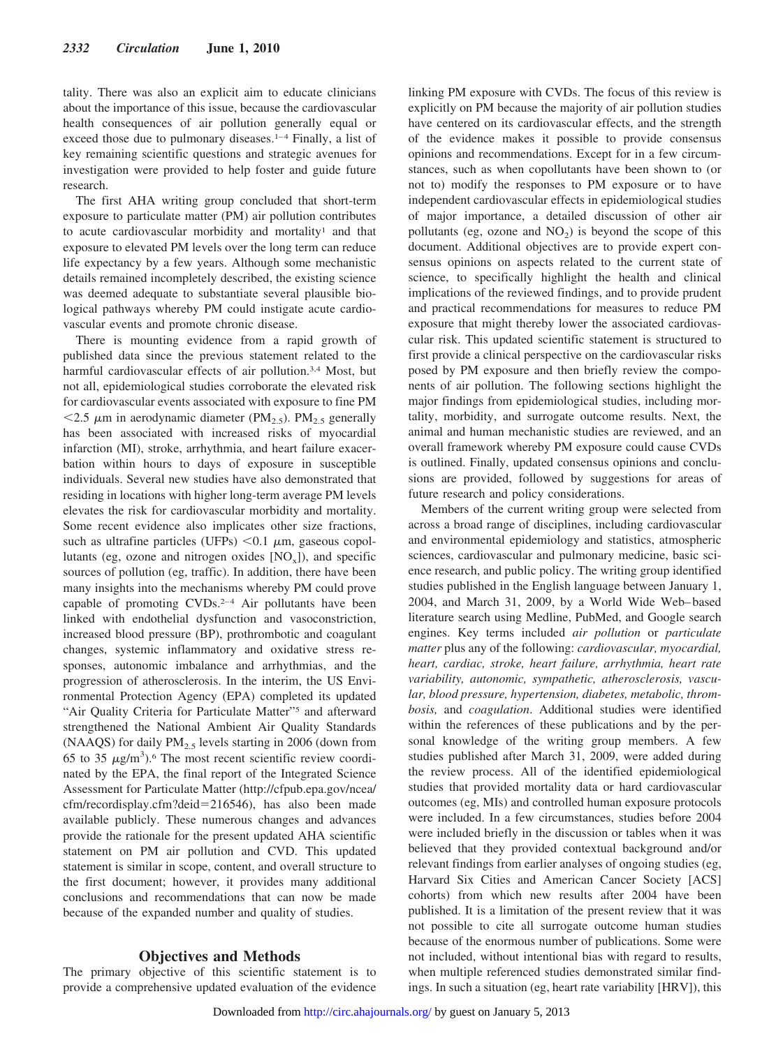tality. There was also an explicit aim to educate clinicians about the importance of this issue, because the cardiovascular health consequences of air pollution generally equal or exceed those due to pulmonary diseases.[1–4] Finally, a list of key remaining scientific questions and strategic avenues for investigation were provided to help foster and guide future research.

The first AHA writing group concluded that short-term exposure to particulate matter (PM) air pollution contributes to acute cardiovascular morbidity and mortality[1] and that exposure to elevated PM levels over the long term can reduce life expectancy by a few years. Although some mechanistic details remained incompletely described, the existing science was deemed adequate to substantiate several plausible biological pathways whereby PM could instigate acute cardiovascular events and promote chronic disease.

There is mounting evidence from a rapid growth of published data since the previous statement related to the harmful cardiovascular effects of air pollution.[3,4] Most, but not all, epidemiological studies corroborate the elevated risk for cardiovascular events associated with exposure to fine PM $<2.5$ $\mu$m in aerodynamic diameter ($PM_{2.5}$). $PM_{2.5}$ generally has been associated with increased risks of myocardial infarction (MI), stroke, arrhythmia, and heart failure exacerbation within hours to days of exposure in susceptible individuals. Several new studies have also demonstrated that residing in locations with higher long-term average PM levels elevates the risk for cardiovascular morbidity and mortality. Some recent evidence also implicates other size fractions, such as ultrafine particles (UFPs) $<0.1$ $\mu$m, gaseous copollutants (eg, ozone and nitrogen oxides [$NO_x$]), and specific sources of pollution (eg, traffic). In addition, there have been many insights into the mechanisms whereby PM could prove capable of promoting CVDs.[2–4] Air pollutants have been linked with endothelial dysfunction and vasoconstriction, increased blood pressure (BP), prothrombotic and coagulant changes, systemic inflammatory and oxidative stress responses, autonomic imbalance and arrhythmias, and the progression of atherosclerosis. In the interim, the US Environmental Protection Agency (EPA) completed its updated "Air Quality Criteria for Particulate Matter"[5] and afterward strengthened the National Ambient Air Quality Standards (NAAQS) for daily $PM_{2.5}$ levels starting in 2006 (down from 65 to 35 $\mu g/m^3$).[6] The most recent scientific review coordinated by the EPA, the final report of the Integrated Science Assessment for Particulate Matter (http://cfpub.epa.gov/ncea/cfm/recordisplay.cfm?deid=216546), has also been made available publicly. These numerous changes and advances provide the rationale for the present updated AHA scientific statement on PM air pollution and CVD. This updated statement is similar in scope, content, and overall structure to the first document; however, it provides many additional conclusions and recommendations that can now be made because of the expanded number and quality of studies.

## Objectives and Methods

The primary objective of this scientific statement is to provide a comprehensive updated evaluation of the evidence linking PM exposure with CVDs. The focus of this review is explicitly on PM because the majority of air pollution studies have centered on its cardiovascular effects, and the strength of the evidence makes it possible to provide consensus opinions and recommendations. Except for in a few circumstances, such as when copollutants have been shown to (or not to) modify the responses to PM exposure or to have independent cardiovascular effects in epidemiological studies of major importance, a detailed discussion of other air pollutants (eg, ozone and $NO_2$) is beyond the scope of this document. Additional objectives are to provide expert consensus opinions on aspects related to the current state of science, to specifically highlight the health and clinical implications of the reviewed findings, and to provide prudent and practical recommendations for measures to reduce PM exposure that might thereby lower the associated cardiovascular risk. This updated scientific statement is structured to first provide a clinical perspective on the cardiovascular risks posed by PM exposure and then briefly review the components of air pollution. The following sections highlight the major findings from epidemiological studies, including mortality, morbidity, and surrogate outcome results. Next, the animal and human mechanistic studies are reviewed, and an overall framework whereby PM exposure could cause CVDs is outlined. Finally, updated consensus opinions and conclusions are provided, followed by suggestions for areas of future research and policy considerations.

Members of the current writing group were selected from across a broad range of disciplines, including cardiovascular and environmental epidemiology and statistics, atmospheric sciences, cardiovascular and pulmonary medicine, basic science research, and public policy. The writing group identified studies published in the English language between January 1, 2004, and March 31, 2009, by a World Wide Web–based literature search using Medline, PubMed, and Google search engines. Key terms included *air pollution* or *particulate matter* plus any of the following: *cardiovascular, myocardial, heart, cardiac, stroke, heart failure, arrhythmia, heart rate variability, autonomic, sympathetic, atherosclerosis, vascular, blood pressure, hypertension, diabetes, metabolic, thrombosis,* and *coagulation*. Additional studies were identified within the references of these publications and by the personal knowledge of the writing group members. A few studies published after March 31, 2009, were added during the review process. All of the identified epidemiological studies that provided mortality data or hard cardiovascular outcomes (eg, MIs) and controlled human exposure protocols were included. In a few circumstances, studies before 2004 were included briefly in the discussion or tables when it was believed that they provided contextual background and/or relevant findings from earlier analyses of ongoing studies (eg, Harvard Six Cities and American Cancer Society [ACS] cohorts) from which new results after 2004 have been published. It is a limitation of the present review that it was not possible to cite all surrogate outcome human studies because of the enormous number of publications. Some were not included, without intentional bias with regard to results, when multiple referenced studies demonstrated similar findings. In such a situation (eg, heart rate variability [HRV]), this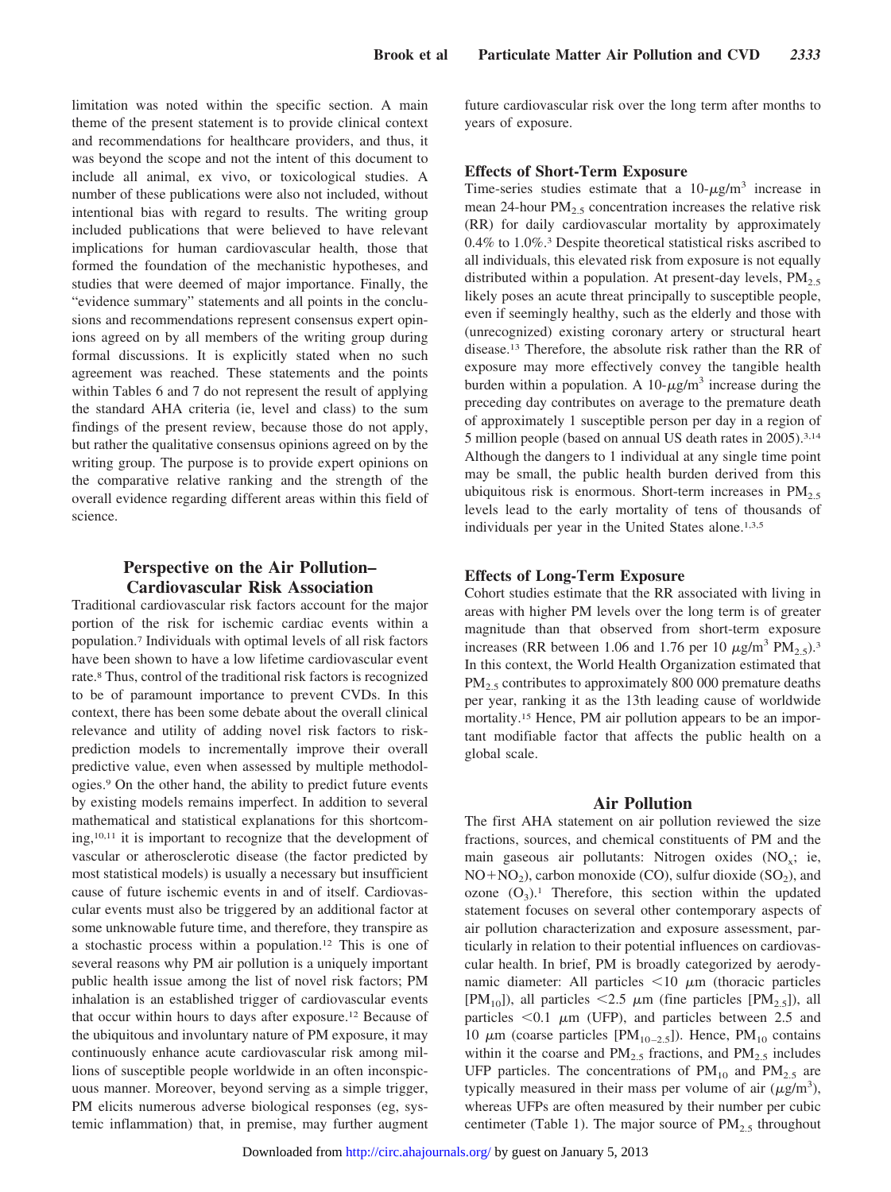limitation was noted within the specific section. A main theme of the present statement is to provide clinical context and recommendations for healthcare providers, and thus, it was beyond the scope and not the intent of this document to include all animal, ex vivo, or toxicological studies. A number of these publications were also not included, without intentional bias with regard to results. The writing group included publications that were believed to have relevant implications for human cardiovascular health, those that formed the foundation of the mechanistic hypotheses, and studies that were deemed of major importance. Finally, the "evidence summary" statements and all points in the conclusions and recommendations represent consensus expert opinions agreed on by all members of the writing group during formal discussions. It is explicitly stated when no such agreement was reached. These statements and the points within Tables 6 and 7 do not represent the result of applying the standard AHA criteria (ie, level and class) to the sum findings of the present review, because those do not apply, but rather the qualitative consensus opinions agreed on by the writing group. The purpose is to provide expert opinions on the comparative relative ranking and the strength of the overall evidence regarding different areas within this field of science.

## Perspective on the Air Pollution–Cardiovascular Risk Association

Traditional cardiovascular risk factors account for the major portion of the risk for ischemic cardiac events within a population.[7] Individuals with optimal levels of all risk factors have been shown to have a low lifetime cardiovascular event rate.[8] Thus, control of the traditional risk factors is recognized to be of paramount importance to prevent CVDs. In this context, there has been some debate about the overall clinical relevance and utility of adding novel risk factors to risk-prediction models to incrementally improve their overall predictive value, even when assessed by multiple methodologies.[9] On the other hand, the ability to predict future events by existing models remains imperfect. In addition to several mathematical and statistical explanations for this shortcoming,[10,11] it is important to recognize that the development of vascular or atherosclerotic disease (the factor predicted by most statistical models) is usually a necessary but insufficient cause of future ischemic events in and of itself. Cardiovascular events must also be triggered by an additional factor at some unknowable future time, and therefore, they transpire as a stochastic process within a population.[12] This is one of several reasons why PM air pollution is a uniquely important public health issue among the list of novel risk factors; PM inhalation is an established trigger of cardiovascular events that occur within hours to days after exposure.[12] Because of the ubiquitous and involuntary nature of PM exposure, it may continuously enhance acute cardiovascular risk among millions of susceptible people worldwide in an often inconspicuous manner. Moreover, beyond serving as a simple trigger, PM elicits numerous adverse biological responses (eg, systemic inflammation) that, in premise, may further augment future cardiovascular risk over the long term after months to years of exposure.

### Effects of Short-Term Exposure

Time-series studies estimate that a 10-$\mu g/m^3$ increase in mean 24-hour $PM_{2.5}$ concentration increases the relative risk (RR) for daily cardiovascular mortality by approximately 0.4% to 1.0%.[3] Despite theoretical statistical risks ascribed to all individuals, this elevated risk from exposure is not equally distributed within a population. At present-day levels, $PM_{2.5}$ likely poses an acute threat principally to susceptible people, even if seemingly healthy, such as the elderly and those with (unrecognized) existing coronary artery or structural heart disease.[13] Therefore, the absolute risk rather than the RR of exposure may more effectively convey the tangible health burden within a population. A 10-$\mu g/m^3$ increase during the preceding day contributes on average to the premature death of approximately 1 susceptible person per day in a region of 5 million people (based on annual US death rates in 2005).[3,14] Although the dangers to 1 individual at any single time point may be small, the public health burden derived from this ubiquitous risk is enormous. Short-term increases in $PM_{2.5}$ levels lead to the early mortality of tens of thousands of individuals per year in the United States alone.[1,3,5]

### Effects of Long-Term Exposure

Cohort studies estimate that the RR associated with living in areas with higher PM levels over the long term is of greater magnitude than that observed from short-term exposure increases (RR between 1.06 and 1.76 per 10 $\mu g/m^3$ $PM_{2.5}$).[3] In this context, the World Health Organization estimated that $PM_{2.5}$ contributes to approximately 800 000 premature deaths per year, ranking it as the 13th leading cause of worldwide mortality.[15] Hence, PM air pollution appears to be an important modifiable factor that affects the public health on a global scale.

## Air Pollution

The first AHA statement on air pollution reviewed the size fractions, sources, and chemical constituents of PM and the main gaseous air pollutants: Nitrogen oxides ($NO_x$; ie, $NO+NO_2$), carbon monoxide (CO), sulfur dioxide ($SO_2$), and ozone ($O_3$).[1] Therefore, this section within the updated statement focuses on several other contemporary aspects of air pollution characterization and exposure assessment, particularly in relation to their potential influences on cardiovascular health. In brief, PM is broadly categorized by aerodynamic diameter: All particles $<10$ $\mu m$ (thoracic particles [$PM_{10}$]), all particles $<2.5$ $\mu m$ (fine particles [$PM_{2.5}$]), all particles $<0.1$ $\mu m$ (UFP), and particles between 2.5 and 10 $\mu m$ (coarse particles [$PM_{10-2.5}$]). Hence, $PM_{10}$ contains within it the coarse and $PM_{2.5}$ fractions, and $PM_{2.5}$ includes UFP particles. The concentrations of $PM_{10}$ and $PM_{2.5}$ are typically measured in their mass per volume of air ($\mu g/m^3$), whereas UFPs are often measured by their number per cubic centimeter (Table 1). The major source of $PM_{2.5}$ throughout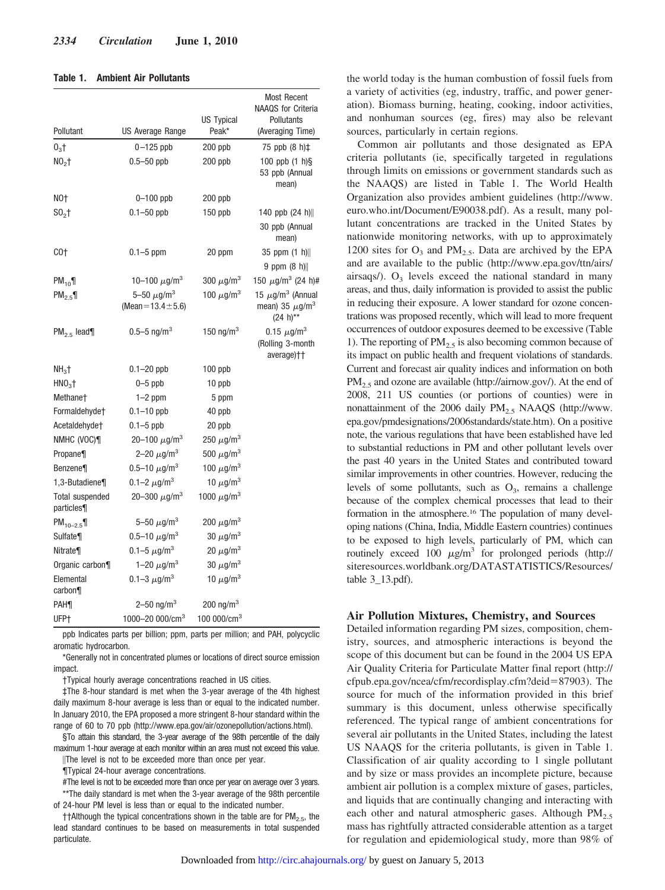**Table 1. Ambient Air Pollutants**

| Pollutant | US Average Range | US Typical Peak* | Most Recent NAAQS for Criteria Pollutants (Averaging Time) |
|---|---|---|---|
| $O_3$† | 0–125 ppb | 200 ppb | 75 ppb (8 h)‡ |
| $NO_2$† | 0.5–50 ppb | 200 ppb | 100 ppb (1 h)§ 53 ppb (Annual mean) |
| NO† | 0–100 ppb | 200 ppb | |
| $SO_2$† | 0.1–50 ppb | 150 ppb | 140 ppb (24 h)‖ 30 ppb (Annual mean) |
| CO† | 0.1–5 ppm | 20 ppm | 35 ppm (1 h)‖ 9 ppm (8 h)‖ |
| $PM_{10}$¶ | 10–100 $\mu g/m^3$ | 300 $\mu g/m^3$ | 150 $\mu g/m^3$ (24 h)# |
| $PM_{2.5}$¶ | 5–50 $\mu g/m^3$ (Mean=13.4±5.6) | 100 $\mu g/m^3$ | 15 $\mu g/m^3$ (Annual mean) 35 $\mu g/m^3$ (24 h)** |
| $PM_{2.5}$ lead¶ | 0.5–5 $ng/m^3$ | 150 $ng/m^3$ | 0.15 $\mu g/m^3$ (Rolling 3-month average)†† |
| $NH_3$† | 0.1–20 ppb | 100 ppb | |
| $HNO_3$† | 0–5 ppb | 10 ppb | |
| Methane† | 1–2 ppm | 5 ppm | |
| Formaldehyde† | 0.1–10 ppb | 40 ppb | |
| Acetaldehyde† | 0.1–5 ppb | 20 ppb | |
| NMHC (VOC)¶ | 20–100 $\mu g/m^3$ | 250 $\mu g/m^3$ | |
| Propane¶ | 2–20 $\mu g/m^3$ | 500 $\mu g/m^3$ | |
| Benzene¶ | 0.5–10 $\mu g/m^3$ | 100 $\mu g/m^3$ | |
| 1,3-Butadiene¶ | 0.1–2 $\mu g/m^3$ | 10 $\mu g/m^3$ | |
| Total suspended particles¶ | 20–300 $\mu g/m^3$ | 1000 $\mu g/m^3$ | |
| $PM_{10-2.5}$¶ | 5–50 $\mu g/m^3$ | 200 $\mu g/m^3$ | |
| Sulfate¶ | 0.5–10 $\mu g/m^3$ | 30 $\mu g/m^3$ | |
| Nitrate¶ | 0.1–5 $\mu g/m^3$ | 20 $\mu g/m^3$ | |
| Organic carbon¶ | 1–20 $\mu g/m^3$ | 30 $\mu g/m^3$ | |
| Elemental carbon¶ | 0.1–3 $\mu g/m^3$ | 10 $\mu g/m^3$ | |
| PAH¶ | 2–50 $ng/m^3$ | 200 $ng/m^3$ | |
| UFP† | 1000–20 000/$cm^3$ | 100 000/$cm^3$ | |

ppb Indicates parts per billion; ppm, parts per million; and PAH, polycyclic aromatic hydrocarbon.

*Generally not in concentrated plumes or locations of direct source emission impact.

†Typical hourly average concentrations reached in US cities.

‡The 8-hour standard is met when the 3-year average of the 4th highest daily maximum 8-hour average is less than or equal to the indicated number. In January 2010, the EPA proposed a more stringent 8-hour standard within the range of 60 to 70 ppb (http://www.epa.gov/air/ozonepollution/actions.html).

§To attain this standard, the 3-year average of the 98th percentile of the daily maximum 1-hour average at each monitor within an area must not exceed this value.

‖The level is not to be exceeded more than once per year.

¶Typical 24-hour average concentrations.

#The level is not to be exceeded more than once per year on average over 3 years.

**The daily standard is met when the 3-year average of the 98th percentile of 24-hour PM level is less than or equal to the indicated number.

††Although the typical concentrations shown in the table are for $PM_{2.5}$, the lead standard continues to be based on measurements in total suspended particulate.

the world today is the human combustion of fossil fuels from a variety of activities (eg, industry, traffic, and power generation). Biomass burning, heating, cooking, indoor activities, and nonhuman sources (eg, fires) may also be relevant sources, particularly in certain regions.

Common air pollutants and those designated as EPA criteria pollutants (ie, specifically targeted in regulations through limits on emissions or government standards such as the NAAQS) are listed in Table 1. The World Health Organization also provides ambient guidelines (http://www.euro.who.int/Document/E90038.pdf). As a result, many pollutant concentrations are tracked in the United States by nationwide monitoring networks, with up to approximately 1200 sites for $O_3$ and $PM_{2.5}$. Data are archived by the EPA and are available to the public (http://www.epa.gov/ttn/airs/airsaqs/). $O_3$ levels exceed the national standard in many areas, and thus, daily information is provided to assist the public in reducing their exposure. A lower standard for ozone concentrations was proposed recently, which will lead to more frequent occurrences of outdoor exposures deemed to be excessive (Table 1). The reporting of $PM_{2.5}$ is also becoming common because of its impact on public health and frequent violations of standards. Current and forecast air quality indices and information on both $PM_{2.5}$ and ozone are available (http://airnow.gov/). At the end of 2008, 211 US counties (or portions of counties) were in nonattainment of the 2006 daily $PM_{2.5}$ NAAQS (http://www.epa.gov/pmdesignations/2006standards/state.htm). On a positive note, the various regulations that have been established have led to substantial reductions in PM and other pollutant levels over the past 40 years in the United States and contributed toward similar improvements in other countries. However, reducing the levels of some pollutants, such as $O_3$, remains a challenge because of the complex chemical processes that lead to their formation in the atmosphere.[16] The population of many developing nations (China, India, Middle Eastern countries) continues to be exposed to high levels, particularly of PM, which can routinely exceed 100 $\mu g/m^3$ for prolonged periods (http://siteresources.worldbank.org/DATASTATISTICS/Resources/table 3_13.pdf).

## Air Pollution Mixtures, Chemistry, and Sources

Detailed information regarding PM sizes, composition, chemistry, sources, and atmospheric interactions is beyond the scope of this document but can be found in the 2004 US EPA Air Quality Criteria for Particulate Matter final report (http://cfpub.epa.gov/ncea/cfm/recordisplay.cfm?deid=87903). The source for much of the information provided in this brief summary is this document, unless otherwise specifically referenced. The typical range of ambient concentrations for several air pollutants in the United States, including the latest US NAAQS for the criteria pollutants, is given in Table 1. Classification of air quality according to 1 single pollutant and by size or mass provides an incomplete picture, because ambient air pollution is a complex mixture of gases, particles, and liquids that are continually changing and interacting with each other and natural atmospheric gases. Although $PM_{2.5}$ mass has rightfully attracted considerable attention as a target for regulation and epidemiological study, more than 98% of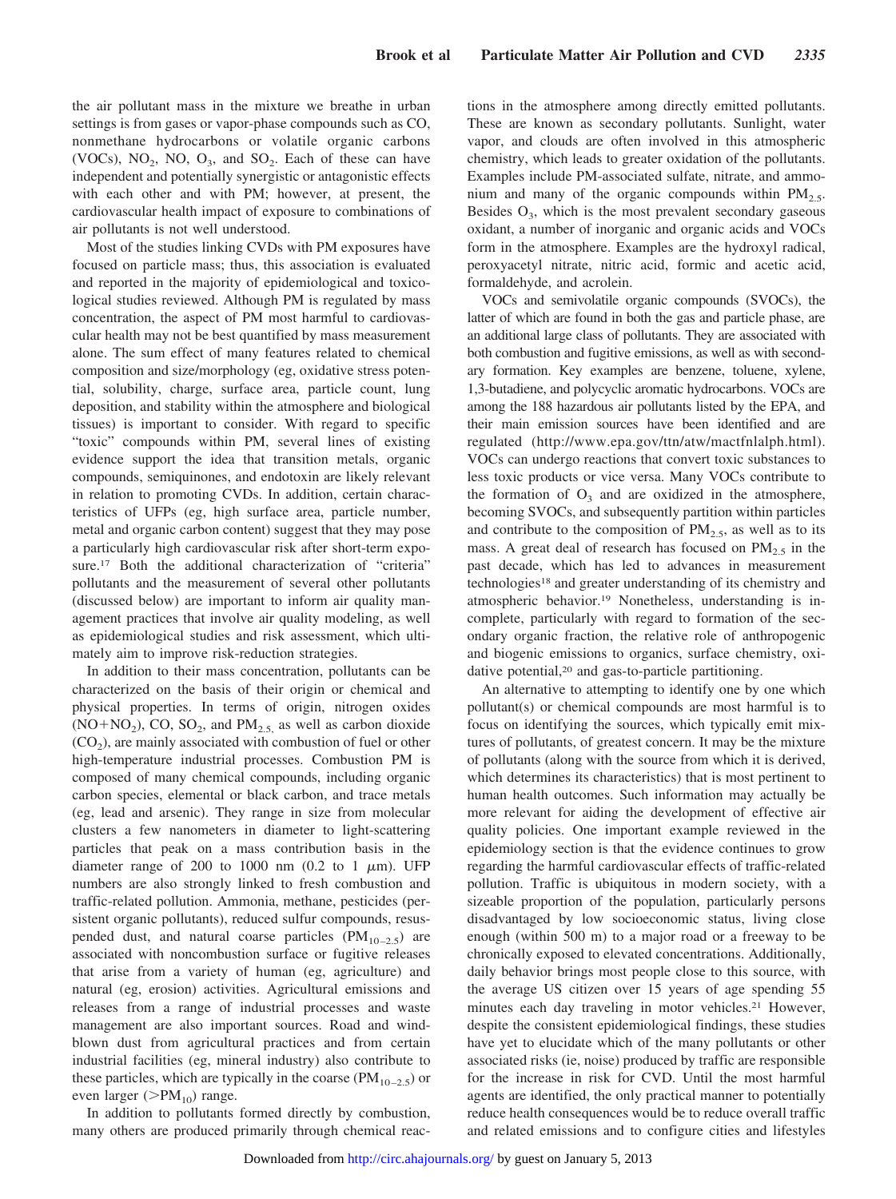the air pollutant mass in the mixture we breathe in urban settings is from gases or vapor-phase compounds such as CO, nonmethane hydrocarbons or volatile organic carbons (VOCs), $NO_2$, NO, $O_3$, and $SO_2$. Each of these can have independent and potentially synergistic or antagonistic effects with each other and with PM; however, at present, the cardiovascular health impact of exposure to combinations of air pollutants is not well understood.

Most of the studies linking CVDs with PM exposures have focused on particle mass; thus, this association is evaluated and reported in the majority of epidemiological and toxicological studies reviewed. Although PM is regulated by mass concentration, the aspect of PM most harmful to cardiovascular health may not be best quantified by mass measurement alone. The sum effect of many features related to chemical composition and size/morphology (eg, oxidative stress potential, solubility, charge, surface area, particle count, lung deposition, and stability within the atmosphere and biological tissues) is important to consider. With regard to specific "toxic" compounds within PM, several lines of existing evidence support the idea that transition metals, organic compounds, semiquinones, and endotoxin are likely relevant in relation to promoting CVDs. In addition, certain characteristics of UFPs (eg, high surface area, particle number, metal and organic carbon content) suggest that they may pose a particularly high cardiovascular risk after short-term exposure.[17] Both the additional characterization of "criteria" pollutants and the measurement of several other pollutants (discussed below) are important to inform air quality management practices that involve air quality modeling, as well as epidemiological studies and risk assessment, which ultimately aim to improve risk-reduction strategies.

In addition to their mass concentration, pollutants can be characterized on the basis of their origin or chemical and physical properties. In terms of origin, nitrogen oxides ($NO+NO_2$), CO, $SO_2$, and $PM_{2.5}$, as well as carbon dioxide ($CO_2$), are mainly associated with combustion of fuel or other high-temperature industrial processes. Combustion PM is composed of many chemical compounds, including organic carbon species, elemental or black carbon, and trace metals (eg, lead and arsenic). They range in size from molecular clusters a few nanometers in diameter to light-scattering particles that peak on a mass contribution basis in the diameter range of 200 to 1000 nm (0.2 to 1 $\mu$m). UFP numbers are also strongly linked to fresh combustion and traffic-related pollution. Ammonia, methane, pesticides (persistent organic pollutants), reduced sulfur compounds, resuspended dust, and natural coarse particles ($PM_{10-2.5}$) are associated with noncombustion surface or fugitive releases that arise from a variety of human (eg, agriculture) and natural (eg, erosion) activities. Agricultural emissions and releases from a range of industrial processes and waste management are also important sources. Road and wind-blown dust from agricultural practices and from certain industrial facilities (eg, mineral industry) also contribute to these particles, which are typically in the coarse ($PM_{10-2.5}$) or even larger ($>PM_{10}$) range.

In addition to pollutants formed directly by combustion, many others are produced primarily through chemical reactions in the atmosphere among directly emitted pollutants. These are known as secondary pollutants. Sunlight, water vapor, and clouds are often involved in this atmospheric chemistry, which leads to greater oxidation of the pollutants. Examples include PM-associated sulfate, nitrate, and ammonium and many of the organic compounds within $PM_{2.5}$. Besides $O_3$, which is the most prevalent secondary gaseous oxidant, a number of inorganic and organic acids and VOCs form in the atmosphere. Examples are the hydroxyl radical, peroxyacetyl nitrate, nitric acid, formic and acetic acid, formaldehyde, and acrolein.

VOCs and semivolatile organic compounds (SVOCs), the latter of which are found in both the gas and particle phase, are an additional large class of pollutants. They are associated with both combustion and fugitive emissions, as well as with secondary formation. Key examples are benzene, toluene, xylene, 1,3-butadiene, and polycyclic aromatic hydrocarbons. VOCs are among the 188 hazardous air pollutants listed by the EPA, and their main emission sources have been identified and are regulated (http://www.epa.gov/ttn/atw/mactfnlalph.html). VOCs can undergo reactions that convert toxic substances to less toxic products or vice versa. Many VOCs contribute to the formation of $O_3$ and are oxidized in the atmosphere, becoming SVOCs, and subsequently partition within particles and contribute to the composition of $PM_{2.5}$, as well as to its mass. A great deal of research has focused on $PM_{2.5}$ in the past decade, which has led to advances in measurement technologies[18] and greater understanding of its chemistry and atmospheric behavior.[19] Nonetheless, understanding is incomplete, particularly with regard to formation of the secondary organic fraction, the relative role of anthropogenic and biogenic emissions to organics, surface chemistry, oxidative potential,[20] and gas-to-particle partitioning.

An alternative to attempting to identify one by one which pollutant(s) or chemical compounds are most harmful is to focus on identifying the sources, which typically emit mixtures of pollutants, of greatest concern. It may be the mixture of pollutants (along with the source from which it is derived, which determines its characteristics) that is most pertinent to human health outcomes. Such information may actually be more relevant for aiding the development of effective air quality policies. One important example reviewed in the epidemiology section is that the evidence continues to grow regarding the harmful cardiovascular effects of traffic-related pollution. Traffic is ubiquitous in modern society, with a sizeable proportion of the population, particularly persons disadvantaged by low socioeconomic status, living close enough (within 500 m) to a major road or a freeway to be chronically exposed to elevated concentrations. Additionally, daily behavior brings most people close to this source, with the average US citizen over 15 years of age spending 55 minutes each day traveling in motor vehicles.[21] However, despite the consistent epidemiological findings, these studies have yet to elucidate which of the many pollutants or other associated risks (ie, noise) produced by traffic are responsible for the increase in risk for CVD. Until the most harmful agents are identified, the only practical manner to potentially reduce health consequences would be to reduce overall traffic and related emissions and to configure cities and lifestyles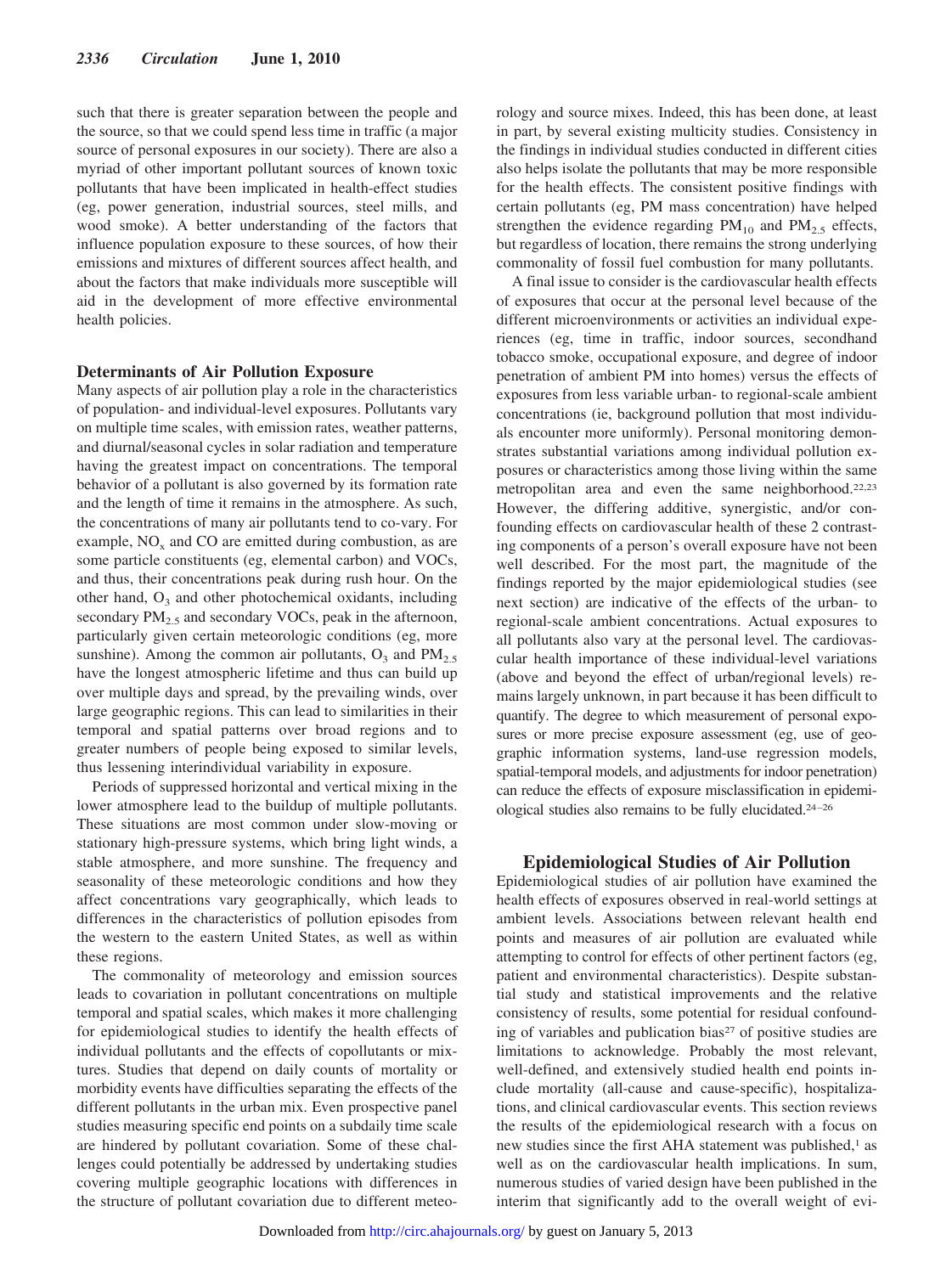such that there is greater separation between the people and the source, so that we could spend less time in traffic (a major source of personal exposures in our society). There are also a myriad of other important pollutant sources of known toxic pollutants that have been implicated in health-effect studies (eg, power generation, industrial sources, steel mills, and wood smoke). A better understanding of the factors that influence population exposure to these sources, of how their emissions and mixtures of different sources affect health, and about the factors that make individuals more susceptible will aid in the development of more effective environmental health policies.

### Determinants of Air Pollution Exposure

Many aspects of air pollution play a role in the characteristics of population- and individual-level exposures. Pollutants vary on multiple time scales, with emission rates, weather patterns, and diurnal/seasonal cycles in solar radiation and temperature having the greatest impact on concentrations. The temporal behavior of a pollutant is also governed by its formation rate and the length of time it remains in the atmosphere. As such, the concentrations of many air pollutants tend to co-vary. For example, $NO_x$ and CO are emitted during combustion, as are some particle constituents (eg, elemental carbon) and VOCs, and thus, their concentrations peak during rush hour. On the other hand, $O_3$ and other photochemical oxidants, including secondary $PM_{2.5}$ and secondary VOCs, peak in the afternoon, particularly given certain meteorologic conditions (eg, more sunshine). Among the common air pollutants, $O_3$ and $PM_{2.5}$ have the longest atmospheric lifetime and thus can build up over multiple days and spread, by the prevailing winds, over large geographic regions. This can lead to similarities in their temporal and spatial patterns over broad regions and to greater numbers of people being exposed to similar levels, thus lessening interindividual variability in exposure.

Periods of suppressed horizontal and vertical mixing in the lower atmosphere lead to the buildup of multiple pollutants. These situations are most common under slow-moving or stationary high-pressure systems, which bring light winds, a stable atmosphere, and more sunshine. The frequency and seasonality of these meteorologic conditions and how they affect concentrations vary geographically, which leads to differences in the characteristics of pollution episodes from the western to the eastern United States, as well as within these regions.

The commonality of meteorology and emission sources leads to covariation in pollutant concentrations on multiple temporal and spatial scales, which makes it more challenging for epidemiological studies to identify the health effects of individual pollutants and the effects of copollutants or mixtures. Studies that depend on daily counts of mortality or morbidity events have difficulties separating the effects of the different pollutants in the urban mix. Even prospective panel studies measuring specific end points on a subdaily time scale are hindered by pollutant covariation. Some of these challenges could potentially be addressed by undertaking studies covering multiple geographic locations with differences in the structure of pollutant covariation due to different meteorology and source mixes. Indeed, this has been done, at least in part, by several existing multicity studies. Consistency in the findings in individual studies conducted in different cities also helps isolate the pollutants that may be more responsible for the health effects. The consistent positive findings with certain pollutants (eg, PM mass concentration) have helped strengthen the evidence regarding $PM_{10}$ and $PM_{2.5}$ effects, but regardless of location, there remains the strong underlying commonality of fossil fuel combustion for many pollutants.

A final issue to consider is the cardiovascular health effects of exposures that occur at the personal level because of the different microenvironments or activities an individual experiences (eg, time in traffic, indoor sources, secondhand tobacco smoke, occupational exposure, and degree of indoor penetration of ambient PM into homes) versus the effects of exposures from less variable urban- to regional-scale ambient concentrations (ie, background pollution that most individuals encounter more uniformly). Personal monitoring demonstrates substantial variations among individual pollution exposures or characteristics among those living within the same metropolitan area and even the same neighborhood.[22,23] However, the differing additive, synergistic, and/or confounding effects on cardiovascular health of these 2 contrasting components of a person's overall exposure have not been well described. For the most part, the magnitude of the findings reported by the major epidemiological studies (see next section) are indicative of the effects of the urban- to regional-scale ambient concentrations. Actual exposures to all pollutants also vary at the personal level. The cardiovascular health importance of these individual-level variations (above and beyond the effect of urban/regional levels) remains largely unknown, in part because it has been difficult to quantify. The degree to which measurement of personal exposures or more precise exposure assessment (eg, use of geographic information systems, land-use regression models, spatial-temporal models, and adjustments for indoor penetration) can reduce the effects of exposure misclassification in epidemiological studies also remains to be fully elucidated.[24–26]

## Epidemiological Studies of Air Pollution

Epidemiological studies of air pollution have examined the health effects of exposures observed in real-world settings at ambient levels. Associations between relevant health end points and measures of air pollution are evaluated while attempting to control for effects of other pertinent factors (eg, patient and environmental characteristics). Despite substantial study and statistical improvements and the relative consistency of results, some potential for residual confounding of variables and publication bias[27] of positive studies are limitations to acknowledge. Probably the most relevant, well-defined, and extensively studied health end points include mortality (all-cause and cause-specific), hospitalizations, and clinical cardiovascular events. This section reviews the results of the epidemiological research with a focus on new studies since the first AHA statement was published,[1] as well as on the cardiovascular health implications. In sum, numerous studies of varied design have been published in the interim that significantly add to the overall weight of evi-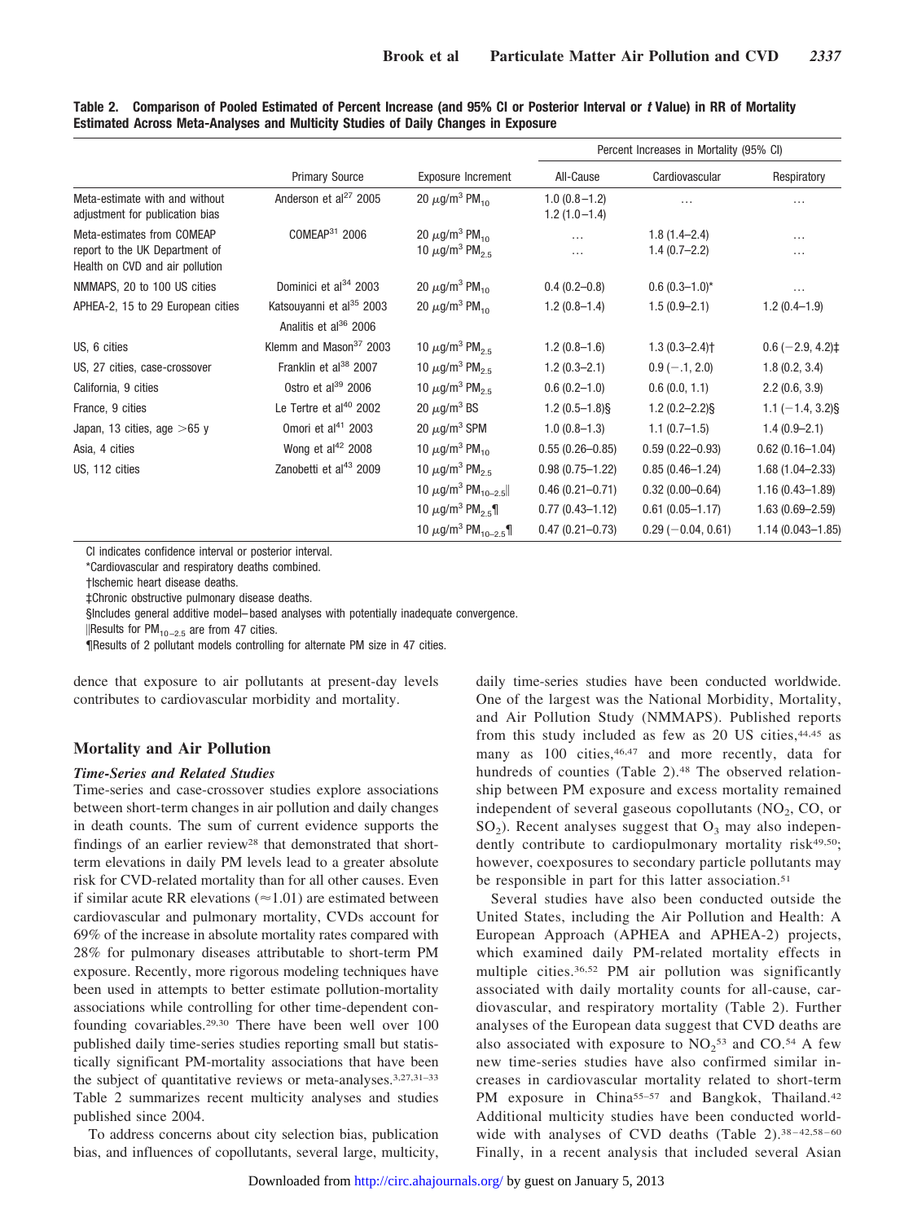**Table 2. Comparison of Pooled Estimated of Percent Increase (and 95% CI or Posterior Interval or *t* Value) in RR of Mortality Estimated Across Meta-Analyses and Multicity Studies of Daily Changes in Exposure**

| | Primary Source | Exposure Increment | Percent Increases in Mortality (95% CI) | | |
|---|---|---|---|---|---|
| | | | All-Cause | Cardiovascular | Respiratory |
| Meta-estimate with and without adjustment for publication bias | Anderson et al[27] 2005 | 20 $\mu g/m^3$ $PM_{10}$ | 1.0 (0.8–1.2)<br>1.2 (1.0–1.4) | ... | ... |
| Meta-estimates from COMEAP report to the UK Department of Health on CVD and air pollution | COMEAP[31] 2006 | 20 $\mu g/m^3$ $PM_{10}$<br>10 $\mu g/m^3$ $PM_{2.5}$ | ...<br>... | 1.8 (1.4–2.4)<br>1.4 (0.7–2.2) | ...<br>... |
| NMMAPS, 20 to 100 US cities | Dominici et al[34] 2003 | 20 $\mu g/m^3$ $PM_{10}$ | 0.4 (0.2–0.8) | 0.6 (0.3–1.0)* | ... |
| APHEA-2, 15 to 29 European cities | Katsouyanni et al[35] 2003<br>Analitis et al[36] 2006 | 20 $\mu g/m^3$ $PM_{10}$ | 1.2 (0.8–1.4) | 1.5 (0.9–2.1) | 1.2 (0.4–1.9) |
| US, 6 cities | Klemm and Mason[37] 2003 | 10 $\mu g/m^3$ $PM_{2.5}$ | 1.2 (0.8–1.6) | 1.3 (0.3–2.4)† | 0.6 (−2.9, 4.2)‡ |
| US, 27 cities, case-crossover | Franklin et al[38] 2007 | 10 $\mu g/m^3$ $PM_{2.5}$ | 1.2 (0.3–2.1) | 0.9 (−.1, 2.0) | 1.8 (0.2, 3.4) |
| California, 9 cities | Ostro et al[39] 2006 | 10 $\mu g/m^3$ $PM_{2.5}$ | 0.6 (0.2–1.0) | 0.6 (0.0, 1.1) | 2.2 (0.6, 3.9) |
| France, 9 cities | Le Tertre et al[40] 2002 | 20 $\mu g/m^3$ BS | 1.2 (0.5–1.8)§ | 1.2 (0.2–2.2)§ | 1.1 (−1.4, 3.2)§ |
| Japan, 13 cities, age >65 y | Omori et al[41] 2003 | 20 $\mu g/m^3$ SPM | 1.0 (0.8–1.3) | 1.1 (0.7–1.5) | 1.4 (0.9–2.1) |
| Asia, 4 cities | Wong et al[42] 2008 | 10 $\mu g/m^3$ $PM_{10}$ | 0.55 (0.26–0.85) | 0.59 (0.22–0.93) | 0.62 (0.16–1.04) |
| US, 112 cities | Zanobetti et al[43] 2009 | 10 $\mu g/m^3$ $PM_{2.5}$ | 0.98 (0.75–1.22) | 0.85 (0.46–1.24) | 1.68 (1.04–2.33) |
| | | 10 $\mu g/m^3$ $PM_{10-2.5}$‖ | 0.46 (0.21–0.71) | 0.32 (0.00–0.64) | 1.16 (0.43–1.89) |
| | | 10 $\mu g/m^3$ $PM_{2.5}$¶ | 0.77 (0.43–1.12) | 0.61 (0.05–1.17) | 1.63 (0.69–2.59) |
| | | 10 $\mu g/m^3$ $PM_{10-2.5}$¶ | 0.47 (0.21–0.73) | 0.29 (−0.04, 0.61) | 1.14 (0.043–1.85) |

CI indicates confidence interval or posterior interval.
*Cardiovascular and respiratory deaths combined.
†Ischemic heart disease deaths.
‡Chronic obstructive pulmonary disease deaths.
§Includes general additive model–based analyses with potentially inadequate convergence.
‖Results for $PM_{10-2.5}$ are from 47 cities.
¶Results of 2 pollutant models controlling for alternate PM size in 47 cities.

dence that exposure to air pollutants at present-day levels contributes to cardiovascular morbidity and mortality.

## Mortality and Air Pollution

### *Time-Series and Related Studies*

Time-series and case-crossover studies explore associations between short-term changes in air pollution and daily changes in death counts. The sum of current evidence supports the findings of an earlier review[28] that demonstrated that short-term elevations in daily PM levels lead to a greater absolute risk for CVD-related mortality than for all other causes. Even if similar acute RR elevations (≈1.01) are estimated between cardiovascular and pulmonary mortality, CVDs account for 69% of the increase in absolute mortality rates compared with 28% for pulmonary diseases attributable to short-term PM exposure. Recently, more rigorous modeling techniques have been used in attempts to better estimate pollution-mortality associations while controlling for other time-dependent confounding covariables.[29,30] There have been well over 100 published daily time-series studies reporting small but statistically significant PM-mortality associations that have been the subject of quantitative reviews or meta-analyses.[3,27,31–33] Table 2 summarizes recent multicity analyses and studies published since 2004.

To address concerns about city selection bias, publication bias, and influences of copollutants, several large, multicity, daily time-series studies have been conducted worldwide. One of the largest was the National Morbidity, Mortality, and Air Pollution Study (NMMAPS). Published reports from this study included as few as 20 US cities,[44,45] as many as 100 cities,[46,47] and more recently, data for hundreds of counties (Table 2).[48] The observed relationship between PM exposure and excess mortality remained independent of several gaseous copollutants ($NO_2$, CO, or $SO_2$). Recent analyses suggest that $O_3$ may also independently contribute to cardiopulmonary mortality risk[49,50]; however, coexposures to secondary particle pollutants may be responsible in part for this latter association.[51]

Several studies have also been conducted outside the United States, including the Air Pollution and Health: A European Approach (APHEA and APHEA-2) projects, which examined daily PM-related mortality effects in multiple cities.[36,52] PM air pollution was significantly associated with daily mortality counts for all-cause, cardiovascular, and respiratory mortality (Table 2). Further analyses of the European data suggest that CVD deaths are also associated with exposure to $NO_2$[53] and CO.[54] A few new time-series studies have also confirmed similar increases in cardiovascular mortality related to short-term PM exposure in China[55–57] and Bangkok, Thailand.[42] Additional multicity studies have been conducted worldwide with analyses of CVD deaths (Table 2).[38–42,58–60] Finally, in a recent analysis that included several Asian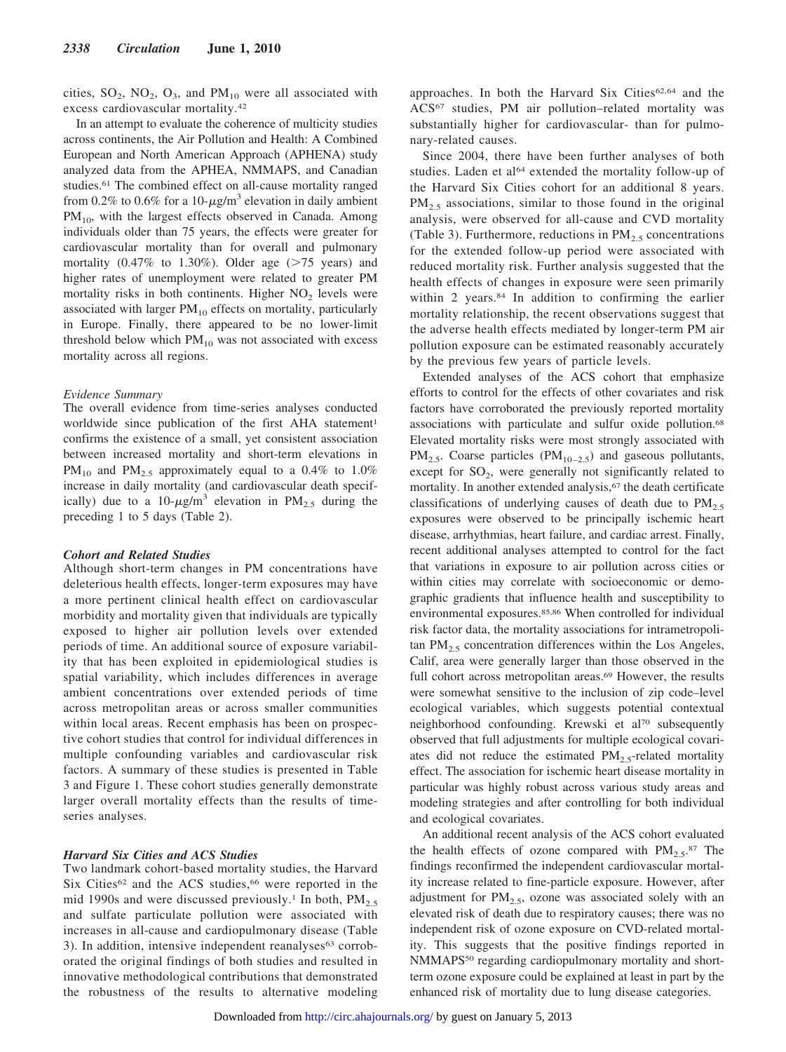cities, $SO_2$, $NO_2$, $O_3$, and $PM_{10}$ were all associated with excess cardiovascular mortality.[42]

In an attempt to evaluate the coherence of multicity studies across continents, the Air Pollution and Health: A Combined European and North American Approach (APHENA) study analyzed data from the APHEA, NMMAPS, and Canadian studies.[61] The combined effect on all-cause mortality ranged from 0.2% to 0.6% for a 10-$\mu g/m^3$ elevation in daily ambient $PM_{10}$, with the largest effects observed in Canada. Among individuals older than 75 years, the effects were greater for cardiovascular mortality than for overall and pulmonary mortality (0.47% to 1.30%). Older age (>75 years) and higher rates of unemployment were related to greater PM mortality risks in both continents. Higher $NO_2$ levels were associated with larger $PM_{10}$ effects on mortality, particularly in Europe. Finally, there appeared to be no lower-limit threshold below which $PM_{10}$ was not associated with excess mortality across all regions.

*Evidence Summary*

The overall evidence from time-series analyses conducted worldwide since publication of the first AHA statement[1] confirms the existence of a small, yet consistent association between increased mortality and short-term elevations in $PM_{10}$ and $PM_{2.5}$ approximately equal to a 0.4% to 1.0% increase in daily mortality (and cardiovascular death specifically) due to a 10-$\mu g/m^3$ elevation in $PM_{2.5}$ during the preceding 1 to 5 days (Table 2).

### *Cohort and Related Studies*

Although short-term changes in PM concentrations have deleterious health effects, longer-term exposures may have a more pertinent clinical health effect on cardiovascular morbidity and mortality given that individuals are typically exposed to higher air pollution levels over extended periods of time. An additional source of exposure variability that has been exploited in epidemiological studies is spatial variability, which includes differences in average ambient concentrations over extended periods of time across metropolitan areas or across smaller communities within local areas. Recent emphasis has been on prospective cohort studies that control for individual differences in multiple confounding variables and cardiovascular risk factors. A summary of these studies is presented in Table 3 and Figure 1. These cohort studies generally demonstrate larger overall mortality effects than the results of time-series analyses.

#### *Harvard Six Cities and ACS Studies*

Two landmark cohort-based mortality studies, the Harvard Six Cities[62] and the ACS studies,[66] were reported in the mid 1990s and were discussed previously.[1] In both, $PM_{2.5}$ and sulfate particulate pollution were associated with increases in all-cause and cardiopulmonary disease (Table 3). In addition, intensive independent reanalyses[63] corroborated the original findings of both studies and resulted in innovative methodological contributions that demonstrated the robustness of the results to alternative modeling approaches. In both the Harvard Six Cities[62,64] and the ACS[67] studies, PM air pollution–related mortality was substantially higher for cardiovascular- than for pulmonary-related causes.

Since 2004, there have been further analyses of both studies. Laden et al[64] extended the mortality follow-up of the Harvard Six Cities cohort for an additional 8 years. $PM_{2.5}$ associations, similar to those found in the original analysis, were observed for all-cause and CVD mortality (Table 3). Furthermore, reductions in $PM_{2.5}$ concentrations for the extended follow-up period were associated with reduced mortality risk. Further analysis suggested that the health effects of changes in exposure were seen primarily within 2 years.[84] In addition to confirming the earlier mortality relationship, the recent observations suggest that the adverse health effects mediated by longer-term PM air pollution exposure can be estimated reasonably accurately by the previous few years of particle levels.

Extended analyses of the ACS cohort that emphasize efforts to control for the effects of other covariates and risk factors have corroborated the previously reported mortality associations with particulate and sulfur oxide pollution.[68] Elevated mortality risks were most strongly associated with $PM_{2.5}$. Coarse particles ($PM_{10-2.5}$) and gaseous pollutants, except for $SO_2$, were generally not significantly related to mortality. In another extended analysis,[67] the death certificate classifications of underlying causes of death due to $PM_{2.5}$ exposures were observed to be principally ischemic heart disease, arrhythmias, heart failure, and cardiac arrest. Finally, recent additional analyses attempted to control for the fact that variations in exposure to air pollution across cities or within cities may correlate with socioeconomic or demographic gradients that influence health and susceptibility to environmental exposures.[85,86] When controlled for individual risk factor data, the mortality associations for intrametropolitan $PM_{2.5}$ concentration differences within the Los Angeles, Calif, area were generally larger than those observed in the full cohort across metropolitan areas.[69] However, the results were somewhat sensitive to the inclusion of zip code–level ecological variables, which suggests potential contextual neighborhood confounding. Krewski et al[70] subsequently observed that full adjustments for multiple ecological covariates did not reduce the estimated $PM_{2.5}$-related mortality effect. The association for ischemic heart disease mortality in particular was highly robust across various study areas and modeling strategies and after controlling for both individual and ecological covariates.

An additional recent analysis of the ACS cohort evaluated the health effects of ozone compared with $PM_{2.5}$.[87] The findings reconfirmed the independent cardiovascular mortality increase related to fine-particle exposure. However, after adjustment for $PM_{2.5}$, ozone was associated solely with an elevated risk of death due to respiratory causes; there was no independent risk of ozone exposure on CVD-related mortality. This suggests that the positive findings reported in NMMAPS[50] regarding cardiopulmonary mortality and short-term ozone exposure could be explained at least in part by the enhanced risk of mortality due to lung disease categories.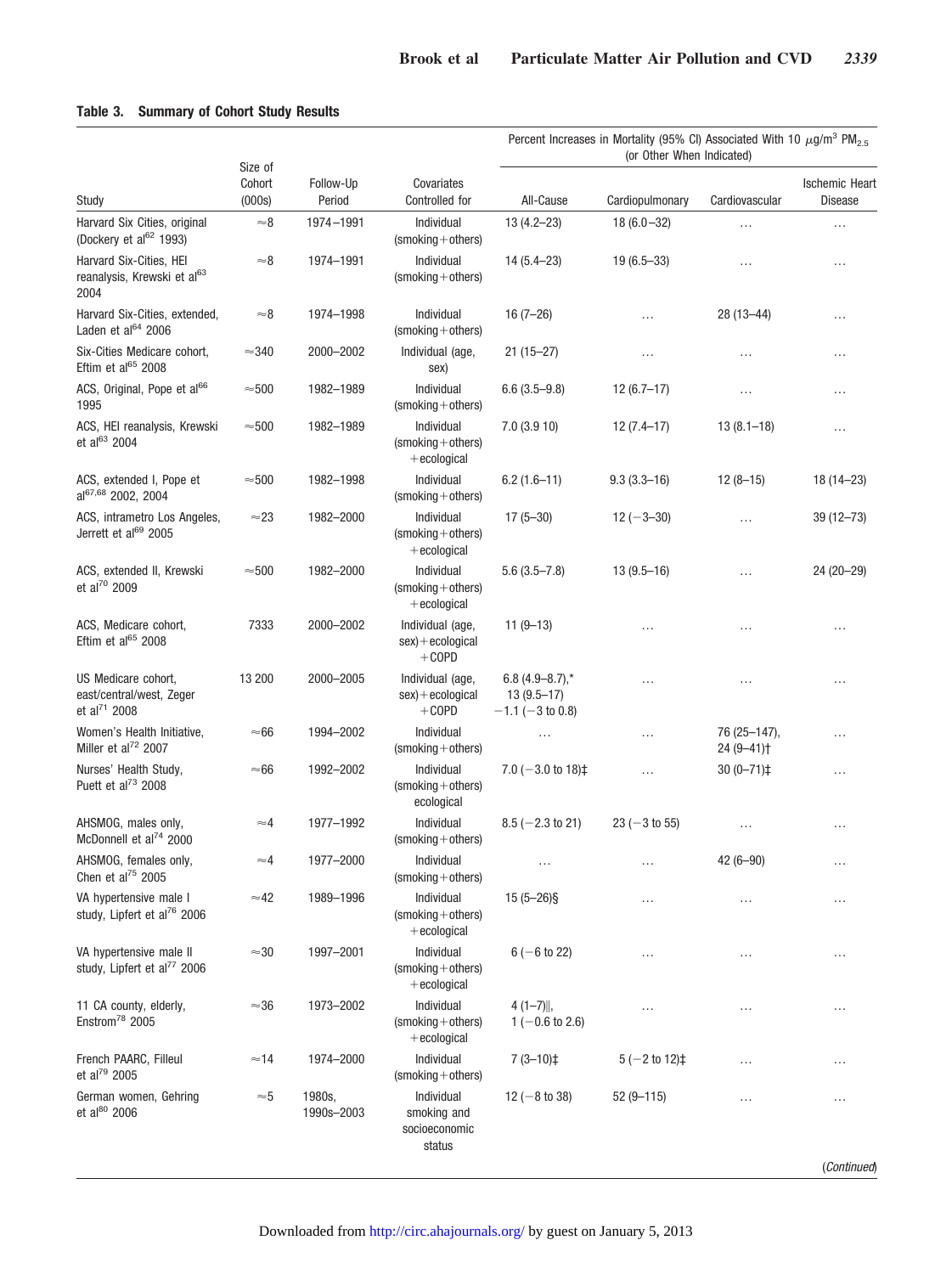**Table 3. Summary of Cohort Study Results**

| Study | Size of Cohort (000s) | Follow-Up Period | Covariates Controlled for | Percent Increases in Mortality (95% CI) Associated With 10 $\mu g/m^3$ $PM_{2.5}$ (or Other When Indicated) | | | |
|---|---|---|---|---|---|---|---|
| | | | | All-Cause | Cardiopulmonary | Cardiovascular | Ischemic Heart Disease |
| Harvard Six Cities, original (Dockery et al[62] 1993) | ≈8 | 1974–1991 | Individual (smoking+others) | 13 (4.2–23) | 18 (6.0–32) | … | … |
| Harvard Six-Cities, HEI reanalysis, Krewski et al[63] 2004 | ≈8 | 1974–1991 | Individual (smoking+others) | 14 (5.4–23) | 19 (6.5–33) | … | … |
| Harvard Six-Cities, extended, Laden et al[64] 2006 | ≈8 | 1974–1998 | Individual (smoking+others) | 16 (7–26) | … | 28 (13–44) | … |
| Six-Cities Medicare cohort, Eftim et al[65] 2008 | ≈340 | 2000–2002 | Individual (age, sex) | 21 (15–27) | … | … | … |
| ACS, Original, Pope et al[66] 1995 | ≈500 | 1982–1989 | Individual (smoking+others) | 6.6 (3.5–9.8) | 12 (6.7–17) | … | … |
| ACS, HEI reanalysis, Krewski et al[63] 2004 | ≈500 | 1982–1989 | Individual (smoking+others) +ecological | 7.0 (3.9 10) | 12 (7.4–17) | 13 (8.1–18) | … |
| ACS, extended I, Pope et al[67,68] 2002, 2004 | ≈500 | 1982–1998 | Individual (smoking+others) | 6.2 (1.6–11) | 9.3 (3.3–16) | 12 (8–15) | 18 (14–23) |
| ACS, intrametro Los Angeles, Jerrett et al[69] 2005 | ≈23 | 1982–2000 | Individual (smoking+others) +ecological | 17 (5–30) | 12 (−3–30) | … | 39 (12–73) |
| ACS, extended II, Krewski et al[70] 2009 | ≈500 | 1982–2000 | Individual (smoking+others) +ecological | 5.6 (3.5–7.8) | 13 (9.5–16) | … | 24 (20–29) |
| ACS, Medicare cohort, Eftim et al[65] 2008 | 7333 | 2000–2002 | Individual (age, sex)+ecological +COPD | 11 (9–13) | … | … | … |
| US Medicare cohort, east/central/west, Zeger et al[71] 2008 | 13 200 | 2000–2005 | Individual (age, sex)+ecological +COPD | 6.8 (4.9–8.7),* 13 (9.5–17) −1.1 (−3 to 0.8) | … | … | … |
| Women's Health Initiative, Miller et al[72] 2007 | ≈66 | 1994–2002 | Individual (smoking+others) | … | … | 76 (25–147), 24 (9–41)† | … |
| Nurses' Health Study, Puett et al[73] 2008 | ≈66 | 1992–2002 | Individual (smoking+others) ecological | 7.0 (−3.0 to 18)‡ | … | 30 (0–71)‡ | … |
| AHSMOG, males only, McDonnell et al[74] 2000 | ≈4 | 1977–1992 | Individual (smoking+others) | 8.5 (−2.3 to 21) | 23 (−3 to 55) | … | … |
| AHSMOG, females only, Chen et al[75] 2005 | ≈4 | 1977–2000 | Individual (smoking+others) | … | … | 42 (6–90) | … |
| VA hypertensive male I study, Lipfert et al[76] 2006 | ≈42 | 1989–1996 | Individual (smoking+others) +ecological | 15 (5–26)§ | … | … | … |
| VA hypertensive male II study, Lipfert et al[77] 2006 | ≈30 | 1997–2001 | Individual (smoking+others) +ecological | 6 (−6 to 22) | … | … | … |
| 11 CA county, elderly, Enstrom[78] 2005 | ≈36 | 1973–2002 | Individual (smoking+others) +ecological | 4 (1–7)‖, 1 (−0.6 to 2.6) | … | … | … |
| French PAARC, Filleul et al[79] 2005 | ≈14 | 1974–2000 | Individual (smoking+others) | 7 (3–10)‡ | 5 (−2 to 12)‡ | … | … |
| German women, Gehring et al[80] 2006 | ≈5 | 1980s, 1990s–2003 | Individual smoking and socioeconomic status | 12 (−8 to 38) | 52 (9–115) | … | … |

(Continued)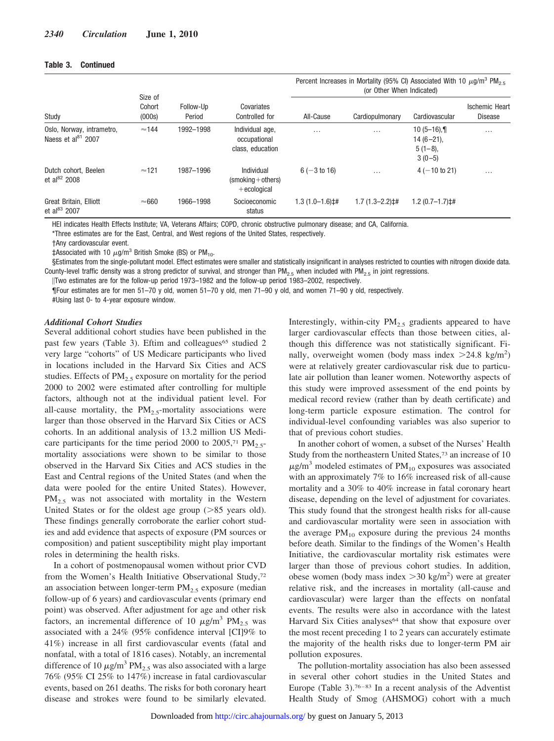**Table 3. Continued**

| Study | Size of Cohort (000s) | Follow-Up Period | Covariates Controlled for | Percent Increases in Mortality (95% CI) Associated With 10 $\mu g/m^3$ $PM_{2.5}$ (or Other When Indicated) | | | |
|---|---|---|---|---|---|---|---|
| | | | | All-Cause | Cardiopulmonary | Cardiovascular | Ischemic Heart Disease |
| Oslo, Norway, intrametro, Naess et al[81] 2007 | ≈144 | 1992–1998 | Individual age, occupational class, education | … | … | 10 (5–16),¶ 14 (6–21), 5 (1–8), 3 (0–5) | … |
| Dutch cohort, Beelen et al[82] 2008 | ≈121 | 1987–1996 | Individual (smoking+others) +ecological | 6 (−3 to 16) | … | 4 (−10 to 21) | … |
| Great Britain, Elliott et al[83] 2007 | ≈660 | 1966–1998 | Socioeconomic status | 1.3 (1.0–1.6)‡# | 1.7 (1.3–2.2)‡# | 1.2 (0.7–1.7)‡# | |

HEI indicates Health Effects Institute; VA, Veterans Affairs; COPD, chronic obstructive pulmonary disease; and CA, California.

*Three estimates are for the East, Central, and West regions of the United States, respectively.

†Any cardiovascular event.

‡Associated with 10 $\mu g/m^3$ British Smoke (BS) or $PM_{10}$.

§Estimates from the single-pollutant model. Effect estimates were smaller and statistically insignificant in analyses restricted to counties with nitrogen dioxide data. County-level traffic density was a strong predictor of survival, and stronger than $PM_{2.5}$ when included with $PM_{2.5}$ in joint regressions.

||Two estimates are for the follow-up period 1973–1982 and the follow-up period 1983–2002, respectively.

¶Four estimates are for men 51–70 y old, women 51–70 y old, men 71–90 y old, and women 71–90 y old, respectively.

#Using last 0- to 4-year exposure window.

### *Additional Cohort Studies*

Several additional cohort studies have been published in the past few years (Table 3). Eftim and colleagues[65] studied 2 very large "cohorts" of US Medicare participants who lived in locations included in the Harvard Six Cities and ACS studies. Effects of $PM_{2.5}$ exposure on mortality for the period 2000 to 2002 were estimated after controlling for multiple factors, although not at the individual patient level. For all-cause mortality, the $PM_{2.5}$-mortality associations were larger than those observed in the Harvard Six Cities or ACS cohorts. In an additional analysis of 13.2 million US Medicare participants for the time period 2000 to 2005,[71] $PM_{2.5}$-mortality associations were shown to be similar to those observed in the Harvard Six Cities and ACS studies in the East and Central regions of the United States (and when the data were pooled for the entire United States). However, $PM_{2.5}$ was not associated with mortality in the Western United States or for the oldest age group (>85 years old). These findings generally corroborate the earlier cohort studies and add evidence that aspects of exposure (PM sources or composition) and patient susceptibility might play important roles in determining the health risks.

In a cohort of postmenopausal women without prior CVD from the Women's Health Initiative Observational Study,[72] an association between longer-term $PM_{2.5}$ exposure (median follow-up of 6 years) and cardiovascular events (primary end point) was observed. After adjustment for age and other risk factors, an incremental difference of 10 $\mu g/m^3$ $PM_{2.5}$ was associated with a 24% (95% confidence interval [CI]9% to 41%) increase in all first cardiovascular events (fatal and nonfatal, with a total of 1816 cases). Notably, an incremental difference of 10 $\mu g/m^3$ $PM_{2.5}$ was also associated with a large 76% (95% CI 25% to 147%) increase in fatal cardiovascular events, based on 261 deaths. The risks for both coronary heart disease and strokes were found to be similarly elevated. Interestingly, within-city $PM_{2.5}$ gradients appeared to have larger cardiovascular effects than those between cities, although this difference was not statistically significant. Finally, overweight women (body mass index >24.8 $kg/m^2$) were at relatively greater cardiovascular risk due to particulate air pollution than leaner women. Noteworthy aspects of this study were improved assessment of the end points by medical record review (rather than by death certificate) and long-term particle exposure estimation. The control for individual-level confounding variables was also superior to that of previous cohort studies.

In another cohort of women, a subset of the Nurses' Health Study from the northeastern United States,[73] an increase of 10 $\mu g/m^3$ modeled estimates of $PM_{10}$ exposures was associated with an approximately 7% to 16% increased risk of all-cause mortality and a 30% to 40% increase in fatal coronary heart disease, depending on the level of adjustment for covariates. This study found that the strongest health risks for all-cause and cardiovascular mortality were seen in association with the average $PM_{10}$ exposure during the previous 24 months before death. Similar to the findings of the Women's Health Initiative, the cardiovascular mortality risk estimates were larger than those of previous cohort studies. In addition, obese women (body mass index >30 $kg/m^2$) were at greater relative risk, and the increases in mortality (all-cause and cardiovascular) were larger than the effects on nonfatal events. The results were also in accordance with the latest Harvard Six Cities analyses[64] that show that exposure over the most recent preceding 1 to 2 years can accurately estimate the majority of the health risks due to longer-term PM air pollution exposures.

The pollution-mortality association has also been assessed in several other cohort studies in the United States and Europe (Table 3).[76–83] In a recent analysis of the Adventist Health Study of Smog (AHSMOG) cohort with a much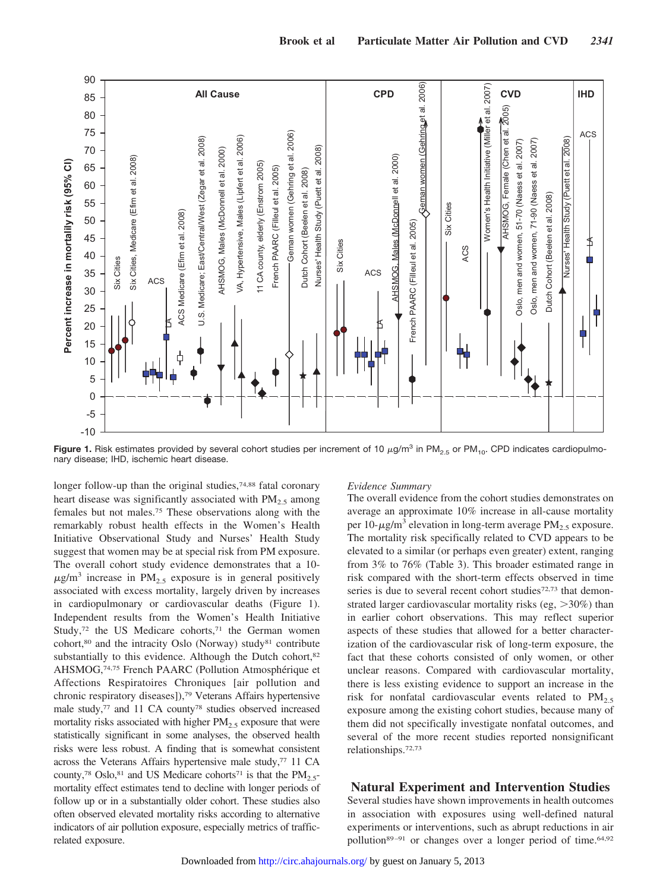Figure 1. Risk estimates provided by several cohort studies per increment of 10 $\mu g/m^3$ in $PM_{2.5}$ or $PM_{10}$. CPD indicates cardiopulmonary disease; IHD, ischemic heart disease.

longer follow-up than the original studies,[74,88] fatal coronary heart disease was significantly associated with $PM_{2.5}$ among females but not males.[75] These observations along with the remarkably robust health effects in the Women's Health Initiative Observational Study and Nurses' Health Study suggest that women may be at special risk from PM exposure. The overall cohort study evidence demonstrates that a 10-$\mu g/m^3$ increase in $PM_{2.5}$ exposure is in general positively associated with excess mortality, largely driven by increases in cardiopulmonary or cardiovascular deaths (Figure 1). Independent results from the Women's Health Initiative Study,[72] the US Medicare cohorts,[71] the German women cohort,[80] and the intracity Oslo (Norway) study[81] contribute substantially to this evidence. Although the Dutch cohort,[82] AHSMOG,[74,75] French PAARC (Pollution Atmosphérique et Affections Respiratoires Chroniques [air pollution and chronic respiratory diseases]),[79] Veterans Affairs hypertensive male study,[77] and 11 CA county[78] studies observed increased mortality risks associated with higher $PM_{2.5}$ exposure that were statistically significant in some analyses, the observed health risks were less robust. A finding that is somewhat consistent across the Veterans Affairs hypertensive male study,[77] 11 CA county,[78] Oslo,[81] and US Medicare cohorts[71] is that the $PM_{2.5}$-mortality effect estimates tend to decline with longer periods of follow up or in a substantially older cohort. These studies also often observed elevated mortality risks according to alternative indicators of air pollution exposure, especially metrics of traffic-related exposure.

### *Evidence Summary*

The overall evidence from the cohort studies demonstrates on average an approximate 10% increase in all-cause mortality per 10-$\mu g/m^3$ elevation in long-term average $PM_{2.5}$ exposure. The mortality risk specifically related to CVD appears to be elevated to a similar (or perhaps even greater) extent, ranging from 3% to 76% (Table 3). This broader estimated range in risk compared with the short-term effects observed in time series is due to several recent cohort studies[72,73] that demonstrated larger cardiovascular mortality risks (eg, >30%) than in earlier cohort observations. This may reflect superior aspects of these studies that allowed for a better characterization of the cardiovascular risk of long-term exposure, the fact that these cohorts consisted of only women, or other unclear reasons. Compared with cardiovascular mortality, there is less existing evidence to support an increase in the risk for nonfatal cardiovascular events related to $PM_{2.5}$ exposure among the existing cohort studies, because many of them did not specifically investigate nonfatal outcomes, and several of the more recent studies reported nonsignificant relationships.[72,73]

## Natural Experiment and Intervention Studies

Several studies have shown improvements in health outcomes in association with exposures using well-defined natural experiments or interventions, such as abrupt reductions in air pollution[89–91] or changes over a longer period of time.[64,92]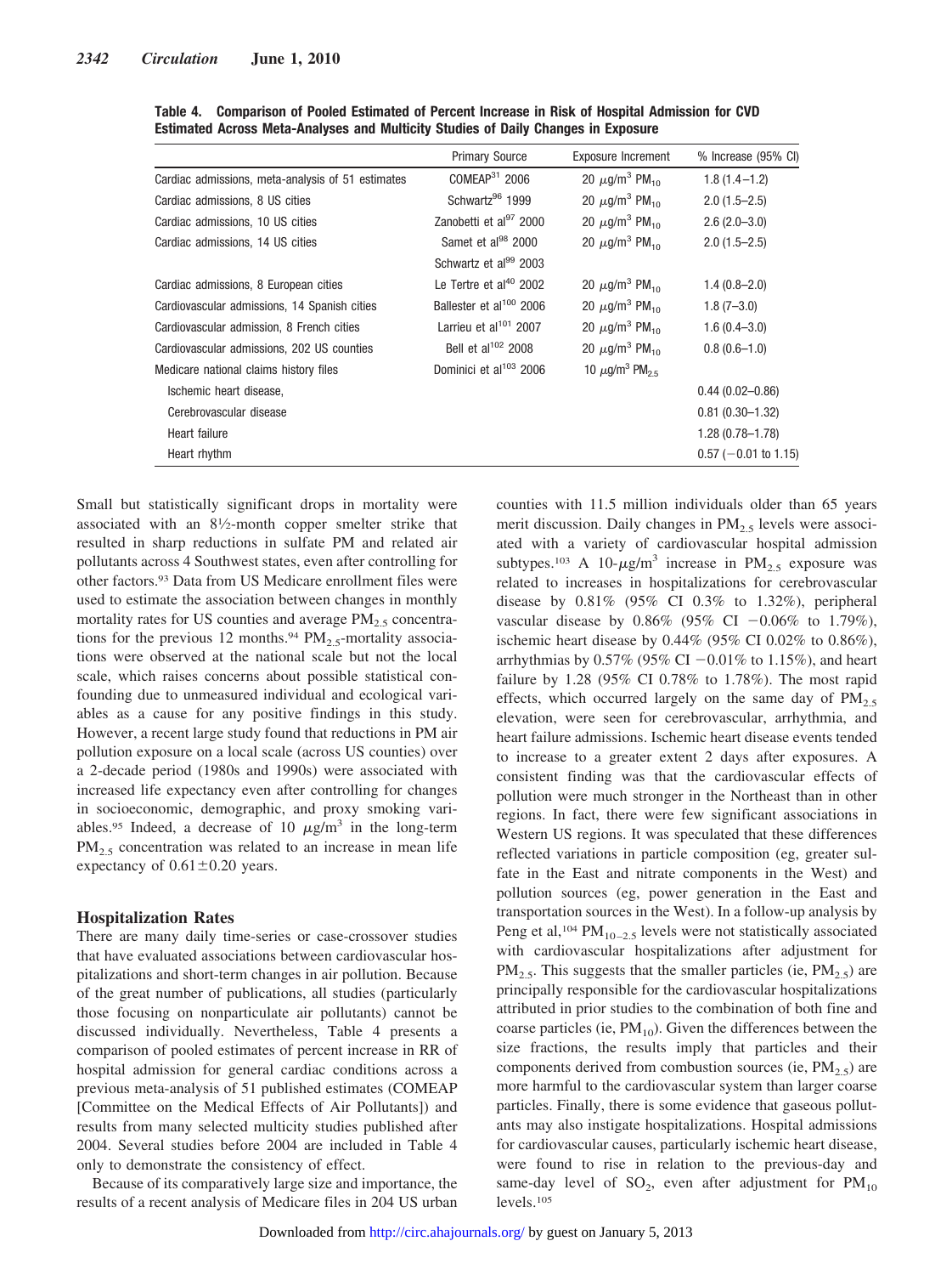**Table 4. Comparison of Pooled Estimated of Percent Increase in Risk of Hospital Admission for CVD Estimated Across Meta-Analyses and Multicity Studies of Daily Changes in Exposure**

| | Primary Source | Exposure Increment | % Increase (95% CI) |
|---|---|---|---|
| Cardiac admissions, meta-analysis of 51 estimates | COMEAP[31] 2006 | 20 $\mu g/m^3$ $PM_{10}$ | 1.8 (1.4–1.2) |
| Cardiac admissions, 8 US cities | Schwartz[96] 1999 | 20 $\mu g/m^3$ $PM_{10}$ | 2.0 (1.5–2.5) |
| Cardiac admissions, 10 US cities | Zanobetti et al[97] 2000 | 20 $\mu g/m^3$ $PM_{10}$ | 2.6 (2.0–3.0) |
| Cardiac admissions, 14 US cities | Samet et al[98] 2000 | 20 $\mu g/m^3$ $PM_{10}$ | 2.0 (1.5–2.5) |
| | Schwartz et al[99] 2003 | | |
| Cardiac admissions, 8 European cities | Le Tertre et al[40] 2002 | 20 $\mu g/m^3$ $PM_{10}$ | 1.4 (0.8–2.0) |
| Cardiovascular admissions, 14 Spanish cities | Ballester et al[100] 2006 | 20 $\mu g/m^3$ $PM_{10}$ | 1.8 (7–3.0) |
| Cardiovascular admission, 8 French cities | Larrieu et al[101] 2007 | 20 $\mu g/m^3$ $PM_{10}$ | 1.6 (0.4–3.0) |
| Cardiovascular admissions, 202 US counties | Bell et al[102] 2008 | 20 $\mu g/m^3$ $PM_{10}$ | 0.8 (0.6–1.0) |
| Medicare national claims history files | Dominici et al[103] 2006 | 10 $\mu g/m^3$ $PM_{2.5}$ | |
| Ischemic heart disease, | | | 0.44 (0.02–0.86) |
| Cerebrovascular disease | | | 0.81 (0.30–1.32) |
| Heart failure | | | 1.28 (0.78–1.78) |
| Heart rhythm | | | 0.57 (−0.01 to 1.15) |

Small but statistically significant drops in mortality were associated with an 8½-month copper smelter strike that resulted in sharp reductions in sulfate PM and related air pollutants across 4 Southwest states, even after controlling for other factors.[93] Data from US Medicare enrollment files were used to estimate the association between changes in monthly mortality rates for US counties and average $PM_{2.5}$ concentrations for the previous 12 months.[94] $PM_{2.5}$-mortality associations were observed at the national scale but not the local scale, which raises concerns about possible statistical confounding due to unmeasured individual and ecological variables as a cause for any positive findings in this study. However, a recent large study found that reductions in PM air pollution exposure on a local scale (across US counties) over a 2-decade period (1980s and 1990s) were associated with increased life expectancy even after controlling for changes in socioeconomic, demographic, and proxy smoking variables.[95] Indeed, a decrease of 10 $\mu g/m^3$ in the long-term $PM_{2.5}$ concentration was related to an increase in mean life expectancy of $0.61 \pm 0.20$ years.

## Hospitalization Rates

There are many daily time-series or case-crossover studies that have evaluated associations between cardiovascular hospitalizations and short-term changes in air pollution. Because of the great number of publications, all studies (particularly those focusing on nonparticulate air pollutants) cannot be discussed individually. Nevertheless, Table 4 presents a comparison of pooled estimates of percent increase in RR of hospital admission for general cardiac conditions across a previous meta-analysis of 51 published estimates (COMEAP [Committee on the Medical Effects of Air Pollutants]) and results from many selected multicity studies published after 2004. Several studies before 2004 are included in Table 4 only to demonstrate the consistency of effect.

Because of its comparatively large size and importance, the results of a recent analysis of Medicare files in 204 US urban counties with 11.5 million individuals older than 65 years merit discussion. Daily changes in $PM_{2.5}$ levels were associated with a variety of cardiovascular hospital admission subtypes.[103] A 10-$\mu g/m^3$ increase in $PM_{2.5}$ exposure was related to increases in hospitalizations for cerebrovascular disease by 0.81% (95% CI 0.3% to 1.32%), peripheral vascular disease by 0.86% (95% CI −0.06% to 1.79%), ischemic heart disease by 0.44% (95% CI 0.02% to 0.86%), arrhythmias by 0.57% (95% CI −0.01% to 1.15%), and heart failure by 1.28 (95% CI 0.78% to 1.78%). The most rapid effects, which occurred largely on the same day of $PM_{2.5}$ elevation, were seen for cerebrovascular, arrhythmia, and heart failure admissions. Ischemic heart disease events tended to increase to a greater extent 2 days after exposures. A consistent finding was that the cardiovascular effects of pollution were much stronger in the Northeast than in other regions. In fact, there were few significant associations in Western US regions. It was speculated that these differences reflected variations in particle composition (eg, greater sulfate in the East and nitrate components in the West) and pollution sources (eg, power generation in the East and transportation sources in the West). In a follow-up analysis by Peng et al,[104] $PM_{10-2.5}$ levels were not statistically associated with cardiovascular hospitalizations after adjustment for $PM_{2.5}$. This suggests that the smaller particles (ie, $PM_{2.5}$) are principally responsible for the cardiovascular hospitalizations attributed in prior studies to the combination of both fine and coarse particles (ie, $PM_{10}$). Given the differences between the size fractions, the results imply that particles and their components derived from combustion sources (ie, $PM_{2.5}$) are more harmful to the cardiovascular system than larger coarse particles. Finally, there is some evidence that gaseous pollutants may also instigate hospitalizations. Hospital admissions for cardiovascular causes, particularly ischemic heart disease, were found to rise in relation to the previous-day and same-day level of $SO_2$, even after adjustment for $PM_{10}$ levels.[105]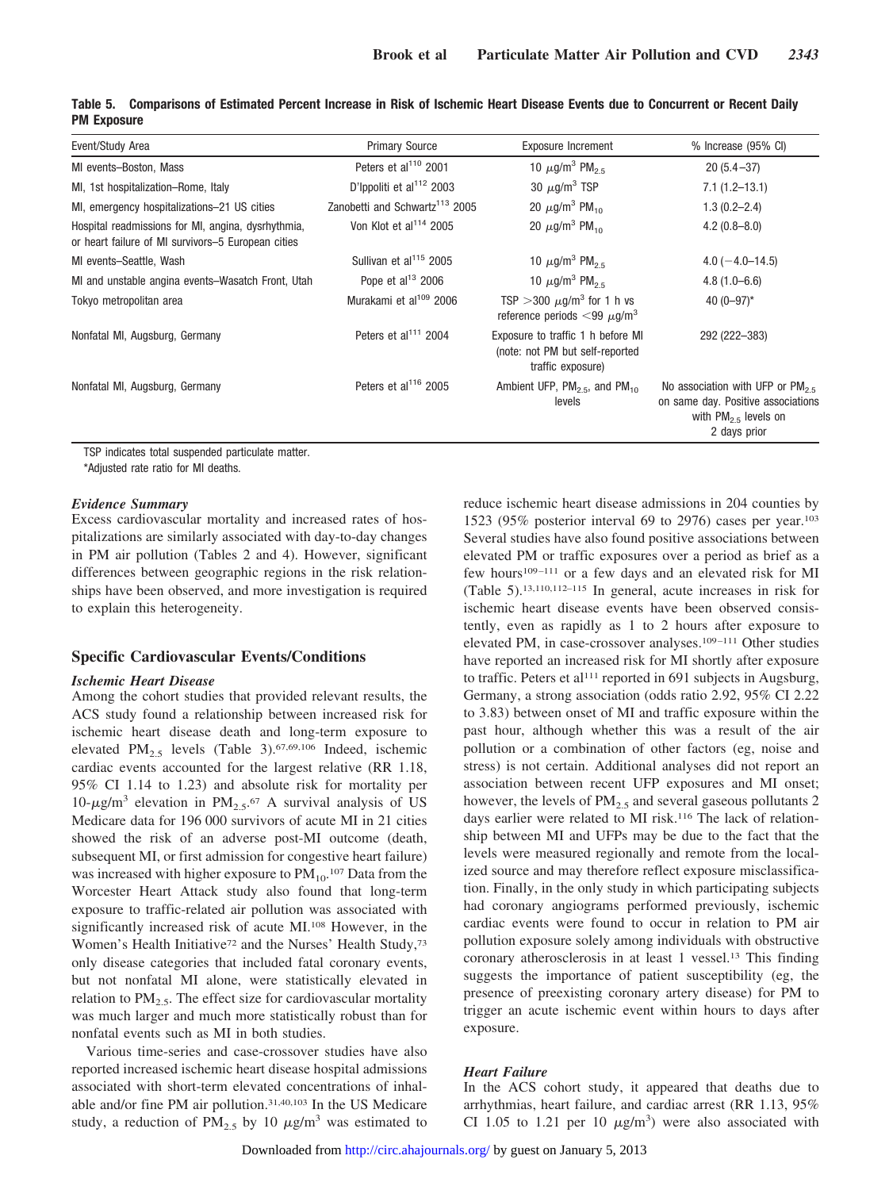**Table 5. Comparisons of Estimated Percent Increase in Risk of Ischemic Heart Disease Events due to Concurrent or Recent Daily PM Exposure**

| Event/Study Area | Primary Source | Exposure Increment | % Increase (95% CI) |
|---|---|---|---|
| MI events–Boston, Mass | Peters et al[110] 2001 | 10 $\mu$g/m$^3$ $PM_{2.5}$ | 20 (5.4–37) |
| MI, 1st hospitalization–Rome, Italy | D'Ippoliti et al[112] 2003 | 30 $\mu$g/m$^3$ TSP | 7.1 (1.2–13.1) |
| MI, emergency hospitalizations–21 US cities | Zanobetti and Schwartz[113] 2005 | 20 $\mu$g/m$^3$ $PM_{10}$ | 1.3 (0.2–2.4) |
| Hospital readmissions for MI, angina, dysrhythmia, or heart failure of MI survivors–5 European cities | Von Klot et al[114] 2005 | 20 $\mu$g/m$^3$ $PM_{10}$ | 4.2 (0.8–8.0) |
| MI events–Seattle, Wash | Sullivan et al[115] 2005 | 10 $\mu$g/m$^3$ $PM_{2.5}$ | 4.0 (−4.0–14.5) |
| MI and unstable angina events–Wasatch Front, Utah | Pope et al[13] 2006 | 10 $\mu$g/m$^3$ $PM_{2.5}$ | 4.8 (1.0–6.6) |
| Tokyo metropolitan area | Murakami et al[109] 2006 | TSP >300 $\mu$g/m$^3$ for 1 h vs reference periods <99 $\mu$g/m$^3$ | 40 (0–97)* |
| Nonfatal MI, Augsburg, Germany | Peters et al[111] 2004 | Exposure to traffic 1 h before MI (note: not PM but self-reported traffic exposure) | 292 (222–383) |
| Nonfatal MI, Augsburg, Germany | Peters et al[116] 2005 | Ambient UFP, $PM_{2.5}$, and $PM_{10}$ levels | No association with UFP or $PM_{2.5}$ on same day. Positive associations with $PM_{2.5}$ levels on 2 days prior |

TSP indicates total suspended particulate matter.

*Adjusted rate ratio for MI deaths.

### *Evidence Summary*

Excess cardiovascular mortality and increased rates of hospitalizations are similarly associated with day-to-day changes in PM air pollution (Tables 2 and 4). However, significant differences between geographic regions in the risk relationships have been observed, and more investigation is required to explain this heterogeneity.

## Specific Cardiovascular Events/Conditions

### *Ischemic Heart Disease*

Among the cohort studies that provided relevant results, the ACS study found a relationship between increased risk for ischemic heart disease death and long-term exposure to elevated $PM_{2.5}$ levels (Table 3).[67,69,106] Indeed, ischemic cardiac events accounted for the largest relative (RR 1.18, 95% CI 1.14 to 1.23) and absolute risk for mortality per 10-$\mu$g/m$^3$ elevation in $PM_{2.5}$.[67] A survival analysis of US Medicare data for 196 000 survivors of acute MI in 21 cities showed the risk of an adverse post-MI outcome (death, subsequent MI, or first admission for congestive heart failure) was increased with higher exposure to $PM_{10}$.[107] Data from the Worcester Heart Attack study also found that long-term exposure to traffic-related air pollution was associated with significantly increased risk of acute MI.[108] However, in the Women's Health Initiative[72] and the Nurses' Health Study,[73] only disease categories that included fatal coronary events, but not nonfatal MI alone, were statistically elevated in relation to $PM_{2.5}$. The effect size for cardiovascular mortality was much larger and much more statistically robust than for nonfatal events such as MI in both studies.

Various time-series and case-crossover studies have also reported increased ischemic heart disease hospital admissions associated with short-term elevated concentrations of inhalable and/or fine PM air pollution.[31,40,103] In the US Medicare study, a reduction of $PM_{2.5}$ by 10 $\mu$g/m$^3$ was estimated to reduce ischemic heart disease admissions in 204 counties by 1523 (95% posterior interval 69 to 2976) cases per year.[103] Several studies have also found positive associations between elevated PM or traffic exposures over a period as brief as a few hours[109–111] or a few days and an elevated risk for MI (Table 5).[13,110,112–115] In general, acute increases in risk for ischemic heart disease events have been observed consistently, even as rapidly as 1 to 2 hours after exposure to elevated PM, in case-crossover analyses.[109–111] Other studies have reported an increased risk for MI shortly after exposure to traffic. Peters et al[111] reported in 691 subjects in Augsburg, Germany, a strong association (odds ratio 2.92, 95% CI 2.22 to 3.83) between onset of MI and traffic exposure within the past hour, although whether this was a result of the air pollution or a combination of other factors (eg, noise and stress) is not certain. Additional analyses did not report an association between recent UFP exposures and MI onset; however, the levels of $PM_{2.5}$ and several gaseous pollutants 2 days earlier were related to MI risk.[116] The lack of relationship between MI and UFPs may be due to the fact that the levels were measured regionally and remote from the localized source and may therefore reflect exposure misclassification. Finally, in the only study in which participating subjects had coronary angiograms performed previously, ischemic cardiac events were found to occur in relation to PM air pollution exposure solely among individuals with obstructive coronary atherosclerosis in at least 1 vessel.[13] This finding suggests the importance of patient susceptibility (eg, the presence of preexisting coronary artery disease) for PM to trigger an acute ischemic event within hours to days after exposure.

### *Heart Failure*

In the ACS cohort study, it appeared that deaths due to arrhythmias, heart failure, and cardiac arrest (RR 1.13, 95% CI 1.05 to 1.21 per 10 $\mu$g/m$^3$) were also associated with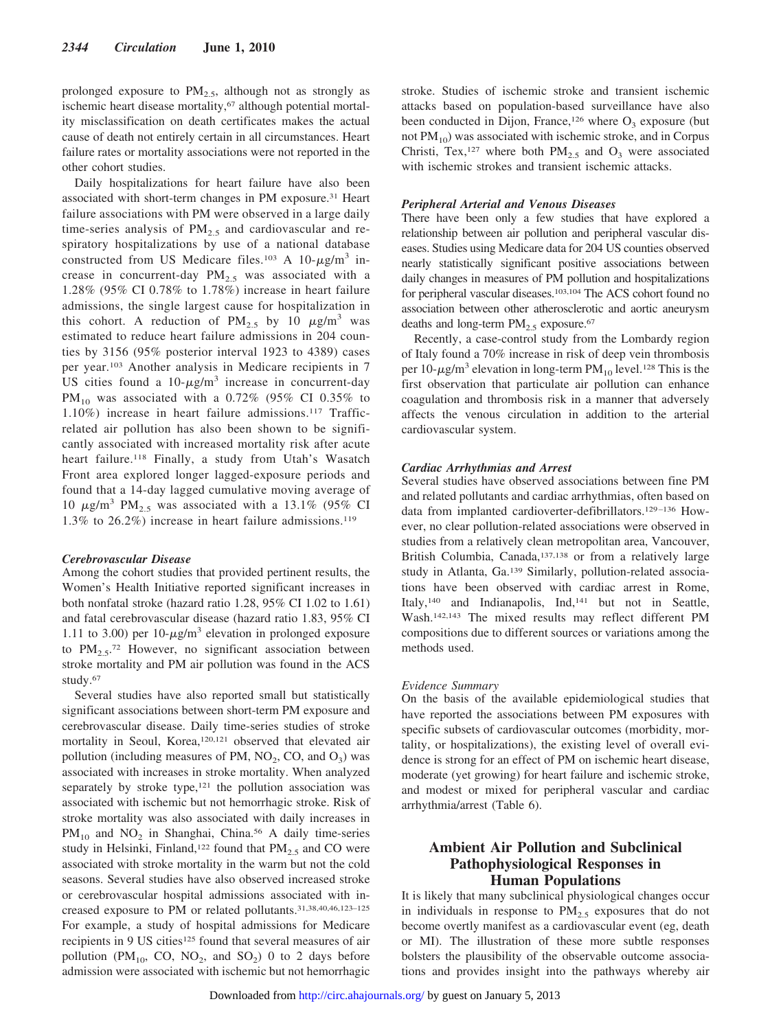prolonged exposure to $PM_{2.5}$, although not as strongly as ischemic heart disease mortality,[67] although potential mortality misclassification on death certificates makes the actual cause of death not entirely certain in all circumstances. Heart failure rates or mortality associations were not reported in the other cohort studies.

Daily hospitalizations for heart failure have also been associated with short-term changes in PM exposure.[31] Heart failure associations with PM were observed in a large daily time-series analysis of $PM_{2.5}$ and cardiovascular and respiratory hospitalizations by use of a national database constructed from US Medicare files.[103] A 10-$\mu g/m^3$ increase in concurrent-day $PM_{2.5}$ was associated with a 1.28% (95% CI 0.78% to 1.78%) increase in heart failure admissions, the single largest cause for hospitalization in this cohort. A reduction of $PM_{2.5}$ by 10 $\mu g/m^3$ was estimated to reduce heart failure admissions in 204 counties by 3156 (95% posterior interval 1923 to 4389) cases per year.[103] Another analysis in Medicare recipients in 7 US cities found a 10-$\mu g/m^3$ increase in concurrent-day $PM_{10}$ was associated with a 0.72% (95% CI 0.35% to 1.10%) increase in heart failure admissions.[117] Traffic-related air pollution has also been shown to be significantly associated with increased mortality risk after acute heart failure.[118] Finally, a study from Utah's Wasatch Front area explored longer lagged-exposure periods and found that a 14-day lagged cumulative moving average of 10 $\mu g/m^3$ $PM_{2.5}$ was associated with a 13.1% (95% CI 1.3% to 26.2%) increase in heart failure admissions.[119]

### *Cerebrovascular Disease*

Among the cohort studies that provided pertinent results, the Women's Health Initiative reported significant increases in both nonfatal stroke (hazard ratio 1.28, 95% CI 1.02 to 1.61) and fatal cerebrovascular disease (hazard ratio 1.83, 95% CI 1.11 to 3.00) per 10-$\mu g/m^3$ elevation in prolonged exposure to $PM_{2.5}$.[72] However, no significant association between stroke mortality and PM air pollution was found in the ACS study.[67]

Several studies have also reported small but statistically significant associations between short-term PM exposure and cerebrovascular disease. Daily time-series studies of stroke mortality in Seoul, Korea,[120,121] observed that elevated air pollution (including measures of PM, $NO_2$, CO, and $O_3$) was associated with increases in stroke mortality. When analyzed separately by stroke type,[121] the pollution association was associated with ischemic but not hemorrhagic stroke. Risk of stroke mortality was also associated with daily increases in $PM_{10}$ and $NO_2$ in Shanghai, China.[56] A daily time-series study in Helsinki, Finland,[122] found that $PM_{2.5}$ and CO were associated with stroke mortality in the warm but not the cold seasons. Several studies have also observed increased stroke or cerebrovascular hospital admissions associated with increased exposure to PM or related pollutants.[31,38,40,46,123–125] For example, a study of hospital admissions for Medicare recipients in 9 US cities[125] found that several measures of air pollution ($PM_{10}$, CO, $NO_2$, and $SO_2$) 0 to 2 days before admission were associated with ischemic but not hemorrhagic stroke. Studies of ischemic stroke and transient ischemic attacks based on population-based surveillance have also been conducted in Dijon, France,[126] where $O_3$ exposure (but not $PM_{10}$) was associated with ischemic stroke, and in Corpus Christi, Tex,[127] where both $PM_{2.5}$ and $O_3$ were associated with ischemic strokes and transient ischemic attacks.

### *Peripheral Arterial and Venous Diseases*

There have been only a few studies that have explored a relationship between air pollution and peripheral vascular diseases. Studies using Medicare data for 204 US counties observed nearly statistically significant positive associations between daily changes in measures of PM pollution and hospitalizations for peripheral vascular diseases.[103,104] The ACS cohort found no association between other atherosclerotic and aortic aneurysm deaths and long-term $PM_{2.5}$ exposure.[67]

Recently, a case-control study from the Lombardy region of Italy found a 70% increase in risk of deep vein thrombosis per 10-$\mu g/m^3$ elevation in long-term $PM_{10}$ level.[128] This is the first observation that particulate air pollution can enhance coagulation and thrombosis risk in a manner that adversely affects the venous circulation in addition to the arterial cardiovascular system.

### *Cardiac Arrhythmias and Arrest*

Several studies have observed associations between fine PM and related pollutants and cardiac arrhythmias, often based on data from implanted cardioverter-defibrillators.[129–136] However, no clear pollution-related associations were observed in studies from a relatively clean metropolitan area, Vancouver, British Columbia, Canada,[137,138] or from a relatively large study in Atlanta, Ga.[139] Similarly, pollution-related associations have been observed with cardiac arrest in Rome, Italy,[140] and Indianapolis, Ind,[141] but not in Seattle, Wash.[142,143] The mixed results may reflect different PM compositions due to different sources or variations among the methods used.

#### Evidence Summary

On the basis of the available epidemiological studies that have reported the associations between PM exposures with specific subsets of cardiovascular outcomes (morbidity, mortality, or hospitalizations), the existing level of overall evidence is strong for an effect of PM on ischemic heart disease, moderate (yet growing) for heart failure and ischemic stroke, and modest or mixed for peripheral vascular and cardiac arrhythmia/arrest (Table 6).

## Ambient Air Pollution and Subclinical Pathophysiological Responses in Human Populations

It is likely that many subclinical physiological changes occur in individuals in response to $PM_{2.5}$ exposures that do not become overtly manifest as a cardiovascular event (eg, death or MI). The illustration of these more subtle responses bolsters the plausibility of the observable outcome associations and provides insight into the pathways whereby air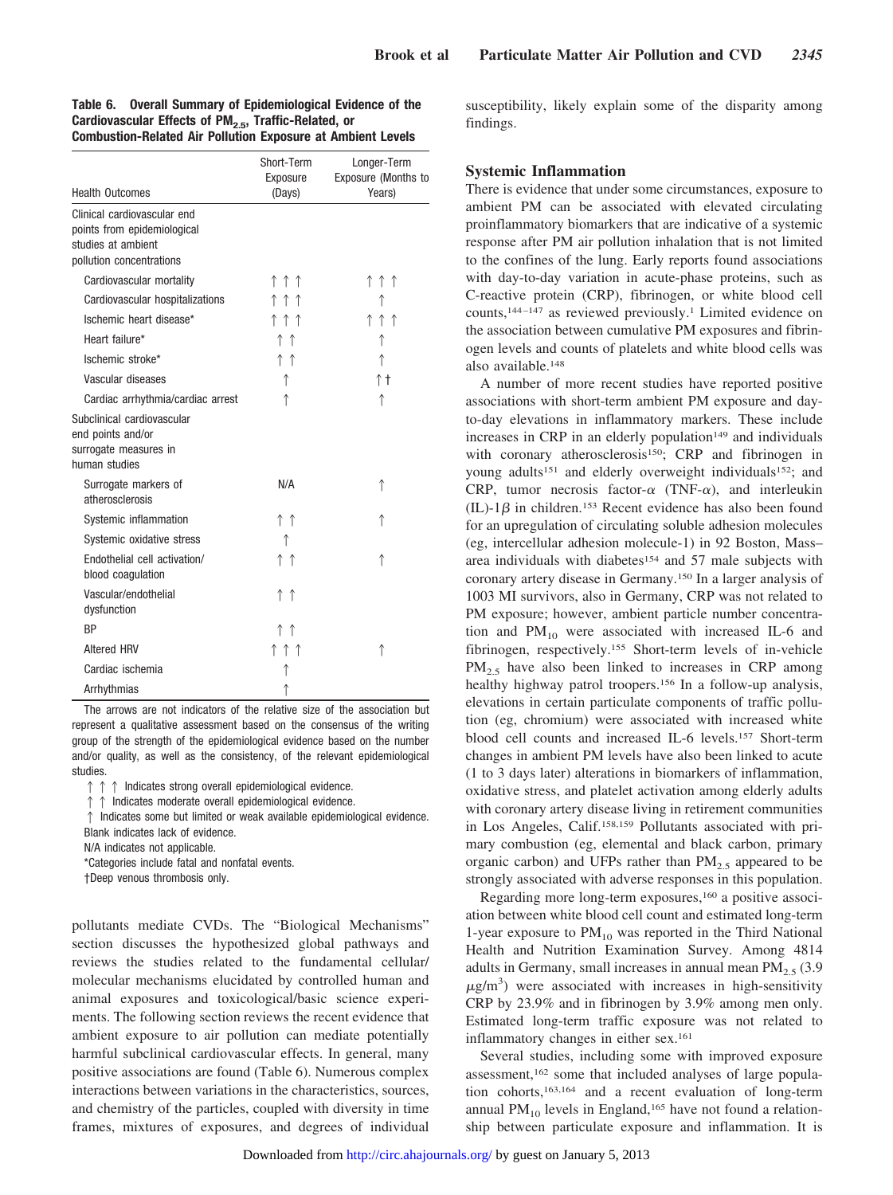**Table 6. Overall Summary of Epidemiological Evidence of the Cardiovascular Effects of $PM_{2.5}$, Traffic-Related, or Combustion-Related Air Pollution Exposure at Ambient Levels**

| Health Outcomes | Short-Term Exposure (Days) | Longer-Term Exposure (Months to Years) |
|---|---|---|
| Clinical cardiovascular end points from epidemiological studies at ambient pollution concentrations | | |
| Cardiovascular mortality | ↑↑↑ | ↑↑↑ |
| Cardiovascular hospitalizations | ↑↑↑ | ↑ |
| Ischemic heart disease* | ↑↑↑ | ↑↑↑ |
| Heart failure* | ↑↑ | ↑ |
| Ischemic stroke* | ↑↑ | ↑ |
| Vascular diseases | ↑ | ↑† |
| Cardiac arrhythmia/cardiac arrest | ↑ | ↑ |
| Subclinical cardiovascular end points and/or surrogate measures in human studies | | |
| Surrogate markers of atherosclerosis | N/A | ↑ |
| Systemic inflammation | ↑↑ | ↑ |
| Systemic oxidative stress | ↑ | |
| Endothelial cell activation/ blood coagulation | ↑↑ | ↑ |
| Vascular/endothelial dysfunction | ↑↑ | |
| BP | ↑↑ | |
| Altered HRV | ↑↑↑ | ↑ |
| Cardiac ischemia | ↑ | |
| Arrhythmias | ↑ | |

The arrows are not indicators of the relative size of the association but represent a qualitative assessment based on the consensus of the writing group of the strength of the epidemiological evidence based on the number and/or quality, as well as the consistency, of the relevant epidemiological studies.

↑↑↑ Indicates strong overall epidemiological evidence.

↑↑ Indicates moderate overall epidemiological evidence.

↑ Indicates some but limited or weak available epidemiological evidence.

Blank indicates lack of evidence.

N/A indicates not applicable.

*Categories include fatal and nonfatal events.

†Deep venous thrombosis only.

pollutants mediate CVDs. The "Biological Mechanisms" section discusses the hypothesized global pathways and reviews the studies related to the fundamental cellular/molecular mechanisms elucidated by controlled human and animal exposures and toxicological/basic science experiments. The following section reviews the recent evidence that ambient exposure to air pollution can mediate potentially harmful subclinical cardiovascular effects. In general, many positive associations are found (Table 6). Numerous complex interactions between variations in the characteristics, sources, and chemistry of the particles, coupled with diversity in time frames, mixtures of exposures, and degrees of individual susceptibility, likely explain some of the disparity among findings.

## Systemic Inflammation

There is evidence that under some circumstances, exposure to ambient PM can be associated with elevated circulating proinflammatory biomarkers that are indicative of a systemic response after PM air pollution inhalation that is not limited to the confines of the lung. Early reports found associations with day-to-day variation in acute-phase proteins, such as C-reactive protein (CRP), fibrinogen, or white blood cell counts,[144–147] as reviewed previously.[1] Limited evidence on the association between cumulative PM exposures and fibrinogen levels and counts of platelets and white blood cells was also available.[148]

A number of more recent studies have reported positive associations with short-term ambient PM exposure and day-to-day elevations in inflammatory markers. These include increases in CRP in an elderly population[149] and individuals with coronary atherosclerosis[150]; CRP and fibrinogen in young adults[151] and elderly overweight individuals[152]; and CRP, tumor necrosis factor-$\alpha$ (TNF-$\alpha$), and interleukin (IL)-1$\beta$ in children.[153] Recent evidence has also been found for an upregulation of circulating soluble adhesion molecules (eg, intercellular adhesion molecule-1) in 92 Boston, Mass–area individuals with diabetes[154] and 57 male subjects with coronary artery disease in Germany.[150] In a larger analysis of 1003 MI survivors, also in Germany, CRP was not related to PM exposure; however, ambient particle number concentration and $PM_{10}$ were associated with increased IL-6 and fibrinogen, respectively.[155] Short-term levels of in-vehicle $PM_{2.5}$ have also been linked to increases in CRP among healthy highway patrol troopers.[156] In a follow-up analysis, elevations in certain particulate components of traffic pollution (eg, chromium) were associated with increased white blood cell counts and increased IL-6 levels.[157] Short-term changes in ambient PM levels have also been linked to acute (1 to 3 days later) alterations in biomarkers of inflammation, oxidative stress, and platelet activation among elderly adults with coronary artery disease living in retirement communities in Los Angeles, Calif.[158,159] Pollutants associated with primary combustion (eg, elemental and black carbon, primary organic carbon) and UFPs rather than $PM_{2.5}$ appeared to be strongly associated with adverse responses in this population.

Regarding more long-term exposures,[160] a positive association between white blood cell count and estimated long-term 1-year exposure to $PM_{10}$ was reported in the Third National Health and Nutrition Examination Survey. Among 4814 adults in Germany, small increases in annual mean $PM_{2.5}$ (3.9 $\mu g/m^3$) were associated with increases in high-sensitivity CRP by 23.9% and in fibrinogen by 3.9% among men only. Estimated long-term traffic exposure was not related to inflammatory changes in either sex.[161]

Several studies, including some with improved exposure assessment,[162] some that included analyses of large population cohorts,[163,164] and a recent evaluation of long-term annual $PM_{10}$ levels in England,[165] have not found a relationship between particulate exposure and inflammation. It is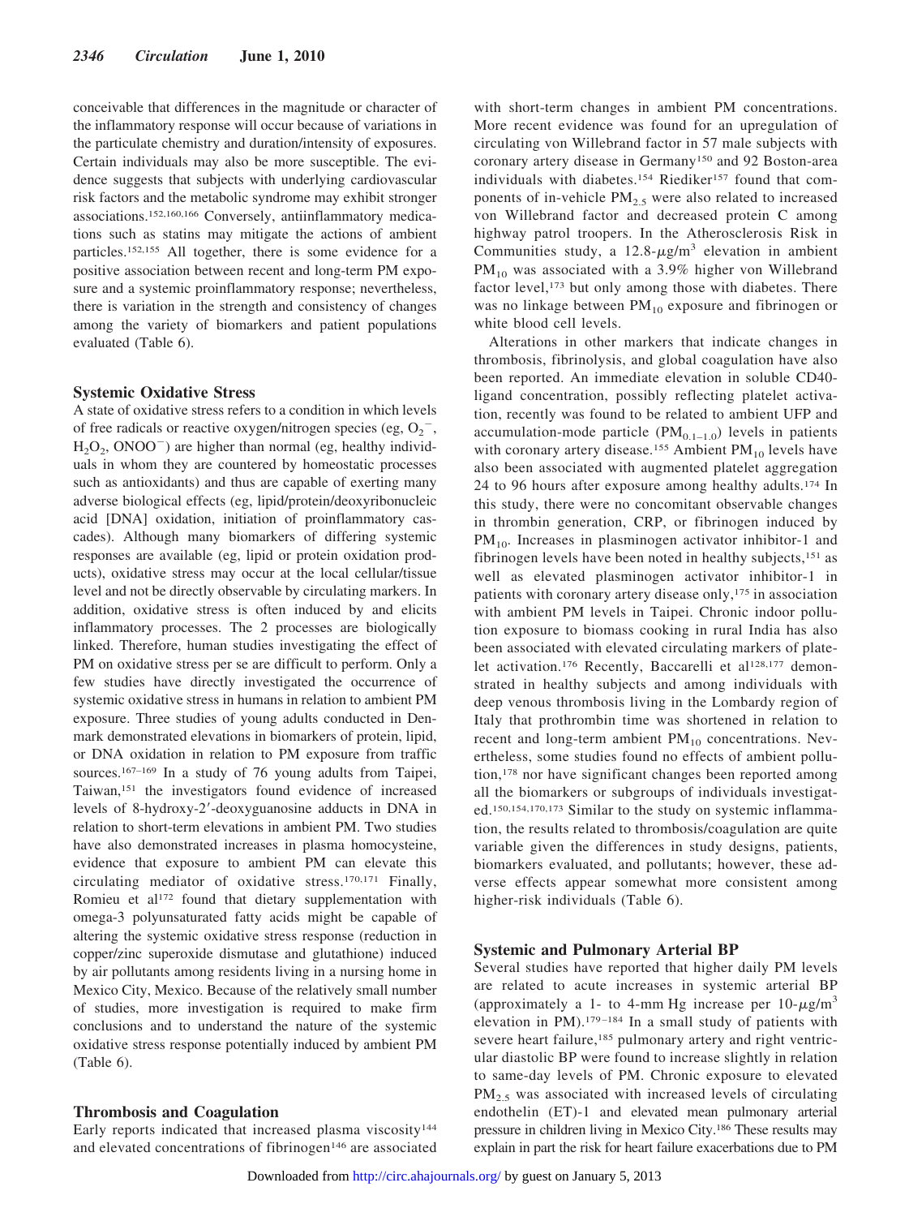conceivable that differences in the magnitude or character of the inflammatory response will occur because of variations in the particulate chemistry and duration/intensity of exposures. Certain individuals may also be more susceptible. The evidence suggests that subjects with underlying cardiovascular risk factors and the metabolic syndrome may exhibit stronger associations.[152,160,166] Conversely, antiinflammatory medications such as statins may mitigate the actions of ambient particles.[152,155] All together, there is some evidence for a positive association between recent and long-term PM exposure and a systemic proinflammatory response; nevertheless, there is variation in the strength and consistency of changes among the variety of biomarkers and patient populations evaluated (Table 6).

### Systemic Oxidative Stress

A state of oxidative stress refers to a condition in which levels of free radicals or reactive oxygen/nitrogen species (eg, $O_2^-$, $H_2O_2$, $ONOO^-$) are higher than normal (eg, healthy individuals in whom they are countered by homeostatic processes such as antioxidants) and thus are capable of exerting many adverse biological effects (eg, lipid/protein/deoxyribonucleic acid [DNA] oxidation, initiation of proinflammatory cascades). Although many biomarkers of differing systemic responses are available (eg, lipid or protein oxidation products), oxidative stress may occur at the local cellular/tissue level and not be directly observable by circulating markers. In addition, oxidative stress is often induced by and elicits inflammatory processes. The 2 processes are biologically linked. Therefore, human studies investigating the effect of PM on oxidative stress per se are difficult to perform. Only a few studies have directly investigated the occurrence of systemic oxidative stress in humans in relation to ambient PM exposure. Three studies of young adults conducted in Denmark demonstrated elevations in biomarkers of protein, lipid, or DNA oxidation in relation to PM exposure from traffic sources.[167–169] In a study of 76 young adults from Taipei, Taiwan,[151] the investigators found evidence of increased levels of 8-hydroxy-2′-deoxyguanosine adducts in DNA in relation to short-term elevations in ambient PM. Two studies have also demonstrated increases in plasma homocysteine, evidence that exposure to ambient PM can elevate this circulating mediator of oxidative stress.[170,171] Finally, Romieu et al[172] found that dietary supplementation with omega-3 polyunsaturated fatty acids might be capable of altering the systemic oxidative stress response (reduction in copper/zinc superoxide dismutase and glutathione) induced by air pollutants among residents living in a nursing home in Mexico City, Mexico. Because of the relatively small number of studies, more investigation is required to make firm conclusions and to understand the nature of the systemic oxidative stress response potentially induced by ambient PM (Table 6).

### Thrombosis and Coagulation

Early reports indicated that increased plasma viscosity[144] and elevated concentrations of fibrinogen[146] are associated with short-term changes in ambient PM concentrations. More recent evidence was found for an upregulation of circulating von Willebrand factor in 57 male subjects with coronary artery disease in Germany[150] and 92 Boston-area individuals with diabetes.[154] Riediker[157] found that components of in-vehicle $PM_{2.5}$ were also related to increased von Willebrand factor and decreased protein C among highway patrol troopers. In the Atherosclerosis Risk in Communities study, a 12.8-$\mu g/m^3$ elevation in ambient $PM_{10}$ was associated with a 3.9% higher von Willebrand factor level,[173] but only among those with diabetes. There was no linkage between $PM_{10}$ exposure and fibrinogen or white blood cell levels.

Alterations in other markers that indicate changes in thrombosis, fibrinolysis, and global coagulation have also been reported. An immediate elevation in soluble CD40-ligand concentration, possibly reflecting platelet activation, recently was found to be related to ambient UFP and accumulation-mode particle ($PM_{0.1–1.0}$) levels in patients with coronary artery disease.[155] Ambient $PM_{10}$ levels have also been associated with augmented platelet aggregation 24 to 96 hours after exposure among healthy adults.[174] In this study, there were no concomitant observable changes in thrombin generation, CRP, or fibrinogen induced by $PM_{10}$. Increases in plasminogen activator inhibitor-1 and fibrinogen levels have been noted in healthy subjects,[151] as well as elevated plasminogen activator inhibitor-1 in patients with coronary artery disease only,[175] in association with ambient PM levels in Taipei. Chronic indoor pollution exposure to biomass cooking in rural India has also been associated with elevated circulating markers of platelet activation.[176] Recently, Baccarelli et al[128,177] demonstrated in healthy subjects and among individuals with deep venous thrombosis living in the Lombardy region of Italy that prothrombin time was shortened in relation to recent and long-term ambient $PM_{10}$ concentrations. Nevertheless, some studies found no effects of ambient pollution,[178] nor have significant changes been reported among all the biomarkers or subgroups of individuals investigated.[150,154,170,173] Similar to the study on systemic inflammation, the results related to thrombosis/coagulation are quite variable given the differences in study designs, patients, biomarkers evaluated, and pollutants; however, these adverse effects appear somewhat more consistent among higher-risk individuals (Table 6).

### Systemic and Pulmonary Arterial BP

Several studies have reported that higher daily PM levels are related to acute increases in systemic arterial BP (approximately a 1- to 4-mm Hg increase per 10-$\mu g/m^3$ elevation in PM).[179–184] In a small study of patients with severe heart failure,[185] pulmonary artery and right ventricular diastolic BP were found to increase slightly in relation to same-day levels of PM. Chronic exposure to elevated $PM_{2.5}$ was associated with increased levels of circulating endothelin (ET)-1 and elevated mean pulmonary arterial pressure in children living in Mexico City.[186] These results may explain in part the risk for heart failure exacerbations due to PM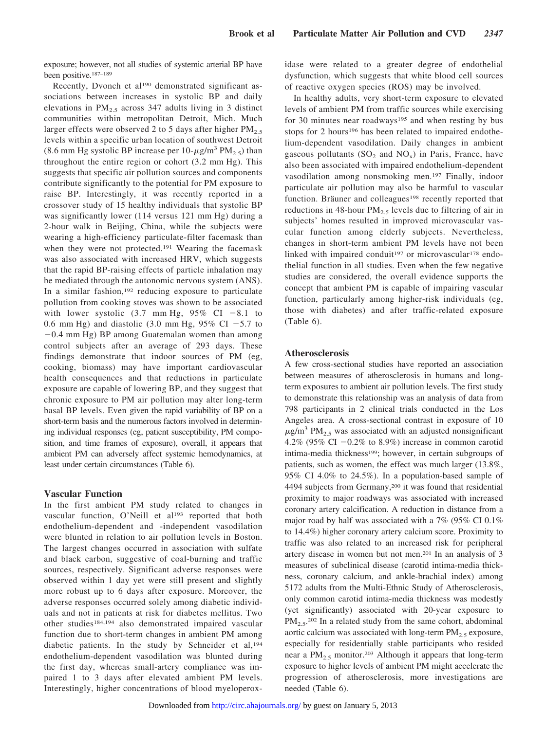exposure; however, not all studies of systemic arterial BP have been positive.[187–189]

Recently, Dvonch et al[190] demonstrated significant associations between increases in systolic BP and daily elevations in $PM_{2.5}$ across 347 adults living in 3 distinct communities within metropolitan Detroit, Mich. Much larger effects were observed 2 to 5 days after higher $PM_{2.5}$ levels within a specific urban location of southwest Detroit (8.6 mm Hg systolic BP increase per 10-$\mu g/m^3$ $PM_{2.5}$) than throughout the entire region or cohort (3.2 mm Hg). This suggests that specific air pollution sources and components contribute significantly to the potential for PM exposure to raise BP. Interestingly, it was recently reported in a crossover study of 15 healthy individuals that systolic BP was significantly lower (114 versus 121 mm Hg) during a 2-hour walk in Beijing, China, while the subjects were wearing a high-efficiency particulate-filter facemask than when they were not protected.[191] Wearing the facemask was also associated with increased HRV, which suggests that the rapid BP-raising effects of particle inhalation may be mediated through the autonomic nervous system (ANS). In a similar fashion,[192] reducing exposure to particulate pollution from cooking stoves was shown to be associated with lower systolic (3.7 mm Hg, 95% CI −8.1 to 0.6 mm Hg) and diastolic (3.0 mm Hg, 95% CI −5.7 to −0.4 mm Hg) BP among Guatemalan women than among control subjects after an average of 293 days. These findings demonstrate that indoor sources of PM (eg, cooking, biomass) may have important cardiovascular health consequences and that reductions in particulate exposure are capable of lowering BP, and they suggest that chronic exposure to PM air pollution may alter long-term basal BP levels. Even given the rapid variability of BP on a short-term basis and the numerous factors involved in determining individual responses (eg, patient susceptibility, PM composition, and time frames of exposure), overall, it appears that ambient PM can adversely affect systemic hemodynamics, at least under certain circumstances (Table 6).

## Vascular Function

In the first ambient PM study related to changes in vascular function, O'Neill et al[193] reported that both endothelium-dependent and -independent vasodilation were blunted in relation to air pollution levels in Boston. The largest changes occurred in association with sulfate and black carbon, suggestive of coal-burning and traffic sources, respectively. Significant adverse responses were observed within 1 day yet were still present and slightly more robust up to 6 days after exposure. Moreover, the adverse responses occurred solely among diabetic individuals and not in patients at risk for diabetes mellitus. Two other studies[184,194] also demonstrated impaired vascular function due to short-term changes in ambient PM among diabetic patients. In the study by Schneider et al,[194] endothelium-dependent vasodilation was blunted during the first day, whereas small-artery compliance was impaired 1 to 3 days after elevated ambient PM levels. Interestingly, higher concentrations of blood myeloperoxidase were related to a greater degree of endothelial dysfunction, which suggests that white blood cell sources of reactive oxygen species (ROS) may be involved.

In healthy adults, very short-term exposure to elevated levels of ambient PM from traffic sources while exercising for 30 minutes near roadways[195] and when resting by bus stops for 2 hours[196] has been related to impaired endothelium-dependent vasodilation. Daily changes in ambient gaseous pollutants ($SO_2$ and $NO_x$) in Paris, France, have also been associated with impaired endothelium-dependent vasodilation among nonsmoking men.[197] Finally, indoor particulate air pollution may also be harmful to vascular function. Bräuner and colleagues[198] recently reported that reductions in 48-hour $PM_{2.5}$ levels due to filtering of air in subjects' homes resulted in improved microvascular vascular function among elderly subjects. Nevertheless, changes in short-term ambient PM levels have not been linked with impaired conduit[197] or microvascular[178] endothelial function in all studies. Even when the few negative studies are considered, the overall evidence supports the concept that ambient PM is capable of impairing vascular function, particularly among higher-risk individuals (eg, those with diabetes) and after traffic-related exposure (Table 6).

## Atherosclerosis

A few cross-sectional studies have reported an association between measures of atherosclerosis in humans and long-term exposures to ambient air pollution levels. The first study to demonstrate this relationship was an analysis of data from 798 participants in 2 clinical trials conducted in the Los Angeles area. A cross-sectional contrast in exposure of 10 $\mu g/m^3$ $PM_{2.5}$ was associated with an adjusted nonsignificant 4.2% (95% CI −0.2% to 8.9%) increase in common carotid intima-media thickness[199]; however, in certain subgroups of patients, such as women, the effect was much larger (13.8%, 95% CI 4.0% to 24.5%). In a population-based sample of 4494 subjects from Germany,[200] it was found that residential proximity to major roadways was associated with increased coronary artery calcification. A reduction in distance from a major road by half was associated with a 7% (95% CI 0.1% to 14.4%) higher coronary artery calcium score. Proximity to traffic was also related to an increased risk for peripheral artery disease in women but not men.[201] In an analysis of 3 measures of subclinical disease (carotid intima-media thickness, coronary calcium, and ankle-brachial index) among 5172 adults from the Multi-Ethnic Study of Atherosclerosis, only common carotid intima-media thickness was modestly (yet significantly) associated with 20-year exposure to $PM_{2.5}$.[202] In a related study from the same cohort, abdominal aortic calcium was associated with long-term $PM_{2.5}$ exposure, especially for residentially stable participants who resided near a $PM_{2.5}$ monitor.[203] Although it appears that long-term exposure to higher levels of ambient PM might accelerate the progression of atherosclerosis, more investigations are needed (Table 6).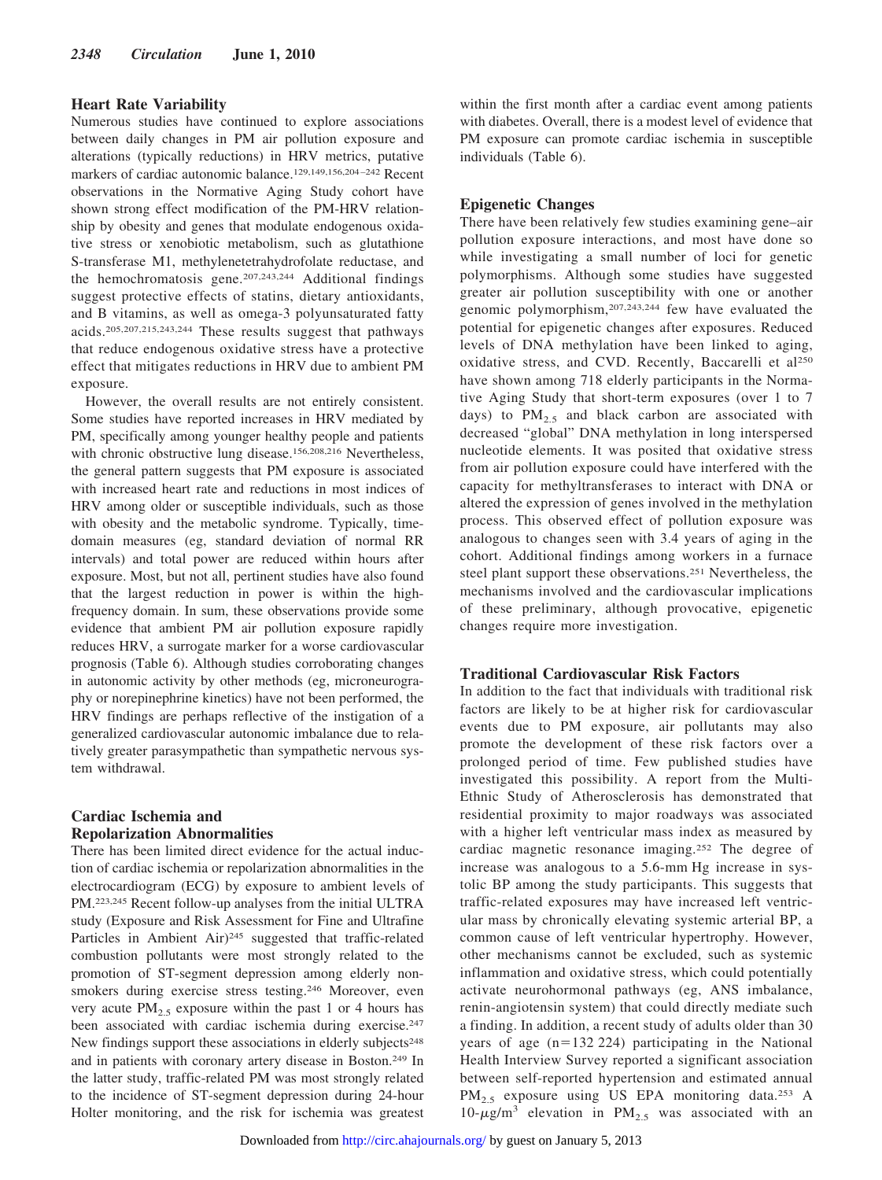## Heart Rate Variability

Numerous studies have continued to explore associations between daily changes in PM air pollution exposure and alterations (typically reductions) in HRV metrics, putative markers of cardiac autonomic balance.[129,149,156,204–242] Recent observations in the Normative Aging Study cohort have shown strong effect modification of the PM-HRV relationship by obesity and genes that modulate endogenous oxidative stress or xenobiotic metabolism, such as glutathione S-transferase M1, methylenetetrahydrofolate reductase, and the hemochromatosis gene.[207,243,244] Additional findings suggest protective effects of statins, dietary antioxidants, and B vitamins, as well as omega-3 polyunsaturated fatty acids.[205,207,215,243,244] These results suggest that pathways that reduce endogenous oxidative stress have a protective effect that mitigates reductions in HRV due to ambient PM exposure.

However, the overall results are not entirely consistent. Some studies have reported increases in HRV mediated by PM, specifically among younger healthy people and patients with chronic obstructive lung disease.[156,208,216] Nevertheless, the general pattern suggests that PM exposure is associated with increased heart rate and reductions in most indices of HRV among older or susceptible individuals, such as those with obesity and the metabolic syndrome. Typically, time-domain measures (eg, standard deviation of normal RR intervals) and total power are reduced within hours after exposure. Most, but not all, pertinent studies have also found that the largest reduction in power is within the high-frequency domain. In sum, these observations provide some evidence that ambient PM air pollution exposure rapidly reduces HRV, a surrogate marker for a worse cardiovascular prognosis (Table 6). Although studies corroborating changes in autonomic activity by other methods (eg, microneurography or norepinephrine kinetics) have not been performed, the HRV findings are perhaps reflective of the instigation of a generalized cardiovascular autonomic imbalance due to relatively greater parasympathetic than sympathetic nervous system withdrawal.

## Cardiac Ischemia and Repolarization Abnormalities

There has been limited direct evidence for the actual induction of cardiac ischemia or repolarization abnormalities in the electrocardiogram (ECG) by exposure to ambient levels of PM.[223,245] Recent follow-up analyses from the initial ULTRA study (Exposure and Risk Assessment for Fine and Ultrafine Particles in Ambient Air)[245] suggested that traffic-related combustion pollutants were most strongly related to the promotion of ST-segment depression among elderly nonsmokers during exercise stress testing.[246] Moreover, even very acute $PM_{2.5}$ exposure within the past 1 or 4 hours has been associated with cardiac ischemia during exercise.[247] New findings support these associations in elderly subjects[248] and in patients with coronary artery disease in Boston.[249] In the latter study, traffic-related PM was most strongly related to the incidence of ST-segment depression during 24-hour Holter monitoring, and the risk for ischemia was greatest within the first month after a cardiac event among patients with diabetes. Overall, there is a modest level of evidence that PM exposure can promote cardiac ischemia in susceptible individuals (Table 6).

## Epigenetic Changes

There have been relatively few studies examining gene–air pollution exposure interactions, and most have done so while investigating a small number of loci for genetic polymorphisms. Although some studies have suggested greater air pollution susceptibility with one or another genomic polymorphism,[207,243,244] few have evaluated the potential for epigenetic changes after exposures. Reduced levels of DNA methylation have been linked to aging, oxidative stress, and CVD. Recently, Baccarelli et al[250] have shown among 718 elderly participants in the Normative Aging Study that short-term exposures (over 1 to 7 days) to $PM_{2.5}$ and black carbon are associated with decreased "global" DNA methylation in long interspersed nucleotide elements. It was posited that oxidative stress from air pollution exposure could have interfered with the capacity for methyltransferases to interact with DNA or altered the expression of genes involved in the methylation process. This observed effect of pollution exposure was analogous to changes seen with 3.4 years of aging in the cohort. Additional findings among workers in a furnace steel plant support these observations.[251] Nevertheless, the mechanisms involved and the cardiovascular implications of these preliminary, although provocative, epigenetic changes require more investigation.

## Traditional Cardiovascular Risk Factors

In addition to the fact that individuals with traditional risk factors are likely to be at higher risk for cardiovascular events due to PM exposure, air pollutants may also promote the development of these risk factors over a prolonged period of time. Few published studies have investigated this possibility. A report from the Multi-Ethnic Study of Atherosclerosis has demonstrated that residential proximity to major roadways was associated with a higher left ventricular mass index as measured by cardiac magnetic resonance imaging.[252] The degree of increase was analogous to a 5.6-mm Hg increase in systolic BP among the study participants. This suggests that traffic-related exposures may have increased left ventricular mass by chronically elevating systemic arterial BP, a common cause of left ventricular hypertrophy. However, other mechanisms cannot be excluded, such as systemic inflammation and oxidative stress, which could potentially activate neurohormonal pathways (eg, ANS imbalance, renin-angiotensin system) that could directly mediate such a finding. In addition, a recent study of adults older than 30 years of age (n=132 224) participating in the National Health Interview Survey reported a significant association between self-reported hypertension and estimated annual $PM_{2.5}$ exposure using US EPA monitoring data.[253] A 10-$\mu g/m^3$ elevation in $PM_{2.5}$ was associated with an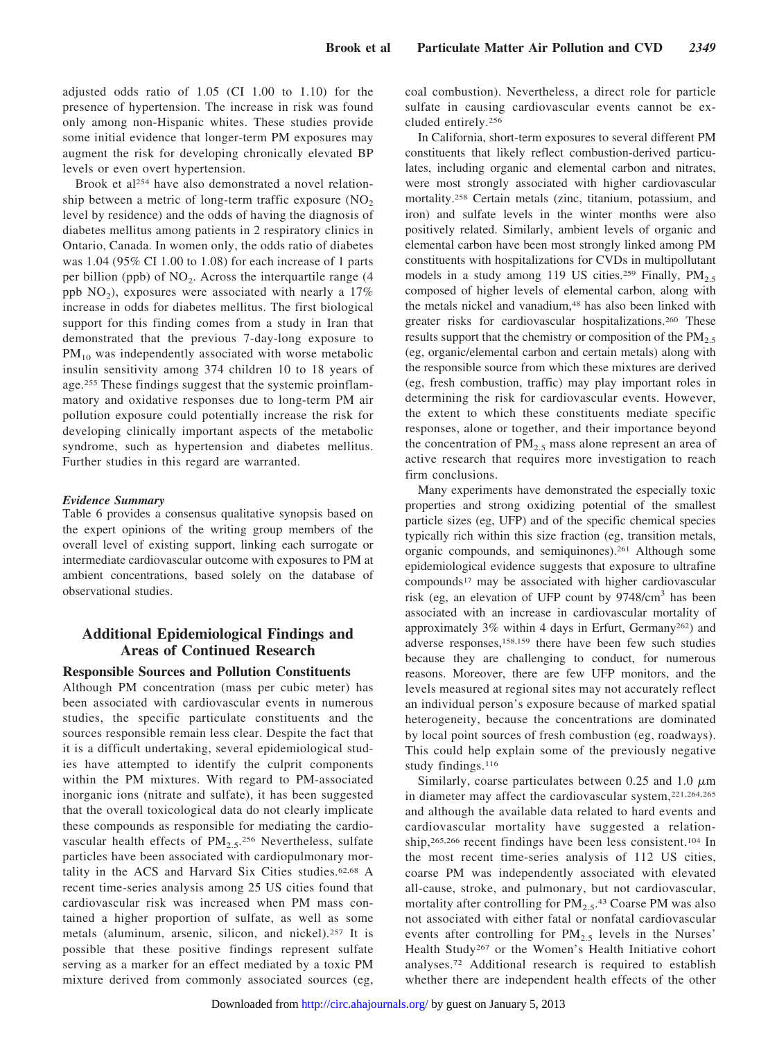adjusted odds ratio of 1.05 (CI 1.00 to 1.10) for the presence of hypertension. The increase in risk was found only among non-Hispanic whites. These studies provide some initial evidence that longer-term PM exposures may augment the risk for developing chronically elevated BP levels or even overt hypertension.

Brook et al[254] have also demonstrated a novel relationship between a metric of long-term traffic exposure ($NO_2$ level by residence) and the odds of having the diagnosis of diabetes mellitus among patients in 2 respiratory clinics in Ontario, Canada. In women only, the odds ratio of diabetes was 1.04 (95% CI 1.00 to 1.08) for each increase of 1 parts per billion (ppb) of $NO_2$. Across the interquartile range (4 ppb $NO_2$), exposures were associated with nearly a 17% increase in odds for diabetes mellitus. The first biological support for this finding comes from a study in Iran that demonstrated that the previous 7-day-long exposure to $PM_{10}$ was independently associated with worse metabolic insulin sensitivity among 374 children 10 to 18 years of age.[255] These findings suggest that the systemic proinflammatory and oxidative responses due to long-term PM air pollution exposure could potentially increase the risk for developing clinically important aspects of the metabolic syndrome, such as hypertension and diabetes mellitus. Further studies in this regard are warranted.

#### *Evidence Summary*

Table 6 provides a consensus qualitative synopsis based on the expert opinions of the writing group members of the overall level of existing support, linking each surrogate or intermediate cardiovascular outcome with exposures to PM at ambient concentrations, based solely on the database of observational studies.

## Additional Epidemiological Findings and Areas of Continued Research

### Responsible Sources and Pollution Constituents

Although PM concentration (mass per cubic meter) has been associated with cardiovascular events in numerous studies, the specific particulate constituents and the sources responsible remain less clear. Despite the fact that it is a difficult undertaking, several epidemiological studies have attempted to identify the culprit components within the PM mixtures. With regard to PM-associated inorganic ions (nitrate and sulfate), it has been suggested that the overall toxicological data do not clearly implicate these compounds as responsible for mediating the cardiovascular health effects of $PM_{2.5}$.[256] Nevertheless, sulfate particles have been associated with cardiopulmonary mortality in the ACS and Harvard Six Cities studies.[62,68] A recent time-series analysis among 25 US cities found that cardiovascular risk was increased when PM mass contained a higher proportion of sulfate, as well as some metals (aluminum, arsenic, silicon, and nickel).[257] It is possible that these positive findings represent sulfate serving as a marker for an effect mediated by a toxic PM mixture derived from commonly associated sources (eg, coal combustion). Nevertheless, a direct role for particle sulfate in causing cardiovascular events cannot be excluded entirely.[256]

In California, short-term exposures to several different PM constituents that likely reflect combustion-derived particulates, including organic and elemental carbon and nitrates, were most strongly associated with higher cardiovascular mortality.[258] Certain metals (zinc, titanium, potassium, and iron) and sulfate levels in the winter months were also positively related. Similarly, ambient levels of organic and elemental carbon have been most strongly linked among PM constituents with hospitalizations for CVDs in multipollutant models in a study among 119 US cities.[259] Finally, $PM_{2.5}$ composed of higher levels of elemental carbon, along with the metals nickel and vanadium,[48] has also been linked with greater risks for cardiovascular hospitalizations.[260] These results support that the chemistry or composition of the $PM_{2.5}$ (eg, organic/elemental carbon and certain metals) along with the responsible source from which these mixtures are derived (eg, fresh combustion, traffic) may play important roles in determining the risk for cardiovascular events. However, the extent to which these constituents mediate specific responses, alone or together, and their importance beyond the concentration of $PM_{2.5}$ mass alone represent an area of active research that requires more investigation to reach firm conclusions.

Many experiments have demonstrated the especially toxic properties and strong oxidizing potential of the smallest particle sizes (eg, UFP) and of the specific chemical species typically rich within this size fraction (eg, transition metals, organic compounds, and semiquinones).[261] Although some epidemiological evidence suggests that exposure to ultrafine compounds[17] may be associated with higher cardiovascular risk (eg, an elevation of UFP count by 9748/$cm^3$ has been associated with an increase in cardiovascular mortality of approximately 3% within 4 days in Erfurt, Germany[262]) and adverse responses,[158,159] there have been few such studies because they are challenging to conduct, for numerous reasons. Moreover, there are few UFP monitors, and the levels measured at regional sites may not accurately reflect an individual person's exposure because of marked spatial heterogeneity, because the concentrations are dominated by local point sources of fresh combustion (eg, roadways). This could help explain some of the previously negative study findings.[116]

Similarly, coarse particulates between 0.25 and 1.0 $\mu m$ in diameter may affect the cardiovascular system,[221,264,265] and although the available data related to hard events and cardiovascular mortality have suggested a relationship,[265,266] recent findings have been less consistent.[104] In the most recent time-series analysis of 112 US cities, coarse PM was independently associated with elevated all-cause, stroke, and pulmonary, but not cardiovascular, mortality after controlling for $PM_{2.5}$.[43] Coarse PM was also not associated with either fatal or nonfatal cardiovascular events after controlling for $PM_{2.5}$ levels in the Nurses' Health Study[267] or the Women's Health Initiative cohort analyses.[72] Additional research is required to establish whether there are independent health effects of the other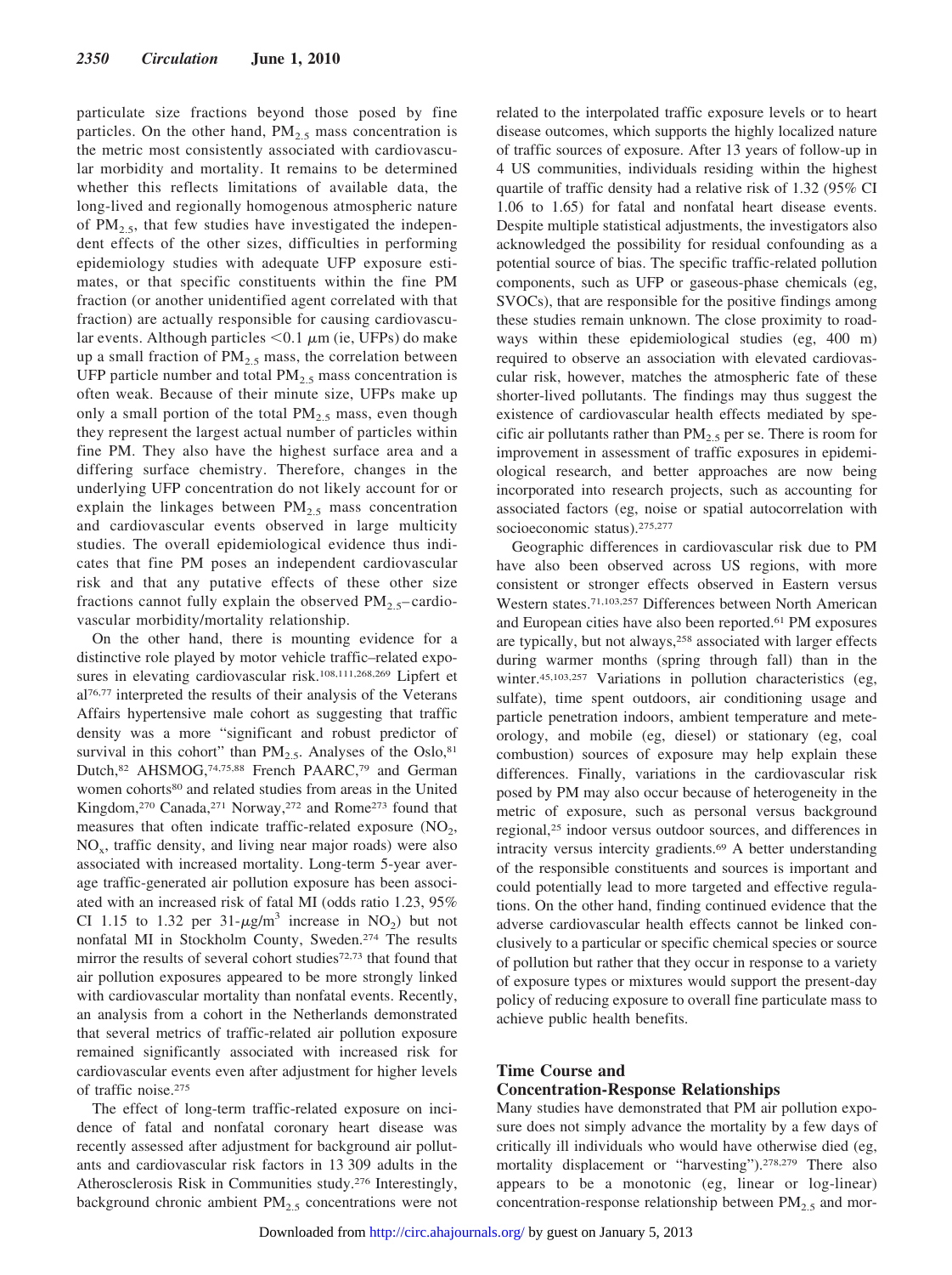particulate size fractions beyond those posed by fine particles. On the other hand, $PM_{2.5}$ mass concentration is the metric most consistently associated with cardiovascular morbidity and mortality. It remains to be determined whether this reflects limitations of available data, the long-lived and regionally homogenous atmospheric nature of $PM_{2.5}$, that few studies have investigated the independent effects of the other sizes, difficulties in performing epidemiology studies with adequate UFP exposure estimates, or that specific constituents within the fine PM fraction (or another unidentified agent correlated with that fraction) are actually responsible for causing cardiovascular events. Although particles $<0.1$ $\mu$m (ie, UFPs) do make up a small fraction of $PM_{2.5}$ mass, the correlation between UFP particle number and total $PM_{2.5}$ mass concentration is often weak. Because of their minute size, UFPs make up only a small portion of the total $PM_{2.5}$ mass, even though they represent the largest actual number of particles within fine PM. They also have the highest surface area and a differing surface chemistry. Therefore, changes in the underlying UFP concentration do not likely account for or explain the linkages between $PM_{2.5}$ mass concentration and cardiovascular events observed in large multicity studies. The overall epidemiological evidence thus indicates that fine PM poses an independent cardiovascular risk and that any putative effects of these other size fractions cannot fully explain the observed $PM_{2.5}$–cardiovascular morbidity/mortality relationship.

On the other hand, there is mounting evidence for a distinctive role played by motor vehicle traffic–related exposures in elevating cardiovascular risk.[108,111,268,269] Lipfert et al[76,77] interpreted the results of their analysis of the Veterans Affairs hypertensive male cohort as suggesting that traffic density was a more "significant and robust predictor of survival in this cohort" than $PM_{2.5}$. Analyses of the Oslo,[81] Dutch,[82] AHSMOG,[74,75,88] French PAARC,[79] and German women cohorts[80] and related studies from areas in the United Kingdom,[270] Canada,[271] Norway,[272] and Rome[273] found that measures that often indicate traffic-related exposure ($NO_2$, $NO_x$, traffic density, and living near major roads) were also associated with increased mortality. Long-term 5-year average traffic-generated air pollution exposure has been associated with an increased risk of fatal MI (odds ratio 1.23, 95% CI 1.15 to 1.32 per 31-$\mu g/m^3$ increase in $NO_2$) but not nonfatal MI in Stockholm County, Sweden.[274] The results mirror the results of several cohort studies[72,73] that found that air pollution exposures appeared to be more strongly linked with cardiovascular mortality than nonfatal events. Recently, an analysis from a cohort in the Netherlands demonstrated that several metrics of traffic-related air pollution exposure remained significantly associated with increased risk for cardiovascular events even after adjustment for higher levels of traffic noise.[275]

The effect of long-term traffic-related exposure on incidence of fatal and nonfatal coronary heart disease was recently assessed after adjustment for background air pollutants and cardiovascular risk factors in 13 309 adults in the Atherosclerosis Risk in Communities study.[276] Interestingly, background chronic ambient $PM_{2.5}$ concentrations were not related to the interpolated traffic exposure levels or to heart disease outcomes, which supports the highly localized nature of traffic sources of exposure. After 13 years of follow-up in 4 US communities, individuals residing within the highest quartile of traffic density had a relative risk of 1.32 (95% CI 1.06 to 1.65) for fatal and nonfatal heart disease events. Despite multiple statistical adjustments, the investigators also acknowledged the possibility for residual confounding as a potential source of bias. The specific traffic-related pollution components, such as UFP or gaseous-phase chemicals (eg, SVOCs), that are responsible for the positive findings among these studies remain unknown. The close proximity to roadways within these epidemiological studies (eg, 400 m) required to observe an association with elevated cardiovascular risk, however, matches the atmospheric fate of these shorter-lived pollutants. The findings may thus suggest the existence of cardiovascular health effects mediated by specific air pollutants rather than $PM_{2.5}$ per se. There is room for improvement in assessment of traffic exposures in epidemiological research, and better approaches are now being incorporated into research projects, such as accounting for associated factors (eg, noise or spatial autocorrelation with socioeconomic status).[275,277]

Geographic differences in cardiovascular risk due to PM have also been observed across US regions, with more consistent or stronger effects observed in Eastern versus Western states.[71,103,257] Differences between North American and European cities have also been reported.[61] PM exposures are typically, but not always,[258] associated with larger effects during warmer months (spring through fall) than in the winter.[45,103,257] Variations in pollution characteristics (eg, sulfate), time spent outdoors, air conditioning usage and particle penetration indoors, ambient temperature and meteorology, and mobile (eg, diesel) or stationary (eg, coal combustion) sources of exposure may help explain these differences. Finally, variations in the cardiovascular risk posed by PM may also occur because of heterogeneity in the metric of exposure, such as personal versus background regional,[25] indoor versus outdoor sources, and differences in intracity versus intercity gradients.[69] A better understanding of the responsible constituents and sources is important and could potentially lead to more targeted and effective regulations. On the other hand, finding continued evidence that the adverse cardiovascular health effects cannot be linked conclusively to a particular or specific chemical species or source of pollution but rather that they occur in response to a variety of exposure types or mixtures would support the present-day policy of reducing exposure to overall fine particulate mass to achieve public health benefits.

## Time Course and Concentration-Response Relationships

Many studies have demonstrated that PM air pollution exposure does not simply advance the mortality by a few days of critically ill individuals who would have otherwise died (eg, mortality displacement or "harvesting").[278,279] There also appears to be a monotonic (eg, linear or log-linear) concentration-response relationship between $PM_{2.5}$ and mor-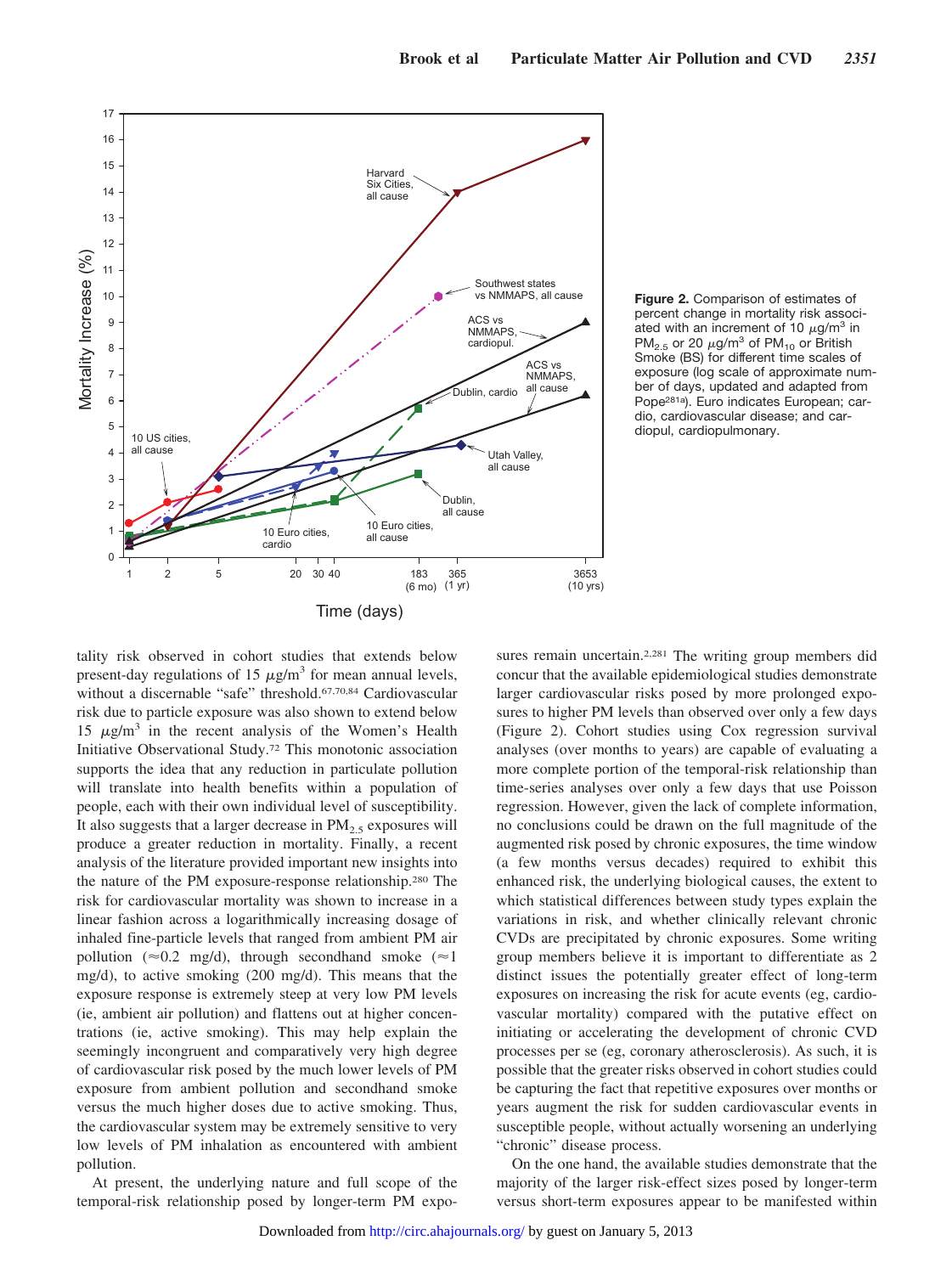Figure 2. Comparison of estimates of percent change in mortality risk associated with an increment of 10 $\mu g/m^3$ in $PM_{2.5}$ or 20 $\mu g/m^3$ of $PM_{10}$ or British Smoke (BS) for different time scales of exposure (log scale of approximate number of days, updated and adapted from Pope[281a]). Euro indicates European; cardio, cardiovascular disease; and cardiopul, cardiopulmonary.

tality risk observed in cohort studies that extends below present-day regulations of 15 $\mu g/m^3$ for mean annual levels, without a discernable "safe" threshold.[67,70,84] Cardiovascular risk due to particle exposure was also shown to extend below 15 $\mu g/m^3$ in the recent analysis of the Women's Health Initiative Observational Study.[72] This monotonic association supports the idea that any reduction in particulate pollution will translate into health benefits within a population of people, each with their own individual level of susceptibility. It also suggests that a larger decrease in $PM_{2.5}$ exposures will produce a greater reduction in mortality. Finally, a recent analysis of the literature provided important new insights into the nature of the PM exposure-response relationship.[280] The risk for cardiovascular mortality was shown to increase in a linear fashion across a logarithmically increasing dosage of inhaled fine-particle levels that ranged from ambient PM air pollution (≈0.2 mg/d), through secondhand smoke (≈1 mg/d), to active smoking (200 mg/d). This means that the exposure response is extremely steep at very low PM levels (ie, ambient air pollution) and flattens out at higher concentrations (ie, active smoking). This may help explain the seemingly incongruent and comparatively very high degree of cardiovascular risk posed by the much lower levels of PM exposure from ambient pollution and secondhand smoke versus the much higher doses due to active smoking. Thus, the cardiovascular system may be extremely sensitive to very low levels of PM inhalation as encountered with ambient pollution.

At present, the underlying nature and full scope of the temporal-risk relationship posed by longer-term PM exposures remain uncertain.[2,281] The writing group members did concur that the available epidemiological studies demonstrate larger cardiovascular risks posed by more prolonged exposures to higher PM levels than observed over only a few days (Figure 2). Cohort studies using Cox regression survival analyses (over months to years) are capable of evaluating a more complete portion of the temporal-risk relationship than time-series analyses over only a few days that use Poisson regression. However, given the lack of complete information, no conclusions could be drawn on the full magnitude of the augmented risk posed by chronic exposures, the time window (a few months versus decades) required to exhibit this enhanced risk, the underlying biological causes, the extent to which statistical differences between study types explain the variations in risk, and whether clinically relevant chronic CVDs are precipitated by chronic exposures. Some writing group members believe it is important to differentiate as 2 distinct issues the potentially greater effect of long-term exposures on increasing the risk for acute events (eg, cardiovascular mortality) compared with the putative effect on initiating or accelerating the development of chronic CVD processes per se (eg, coronary atherosclerosis). As such, it is possible that the greater risks observed in cohort studies could be capturing the fact that repetitive exposures over months or years augment the risk for sudden cardiovascular events in susceptible people, without actually worsening an underlying "chronic" disease process.

On the one hand, the available studies demonstrate that the majority of the larger risk-effect sizes posed by longer-term versus short-term exposures appear to be manifested within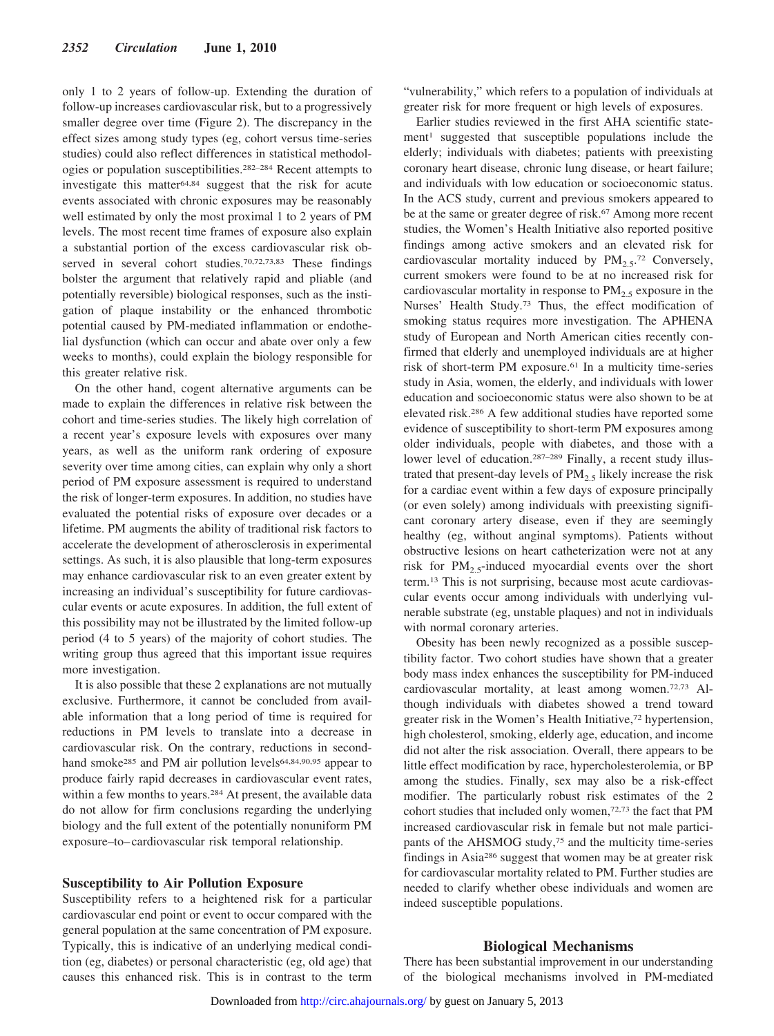only 1 to 2 years of follow-up. Extending the duration of follow-up increases cardiovascular risk, but to a progressively smaller degree over time (Figure 2). The discrepancy in the effect sizes among study types (eg, cohort versus time-series studies) could also reflect differences in statistical methodologies or population susceptibilities.[282–284] Recent attempts to investigate this matter[64,84] suggest that the risk for acute events associated with chronic exposures may be reasonably well estimated by only the most proximal 1 to 2 years of PM levels. The most recent time frames of exposure also explain a substantial portion of the excess cardiovascular risk observed in several cohort studies.[70,72,73,83] These findings bolster the argument that relatively rapid and pliable (and potentially reversible) biological responses, such as the instigation of plaque instability or the enhanced thrombotic potential caused by PM-mediated inflammation or endothelial dysfunction (which can occur and abate over only a few weeks to months), could explain the biology responsible for this greater relative risk.

On the other hand, cogent alternative arguments can be made to explain the differences in relative risk between the cohort and time-series studies. The likely high correlation of a recent year's exposure levels with exposures over many years, as well as the uniform rank ordering of exposure severity over time among cities, can explain why only a short period of PM exposure assessment is required to understand the risk of longer-term exposures. In addition, no studies have evaluated the potential risks of exposure over decades or a lifetime. PM augments the ability of traditional risk factors to accelerate the development of atherosclerosis in experimental settings. As such, it is also plausible that long-term exposures may enhance cardiovascular risk to an even greater extent by increasing an individual's susceptibility for future cardiovascular events or acute exposures. In addition, the full extent of this possibility may not be illustrated by the limited follow-up period (4 to 5 years) of the majority of cohort studies. The writing group thus agreed that this important issue requires more investigation.

It is also possible that these 2 explanations are not mutually exclusive. Furthermore, it cannot be concluded from available information that a long period of time is required for reductions in PM levels to translate into a decrease in cardiovascular risk. On the contrary, reductions in secondhand smoke[285] and PM air pollution levels[64,84,90,95] appear to produce fairly rapid decreases in cardiovascular event rates, within a few months to years.[284] At present, the available data do not allow for firm conclusions regarding the underlying biology and the full extent of the potentially nonuniform PM exposure–to–cardiovascular risk temporal relationship.

### Susceptibility to Air Pollution Exposure

Susceptibility refers to a heightened risk for a particular cardiovascular end point or event to occur compared with the general population at the same concentration of PM exposure. Typically, this is indicative of an underlying medical condition (eg, diabetes) or personal characteristic (eg, old age) that causes this enhanced risk. This is in contrast to the term "vulnerability," which refers to a population of individuals at greater risk for more frequent or high levels of exposures.

Earlier studies reviewed in the first AHA scientific statement[1] suggested that susceptible populations include the elderly; individuals with diabetes; patients with preexisting coronary heart disease, chronic lung disease, or heart failure; and individuals with low education or socioeconomic status. In the ACS study, current and previous smokers appeared to be at the same or greater degree of risk.[67] Among more recent studies, the Women's Health Initiative also reported positive findings among active smokers and an elevated risk for cardiovascular mortality induced by $PM_{2.5}$.[72] Conversely, current smokers were found to be at no increased risk for cardiovascular mortality in response to $PM_{2.5}$ exposure in the Nurses' Health Study.[73] Thus, the effect modification of smoking status requires more investigation. The APHENA study of European and North American cities recently confirmed that elderly and unemployed individuals are at higher risk of short-term PM exposure.[61] In a multicity time-series study in Asia, women, the elderly, and individuals with lower education and socioeconomic status were also shown to be at elevated risk.[286] A few additional studies have reported some evidence of susceptibility to short-term PM exposures among older individuals, people with diabetes, and those with a lower level of education.[287–289] Finally, a recent study illustrated that present-day levels of $PM_{2.5}$ likely increase the risk for a cardiac event within a few days of exposure principally (or even solely) among individuals with preexisting significant coronary artery disease, even if they are seemingly healthy (eg, without anginal symptoms). Patients without obstructive lesions on heart catheterization were not at any risk for $PM_{2.5}$-induced myocardial events over the short term.[13] This is not surprising, because most acute cardiovascular events occur among individuals with underlying vulnerable substrate (eg, unstable plaques) and not in individuals with normal coronary arteries.

Obesity has been newly recognized as a possible susceptibility factor. Two cohort studies have shown that a greater body mass index enhances the susceptibility for PM-induced cardiovascular mortality, at least among women.[72,73] Although individuals with diabetes showed a trend toward greater risk in the Women's Health Initiative,[72] hypertension, high cholesterol, smoking, elderly age, education, and income did not alter the risk association. Overall, there appears to be little effect modification by race, hypercholesterolemia, or BP among the studies. Finally, sex may also be a risk-effect modifier. The particularly robust risk estimates of the 2 cohort studies that included only women,[72,73] the fact that PM increased cardiovascular risk in female but not male participants of the AHSMOG study,[75] and the multicity time-series findings in Asia[286] suggest that women may be at greater risk for cardiovascular mortality related to PM. Further studies are needed to clarify whether obese individuals and women are indeed susceptible populations.

## Biological Mechanisms

There has been substantial improvement in our understanding of the biological mechanisms involved in PM-mediated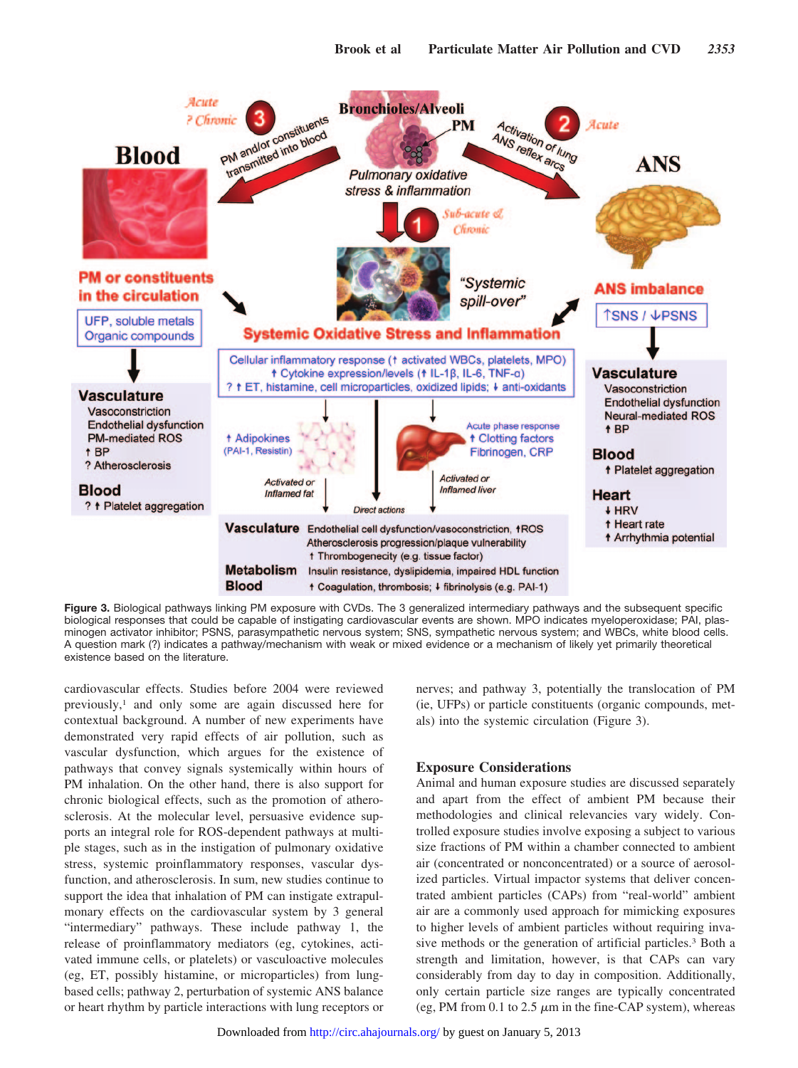**Figure 3.** Biological pathways linking PM exposure with CVDs. The 3 generalized intermediary pathways and the subsequent specific biological responses that could be capable of instigating cardiovascular events are shown. MPO indicates myeloperoxidase; PAI, plasminogen activator inhibitor; PSNS, parasympathetic nervous system; SNS, sympathetic nervous system; and WBCs, white blood cells. A question mark (?) indicates a pathway/mechanism with weak or mixed evidence or a mechanism of likely yet primarily theoretical existence based on the literature.

cardiovascular effects. Studies before 2004 were reviewed previously,[1] and only some are again discussed here for contextual background. A number of new experiments have demonstrated very rapid effects of air pollution, such as vascular dysfunction, which argues for the existence of pathways that convey signals systemically within hours of PM inhalation. On the other hand, there is also support for chronic biological effects, such as the promotion of atherosclerosis. At the molecular level, persuasive evidence supports an integral role for ROS-dependent pathways at multiple stages, such as in the instigation of pulmonary oxidative stress, systemic proinflammatory responses, vascular dysfunction, and atherosclerosis. In sum, new studies continue to support the idea that inhalation of PM can instigate extrapulmonary effects on the cardiovascular system by 3 general "intermediary" pathways. These include pathway 1, the release of proinflammatory mediators (eg, cytokines, activated immune cells, or platelets) or vasculoactive molecules (eg, ET, possibly histamine, or microparticles) from lung-based cells; pathway 2, perturbation of systemic ANS balance or heart rhythm by particle interactions with lung receptors or nerves; and pathway 3, potentially the translocation of PM (ie, UFPs) or particle constituents (organic compounds, metals) into the systemic circulation (Figure 3).

## Exposure Considerations

Animal and human exposure studies are discussed separately and apart from the effect of ambient PM because their methodologies and clinical relevancies vary widely. Controlled exposure studies involve exposing a subject to various size fractions of PM within a chamber connected to ambient air (concentrated or nonconcentrated) or a source of aerosolized particles. Virtual impactor systems that deliver concentrated ambient particles (CAPs) from "real-world" ambient air are a commonly used approach for mimicking exposures to higher levels of ambient particles without requiring invasive methods or the generation of artificial particles.[3] Both a strength and limitation, however, is that CAPs can vary considerably from day to day in composition. Additionally, only certain particle size ranges are typically concentrated (eg, PM from 0.1 to 2.5 $\mu$m in the fine-CAP system), whereas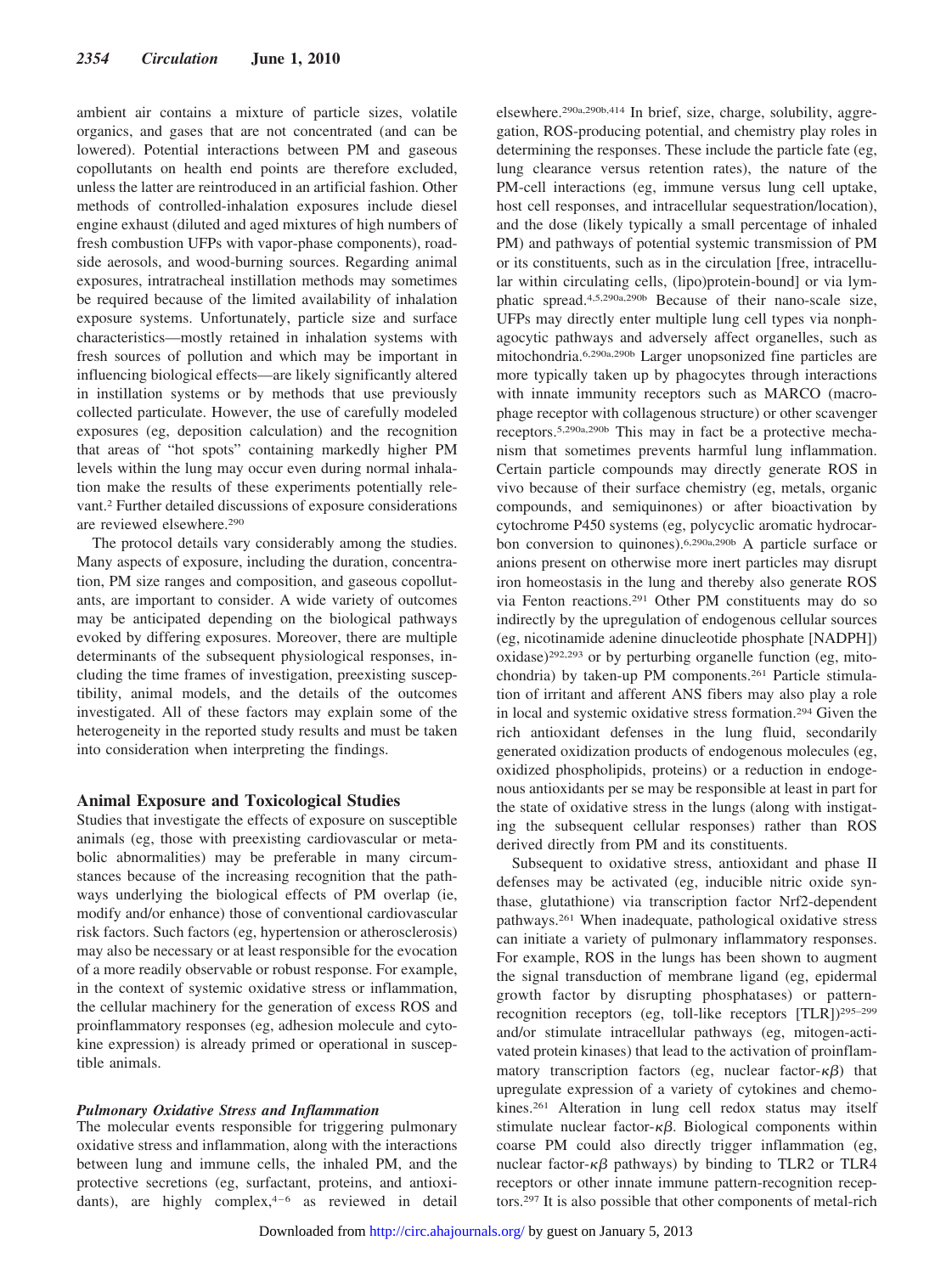ambient air contains a mixture of particle sizes, volatile organics, and gases that are not concentrated (and can be lowered). Potential interactions between PM and gaseous copollutants on health end points are therefore excluded, unless the latter are reintroduced in an artificial fashion. Other methods of controlled-inhalation exposures include diesel engine exhaust (diluted and aged mixtures of high numbers of fresh combustion UFPs with vapor-phase components), roadside aerosols, and wood-burning sources. Regarding animal exposures, intratracheal instillation methods may sometimes be required because of the limited availability of inhalation exposure systems. Unfortunately, particle size and surface characteristics—mostly retained in inhalation systems with fresh sources of pollution and which may be important in influencing biological effects—are likely significantly altered in instillation systems or by methods that use previously collected particulate. However, the use of carefully modeled exposures (eg, deposition calculation) and the recognition that areas of "hot spots" containing markedly higher PM levels within the lung may occur even during normal inhalation make the results of these experiments potentially relevant.[2] Further detailed discussions of exposure considerations are reviewed elsewhere.[290]

The protocol details vary considerably among the studies. Many aspects of exposure, including the duration, concentration, PM size ranges and composition, and gaseous copollutants, are important to consider. A wide variety of outcomes may be anticipated depending on the biological pathways evoked by differing exposures. Moreover, there are multiple determinants of the subsequent physiological responses, including the time frames of investigation, preexisting susceptibility, animal models, and the details of the outcomes investigated. All of these factors may explain some of the heterogeneity in the reported study results and must be taken into consideration when interpreting the findings.

## Animal Exposure and Toxicological Studies

Studies that investigate the effects of exposure on susceptible animals (eg, those with preexisting cardiovascular or metabolic abnormalities) may be preferable in many circumstances because of the increasing recognition that the pathways underlying the biological effects of PM overlap (ie, modify and/or enhance) those of conventional cardiovascular risk factors. Such factors (eg, hypertension or atherosclerosis) may also be necessary or at least responsible for the evocation of a more readily observable or robust response. For example, in the context of systemic oxidative stress or inflammation, the cellular machinery for the generation of excess ROS and proinflammatory responses (eg, adhesion molecule and cytokine expression) is already primed or operational in susceptible animals.

### *Pulmonary Oxidative Stress and Inflammation*

The molecular events responsible for triggering pulmonary oxidative stress and inflammation, along with the interactions between lung and immune cells, the inhaled PM, and the protective secretions (eg, surfactant, proteins, and antioxidants), are highly complex,[4–6] as reviewed in detail elsewhere.[290a,290b,414] In brief, size, charge, solubility, aggregation, ROS-producing potential, and chemistry play roles in determining the responses. These include the particle fate (eg, lung clearance versus retention rates), the nature of the PM-cell interactions (eg, immune versus lung cell uptake, host cell responses, and intracellular sequestration/location), and the dose (likely typically a small percentage of inhaled PM) and pathways of potential systemic transmission of PM or its constituents, such as in the circulation [free, intracellular within circulating cells, (lipo)protein-bound] or via lymphatic spread.[4,5,290a,290b] Because of their nano-scale size, UFPs may directly enter multiple lung cell types via nonphagocytic pathways and adversely affect organelles, such as mitochondria.[6,290a,290b] Larger unopsonized fine particles are more typically taken up by phagocytes through interactions with innate immunity receptors such as MARCO (macrophage receptor with collagenous structure) or other scavenger receptors.[5,290a,290b] This may in fact be a protective mechanism that sometimes prevents harmful lung inflammation. Certain particle compounds may directly generate ROS in vivo because of their surface chemistry (eg, metals, organic compounds, and semiquinones) or after bioactivation by cytochrome P450 systems (eg, polycyclic aromatic hydrocarbon conversion to quinones).[6,290a,290b] A particle surface or anions present on otherwise more inert particles may disrupt iron homeostasis in the lung and thereby also generate ROS via Fenton reactions.[291] Other PM constituents may do so indirectly by the upregulation of endogenous cellular sources (eg, nicotinamide adenine dinucleotide phosphate [NADPH]) oxidase)[292,293] or by perturbing organelle function (eg, mitochondria) by taken-up PM components.[261] Particle stimulation of irritant and afferent ANS fibers may also play a role in local and systemic oxidative stress formation.[294] Given the rich antioxidant defenses in the lung fluid, secondarily generated oxidization products of endogenous molecules (eg, oxidized phospholipids, proteins) or a reduction in endogenous antioxidants per se may be responsible at least in part for the state of oxidative stress in the lungs (along with instigating the subsequent cellular responses) rather than ROS derived directly from PM and its constituents.

Subsequent to oxidative stress, antioxidant and phase II defenses may be activated (eg, inducible nitric oxide synthase, glutathione) via transcription factor Nrf2-dependent pathways.[261] When inadequate, pathological oxidative stress can initiate a variety of pulmonary inflammatory responses. For example, ROS in the lungs has been shown to augment the signal transduction of membrane ligand (eg, epidermal growth factor by disrupting phosphatases) or pattern-recognition receptors (eg, toll-like receptors [TLR])[295–299] and/or stimulate intracellular pathways (eg, mitogen-activated protein kinases) that lead to the activation of proinflammatory transcription factors (eg, nuclear factor-$\kappa\beta$) that upregulate expression of a variety of cytokines and chemokines.[261] Alteration in lung cell redox status may itself stimulate nuclear factor-$\kappa\beta$. Biological components within coarse PM could also directly trigger inflammation (eg, nuclear factor-$\kappa\beta$ pathways) by binding to TLR2 or TLR4 receptors or other innate immune pattern-recognition receptors.[297] It is also possible that other components of metal-rich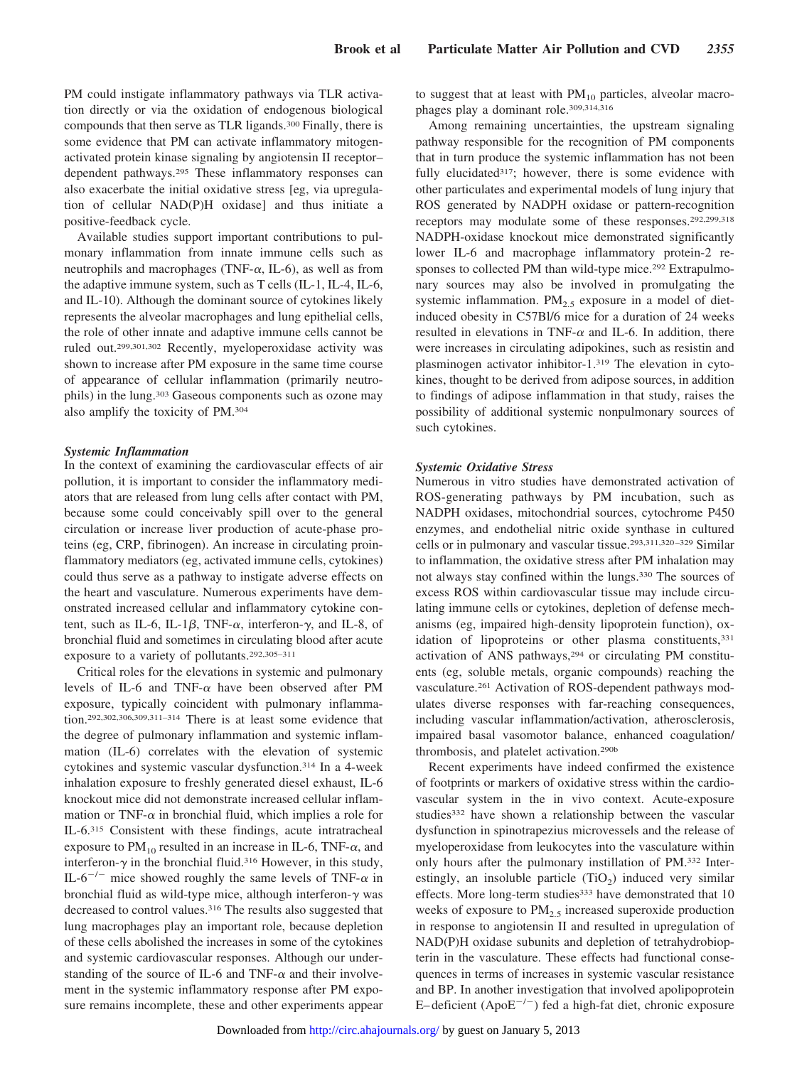PM could instigate inflammatory pathways via TLR activation directly or via the oxidation of endogenous biological compounds that then serve as TLR ligands.[300] Finally, there is some evidence that PM can activate inflammatory mitogen-activated protein kinase signaling by angiotensin II receptor–dependent pathways.[295] These inflammatory responses can also exacerbate the initial oxidative stress [eg, via upregulation of cellular NAD(P)H oxidase] and thus initiate a positive-feedback cycle.

Available studies support important contributions to pulmonary inflammation from innate immune cells such as neutrophils and macrophages (TNF-$\alpha$, IL-6), as well as from the adaptive immune system, such as T cells (IL-1, IL-4, IL-6, and IL-10). Although the dominant source of cytokines likely represents the alveolar macrophages and lung epithelial cells, the role of other innate and adaptive immune cells cannot be ruled out.[299,301,302] Recently, myeloperoxidase activity was shown to increase after PM exposure in the same time course of appearance of cellular inflammation (primarily neutrophils) in the lung.[303] Gaseous components such as ozone may also amplify the toxicity of PM.[304]

### *Systemic Inflammation*

In the context of examining the cardiovascular effects of air pollution, it is important to consider the inflammatory mediators that are released from lung cells after contact with PM, because some could conceivably spill over to the general circulation or increase liver production of acute-phase proteins (eg, CRP, fibrinogen). An increase in circulating proinflammatory mediators (eg, activated immune cells, cytokines) could thus serve as a pathway to instigate adverse effects on the heart and vasculature. Numerous experiments have demonstrated increased cellular and inflammatory cytokine content, such as IL-6, IL-1$\beta$, TNF-$\alpha$, interferon-$\gamma$, and IL-8, of bronchial fluid and sometimes in circulating blood after acute exposure to a variety of pollutants.[292,305–311]

Critical roles for the elevations in systemic and pulmonary levels of IL-6 and TNF-$\alpha$ have been observed after PM exposure, typically coincident with pulmonary inflammation.[292,302,306,309,311–314] There is at least some evidence that the degree of pulmonary inflammation and systemic inflammation (IL-6) correlates with the elevation of systemic cytokines and systemic vascular dysfunction.[314] In a 4-week inhalation exposure to freshly generated diesel exhaust, IL-6 knockout mice did not demonstrate increased cellular inflammation or TNF-$\alpha$ in bronchial fluid, which implies a role for IL-6.[315] Consistent with these findings, acute intratracheal exposure to $PM_{10}$ resulted in an increase in IL-6, TNF-$\alpha$, and interferon-$\gamma$ in the bronchial fluid.[316] However, in this study, IL-6$^{-/-}$ mice showed roughly the same levels of TNF-$\alpha$ in bronchial fluid as wild-type mice, although interferon-$\gamma$ was decreased to control values.[316] The results also suggested that lung macrophages play an important role, because depletion of these cells abolished the increases in some of the cytokines and systemic cardiovascular responses. Although our understanding of the source of IL-6 and TNF-$\alpha$ and their involvement in the systemic inflammatory response after PM exposure remains incomplete, these and other experiments appear to suggest that at least with $PM_{10}$ particles, alveolar macrophages play a dominant role.[309,314,316]

Among remaining uncertainties, the upstream signaling pathway responsible for the recognition of PM components that in turn produce the systemic inflammation has not been fully elucidated[317]; however, there is some evidence with other particulates and experimental models of lung injury that ROS generated by NADPH oxidase or pattern-recognition receptors may modulate some of these responses.[292,299,318] NADPH-oxidase knockout mice demonstrated significantly lower IL-6 and macrophage inflammatory protein-2 responses to collected PM than wild-type mice.[292] Extrapulmonary sources may also be involved in promulgating the systemic inflammation. $PM_{2.5}$ exposure in a model of diet-induced obesity in C57Bl/6 mice for a duration of 24 weeks resulted in elevations in TNF-$\alpha$ and IL-6. In addition, there were increases in circulating adipokines, such as resistin and plasminogen activator inhibitor-1.[319] The elevation in cytokines, thought to be derived from adipose sources, in addition to findings of adipose inflammation in that study, raises the possibility of additional systemic nonpulmonary sources of such cytokines.

### *Systemic Oxidative Stress*

Numerous in vitro studies have demonstrated activation of ROS-generating pathways by PM incubation, such as NADPH oxidases, mitochondrial sources, cytochrome P450 enzymes, and endothelial nitric oxide synthase in cultured cells or in pulmonary and vascular tissue.[293,311,320–329] Similar to inflammation, the oxidative stress after PM inhalation may not always stay confined within the lungs.[330] The sources of excess ROS within cardiovascular tissue may include circulating immune cells or cytokines, depletion of defense mechanisms (eg, impaired high-density lipoprotein function), oxidation of lipoproteins or other plasma constituents,[331] activation of ANS pathways,[294] or circulating PM constituents (eg, soluble metals, organic compounds) reaching the vasculature.[261] Activation of ROS-dependent pathways modulates diverse responses with far-reaching consequences, including vascular inflammation/activation, atherosclerosis, impaired basal vasomotor balance, enhanced coagulation/thrombosis, and platelet activation.[290b]

Recent experiments have indeed confirmed the existence of footprints or markers of oxidative stress within the cardiovascular system in the in vivo context. Acute-exposure studies[332] have shown a relationship between the vascular dysfunction in spinotrapezius microvessels and the release of myeloperoxidase from leukocytes into the vasculature within only hours after the pulmonary instillation of PM.[332] Interestingly, an insoluble particle ($TiO_2$) induced very similar effects. More long-term studies[333] have demonstrated that 10 weeks of exposure to $PM_{2.5}$ increased superoxide production in response to angiotensin II and resulted in upregulation of NAD(P)H oxidase subunits and depletion of tetrahydrobiopterin in the vasculature. These effects had functional consequences in terms of increases in systemic vascular resistance and BP. In another investigation that involved apolipoprotein E–deficient (ApoE$^{-/-}$) fed a high-fat diet, chronic exposure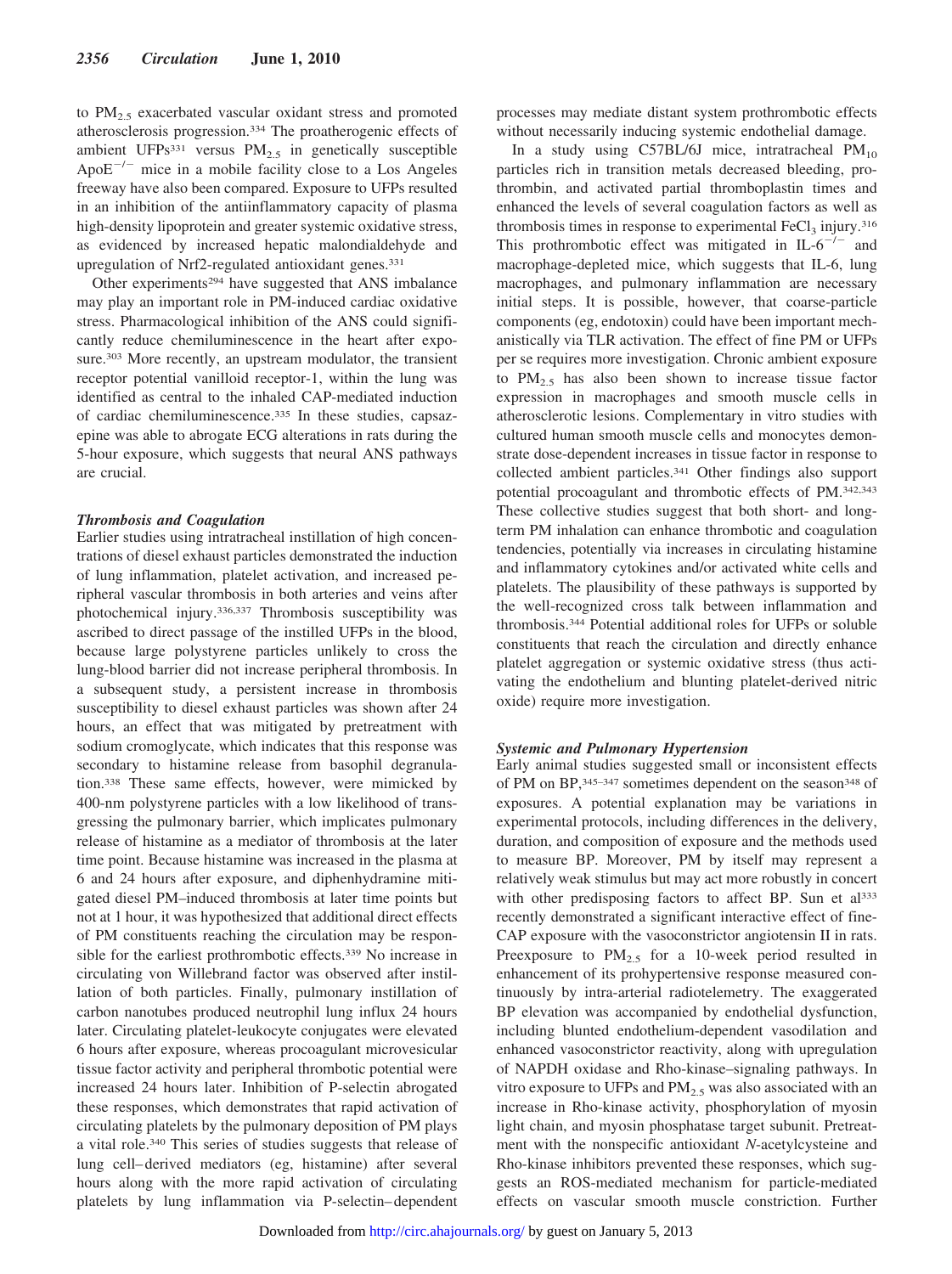to $PM_{2.5}$ exacerbated vascular oxidant stress and promoted atherosclerosis progression.[334] The proatherogenic effects of ambient UFPs[331] versus $PM_{2.5}$ in genetically susceptible $ApoE^{-/-}$ mice in a mobile facility close to a Los Angeles freeway have also been compared. Exposure to UFPs resulted in an inhibition of the antiinflammatory capacity of plasma high-density lipoprotein and greater systemic oxidative stress, as evidenced by increased hepatic malondialdehyde and upregulation of Nrf2-regulated antioxidant genes.[331]

Other experiments[294] have suggested that ANS imbalance may play an important role in PM-induced cardiac oxidative stress. Pharmacological inhibition of the ANS could significantly reduce chemiluminescence in the heart after exposure.[303] More recently, an upstream modulator, the transient receptor potential vanilloid receptor-1, within the lung was identified as central to the inhaled CAP-mediated induction of cardiac chemiluminescence.[335] In these studies, capsazepine was able to abrogate ECG alterations in rats during the 5-hour exposure, which suggests that neural ANS pathways are crucial.

### *Thrombosis and Coagulation*

Earlier studies using intratracheal instillation of high concentrations of diesel exhaust particles demonstrated the induction of lung inflammation, platelet activation, and increased peripheral vascular thrombosis in both arteries and veins after photochemical injury.[336,337] Thrombosis susceptibility was ascribed to direct passage of the instilled UFPs in the blood, because large polystyrene particles unlikely to cross the lung-blood barrier did not increase peripheral thrombosis. In a subsequent study, a persistent increase in thrombosis susceptibility to diesel exhaust particles was shown after 24 hours, an effect that was mitigated by pretreatment with sodium cromoglycate, which indicates that this response was secondary to histamine release from basophil degranulation.[338] These same effects, however, were mimicked by 400-nm polystyrene particles with a low likelihood of transgressing the pulmonary barrier, which implicates pulmonary release of histamine as a mediator of thrombosis at the later time point. Because histamine was increased in the plasma at 6 and 24 hours after exposure, and diphenhydramine mitigated diesel PM–induced thrombosis at later time points but not at 1 hour, it was hypothesized that additional direct effects of PM constituents reaching the circulation may be responsible for the earliest prothrombotic effects.[339] No increase in circulating von Willebrand factor was observed after instillation of both particles. Finally, pulmonary instillation of carbon nanotubes produced neutrophil lung influx 24 hours later. Circulating platelet-leukocyte conjugates were elevated 6 hours after exposure, whereas procoagulant microvesicular tissue factor activity and peripheral thrombotic potential were increased 24 hours later. Inhibition of P-selectin abrogated these responses, which demonstrates that rapid activation of circulating platelets by the pulmonary deposition of PM plays a vital role.[340] This series of studies suggests that release of lung cell–derived mediators (eg, histamine) after several hours along with the more rapid activation of circulating platelets by lung inflammation via P-selectin–dependent processes may mediate distant system prothrombotic effects without necessarily inducing systemic endothelial damage.

In a study using C57BL/6J mice, intratracheal $PM_{10}$ particles rich in transition metals decreased bleeding, prothrombin, and activated partial thromboplastin times and enhanced the levels of several coagulation factors as well as thrombosis times in response to experimental $FeCl_3$ injury.[316] This prothrombotic effect was mitigated in $IL\text{-}6^{-/-}$ and macrophage-depleted mice, which suggests that IL-6, lung macrophages, and pulmonary inflammation are necessary initial steps. It is possible, however, that coarse-particle components (eg, endotoxin) could have been important mechanistically via TLR activation. The effect of fine PM or UFPs per se requires more investigation. Chronic ambient exposure to $PM_{2.5}$ has also been shown to increase tissue factor expression in macrophages and smooth muscle cells in atherosclerotic lesions. Complementary in vitro studies with cultured human smooth muscle cells and monocytes demonstrate dose-dependent increases in tissue factor in response to collected ambient particles.[341] Other findings also support potential procoagulant and thrombotic effects of PM.[342,343] These collective studies suggest that both short- and long-term PM inhalation can enhance thrombotic and coagulation tendencies, potentially via increases in circulating histamine and inflammatory cytokines and/or activated white cells and platelets. The plausibility of these pathways is supported by the well-recognized cross talk between inflammation and thrombosis.[344] Potential additional roles for UFPs or soluble constituents that reach the circulation and directly enhance platelet aggregation or systemic oxidative stress (thus activating the endothelium and blunting platelet-derived nitric oxide) require more investigation.

### *Systemic and Pulmonary Hypertension*

Early animal studies suggested small or inconsistent effects of PM on BP,[345–347] sometimes dependent on the season[348] of exposures. A potential explanation may be variations in experimental protocols, including differences in the delivery, duration, and composition of exposure and the methods used to measure BP. Moreover, PM by itself may represent a relatively weak stimulus but may act more robustly in concert with other predisposing factors to affect BP. Sun et al[333] recently demonstrated a significant interactive effect of fine-CAP exposure with the vasoconstrictor angiotensin II in rats. Preexposure to $PM_{2.5}$ for a 10-week period resulted in enhancement of its prohypertensive response measured continuously by intra-arterial radiotelemetry. The exaggerated BP elevation was accompanied by endothelial dysfunction, including blunted endothelium-dependent vasodilation and enhanced vasoconstrictor reactivity, along with upregulation of NAPDH oxidase and Rho-kinase–signaling pathways. In vitro exposure to UFPs and $PM_{2.5}$ was also associated with an increase in Rho-kinase activity, phosphorylation of myosin light chain, and myosin phosphatase target subunit. Pretreatment with the nonspecific antioxidant *N*-acetylcysteine and Rho-kinase inhibitors prevented these responses, which suggests an ROS-mediated mechanism for particle-mediated effects on vascular smooth muscle constriction. Further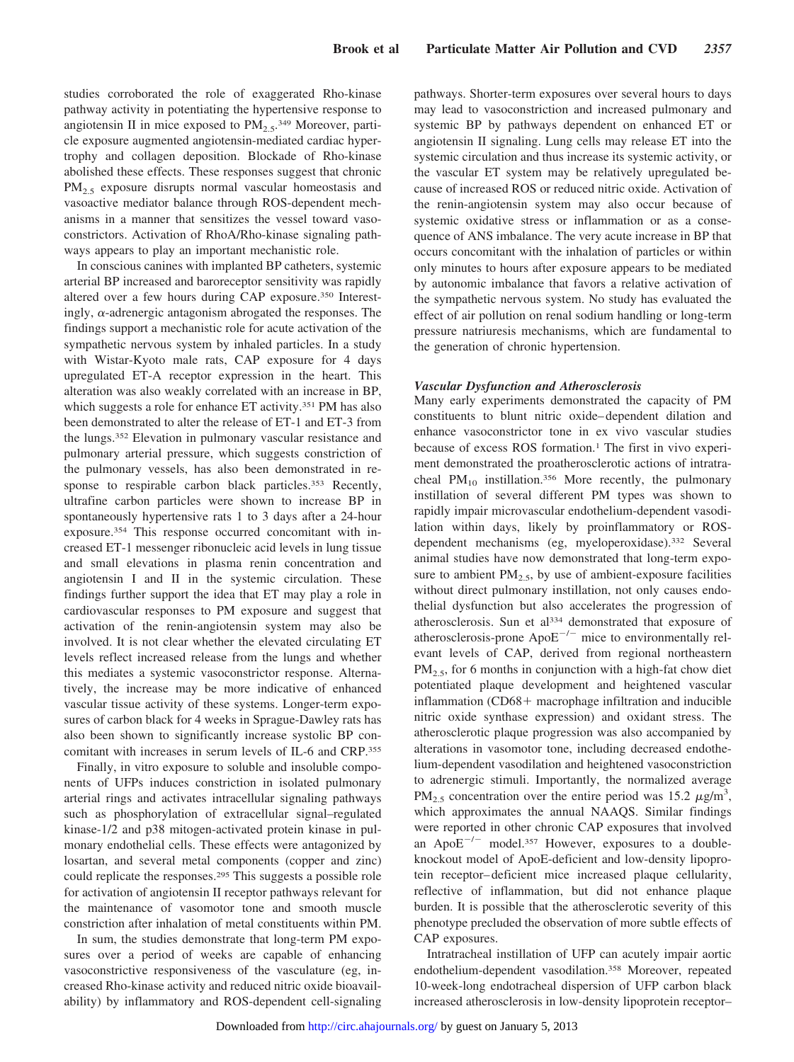studies corroborated the role of exaggerated Rho-kinase pathway activity in potentiating the hypertensive response to angiotensin II in mice exposed to $PM_{2.5}$.[349] Moreover, particle exposure augmented angiotensin-mediated cardiac hypertrophy and collagen deposition. Blockade of Rho-kinase abolished these effects. These responses suggest that chronic $PM_{2.5}$ exposure disrupts normal vascular homeostasis and vasoactive mediator balance through ROS-dependent mechanisms in a manner that sensitizes the vessel toward vasoconstrictors. Activation of RhoA/Rho-kinase signaling pathways appears to play an important mechanistic role.

In conscious canines with implanted BP catheters, systemic arterial BP increased and baroreceptor sensitivity was rapidly altered over a few hours during CAP exposure.[350] Interestingly, α-adrenergic antagonism abrogated the responses. The findings support a mechanistic role for acute activation of the sympathetic nervous system by inhaled particles. In a study with Wistar-Kyoto male rats, CAP exposure for 4 days upregulated ET-A receptor expression in the heart. This alteration was also weakly correlated with an increase in BP, which suggests a role for enhance ET activity.[351] PM has also been demonstrated to alter the release of ET-1 and ET-3 from the lungs.[352] Elevation in pulmonary vascular resistance and pulmonary arterial pressure, which suggests constriction of the pulmonary vessels, has also been demonstrated in response to respirable carbon black particles.[353] Recently, ultrafine carbon particles were shown to increase BP in spontaneously hypertensive rats 1 to 3 days after a 24-hour exposure.[354] This response occurred concomitant with increased ET-1 messenger ribonucleic acid levels in lung tissue and small elevations in plasma renin concentration and angiotensin I and II in the systemic circulation. These findings further support the idea that ET may play a role in cardiovascular responses to PM exposure and suggest that activation of the renin-angiotensin system may also be involved. It is not clear whether the elevated circulating ET levels reflect increased release from the lungs and whether this mediates a systemic vasoconstrictor response. Alternatively, the increase may be more indicative of enhanced vascular tissue activity of these systems. Longer-term exposures of carbon black for 4 weeks in Sprague-Dawley rats has also been shown to significantly increase systolic BP concomitant with increases in serum levels of IL-6 and CRP.[355]

Finally, in vitro exposure to soluble and insoluble components of UFPs induces constriction in isolated pulmonary arterial rings and activates intracellular signaling pathways such as phosphorylation of extracellular signal–regulated kinase-1/2 and p38 mitogen-activated protein kinase in pulmonary endothelial cells. These effects were antagonized by losartan, and several metal components (copper and zinc) could replicate the responses.[295] This suggests a possible role for activation of angiotensin II receptor pathways relevant for the maintenance of vasomotor tone and smooth muscle constriction after inhalation of metal constituents within PM.

In sum, the studies demonstrate that long-term PM exposures over a period of weeks are capable of enhancing vasoconstrictive responsiveness of the vasculature (eg, increased Rho-kinase activity and reduced nitric oxide bioavailability) by inflammatory and ROS-dependent cell-signaling pathways. Shorter-term exposures over several hours to days may lead to vasoconstriction and increased pulmonary and systemic BP by pathways dependent on enhanced ET or angiotensin II signaling. Lung cells may release ET into the systemic circulation and thus increase its systemic activity, or the vascular ET system may be relatively upregulated because of increased ROS or reduced nitric oxide. Activation of the renin-angiotensin system may also occur because of systemic oxidative stress or inflammation or as a consequence of ANS imbalance. The very acute increase in BP that occurs concomitant with the inhalation of particles or within only minutes to hours after exposure appears to be mediated by autonomic imbalance that favors a relative activation of the sympathetic nervous system. No study has evaluated the effect of air pollution on renal sodium handling or long-term pressure natriuresis mechanisms, which are fundamental to the generation of chronic hypertension.

### *Vascular Dysfunction and Atherosclerosis*

Many early experiments demonstrated the capacity of PM constituents to blunt nitric oxide–dependent dilation and enhance vasoconstrictor tone in ex vivo vascular studies because of excess ROS formation.[1] The first in vivo experiment demonstrated the proatherosclerotic actions of intratracheal $PM_{10}$ instillation.[356] More recently, the pulmonary instillation of several different PM types was shown to rapidly impair microvascular endothelium-dependent vasodilation within days, likely by proinflammatory or ROS-dependent mechanisms (eg, myeloperoxidase).[332] Several animal studies have now demonstrated that long-term exposure to ambient $PM_{2.5}$, by use of ambient-exposure facilities without direct pulmonary instillation, not only causes endothelial dysfunction but also accelerates the progression of atherosclerosis. Sun et al[334] demonstrated that exposure of atherosclerosis-prone $ApoE^{-/-}$ mice to environmentally relevant levels of CAP, derived from regional northeastern $PM_{2.5}$, for 6 months in conjunction with a high-fat chow diet potentiated plaque development and heightened vascular inflammation (CD68+ macrophage infiltration and inducible nitric oxide synthase expression) and oxidant stress. The atherosclerotic plaque progression was also accompanied by alterations in vasomotor tone, including decreased endothelium-dependent vasodilation and heightened vasoconstriction to adrenergic stimuli. Importantly, the normalized average $PM_{2.5}$ concentration over the entire period was 15.2 $\mu g/m^3$, which approximates the annual NAAQS. Similar findings were reported in other chronic CAP exposures that involved an $ApoE^{-/-}$ model.[357] However, exposures to a double-knockout model of ApoE-deficient and low-density lipoprotein receptor–deficient mice increased plaque cellularity, reflective of inflammation, but did not enhance plaque burden. It is possible that the atherosclerotic severity of this phenotype precluded the observation of more subtle effects of CAP exposures.

Intratracheal instillation of UFP can acutely impair aortic endothelium-dependent vasodilation.[358] Moreover, repeated 10-week-long endotracheal dispersion of UFP carbon black increased atherosclerosis in low-density lipoprotein receptor–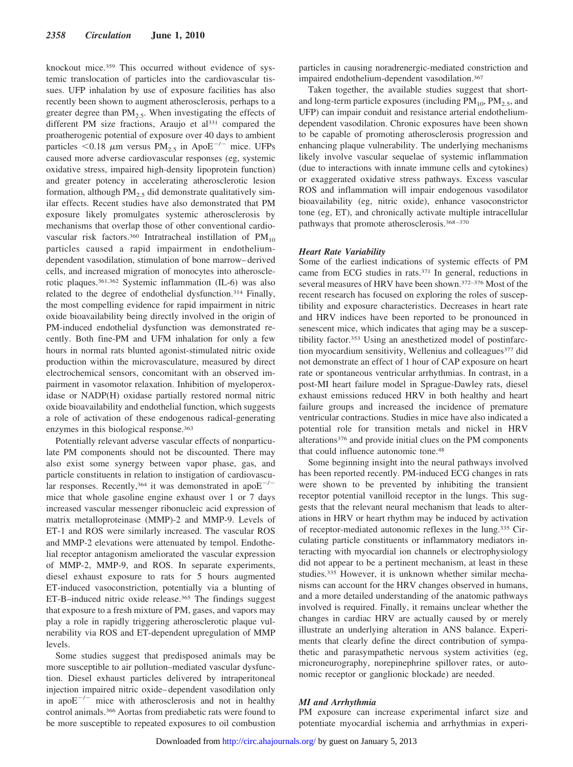knockout mice.[359] This occurred without evidence of systemic translocation of particles into the cardiovascular tissues. UFP inhalation by use of exposure facilities has also recently been shown to augment atherosclerosis, perhaps to a greater degree than $PM_{2.5}$. When investigating the effects of different PM size fractions, Araujo et al[331] compared the proatherogenic potential of exposure over 40 days to ambient particles $<0.18$ $\mu$m versus $PM_{2.5}$ in ApoE$^{-/-}$ mice. UFPs caused more adverse cardiovascular responses (eg, systemic oxidative stress, impaired high-density lipoprotein function) and greater potency in accelerating atherosclerotic lesion formation, although $PM_{2.5}$ did demonstrate qualitatively similar effects. Recent studies have also demonstrated that PM exposure likely promulgates systemic atherosclerosis by mechanisms that overlap those of other conventional cardiovascular risk factors.[360] Intratracheal instillation of $PM_{10}$ particles caused a rapid impairment in endothelium-dependent vasodilation, stimulation of bone marrow–derived cells, and increased migration of monocytes into atherosclerotic plaques.[361,362] Systemic inflammation (IL-6) was also related to the degree of endothelial dysfunction.[314] Finally, the most compelling evidence for rapid impairment in nitric oxide bioavailability being directly involved in the origin of PM-induced endothelial dysfunction was demonstrated recently. Both fine-PM and UFM inhalation for only a few hours in normal rats blunted agonist-stimulated nitric oxide production within the microvasculature, measured by direct electrochemical sensors, concomitant with an observed impairment in vasomotor relaxation. Inhibition of myeloperoxidase or NADP(H) oxidase partially restored normal nitric oxide bioavailability and endothelial function, which suggests a role of activation of these endogenous radical-generating enzymes in this biological response.[363]

Potentially relevant adverse vascular effects of nonparticulate PM components should not be discounted. There may also exist some synergy between vapor phase, gas, and particle constituents in relation to instigation of cardiovascular responses. Recently,[364] it was demonstrated in apoE$^{-/-}$ mice that whole gasoline engine exhaust over 1 or 7 days increased vascular messenger ribonucleic acid expression of matrix metalloproteinase (MMP)-2 and MMP-9. Levels of ET-1 and ROS were similarly increased. The vascular ROS and MMP-2 elevations were attenuated by tempol. Endothelial receptor antagonism ameliorated the vascular expression of MMP-2, MMP-9, and ROS. In separate experiments, diesel exhaust exposure to rats for 5 hours augmented ET-induced vasoconstriction, potentially via a blunting of ET-B–induced nitric oxide release.[365] The findings suggest that exposure to a fresh mixture of PM, gases, and vapors may play a role in rapidly triggering atherosclerotic plaque vulnerability via ROS and ET-dependent upregulation of MMP levels.

Some studies suggest that predisposed animals may be more susceptible to air pollution–mediated vascular dysfunction. Diesel exhaust particles delivered by intraperitoneal injection impaired nitric oxide–dependent vasodilation only in apoE$^{-/-}$ mice with atherosclerosis and not in healthy control animals.[366] Aortas from prediabetic rats were found to be more susceptible to repeated exposures to oil combustion particles in causing noradrenergic-mediated constriction and impaired endothelium-dependent vasodilation.[367]

Taken together, the available studies suggest that short- and long-term particle exposures (including $PM_{10}$, $PM_{2.5}$, and UFP) can impair conduit and resistance arterial endothelium-dependent vasodilation. Chronic exposures have been shown to be capable of promoting atherosclerosis progression and enhancing plaque vulnerability. The underlying mechanisms likely involve vascular sequelae of systemic inflammation (due to interactions with innate immune cells and cytokines) or exaggerated oxidative stress pathways. Excess vascular ROS and inflammation will impair endogenous vasodilator bioavailability (eg, nitric oxide), enhance vasoconstrictor tone (eg, ET), and chronically activate multiple intracellular pathways that promote atherosclerosis.[368–370]

#### *Heart Rate Variability*

Some of the earliest indications of systemic effects of PM came from ECG studies in rats.[371] In general, reductions in several measures of HRV have been shown.[372–376] Most of the recent research has focused on exploring the roles of susceptibility and exposure characteristics. Decreases in heart rate and HRV indices have been reported to be pronounced in senescent mice, which indicates that aging may be a susceptibility factor.[353] Using an anesthetized model of postinfarction myocardium sensitivity, Wellenius and colleagues[377] did not demonstrate an effect of 1 hour of CAP exposure on heart rate or spontaneous ventricular arrhythmias. In contrast, in a post-MI heart failure model in Sprague-Dawley rats, diesel exhaust emissions reduced HRV in both healthy and heart failure groups and increased the incidence of premature ventricular contractions. Studies in mice have also indicated a potential role for transition metals and nickel in HRV alterations[376] and provide initial clues on the PM components that could influence autonomic tone.[48]

Some beginning insight into the neural pathways involved has been reported recently. PM-induced ECG changes in rats were shown to be prevented by inhibiting the transient receptor potential vanilloid receptor in the lungs. This suggests that the relevant neural mechanism that leads to alterations in HRV or heart rhythm may be induced by activation of receptor-mediated autonomic reflexes in the lung.[335] Circulating particle constituents or inflammatory mediators interacting with myocardial ion channels or electrophysiology did not appear to be a pertinent mechanism, at least in these studies.[335] However, it is unknown whether similar mechanisms can account for the HRV changes observed in humans, and a more detailed understanding of the anatomic pathways involved is required. Finally, it remains unclear whether the changes in cardiac HRV are actually caused by or merely illustrate an underlying alteration in ANS balance. Experiments that clearly define the direct contribution of sympathetic and parasympathetic nervous system activities (eg, microneurography, norepinephrine spillover rates, or autonomic receptor or ganglionic blockade) are needed.

#### *MI and Arrhythmia*

PM exposure can increase experimental infarct size and potentiate myocardial ischemia and arrhythmias in experi-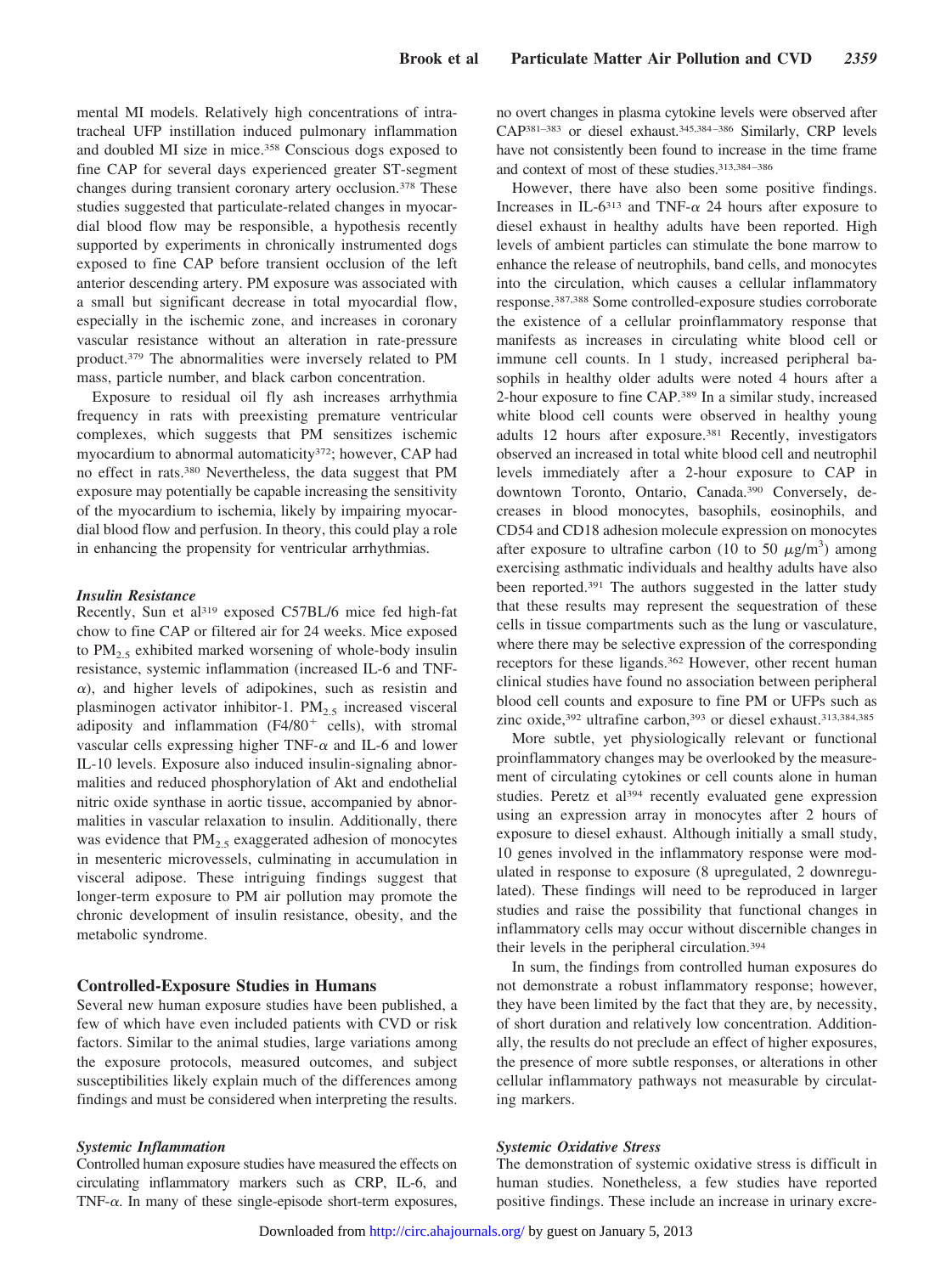mental MI models. Relatively high concentrations of intratracheal UFP instillation induced pulmonary inflammation and doubled MI size in mice.[358] Conscious dogs exposed to fine CAP for several days experienced greater ST-segment changes during transient coronary artery occlusion.[378] These studies suggested that particulate-related changes in myocardial blood flow may be responsible, a hypothesis recently supported by experiments in chronically instrumented dogs exposed to fine CAP before transient occlusion of the left anterior descending artery. PM exposure was associated with a small but significant decrease in total myocardial flow, especially in the ischemic zone, and increases in coronary vascular resistance without an alteration in rate-pressure product.[379] The abnormalities were inversely related to PM mass, particle number, and black carbon concentration.

Exposure to residual oil fly ash increases arrhythmia frequency in rats with preexisting premature ventricular complexes, which suggests that PM sensitizes ischemic myocardium to abnormal automaticity[372]; however, CAP had no effect in rats.[380] Nevertheless, the data suggest that PM exposure may potentially be capable increasing the sensitivity of the myocardium to ischemia, likely by impairing myocardial blood flow and perfusion. In theory, this could play a role in enhancing the propensity for ventricular arrhythmias.

#### *Insulin Resistance*

Recently, Sun et al[319] exposed C57BL/6 mice fed high-fat chow to fine CAP or filtered air for 24 weeks. Mice exposed to $PM_{2.5}$ exhibited marked worsening of whole-body insulin resistance, systemic inflammation (increased IL-6 and TNF-$\alpha$), and higher levels of adipokines, such as resistin and plasminogen activator inhibitor-1. $PM_{2.5}$ increased visceral adiposity and inflammation ($F4/80^{+}$ cells), with stromal vascular cells expressing higher TNF-$\alpha$ and IL-6 and lower IL-10 levels. Exposure also induced insulin-signaling abnormalities and reduced phosphorylation of Akt and endothelial nitric oxide synthase in aortic tissue, accompanied by abnormalities in vascular relaxation to insulin. Additionally, there was evidence that $PM_{2.5}$ exaggerated adhesion of monocytes in mesenteric microvessels, culminating in accumulation in visceral adipose. These intriguing findings suggest that longer-term exposure to PM air pollution may promote the chronic development of insulin resistance, obesity, and the metabolic syndrome.

### Controlled-Exposure Studies in Humans

Several new human exposure studies have been published, a few of which have even included patients with CVD or risk factors. Similar to the animal studies, large variations among the exposure protocols, measured outcomes, and subject susceptibilities likely explain much of the differences among findings and must be considered when interpreting the results.

#### *Systemic Inflammation*

Controlled human exposure studies have measured the effects on circulating inflammatory markers such as CRP, IL-6, and TNF-$\alpha$. In many of these single-episode short-term exposures, no overt changes in plasma cytokine levels were observed after CAP[381–383] or diesel exhaust.[345,384–386] Similarly, CRP levels have not consistently been found to increase in the time frame and context of most of these studies.[313,384–386]

However, there have also been some positive findings. Increases in IL-6[313] and TNF-$\alpha$ 24 hours after exposure to diesel exhaust in healthy adults have been reported. High levels of ambient particles can stimulate the bone marrow to enhance the release of neutrophils, band cells, and monocytes into the circulation, which causes a cellular inflammatory response.[387,388] Some controlled-exposure studies corroborate the existence of a cellular proinflammatory response that manifests as increases in circulating white blood cell or immune cell counts. In 1 study, increased peripheral basophils in healthy older adults were noted 4 hours after a 2-hour exposure to fine CAP.[389] In a similar study, increased white blood cell counts were observed in healthy young adults 12 hours after exposure.[381] Recently, investigators observed an increased in total white blood cell and neutrophil levels immediately after a 2-hour exposure to CAP in downtown Toronto, Ontario, Canada.[390] Conversely, decreases in blood monocytes, basophils, eosinophils, and CD54 and CD18 adhesion molecule expression on monocytes after exposure to ultrafine carbon (10 to 50 $\mu g/m^3$) among exercising asthmatic individuals and healthy adults have also been reported.[391] The authors suggested in the latter study that these results may represent the sequestration of these cells in tissue compartments such as the lung or vasculature, where there may be selective expression of the corresponding receptors for these ligands.[362] However, other recent human clinical studies have found no association between peripheral blood cell counts and exposure to fine PM or UFPs such as zinc oxide,[392] ultrafine carbon,[393] or diesel exhaust.[313,384,385]

More subtle, yet physiologically relevant or functional proinflammatory changes may be overlooked by the measurement of circulating cytokines or cell counts alone in human studies. Peretz et al[394] recently evaluated gene expression using an expression array in monocytes after 2 hours of exposure to diesel exhaust. Although initially a small study, 10 genes involved in the inflammatory response were modulated in response to exposure (8 upregulated, 2 downregulated). These findings will need to be reproduced in larger studies and raise the possibility that functional changes in inflammatory cells may occur without discernible changes in their levels in the peripheral circulation.[394]

In sum, the findings from controlled human exposures do not demonstrate a robust inflammatory response; however, they have been limited by the fact that they are, by necessity, of short duration and relatively low concentration. Additionally, the results do not preclude an effect of higher exposures, the presence of more subtle responses, or alterations in other cellular inflammatory pathways not measurable by circulating markers.

#### *Systemic Oxidative Stress*

The demonstration of systemic oxidative stress is difficult in human studies. Nonetheless, a few studies have reported positive findings. These include an increase in urinary excre-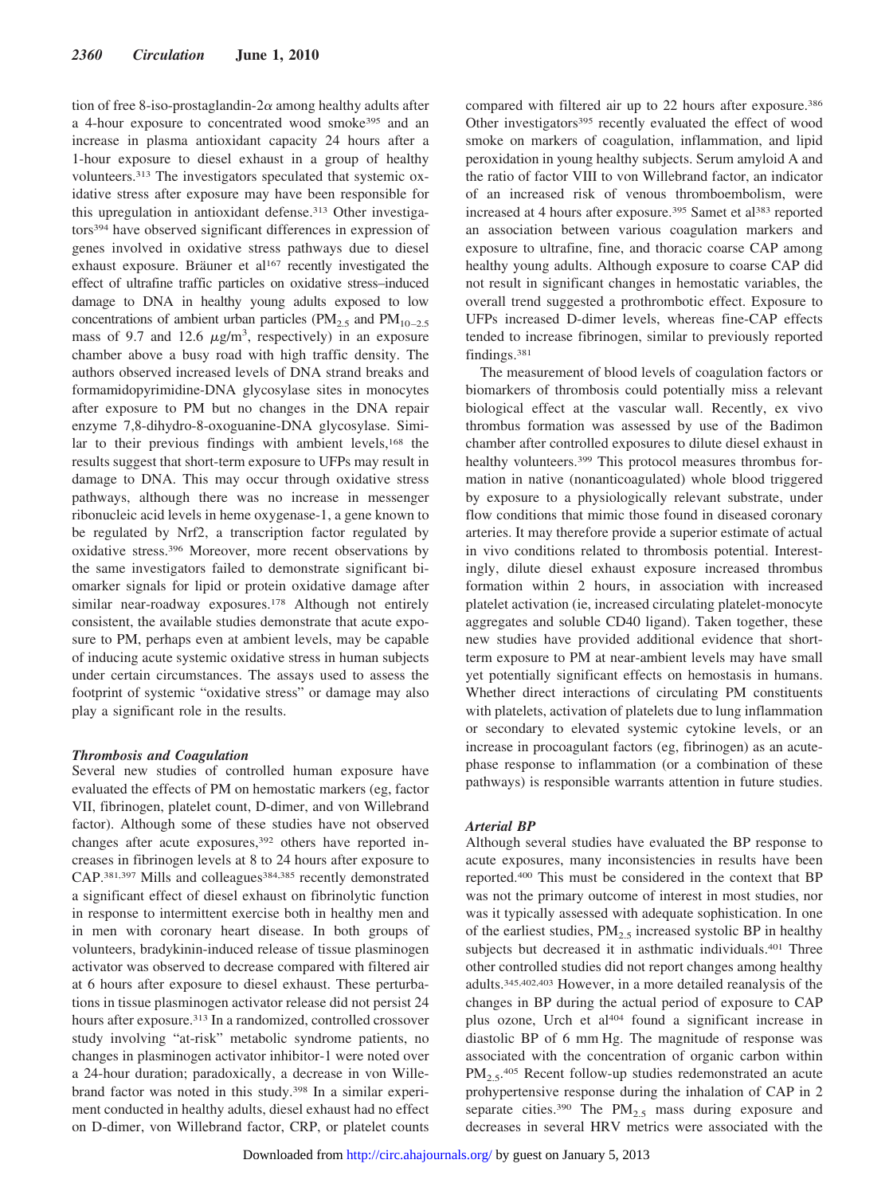tion of free 8-iso-prostaglandin-2$\alpha$ among healthy adults after a 4-hour exposure to concentrated wood smoke[395] and an increase in plasma antioxidant capacity 24 hours after a 1-hour exposure to diesel exhaust in a group of healthy volunteers.[313] The investigators speculated that systemic oxidative stress after exposure may have been responsible for this upregulation in antioxidant defense.[313] Other investigators[394] have observed significant differences in expression of genes involved in oxidative stress pathways due to diesel exhaust exposure. Bräuner et al[167] recently investigated the effect of ultrafine traffic particles on oxidative stress–induced damage to DNA in healthy young adults exposed to low concentrations of ambient urban particles ($PM_{2.5}$ and $PM_{10-2.5}$ mass of 9.7 and 12.6 $\mu g/m^3$, respectively) in an exposure chamber above a busy road with high traffic density. The authors observed increased levels of DNA strand breaks and formamidopyrimidine-DNA glycosylase sites in monocytes after exposure to PM but no changes in the DNA repair enzyme 7,8-dihydro-8-oxoguanine-DNA glycosylase. Similar to their previous findings with ambient levels,[168] the results suggest that short-term exposure to UFPs may result in damage to DNA. This may occur through oxidative stress pathways, although there was no increase in messenger ribonucleic acid levels in heme oxygenase-1, a gene known to be regulated by Nrf2, a transcription factor regulated by oxidative stress.[396] Moreover, more recent observations by the same investigators failed to demonstrate significant biomarker signals for lipid or protein oxidative damage after similar near-roadway exposures.[178] Although not entirely consistent, the available studies demonstrate that acute exposure to PM, perhaps even at ambient levels, may be capable of inducing acute systemic oxidative stress in human subjects under certain circumstances. The assays used to assess the footprint of systemic "oxidative stress" or damage may also play a significant role in the results.

### *Thrombosis and Coagulation*

Several new studies of controlled human exposure have evaluated the effects of PM on hemostatic markers (eg, factor VII, fibrinogen, platelet count, D-dimer, and von Willebrand factor). Although some of these studies have not observed changes after acute exposures,[392] others have reported increases in fibrinogen levels at 8 to 24 hours after exposure to CAP.[381,397] Mills and colleagues[384,385] recently demonstrated a significant effect of diesel exhaust on fibrinolytic function in response to intermittent exercise both in healthy men and in men with coronary heart disease. In both groups of volunteers, bradykinin-induced release of tissue plasminogen activator was observed to decrease compared with filtered air at 6 hours after exposure to diesel exhaust. These perturbations in tissue plasminogen activator release did not persist 24 hours after exposure.[313] In a randomized, controlled crossover study involving "at-risk" metabolic syndrome patients, no changes in plasminogen activator inhibitor-1 were noted over a 24-hour duration; paradoxically, a decrease in von Willebrand factor was noted in this study.[398] In a similar experiment conducted in healthy adults, diesel exhaust had no effect on D-dimer, von Willebrand factor, CRP, or platelet counts compared with filtered air up to 22 hours after exposure.[386] Other investigators[395] recently evaluated the effect of wood smoke on markers of coagulation, inflammation, and lipid peroxidation in young healthy subjects. Serum amyloid A and the ratio of factor VIII to von Willebrand factor, an indicator of an increased risk of venous thromboembolism, were increased at 4 hours after exposure.[395] Samet et al[383] reported an association between various coagulation markers and exposure to ultrafine, fine, and thoracic coarse CAP among healthy young adults. Although exposure to coarse CAP did not result in significant changes in hemostatic variables, the overall trend suggested a prothrombotic effect. Exposure to UFPs increased D-dimer levels, whereas fine-CAP effects tended to increase fibrinogen, similar to previously reported findings.[381]

The measurement of blood levels of coagulation factors or biomarkers of thrombosis could potentially miss a relevant biological effect at the vascular wall. Recently, ex vivo thrombus formation was assessed by use of the Badimon chamber after controlled exposures to dilute diesel exhaust in healthy volunteers.[399] This protocol measures thrombus formation in native (nonanticoagulated) whole blood triggered by exposure to a physiologically relevant substrate, under flow conditions that mimic those found in diseased coronary arteries. It may therefore provide a superior estimate of actual in vivo conditions related to thrombosis potential. Interestingly, dilute diesel exhaust exposure increased thrombus formation within 2 hours, in association with increased platelet activation (ie, increased circulating platelet-monocyte aggregates and soluble CD40 ligand). Taken together, these new studies have provided additional evidence that short-term exposure to PM at near-ambient levels may have small yet potentially significant effects on hemostasis in humans. Whether direct interactions of circulating PM constituents with platelets, activation of platelets due to lung inflammation or secondary to elevated systemic cytokine levels, or an increase in procoagulant factors (eg, fibrinogen) as an acute-phase response to inflammation (or a combination of these pathways) is responsible warrants attention in future studies.

### *Arterial BP*

Although several studies have evaluated the BP response to acute exposures, many inconsistencies in results have been reported.[400] This must be considered in the context that BP was not the primary outcome of interest in most studies, nor was it typically assessed with adequate sophistication. In one of the earliest studies, $PM_{2.5}$ increased systolic BP in healthy subjects but decreased it in asthmatic individuals.[401] Three other controlled studies did not report changes among healthy adults.[345,402,403] However, in a more detailed reanalysis of the changes in BP during the actual period of exposure to CAP plus ozone, Urch et al[404] found a significant increase in diastolic BP of 6 mm Hg. The magnitude of response was associated with the concentration of organic carbon within $PM_{2.5}$.[405] Recent follow-up studies redemonstrated an acute prohypertensive response during the inhalation of CAP in 2 separate cities.[390] The $PM_{2.5}$ mass during exposure and decreases in several HRV metrics were associated with the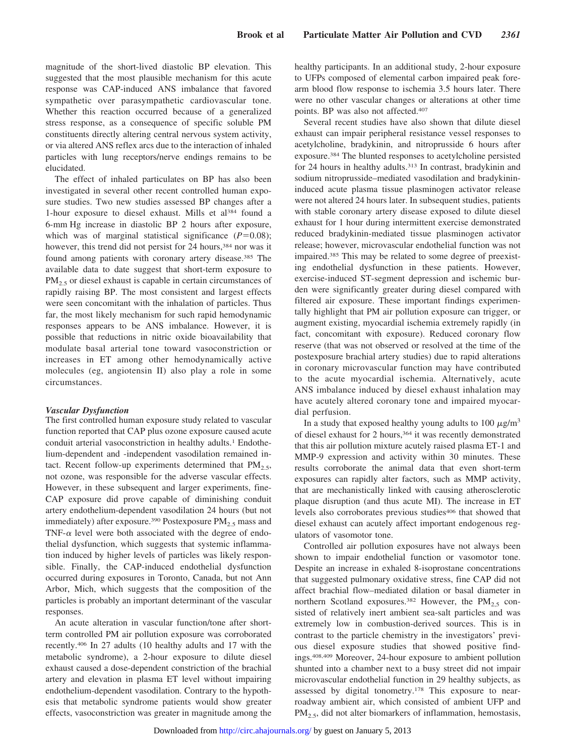magnitude of the short-lived diastolic BP elevation. This suggested that the most plausible mechanism for this acute response was CAP-induced ANS imbalance that favored sympathetic over parasympathetic cardiovascular tone. Whether this reaction occurred because of a generalized stress response, as a consequence of specific soluble PM constituents directly altering central nervous system activity, or via altered ANS reflex arcs due to the interaction of inhaled particles with lung receptors/nerve endings remains to be elucidated.

The effect of inhaled particulates on BP has also been investigated in several other recent controlled human exposure studies. Two new studies assessed BP changes after a 1-hour exposure to diesel exhaust. Mills et al[384] found a 6-mm Hg increase in diastolic BP 2 hours after exposure, which was of marginal statistical significance ($P=0.08$); however, this trend did not persist for 24 hours,[384] nor was it found among patients with coronary artery disease.[385] The available data to date suggest that short-term exposure to $PM_{2.5}$ or diesel exhaust is capable in certain circumstances of rapidly raising BP. The most consistent and largest effects were seen concomitant with the inhalation of particles. Thus far, the most likely mechanism for such rapid hemodynamic responses appears to be ANS imbalance. However, it is possible that reductions in nitric oxide bioavailability that modulate basal arterial tone toward vasoconstriction or increases in ET among other hemodynamically active molecules (eg, angiotensin II) also play a role in some circumstances.

### *Vascular Dysfunction*

The first controlled human exposure study related to vascular function reported that CAP plus ozone exposure caused acute conduit arterial vasoconstriction in healthy adults.[1] Endothelium-dependent and -independent vasodilation remained intact. Recent follow-up experiments determined that $PM_{2.5}$, not ozone, was responsible for the adverse vascular effects. However, in these subsequent and larger experiments, fine-CAP exposure did prove capable of diminishing conduit artery endothelium-dependent vasodilation 24 hours (but not immediately) after exposure.[390] Postexposure $PM_{2.5}$ mass and TNF-$\alpha$ level were both associated with the degree of endothelial dysfunction, which suggests that systemic inflammation induced by higher levels of particles was likely responsible. Finally, the CAP-induced endothelial dysfunction occurred during exposures in Toronto, Canada, but not Ann Arbor, Mich, which suggests that the composition of the particles is probably an important determinant of the vascular responses.

An acute alteration in vascular function/tone after short-term controlled PM air pollution exposure was corroborated recently.[406] In 27 adults (10 healthy adults and 17 with the metabolic syndrome), a 2-hour exposure to dilute diesel exhaust caused a dose-dependent constriction of the brachial artery and elevation in plasma ET level without impairing endothelium-dependent vasodilation. Contrary to the hypothesis that metabolic syndrome patients would show greater effects, vasoconstriction was greater in magnitude among the healthy participants. In an additional study, 2-hour exposure to UFPs composed of elemental carbon impaired peak forearm blood flow response to ischemia 3.5 hours later. There were no other vascular changes or alterations at other time points. BP was also not affected.[407]

Several recent studies have also shown that dilute diesel exhaust can impair peripheral resistance vessel responses to acetylcholine, bradykinin, and nitroprusside 6 hours after exposure.[384] The blunted responses to acetylcholine persisted for 24 hours in healthy adults.[313] In contrast, bradykinin and sodium nitroprusside–mediated vasodilation and bradykinin-induced acute plasma tissue plasminogen activator release were not altered 24 hours later. In subsequent studies, patients with stable coronary artery disease exposed to dilute diesel exhaust for 1 hour during intermittent exercise demonstrated reduced bradykinin-mediated tissue plasminogen activator release; however, microvascular endothelial function was not impaired.[385] This may be related to some degree of preexisting endothelial dysfunction in these patients. However, exercise-induced ST-segment depression and ischemic burden were significantly greater during diesel compared with filtered air exposure. These important findings experimentally highlight that PM air pollution exposure can trigger, or augment existing, myocardial ischemia extremely rapidly (in fact, concomitant with exposure). Reduced coronary flow reserve (that was not observed or resolved at the time of the postexposure brachial artery studies) due to rapid alterations in coronary microvascular function may have contributed to the acute myocardial ischemia. Alternatively, acute ANS imbalance induced by diesel exhaust inhalation may have acutely altered coronary tone and impaired myocardial perfusion.

In a study that exposed healthy young adults to 100 $\mu g/m^3$ of diesel exhaust for 2 hours,[364] it was recently demonstrated that this air pollution mixture acutely raised plasma ET-1 and MMP-9 expression and activity within 30 minutes. These results corroborate the animal data that even short-term exposures can rapidly alter factors, such as MMP activity, that are mechanistically linked with causing atherosclerotic plaque disruption (and thus acute MI). The increase in ET levels also corroborates previous studies[406] that showed that diesel exhaust can acutely affect important endogenous regulators of vasomotor tone.

Controlled air pollution exposures have not always been shown to impair endothelial function or vasomotor tone. Despite an increase in exhaled 8-isoprostane concentrations that suggested pulmonary oxidative stress, fine CAP did not affect brachial flow–mediated dilation or basal diameter in northern Scotland exposures.[382] However, the $PM_{2.5}$ consisted of relatively inert ambient sea-salt particles and was extremely low in combustion-derived sources. This is in contrast to the particle chemistry in the investigators' previous diesel exposure studies that showed positive findings.[408,409] Moreover, 24-hour exposure to ambient pollution shunted into a chamber next to a busy street did not impair microvascular endothelial function in 29 healthy subjects, as assessed by digital tonometry.[178] This exposure to near-roadway ambient air, which consisted of ambient UFP and $PM_{2.5}$, did not alter biomarkers of inflammation, hemostasis,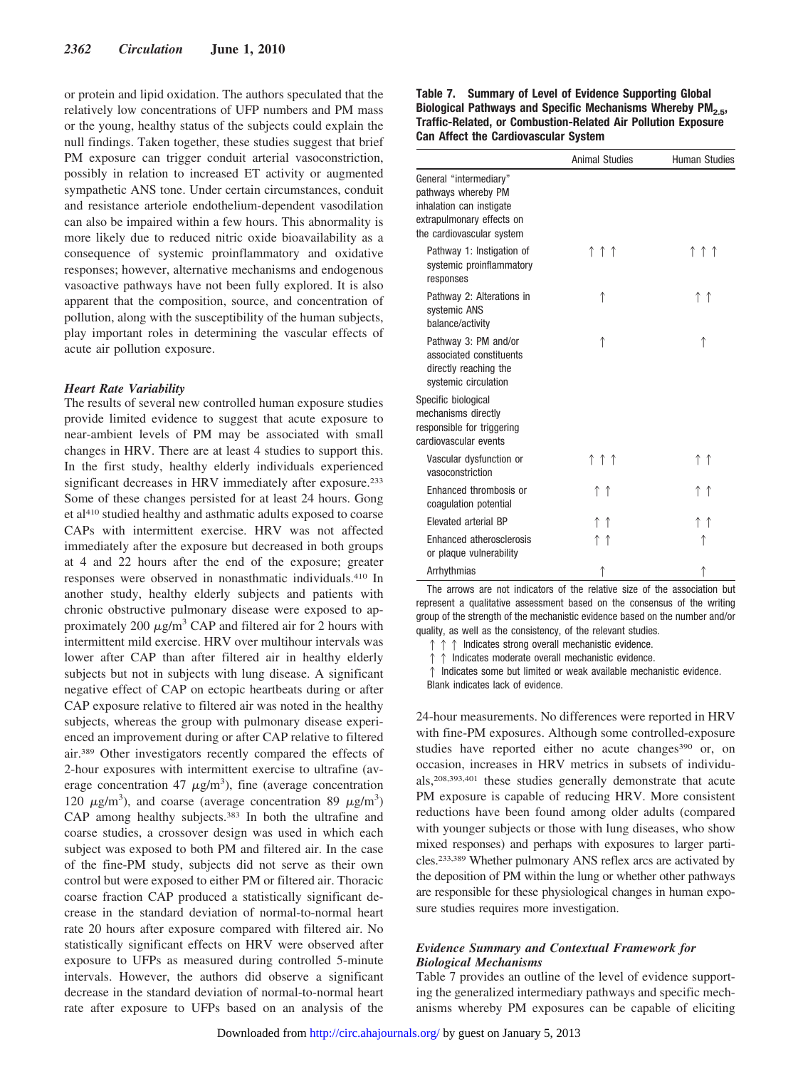or protein and lipid oxidation. The authors speculated that the relatively low concentrations of UFP numbers and PM mass or the young, healthy status of the subjects could explain the null findings. Taken together, these studies suggest that brief PM exposure can trigger conduit arterial vasoconstriction, possibly in relation to increased ET activity or augmented sympathetic ANS tone. Under certain circumstances, conduit and resistance arteriole endothelium-dependent vasodilation can also be impaired within a few hours. This abnormality is more likely due to reduced nitric oxide bioavailability as a consequence of systemic proinflammatory and oxidative responses; however, alternative mechanisms and endogenous vasoactive pathways have not been fully explored. It is also apparent that the composition, source, and concentration of pollution, along with the susceptibility of the human subjects, play important roles in determining the vascular effects of acute air pollution exposure.

### *Heart Rate Variability*

The results of several new controlled human exposure studies provide limited evidence to suggest that acute exposure to near-ambient levels of PM may be associated with small changes in HRV. There are at least 4 studies to support this. In the first study, healthy elderly individuals experienced significant decreases in HRV immediately after exposure.[233] Some of these changes persisted for at least 24 hours. Gong et al[410] studied healthy and asthmatic adults exposed to coarse CAPs with intermittent exercise. HRV was not affected immediately after the exposure but decreased in both groups at 4 and 22 hours after the end of the exposure; greater responses were observed in nonasthmatic individuals.[410] In another study, healthy elderly subjects and patients with chronic obstructive pulmonary disease were exposed to approximately 200 $\mu g/m^3$ CAP and filtered air for 2 hours with intermittent mild exercise. HRV over multihour intervals was lower after CAP than after filtered air in healthy elderly subjects but not in subjects with lung disease. A significant negative effect of CAP on ectopic heartbeats during or after CAP exposure relative to filtered air was noted in the healthy subjects, whereas the group with pulmonary disease experienced an improvement during or after CAP relative to filtered air.[389] Other investigators recently compared the effects of 2-hour exposures with intermittent exercise to ultrafine (average concentration 47 $\mu g/m^3$), fine (average concentration 120 $\mu g/m^3$), and coarse (average concentration 89 $\mu g/m^3$) CAP among healthy subjects.[383] In both the ultrafine and coarse studies, a crossover design was used in which each subject was exposed to both PM and filtered air. In the case of the fine-PM study, subjects did not serve as their own control but were exposed to either PM or filtered air. Thoracic coarse fraction CAP produced a statistically significant decrease in the standard deviation of normal-to-normal heart rate 20 hours after exposure compared with filtered air. No statistically significant effects on HRV were observed after exposure to UFPs as measured during controlled 5-minute intervals. However, the authors did observe a significant decrease in the standard deviation of normal-to-normal heart rate after exposure to UFPs based on an analysis of the 24-hour measurements. No differences were reported in HRV with fine-PM exposures. Although some controlled-exposure studies have reported either no acute changes[390] or, on occasion, increases in HRV metrics in subsets of individuals,[208,393,401] these studies generally demonstrate that acute PM exposure is capable of reducing HRV. More consistent reductions have been found among older adults (compared with younger subjects or those with lung diseases, who show mixed responses) and perhaps with exposures to larger particles.[233,389] Whether pulmonary ANS reflex arcs are activated by the deposition of PM within the lung or whether other pathways are responsible for these physiological changes in human exposure studies requires more investigation.

**Table 7. Summary of Level of Evidence Supporting Global Biological Pathways and Specific Mechanisms Whereby $PM_{2.5}$, Traffic-Related, or Combustion-Related Air Pollution Exposure Can Affect the Cardiovascular System**

| | Animal Studies | Human Studies |
|---|---|---|
| General "intermediary" pathways whereby PM inhalation can instigate extrapulmonary effects on the cardiovascular system | | |
| Pathway 1: Instigation of systemic proinflammatory responses | ↑↑↑ | ↑↑↑ |
| Pathway 2: Alterations in systemic ANS balance/activity | ↑ | ↑↑ |
| Pathway 3: PM and/or associated constituents directly reaching the systemic circulation | ↑ | ↑ |
| Specific biological mechanisms directly responsible for triggering cardiovascular events | | |
| Vascular dysfunction or vasoconstriction | ↑↑↑ | ↑↑ |
| Enhanced thrombosis or coagulation potential | ↑↑ | ↑↑ |
| Elevated arterial BP | ↑↑ | ↑↑ |
| Enhanced atherosclerosis or plaque vulnerability | ↑↑ | ↑ |
| Arrhythmias | ↑ | ↑ |

The arrows are not indicators of the relative size of the association but represent a qualitative assessment based on the consensus of the writing group of the strength of the mechanistic evidence based on the number and/or quality, as well as the consistency, of the relevant studies.

↑↑↑ Indicates strong overall mechanistic evidence.

↑↑ Indicates moderate overall mechanistic evidence.

↑ Indicates some but limited or weak available mechanistic evidence.

Blank indicates lack of evidence.

### *Evidence Summary and Contextual Framework for Biological Mechanisms*

Table 7 provides an outline of the level of evidence supporting the generalized intermediary pathways and specific mechanisms whereby PM exposures can be capable of eliciting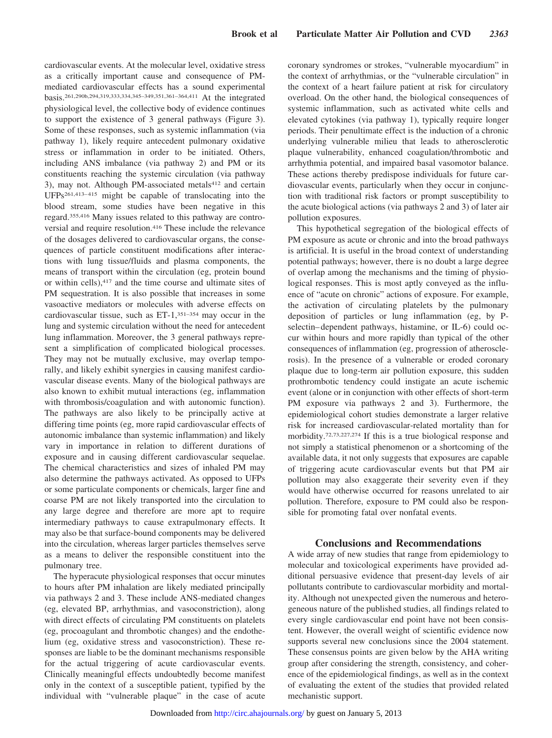cardiovascular events. At the molecular level, oxidative stress as a critically important cause and consequence of PM-mediated cardiovascular effects has a sound experimental basis.[261,290b,294,319,333,334,345–349,351,361–364,411] At the integrated physiological level, the collective body of evidence continues to support the existence of 3 general pathways (Figure 3). Some of these responses, such as systemic inflammation (via pathway 1), likely require antecedent pulmonary oxidative stress or inflammation in order to be initiated. Others, including ANS imbalance (via pathway 2) and PM or its constituents reaching the systemic circulation (via pathway 3), may not. Although PM-associated metals[412] and certain UFPs[261,413–415] might be capable of translocating into the blood stream, some studies have been negative in this regard.[355,416] Many issues related to this pathway are controversial and require resolution.[416] These include the relevance of the dosages delivered to cardiovascular organs, the consequences of particle constituent modifications after interactions with lung tissue/fluids and plasma components, the means of transport within the circulation (eg, protein bound or within cells),[417] and the time course and ultimate sites of PM sequestration. It is also possible that increases in some vasoactive mediators or molecules with adverse effects on cardiovascular tissue, such as ET-1,[351–354] may occur in the lung and systemic circulation without the need for antecedent lung inflammation. Moreover, the 3 general pathways represent a simplification of complicated biological processes. They may not be mutually exclusive, may overlap temporally, and likely exhibit synergies in causing manifest cardiovascular disease events. Many of the biological pathways are also known to exhibit mutual interactions (eg, inflammation with thrombosis/coagulation and with autonomic function). The pathways are also likely to be principally active at differing time points (eg, more rapid cardiovascular effects of autonomic imbalance than systemic inflammation) and likely vary in importance in relation to different durations of exposure and in causing different cardiovascular sequelae. The chemical characteristics and sizes of inhaled PM may also determine the pathways activated. As opposed to UFPs or some particulate components or chemicals, larger fine and coarse PM are not likely transported into the circulation to any large degree and therefore are more apt to require intermediary pathways to cause extrapulmonary effects. It may also be that surface-bound components may be delivered into the circulation, whereas larger particles themselves serve as a means to deliver the responsible constituent into the pulmonary tree.

The hyperacute physiological responses that occur minutes to hours after PM inhalation are likely mediated principally via pathways 2 and 3. These include ANS-mediated changes (eg, elevated BP, arrhythmias, and vasoconstriction), along with direct effects of circulating PM constituents on platelets (eg, procoagulant and thrombotic changes) and the endothelium (eg, oxidative stress and vasoconstriction). These responses are liable to be the dominant mechanisms responsible for the actual triggering of acute cardiovascular events. Clinically meaningful effects undoubtedly become manifest only in the context of a susceptible patient, typified by the individual with "vulnerable plaque" in the case of acute coronary syndromes or strokes, "vulnerable myocardium" in the context of arrhythmias, or the "vulnerable circulation" in the context of a heart failure patient at risk for circulatory overload. On the other hand, the biological consequences of systemic inflammation, such as activated white cells and elevated cytokines (via pathway 1), typically require longer periods. Their penultimate effect is the induction of a chronic underlying vulnerable milieu that leads to atherosclerotic plaque vulnerability, enhanced coagulation/thrombotic and arrhythmia potential, and impaired basal vasomotor balance. These actions thereby predispose individuals for future cardiovascular events, particularly when they occur in conjunction with traditional risk factors or prompt susceptibility to the acute biological actions (via pathways 2 and 3) of later air pollution exposures.

This hypothetical segregation of the biological effects of PM exposure as acute or chronic and into the broad pathways is artificial. It is useful in the broad context of understanding potential pathways; however, there is no doubt a large degree of overlap among the mechanisms and the timing of physiological responses. This is most aptly conveyed as the influence of "acute on chronic" actions of exposure. For example, the activation of circulating platelets by the pulmonary deposition of particles or lung inflammation (eg, by P-selectin–dependent pathways, histamine, or IL-6) could occur within hours and more rapidly than typical of the other consequences of inflammation (eg, progression of atherosclerosis). In the presence of a vulnerable or eroded coronary plaque due to long-term air pollution exposure, this sudden prothrombotic tendency could instigate an acute ischemic event (alone or in conjunction with other effects of short-term PM exposure via pathways 2 and 3). Furthermore, the epidemiological cohort studies demonstrate a larger relative risk for increased cardiovascular-related mortality than for morbidity.[72,73,227,274] If this is a true biological response and not simply a statistical phenomenon or a shortcoming of the available data, it not only suggests that exposures are capable of triggering acute cardiovascular events but that PM air pollution may also exaggerate their severity even if they would have otherwise occurred for reasons unrelated to air pollution. Therefore, exposure to PM could also be responsible for promoting fatal over nonfatal events.

## Conclusions and Recommendations

A wide array of new studies that range from epidemiology to molecular and toxicological experiments have provided additional persuasive evidence that present-day levels of air pollutants contribute to cardiovascular morbidity and mortality. Although not unexpected given the numerous and heterogeneous nature of the published studies, all findings related to every single cardiovascular end point have not been consistent. However, the overall weight of scientific evidence now supports several new conclusions since the 2004 statement. These consensus points are given below by the AHA writing group after considering the strength, consistency, and coherence of the epidemiological findings, as well as in the context of evaluating the extent of the studies that provided related mechanistic support.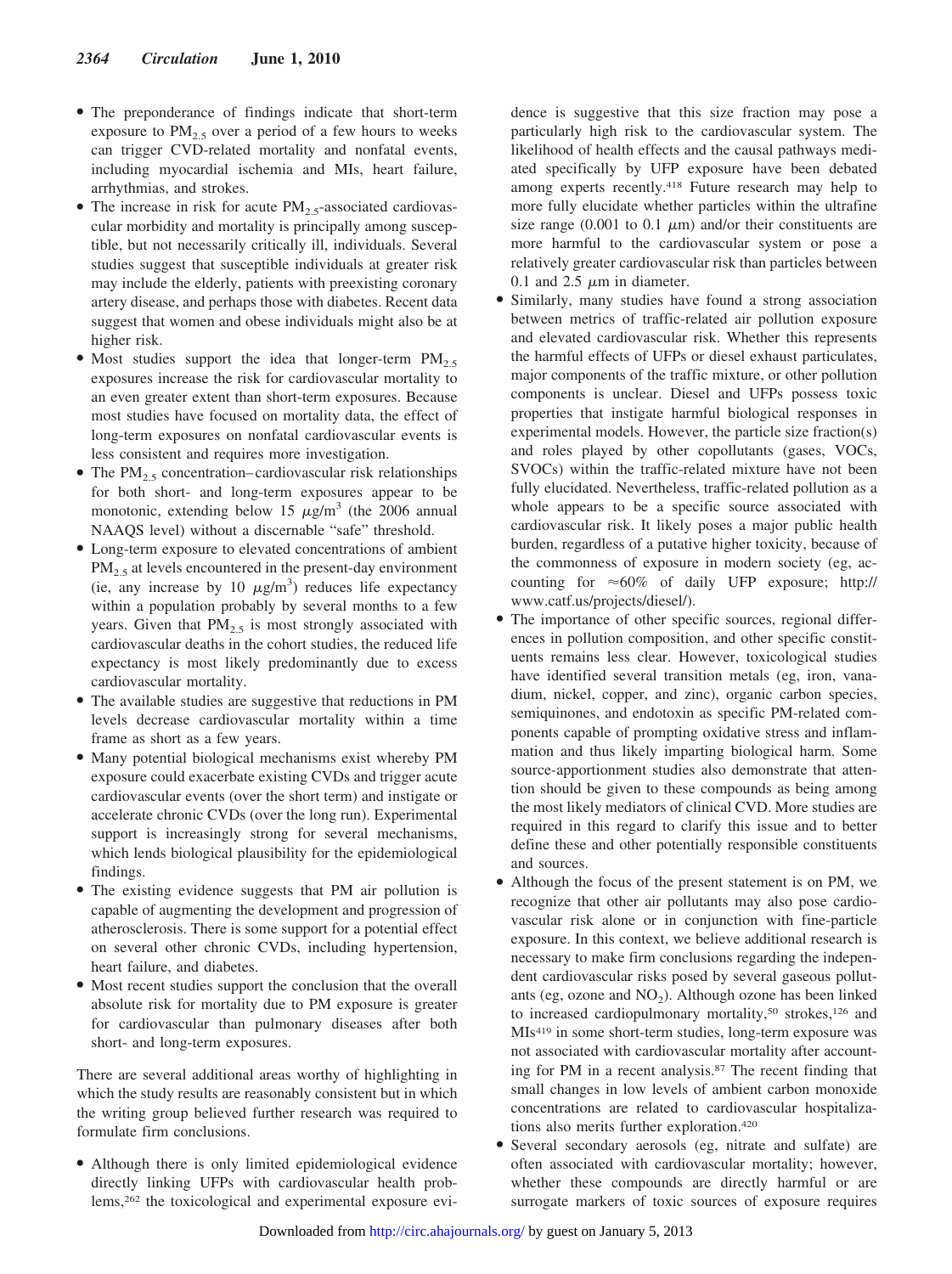- The preponderance of findings indicate that short-term exposure to $PM_{2.5}$ over a period of a few hours to weeks can trigger CVD-related mortality and nonfatal events, including myocardial ischemia and MIs, heart failure, arrhythmias, and strokes.
- The increase in risk for acute $PM_{2.5}$-associated cardiovascular morbidity and mortality is principally among susceptible, but not necessarily critically ill, individuals. Several studies suggest that susceptible individuals at greater risk may include the elderly, patients with preexisting coronary artery disease, and perhaps those with diabetes. Recent data suggest that women and obese individuals might also be at higher risk.
- Most studies support the idea that longer-term $PM_{2.5}$ exposures increase the risk for cardiovascular mortality to an even greater extent than short-term exposures. Because most studies have focused on mortality data, the effect of long-term exposures on nonfatal cardiovascular events is less consistent and requires more investigation.
- The $PM_{2.5}$ concentration–cardiovascular risk relationships for both short- and long-term exposures appear to be monotonic, extending below 15 $\mu g/m^3$ (the 2006 annual NAAQS level) without a discernable "safe" threshold.
- Long-term exposure to elevated concentrations of ambient $PM_{2.5}$ at levels encountered in the present-day environment (ie, any increase by 10 $\mu g/m^3$) reduces life expectancy within a population probably by several months to a few years. Given that $PM_{2.5}$ is most strongly associated with cardiovascular deaths in the cohort studies, the reduced life expectancy is most likely predominantly due to excess cardiovascular mortality.
- The available studies are suggestive that reductions in PM levels decrease cardiovascular mortality within a time frame as short as a few years.
- Many potential biological mechanisms exist whereby PM exposure could exacerbate existing CVDs and trigger acute cardiovascular events (over the short term) and instigate or accelerate chronic CVDs (over the long run). Experimental support is increasingly strong for several mechanisms, which lends biological plausibility for the epidemiological findings.
- The existing evidence suggests that PM air pollution is capable of augmenting the development and progression of atherosclerosis. There is some support for a potential effect on several other chronic CVDs, including hypertension, heart failure, and diabetes.
- Most recent studies support the conclusion that the overall absolute risk for mortality due to PM exposure is greater for cardiovascular than pulmonary diseases after both short- and long-term exposures.

There are several additional areas worthy of highlighting in which the study results are reasonably consistent but in which the writing group believed further research was required to formulate firm conclusions.

- Although there is only limited epidemiological evidence directly linking UFPs with cardiovascular health problems,[262] the toxicological and experimental exposure evidence is suggestive that this size fraction may pose a particularly high risk to the cardiovascular system. The likelihood of health effects and the causal pathways mediated specifically by UFP exposure have been debated among experts recently.[418] Future research may help to more fully elucidate whether particles within the ultrafine size range (0.001 to 0.1 $\mu$m) and/or their constituents are more harmful to the cardiovascular system or pose a relatively greater cardiovascular risk than particles between 0.1 and 2.5 $\mu$m in diameter.
- Similarly, many studies have found a strong association between metrics of traffic-related air pollution exposure and elevated cardiovascular risk. Whether this represents the harmful effects of UFPs or diesel exhaust particulates, major components of the traffic mixture, or other pollution components is unclear. Diesel and UFPs possess toxic properties that instigate harmful biological responses in experimental models. However, the particle size fraction(s) and roles played by other copollutants (gases, VOCs, SVOCs) within the traffic-related mixture have not been fully elucidated. Nevertheless, traffic-related pollution as a whole appears to be a specific source associated with cardiovascular risk. It likely poses a major public health burden, regardless of a putative higher toxicity, because of the commonness of exposure in modern society (eg, accounting for ≈60% of daily UFP exposure; http://www.catf.us/projects/diesel/).
- The importance of other specific sources, regional differences in pollution composition, and other specific constituents remains less clear. However, toxicological studies have identified several transition metals (eg, iron, vanadium, nickel, copper, and zinc), organic carbon species, semiquinones, and endotoxin as specific PM-related components capable of prompting oxidative stress and inflammation and thus likely imparting biological harm. Some source-apportionment studies also demonstrate that attention should be given to these compounds as being among the most likely mediators of clinical CVD. More studies are required in this regard to clarify this issue and to better define these and other potentially responsible constituents and sources.
- Although the focus of the present statement is on PM, we recognize that other air pollutants may also pose cardiovascular risk alone or in conjunction with fine-particle exposure. In this context, we believe additional research is necessary to make firm conclusions regarding the independent cardiovascular risks posed by several gaseous pollutants (eg, ozone and $NO_2$). Although ozone has been linked to increased cardiopulmonary mortality,[50] strokes,[126] and MIs[419] in some short-term studies, long-term exposure was not associated with cardiovascular mortality after accounting for PM in a recent analysis.[87] The recent finding that small changes in low levels of ambient carbon monoxide concentrations are related to cardiovascular hospitalizations also merits further exploration.[420]
- Several secondary aerosols (eg, nitrate and sulfate) are often associated with cardiovascular mortality; however, whether these compounds are directly harmful or are surrogate markers of toxic sources of exposure requires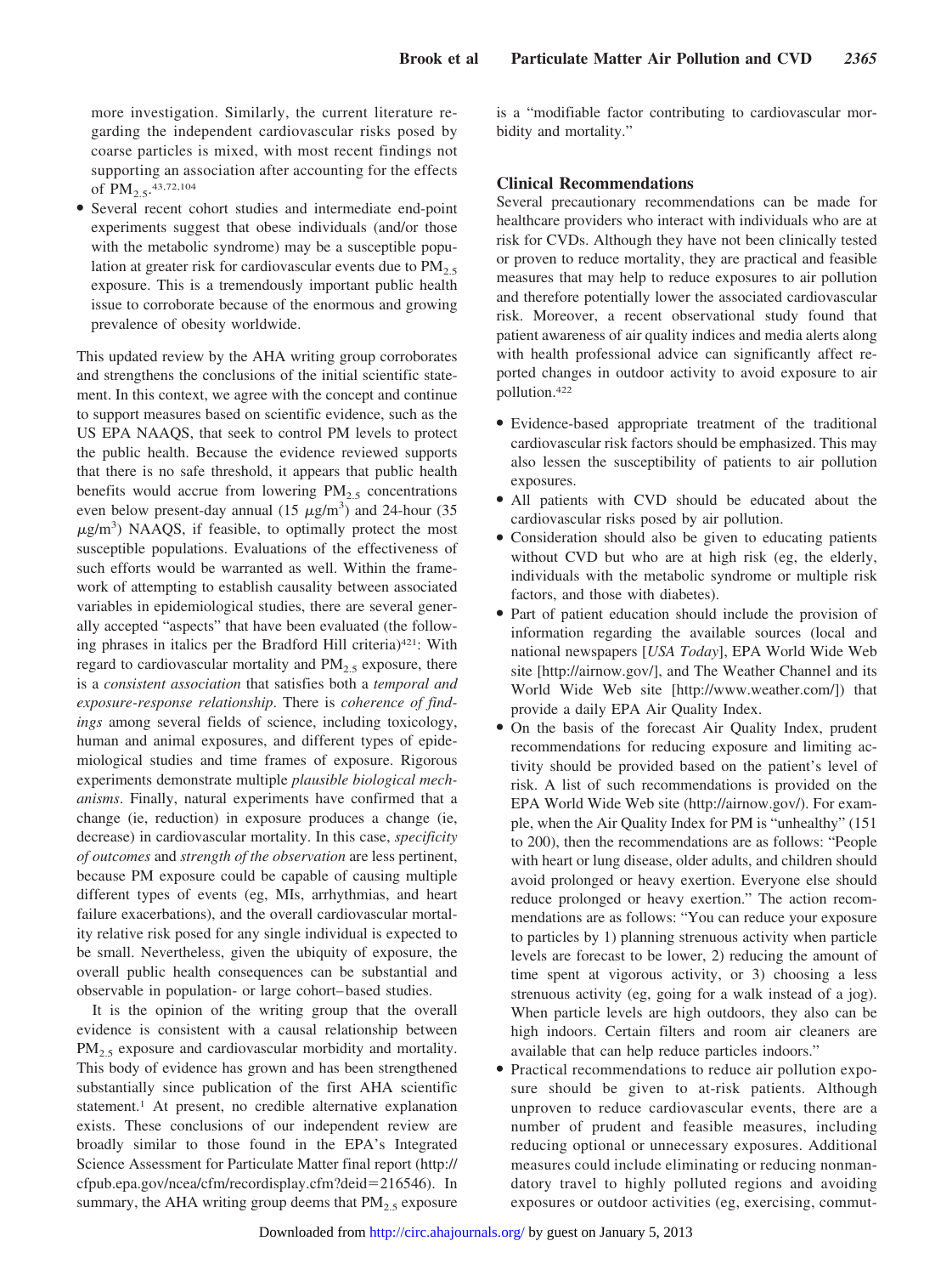more investigation. Similarly, the current literature regarding the independent cardiovascular risks posed by coarse particles is mixed, with most recent findings not supporting an association after accounting for the effects of $PM_{2.5}$.[43,72,104]

- Several recent cohort studies and intermediate end-point experiments suggest that obese individuals (and/or those with the metabolic syndrome) may be a susceptible population at greater risk for cardiovascular events due to $PM_{2.5}$ exposure. This is a tremendously important public health issue to corroborate because of the enormous and growing prevalence of obesity worldwide.

This updated review by the AHA writing group corroborates and strengthens the conclusions of the initial scientific statement. In this context, we agree with the concept and continue to support measures based on scientific evidence, such as the US EPA NAAQS, that seek to control PM levels to protect the public health. Because the evidence reviewed supports that there is no safe threshold, it appears that public health benefits would accrue from lowering $PM_{2.5}$ concentrations even below present-day annual (15 $\mu g/m^3$) and 24-hour (35 $\mu g/m^3$) NAAQS, if feasible, to optimally protect the most susceptible populations. Evaluations of the effectiveness of such efforts would be warranted as well. Within the framework of attempting to establish causality between associated variables in epidemiological studies, there are several generally accepted "aspects" that have been evaluated (the following phrases in italics per the Bradford Hill criteria)[421]: With regard to cardiovascular mortality and $PM_{2.5}$ exposure, there is a *consistent association* that satisfies both a *temporal and exposure-response relationship*. There is *coherence of findings* among several fields of science, including toxicology, human and animal exposures, and different types of epidemiological studies and time frames of exposure. Rigorous experiments demonstrate multiple *plausible biological mechanisms*. Finally, natural experiments have confirmed that a change (ie, reduction) in exposure produces a change (ie, decrease) in cardiovascular mortality. In this case, *specificity of outcomes* and *strength of the observation* are less pertinent, because PM exposure could be capable of causing multiple different types of events (eg, MIs, arrhythmias, and heart failure exacerbations), and the overall cardiovascular mortality relative risk posed for any single individual is expected to be small. Nevertheless, given the ubiquity of exposure, the overall public health consequences can be substantial and observable in population- or large cohort–based studies.

It is the opinion of the writing group that the overall evidence is consistent with a causal relationship between $PM_{2.5}$ exposure and cardiovascular morbidity and mortality. This body of evidence has grown and has been strengthened substantially since publication of the first AHA scientific statement.[1] At present, no credible alternative explanation exists. These conclusions of our independent review are broadly similar to those found in the EPA's Integrated Science Assessment for Particulate Matter final report (http://cfpub.epa.gov/ncea/cfm/recordisplay.cfm?deid=216546). In summary, the AHA writing group deems that $PM_{2.5}$ exposure is a "modifiable factor contributing to cardiovascular morbidity and mortality."

## Clinical Recommendations

Several precautionary recommendations can be made for healthcare providers who interact with individuals who are at risk for CVDs. Although they have not been clinically tested or proven to reduce mortality, they are practical and feasible measures that may help to reduce exposures to air pollution and therefore potentially lower the associated cardiovascular risk. Moreover, a recent observational study found that patient awareness of air quality indices and media alerts along with health professional advice can significantly affect reported changes in outdoor activity to avoid exposure to air pollution.[422]

- Evidence-based appropriate treatment of the traditional cardiovascular risk factors should be emphasized. This may also lessen the susceptibility of patients to air pollution exposures.
- All patients with CVD should be educated about the cardiovascular risks posed by air pollution.
- Consideration should also be given to educating patients without CVD but who are at high risk (eg, the elderly, individuals with the metabolic syndrome or multiple risk factors, and those with diabetes).
- Part of patient education should include the provision of information regarding the available sources (local and national newspapers [*USA Today*], EPA World Wide Web site [http://airnow.gov/], and The Weather Channel and its World Wide Web site [http://www.weather.com/]) that provide a daily EPA Air Quality Index.
- On the basis of the forecast Air Quality Index, prudent recommendations for reducing exposure and limiting activity should be provided based on the patient's level of risk. A list of such recommendations is provided on the EPA World Wide Web site (http://airnow.gov/). For example, when the Air Quality Index for PM is "unhealthy" (151 to 200), then the recommendations are as follows: "People with heart or lung disease, older adults, and children should avoid prolonged or heavy exertion. Everyone else should reduce prolonged or heavy exertion." The action recommendations are as follows: "You can reduce your exposure to particles by 1) planning strenuous activity when particle levels are forecast to be lower, 2) reducing the amount of time spent at vigorous activity, or 3) choosing a less strenuous activity (eg, going for a walk instead of a jog). When particle levels are high outdoors, they also can be high indoors. Certain filters and room air cleaners are available that can help reduce particles indoors."
- Practical recommendations to reduce air pollution exposure should be given to at-risk patients. Although unproven to reduce cardiovascular events, there are a number of prudent and feasible measures, including reducing optional or unnecessary exposures. Additional measures could include eliminating or reducing nonmandatory travel to highly polluted regions and avoiding exposures or outdoor activities (eg, exercising, commut-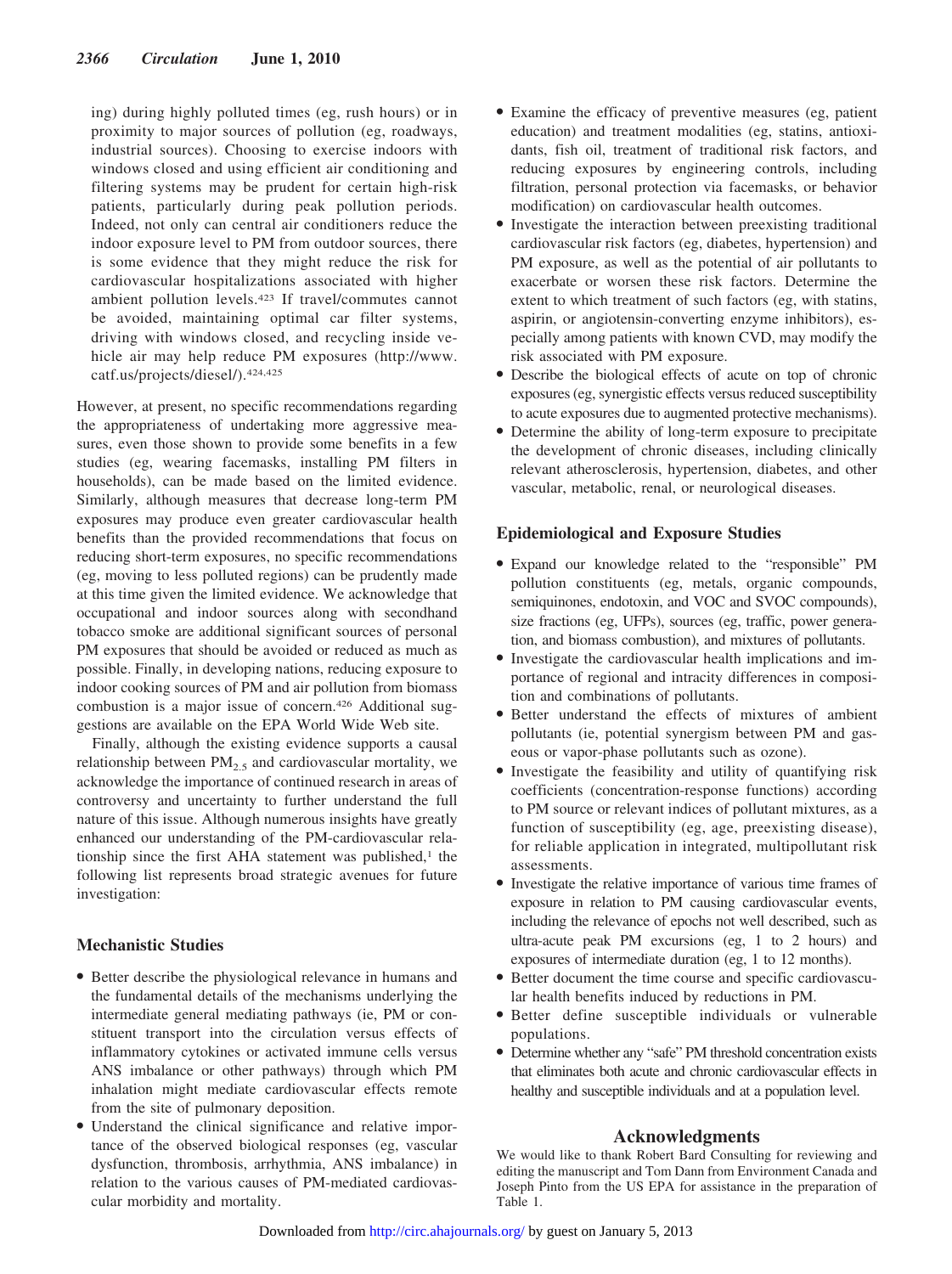ing) during highly polluted times (eg, rush hours) or in proximity to major sources of pollution (eg, roadways, industrial sources). Choosing to exercise indoors with windows closed and using efficient air conditioning and filtering systems may be prudent for certain high-risk patients, particularly during peak pollution periods. Indeed, not only can central air conditioners reduce the indoor exposure level to PM from outdoor sources, there is some evidence that they might reduce the risk for cardiovascular hospitalizations associated with higher ambient pollution levels.[423] If travel/commutes cannot be avoided, maintaining optimal car filter systems, driving with windows closed, and recycling inside vehicle air may help reduce PM exposures (http://www.catf.us/projects/diesel/).[424,425]

However, at present, no specific recommendations regarding the appropriateness of undertaking more aggressive measures, even those shown to provide some benefits in a few studies (eg, wearing facemasks, installing PM filters in households), can be made based on the limited evidence. Similarly, although measures that decrease long-term PM exposures may produce even greater cardiovascular health benefits than the provided recommendations that focus on reducing short-term exposures, no specific recommendations (eg, moving to less polluted regions) can be prudently made at this time given the limited evidence. We acknowledge that occupational and indoor sources along with secondhand tobacco smoke are additional significant sources of personal PM exposures that should be avoided or reduced as much as possible. Finally, in developing nations, reducing exposure to indoor cooking sources of PM and air pollution from biomass combustion is a major issue of concern.[426] Additional suggestions are available on the EPA World Wide Web site.

Finally, although the existing evidence supports a causal relationship between $PM_{2.5}$ and cardiovascular mortality, we acknowledge the importance of continued research in areas of controversy and uncertainty to further understand the full nature of this issue. Although numerous insights have greatly enhanced our understanding of the PM-cardiovascular relationship since the first AHA statement was published,[1] the following list represents broad strategic avenues for future investigation:

### Mechanistic Studies

- Better describe the physiological relevance in humans and the fundamental details of the mechanisms underlying the intermediate general mediating pathways (ie, PM or constituent transport into the circulation versus effects of inflammatory cytokines or activated immune cells versus ANS imbalance or other pathways) through which PM inhalation might mediate cardiovascular effects remote from the site of pulmonary deposition.
- Understand the clinical significance and relative importance of the observed biological responses (eg, vascular dysfunction, thrombosis, arrhythmia, ANS imbalance) in relation to the various causes of PM-mediated cardiovascular morbidity and mortality.
- Examine the efficacy of preventive measures (eg, patient education) and treatment modalities (eg, statins, antioxidants, fish oil, treatment of traditional risk factors, and reducing exposures by engineering controls, including filtration, personal protection via facemasks, or behavior modification) on cardiovascular health outcomes.
- Investigate the interaction between preexisting traditional cardiovascular risk factors (eg, diabetes, hypertension) and PM exposure, as well as the potential of air pollutants to exacerbate or worsen these risk factors. Determine the extent to which treatment of such factors (eg, with statins, aspirin, or angiotensin-converting enzyme inhibitors), especially among patients with known CVD, may modify the risk associated with PM exposure.
- Describe the biological effects of acute on top of chronic exposures (eg, synergistic effects versus reduced susceptibility to acute exposures due to augmented protective mechanisms).
- Determine the ability of long-term exposure to precipitate the development of chronic diseases, including clinically relevant atherosclerosis, hypertension, diabetes, and other vascular, metabolic, renal, or neurological diseases.

### Epidemiological and Exposure Studies

- Expand our knowledge related to the "responsible" PM pollution constituents (eg, metals, organic compounds, semiquinones, endotoxin, and VOC and SVOC compounds), size fractions (eg, UFPs), sources (eg, traffic, power generation, and biomass combustion), and mixtures of pollutants.
- Investigate the cardiovascular health implications and importance of regional and intracity differences in composition and combinations of pollutants.
- Better understand the effects of mixtures of ambient pollutants (ie, potential synergism between PM and gaseous or vapor-phase pollutants such as ozone).
- Investigate the feasibility and utility of quantifying risk coefficients (concentration-response functions) according to PM source or relevant indices of pollutant mixtures, as a function of susceptibility (eg, age, preexisting disease), for reliable application in integrated, multipollutant risk assessments.
- Investigate the relative importance of various time frames of exposure in relation to PM causing cardiovascular events, including the relevance of epochs not well described, such as ultra-acute peak PM excursions (eg, 1 to 2 hours) and exposures of intermediate duration (eg, 1 to 12 months).
- Better document the time course and specific cardiovascular health benefits induced by reductions in PM.
- Better define susceptible individuals or vulnerable populations.
- Determine whether any "safe" PM threshold concentration exists that eliminates both acute and chronic cardiovascular effects in healthy and susceptible individuals and at a population level.

## Acknowledgments

We would like to thank Robert Bard Consulting for reviewing and editing the manuscript and Tom Dann from Environment Canada and Joseph Pinto from the US EPA for assistance in the preparation of Table 1.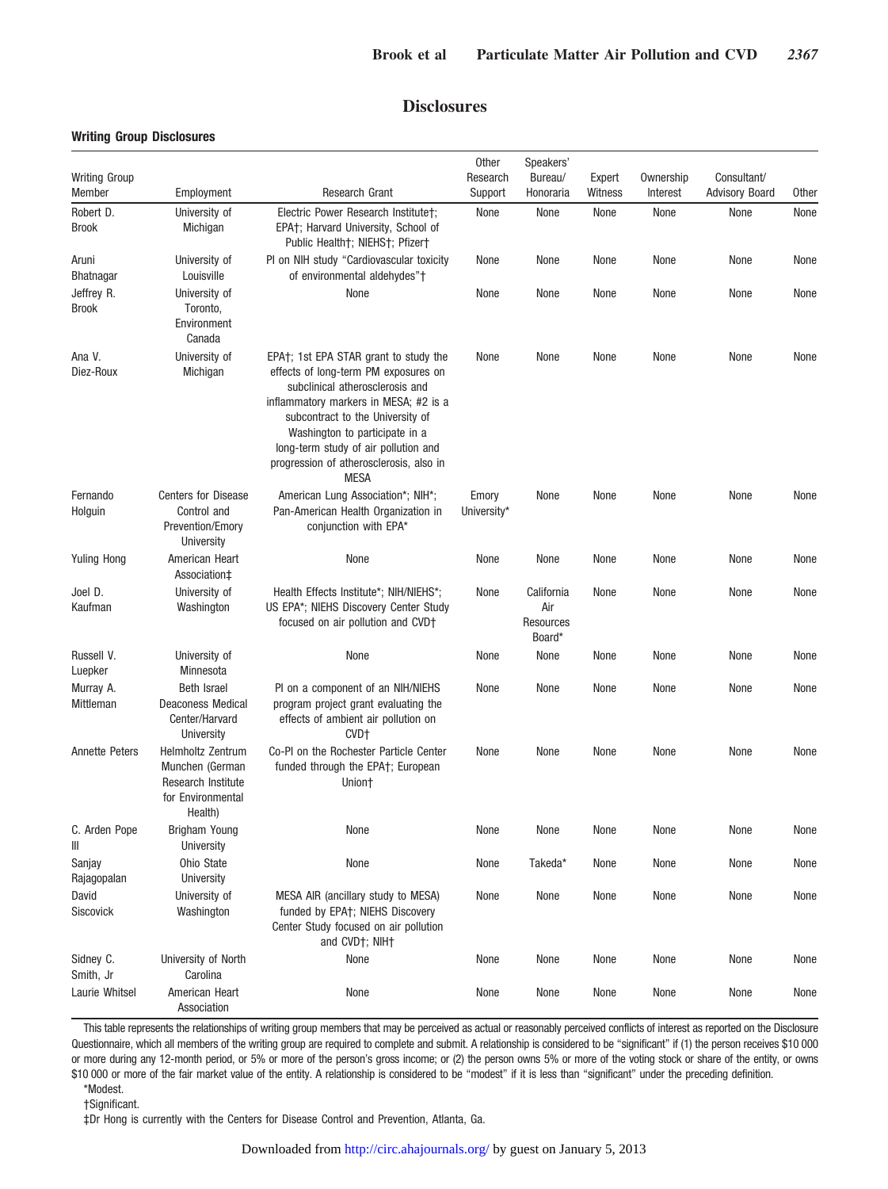## Disclosures

### Writing Group Disclosures

| Writing Group Member | Employment | Research Grant | Other Research Support | Speakers' Bureau/ Honoraria | Expert Witness | Ownership Interest | Consultant/ Advisory Board | Other |
|---|---|---|---|---|---|---|---|---|
| Robert D. Brook | University of Michigan | Electric Power Research Institute†; EPA†; Harvard University, School of Public Health†; NIEHS†; Pfizer† | None | None | None | None | None | None |
| Aruni Bhatnagar | University of Louisville | PI on NIH study "Cardiovascular toxicity of environmental aldehydes"† | None | None | None | None | None | None |
| Jeffrey R. Brook | University of Toronto, Environment Canada | None | None | None | None | None | None | None |
| Ana V. Diez-Roux | University of Michigan | EPA†; 1st EPA STAR grant to study the effects of long-term PM exposures on subclinical atherosclerosis and inflammatory markers in MESA; #2 is a subcontract to the University of Washington to participate in a long-term study of air pollution and progression of atherosclerosis, also in MESA | None | None | None | None | None | None |
| Fernando Holguin | Centers for Disease Control and Prevention/Emory University | American Lung Association*; NIH*; Pan-American Health Organization in conjunction with EPA* | Emory University* | None | None | None | None | None |
| Yuling Hong | American Heart Association‡ | None | None | None | None | None | None | None |
| Joel D. Kaufman | University of Washington | Health Effects Institute*; NIH/NIEHS*; US EPA*; NIEHS Discovery Center Study focused on air pollution and CVD† | None | California Air Resources Board* | None | None | None | None |
| Russell V. Luepker | University of Minnesota | None | None | None | None | None | None | None |
| Murray A. Mittleman | Beth Israel Deaconess Medical Center/Harvard University | PI on a component of an NIH/NIEHS program project grant evaluating the effects of ambient air pollution on CVD† | None | None | None | None | None | None |
| Annette Peters | Helmholtz Zentrum Munchen (German Research Institute for Environmental Health) | Co-PI on the Rochester Particle Center funded through the EPA†; European Union† | None | None | None | None | None | None |
| C. Arden Pope III | Brigham Young University | None | None | None | None | None | None | None |
| Sanjay Rajagopalan | Ohio State University | None | None | Takeda* | None | None | None | None |
| David Siscovick | University of Washington | MESA AIR (ancillary study to MESA) funded by EPA†; NIEHS Discovery Center Study focused on air pollution and CVD†; NIH† | None | None | None | None | None | None |
| Sidney C. Smith, Jr | University of North Carolina | None | None | None | None | None | None | None |
| Laurie Whitsel | American Heart Association | None | None | None | None | None | None | None |

This table represents the relationships of writing group members that may be perceived as actual or reasonably perceived conflicts of interest as reported on the Disclosure Questionnaire, which all members of the writing group are required to complete and submit. A relationship is considered to be "significant" if (1) the person receives $10 000 or more during any 12-month period, or 5% or more of the person's gross income; or (2) the person owns 5% or more of the voting stock or share of the entity, or owns $10 000 or more of the fair market value of the entity. A relationship is considered to be "modest" if it is less than "significant" under the preceding definition.

*Modest.

†Significant.

‡Dr Hong is currently with the Centers for Disease Control and Prevention, Atlanta, Ga.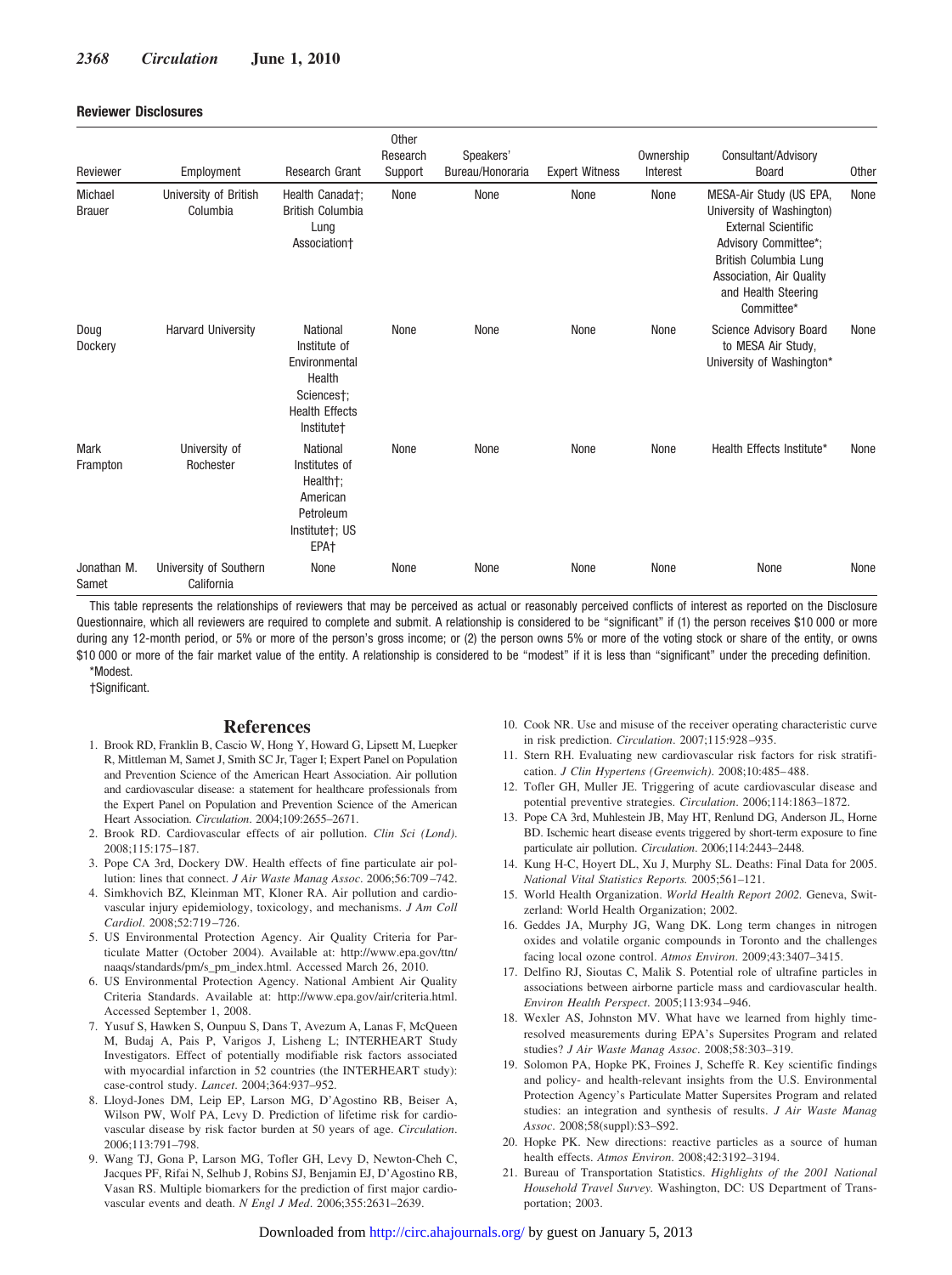### Reviewer Disclosures

| Reviewer | Employment | Research Grant | Other Research Support | Speakers' Bureau/Honoraria | Expert Witness | Ownership Interest | Consultant/Advisory Board | Other |
|---|---|---|---|---|---|---|---|---|
| Michael Brauer | University of British Columbia | Health Canada†; British Columbia Lung Association† | None | None | None | None | MESA-Air Study (US EPA, University of Washington) External Scientific Advisory Committee*; British Columbia Lung Association, Air Quality and Health Steering Committee* | None |
| Doug Dockery | Harvard University | National Institute of Environmental Health Sciences†; Health Effects Institute† | None | None | None | None | Science Advisory Board to MESA Air Study, University of Washington* | None |
| Mark Frampton | University of Rochester | National Institutes of Health†; American Petroleum Institute†; US EPA† | None | None | None | None | Health Effects Institute* | None |
| Jonathan M. Samet | University of Southern California | None | None | None | None | None | None | None |

This table represents the relationships of reviewers that may be perceived as actual or reasonably perceived conflicts of interest as reported on the Disclosure Questionnaire, which all reviewers are required to complete and submit. A relationship is considered to be "significant" if (1) the person receives $10 000 or more during any 12-month period, or 5% or more of the person's gross income; or (2) the person owns 5% or more of the voting stock or share of the entity, or owns $10 000 or more of the fair market value of the entity. A relationship is considered to be "modest" if it is less than "significant" under the preceding definition.

*Modest.

†Significant.

## References

1. Brook RD, Franklin B, Cascio W, Hong Y, Howard G, Lipsett M, Luepker R, Mittleman M, Samet J, Smith SC Jr, Tager I; Expert Panel on Population and Prevention Science of the American Heart Association. Air pollution and cardiovascular disease: a statement for healthcare professionals from the Expert Panel on Population and Prevention Science of the American Heart Association. *Circulation*. 2004;109:2655–2671.
2. Brook RD. Cardiovascular effects of air pollution. *Clin Sci (Lond)*. 2008;115:175–187.
3. Pope CA 3rd, Dockery DW. Health effects of fine particulate air pollution: lines that connect. *J Air Waste Manag Assoc*. 2006;56:709–742.
4. Simkhovich BZ, Kleinman MT, Kloner RA. Air pollution and cardiovascular injury epidemiology, toxicology, and mechanisms. *J Am Coll Cardiol*. 2008;52:719–726.
5. US Environmental Protection Agency. Air Quality Criteria for Particulate Matter (October 2004). Available at: http://www.epa.gov/ttn/naaqs/standards/pm/s_pm_index.html. Accessed March 26, 2010.
6. US Environmental Protection Agency. National Ambient Air Quality Criteria Standards. Available at: http://www.epa.gov/air/criteria.html. Accessed September 1, 2008.
7. Yusuf S, Hawken S, Ounpuu S, Dans T, Avezum A, Lanas F, McQueen M, Budaj A, Pais P, Varigos J, Lisheng L; INTERHEART Study Investigators. Effect of potentially modifiable risk factors associated with myocardial infarction in 52 countries (the INTERHEART study): case-control study. *Lancet*. 2004;364:937–952.
8. Lloyd-Jones DM, Leip EP, Larson MG, D'Agostino RB, Beiser A, Wilson PW, Wolf PA, Levy D. Prediction of lifetime risk for cardiovascular disease by risk factor burden at 50 years of age. *Circulation*. 2006;113:791–798.
9. Wang TJ, Gona P, Larson MG, Tofler GH, Levy D, Newton-Cheh C, Jacques PF, Rifai N, Selhub J, Robins SJ, Benjamin EJ, D'Agostino RB, Vasan RS. Multiple biomarkers for the prediction of first major cardiovascular events and death. *N Engl J Med*. 2006;355:2631–2639.
10. Cook NR. Use and misuse of the receiver operating characteristic curve in risk prediction. *Circulation*. 2007;115:928–935.
11. Stern RH. Evaluating new cardiovascular risk factors for risk stratification. *J Clin Hypertens (Greenwich)*. 2008;10:485–488.
12. Tofler GH, Muller JE. Triggering of acute cardiovascular disease and potential preventive strategies. *Circulation*. 2006;114:1863–1872.
13. Pope CA 3rd, Muhlestein JB, May HT, Renlund DG, Anderson JL, Horne BD. Ischemic heart disease events triggered by short-term exposure to fine particulate air pollution. *Circulation*. 2006;114:2443–2448.
14. Kung H-C, Hoyert DL, Xu J, Murphy SL. Deaths: Final Data for 2005. *National Vital Statistics Reports.* 2005;561–121.
15. World Health Organization. *World Health Report 2002.* Geneva, Switzerland: World Health Organization; 2002.
16. Geddes JA, Murphy JG, Wang DK. Long term changes in nitrogen oxides and volatile organic compounds in Toronto and the challenges facing local ozone control. *Atmos Environ*. 2009;43:3407–3415.
17. Delfino RJ, Sioutas C, Malik S. Potential role of ultrafine particles in associations between airborne particle mass and cardiovascular health. *Environ Health Perspect*. 2005;113:934–946.
18. Wexler AS, Johnston MV. What have we learned from highly time-resolved measurements during EPA's Supersites Program and related studies? *J Air Waste Manag Assoc*. 2008;58:303–319.
19. Solomon PA, Hopke PK, Froines J, Scheffe R. Key scientific findings and policy- and health-relevant insights from the U.S. Environmental Protection Agency's Particulate Matter Supersites Program and related studies: an integration and synthesis of results. *J Air Waste Manag Assoc*. 2008;58(suppl):S3–S92.
20. Hopke PK. New directions: reactive particles as a source of human health effects. *Atmos Environ.* 2008;42:3192–3194.
21. Bureau of Transportation Statistics. *Highlights of the 2001 National Household Travel Survey.* Washington, DC: US Department of Transportation; 2003.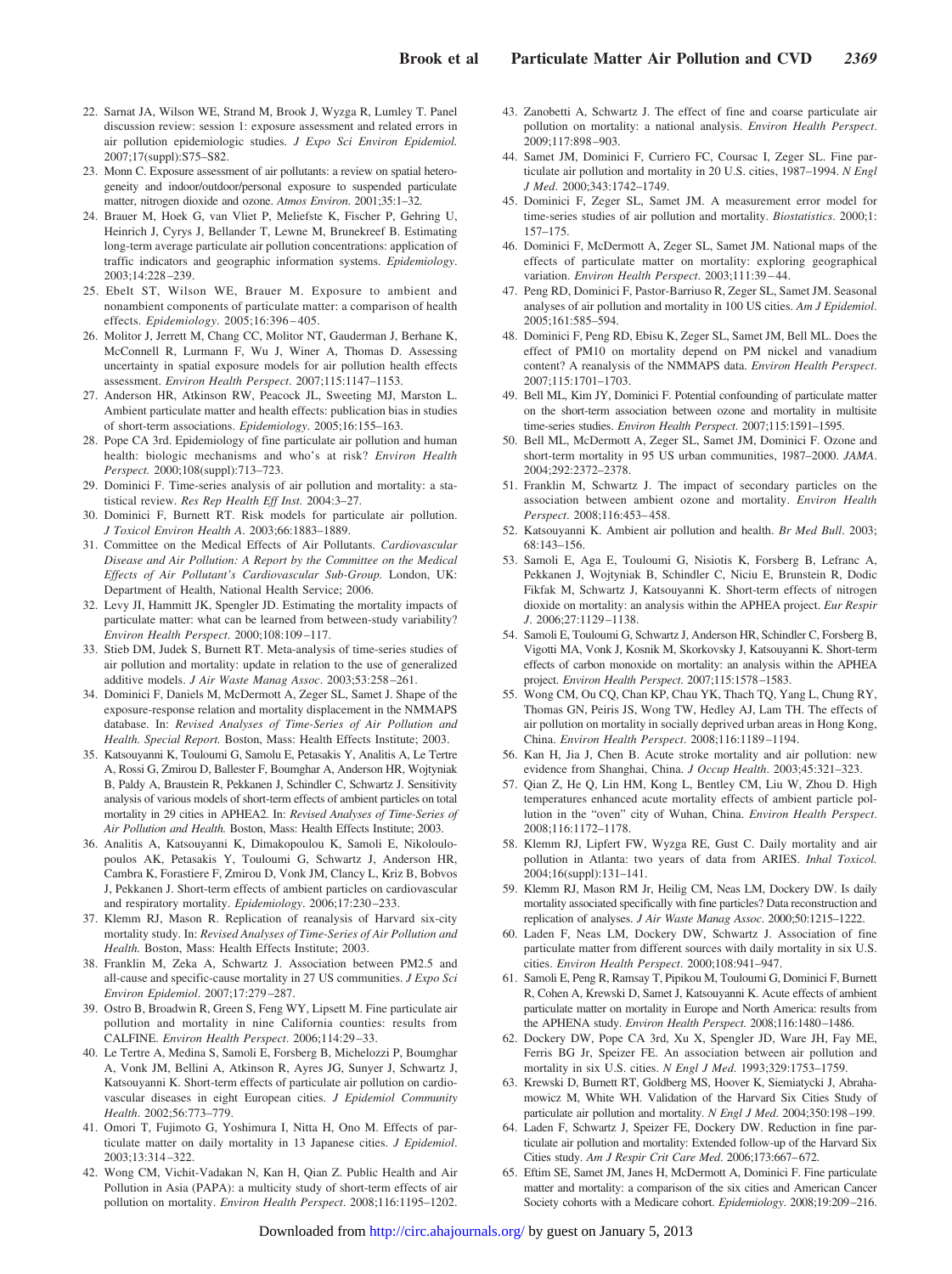22. Sarnat JA, Wilson WE, Strand M, Brook J, Wyzga R, Lumley T. Panel discussion review: session 1: exposure assessment and related errors in air pollution epidemiologic studies. *J Expo Sci Environ Epidemiol.* 2007;17(suppl):S75–S82.
23. Monn C. Exposure assessment of air pollutants: a review on spatial heterogeneity and indoor/outdoor/personal exposure to suspended particulate matter, nitrogen dioxide and ozone. *Atmos Environ.* 2001;35:1–32.
24. Brauer M, Hoek G, van Vliet P, Meliefste K, Fischer P, Gehring U, Heinrich J, Cyrys J, Bellander T, Lewne M, Brunekreef B. Estimating long-term average particulate air pollution concentrations: application of traffic indicators and geographic information systems. *Epidemiology.* 2003;14:228–239.
25. Ebelt ST, Wilson WE, Brauer M. Exposure to ambient and nonambient components of particulate matter: a comparison of health effects. *Epidemiology.* 2005;16:396–405.
26. Molitor J, Jerrett M, Chang CC, Molitor NT, Gauderman J, Berhane K, McConnell R, Lurmann F, Wu J, Winer A, Thomas D. Assessing uncertainty in spatial exposure models for air pollution health effects assessment. *Environ Health Perspect.* 2007;115:1147–1153.
27. Anderson HR, Atkinson RW, Peacock JL, Sweeting MJ, Marston L. Ambient particulate matter and health effects: publication bias in studies of short-term associations. *Epidemiology.* 2005;16:155–163.
28. Pope CA 3rd. Epidemiology of fine particulate air pollution and human health: biologic mechanisms and who's at risk? *Environ Health Perspect.* 2000;108(suppl):713–723.
29. Dominici F. Time-series analysis of air pollution and mortality: a statistical review. *Res Rep Health Eff Inst.* 2004:3–27.
30. Dominici F, Burnett RT. Risk models for particulate air pollution. *J Toxicol Environ Health A.* 2003;66:1883–1889.
31. Committee on the Medical Effects of Air Pollutants. *Cardiovascular Disease and Air Pollution: A Report by the Committee on the Medical Effects of Air Pollutant's Cardiovascular Sub-Group.* London, UK: Department of Health, National Health Service; 2006.
32. Levy JI, Hammitt JK, Spengler JD. Estimating the mortality impacts of particulate matter: what can be learned from between-study variability? *Environ Health Perspect.* 2000;108:109–117.
33. Stieb DM, Judek S, Burnett RT. Meta-analysis of time-series studies of air pollution and mortality: update in relation to the use of generalized additive models. *J Air Waste Manag Assoc.* 2003;53:258–261.
34. Dominici F, Daniels M, McDermott A, Zeger SL, Samet J. Shape of the exposure-response relation and mortality displacement in the NMMAPS database. In: *Revised Analyses of Time-Series of Air Pollution and Health. Special Report.* Boston, Mass: Health Effects Institute; 2003.
35. Katsouyanni K, Touloumi G, Samolu E, Petasakis Y, Analitis A, Le Tertre A, Rossi G, Zmirou D, Ballester F, Boumghar A, Anderson HR, Wojtyniak B, Paldy A, Braustein R, Pekkanen J, Schindler C, Schwartz J. Sensitivity analysis of various models of short-term effects of ambient particles on total mortality in 29 cities in APHEA2. In: *Revised Analyses of Time-Series of Air Pollution and Health.* Boston, Mass: Health Effects Institute; 2003.
36. Analitis A, Katsouyanni K, Dimakopoulou K, Samoli E, Nikoloulopoulos AK, Petasakis Y, Touloumi G, Schwartz J, Anderson HR, Cambra K, Forastiere F, Zmirou D, Vonk JM, Clancy L, Kriz B, Bobvos J, Pekkanen J. Short-term effects of ambient particles on cardiovascular and respiratory mortality. *Epidemiology.* 2006;17:230–233.
37. Klemm RJ, Mason R. Replication of reanalysis of Harvard six-city mortality study. In: *Revised Analyses of Time-Series of Air Pollution and Health.* Boston, Mass: Health Effects Institute; 2003.
38. Franklin M, Zeka A, Schwartz J. Association between PM2.5 and all-cause and specific-cause mortality in 27 US communities. *J Expo Sci Environ Epidemiol.* 2007;17:279–287.
39. Ostro B, Broadwin R, Green S, Feng WY, Lipsett M. Fine particulate air pollution and mortality in nine California counties: results from CALFINE. *Environ Health Perspect.* 2006;114:29–33.
40. Le Tertre A, Medina S, Samoli E, Forsberg B, Michelozzi P, Boumghar A, Vonk JM, Bellini A, Atkinson R, Ayres JG, Sunyer J, Schwartz J, Katsouyanni K. Short-term effects of particulate air pollution on cardiovascular diseases in eight European cities. *J Epidemiol Community Health.* 2002;56:773–779.
41. Omori T, Fujimoto G, Yoshimura I, Nitta H, Ono M. Effects of particulate matter on daily mortality in 13 Japanese cities. *J Epidemiol.* 2003;13:314–322.
42. Wong CM, Vichit-Vadakan N, Kan H, Qian Z. Public Health and Air Pollution in Asia (PAPA): a multicity study of short-term effects of air pollution on mortality. *Environ Health Perspect.* 2008;116:1195–1202.
43. Zanobetti A, Schwartz J. The effect of fine and coarse particulate air pollution on mortality: a national analysis. *Environ Health Perspect.* 2009;117:898–903.
44. Samet JM, Dominici F, Curriero FC, Coursac I, Zeger SL. Fine particulate air pollution and mortality in 20 U.S. cities, 1987–1994. *N Engl J Med.* 2000;343:1742–1749.
45. Dominici F, Zeger SL, Samet JM. A measurement error model for time-series studies of air pollution and mortality. *Biostatistics.* 2000;1:157–175.
46. Dominici F, McDermott A, Zeger SL, Samet JM. National maps of the effects of particulate matter on mortality: exploring geographical variation. *Environ Health Perspect.* 2003;111:39–44.
47. Peng RD, Dominici F, Pastor-Barriuso R, Zeger SL, Samet JM. Seasonal analyses of air pollution and mortality in 100 US cities. *Am J Epidemiol.* 2005;161:585–594.
48. Dominici F, Peng RD, Ebisu K, Zeger SL, Samet JM, Bell ML. Does the effect of PM10 on mortality depend on PM nickel and vanadium content? A reanalysis of the NMMAPS data. *Environ Health Perspect.* 2007;115:1701–1703.
49. Bell ML, Kim JY, Dominici F. Potential confounding of particulate matter on the short-term association between ozone and mortality in multisite time-series studies. *Environ Health Perspect.* 2007;115:1591–1595.
50. Bell ML, McDermott A, Zeger SL, Samet JM, Dominici F. Ozone and short-term mortality in 95 US urban communities, 1987–2000. *JAMA.* 2004;292:2372–2378.
51. Franklin M, Schwartz J. The impact of secondary particles on the association between ambient ozone and mortality. *Environ Health Perspect.* 2008;116:453–458.
52. Katsouyanni K. Ambient air pollution and health. *Br Med Bull.* 2003;68:143–156.
53. Samoli E, Aga E, Touloumi G, Nisiotis K, Forsberg B, Lefranc A, Pekkanen J, Wojtyniak B, Schindler C, Niciu E, Brunstein R, Dodic Fikfak M, Schwartz J, Katsouyanni K. Short-term effects of nitrogen dioxide on mortality: an analysis within the APHEA project. *Eur Respir J.* 2006;27:1129–1138.
54. Samoli E, Touloumi G, Schwartz J, Anderson HR, Schindler C, Forsberg B, Vigotti MA, Vonk J, Kosnik M, Skorkovsky J, Katsouyanni K. Short-term effects of carbon monoxide on mortality: an analysis within the APHEA project. *Environ Health Perspect.* 2007;115:1578–1583.
55. Wong CM, Ou CQ, Chan KP, Chau YK, Thach TQ, Yang L, Chung RY, Thomas GN, Peiris JS, Wong TW, Hedley AJ, Lam TH. The effects of air pollution on mortality in socially deprived urban areas in Hong Kong, China. *Environ Health Perspect.* 2008;116:1189–1194.
56. Kan H, Jia J, Chen B. Acute stroke mortality and air pollution: new evidence from Shanghai, China. *J Occup Health.* 2003;45:321–323.
57. Qian Z, He Q, Lin HM, Kong L, Bentley CM, Liu W, Zhou D. High temperatures enhanced acute mortality effects of ambient particle pollution in the "oven" city of Wuhan, China. *Environ Health Perspect.* 2008;116:1172–1178.
58. Klemm RJ, Lipfert FW, Wyzga RE, Gust C. Daily mortality and air pollution in Atlanta: two years of data from ARIES. *Inhal Toxicol.* 2004;16(suppl):131–141.
59. Klemm RJ, Mason RM Jr, Heilig CM, Neas LM, Dockery DW. Is daily mortality associated specifically with fine particles? Data reconstruction and replication of analyses. *J Air Waste Manag Assoc.* 2000;50:1215–1222.
60. Laden F, Neas LM, Dockery DW, Schwartz J. Association of fine particulate matter from different sources with daily mortality in six U.S. cities. *Environ Health Perspect.* 2000;108:941–947.
61. Samoli E, Peng R, Ramsay T, Pipikou M, Touloumi G, Dominici F, Burnett R, Cohen A, Krewski D, Samet J, Katsouyanni K. Acute effects of ambient particulate matter on mortality in Europe and North America: results from the APHENA study. *Environ Health Perspect.* 2008;116:1480–1486.
62. Dockery DW, Pope CA 3rd, Xu X, Spengler JD, Ware JH, Fay ME, Ferris BG Jr, Speizer FE. An association between air pollution and mortality in six U.S. cities. *N Engl J Med.* 1993;329:1753–1759.
63. Krewski D, Burnett RT, Goldberg MS, Hoover K, Siemiatycki J, Abrahamowicz M, White WH. Validation of the Harvard Six Cities Study of particulate air pollution and mortality. *N Engl J Med.* 2004;350:198–199.
64. Laden F, Schwartz J, Speizer FE, Dockery DW. Reduction in fine particulate air pollution and mortality: Extended follow-up of the Harvard Six Cities study. *Am J Respir Crit Care Med.* 2006;173:667–672.
65. Eftim SE, Samet JM, Janes H, McDermott A, Dominici F. Fine particulate matter and mortality: a comparison of the six cities and American Cancer Society cohorts with a Medicare cohort. *Epidemiology.* 2008;19:209–216.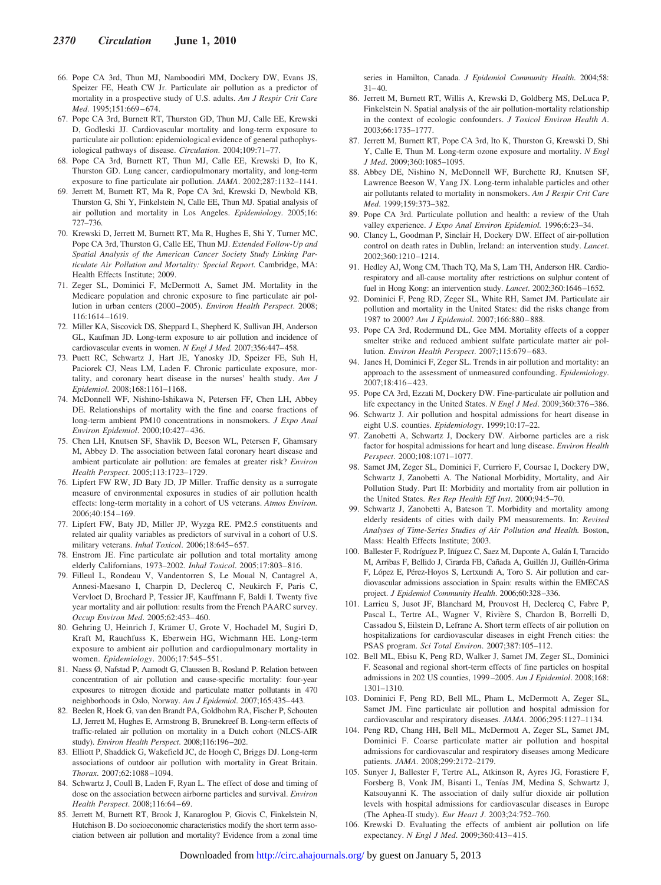66. Pope CA 3rd, Thun MJ, Namboodiri MM, Dockery DW, Evans JS, Speizer FE, Heath CW Jr. Particulate air pollution as a predictor of mortality in a prospective study of U.S. adults. *Am J Respir Crit Care Med*. 1995;151:669–674.
67. Pope CA 3rd, Burnett RT, Thurston GD, Thun MJ, Calle EE, Krewski D, Godleski JJ. Cardiovascular mortality and long-term exposure to particulate air pollution: epidemiological evidence of general pathophysiological pathways of disease. *Circulation*. 2004;109:71–77.
68. Pope CA 3rd, Burnett RT, Thun MJ, Calle EE, Krewski D, Ito K, Thurston GD. Lung cancer, cardiopulmonary mortality, and long-term exposure to fine particulate air pollution. *JAMA*. 2002;287:1132–1141.
69. Jerrett M, Burnett RT, Ma R, Pope CA 3rd, Krewski D, Newbold KB, Thurston G, Shi Y, Finkelstein N, Calle EE, Thun MJ. Spatial analysis of air pollution and mortality in Los Angeles. *Epidemiology*. 2005;16: 727–736.
70. Krewski D, Jerrett M, Burnett RT, Ma R, Hughes E, Shi Y, Turner MC, Pope CA 3rd, Thurston G, Calle EE, Thun MJ. *Extended Follow-Up and Spatial Analysis of the American Cancer Society Study Linking Particulate Air Pollution and Mortality: Special Report.* Cambridge, MA: Health Effects Institute; 2009.
71. Zeger SL, Dominici F, McDermott A, Samet JM. Mortality in the Medicare population and chronic exposure to fine particulate air pollution in urban centers (2000–2005). *Environ Health Perspect*. 2008; 116:1614–1619.
72. Miller KA, Siscovick DS, Sheppard L, Shepherd K, Sullivan JH, Anderson GL, Kaufman JD. Long-term exposure to air pollution and incidence of cardiovascular events in women. *N Engl J Med*. 2007;356:447–458.
73. Puett RC, Schwartz J, Hart JE, Yanosky JD, Speizer FE, Suh H, Paciorek CJ, Neas LM, Laden F. Chronic particulate exposure, mortality, and coronary heart disease in the nurses' health study. *Am J Epidemiol*. 2008;168:1161–1168.
74. McDonnell WF, Nishino-Ishikawa N, Petersen FF, Chen LH, Abbey DE. Relationships of mortality with the fine and coarse fractions of long-term ambient PM10 concentrations in nonsmokers. *J Expo Anal Environ Epidemiol*. 2000;10:427–436.
75. Chen LH, Knutsen SF, Shavlik D, Beeson WL, Petersen F, Ghamsary M, Abbey D. The association between fatal coronary heart disease and ambient particulate air pollution: are females at greater risk? *Environ Health Perspect*. 2005;113:1723–1729.
76. Lipfert FW RW, JD Baty JD, JP Miller. Traffic density as a surrogate measure of environmental exposures in studies of air pollution health effects: long-term mortality in a cohort of US veterans. *Atmos Environ.* 2006;40:154–169.
77. Lipfert FW, Baty JD, Miller JP, Wyzga RE. PM2.5 constituents and related air quality variables as predictors of survival in a cohort of U.S. military veterans. *Inhal Toxicol*. 2006;18:645–657.
78. Enstrom JE. Fine particulate air pollution and total mortality among elderly Californians, 1973–2002. *Inhal Toxicol*. 2005;17:803–816.
79. Filleul L, Rondeau V, Vandentorren S, Le Moual N, Cantagrel A, Annesi-Maesano I, Charpin D, Declercq C, Neukirch F, Paris C, Vervloet D, Brochard P, Tessier JF, Kauffmann F, Baldi I. Twenty five year mortality and air pollution: results from the French PAARC survey. *Occup Environ Med*. 2005;62:453–460.
80. Gehring U, Heinrich J, Krämer U, Grote V, Hochadel M, Sugiri D, Kraft M, Rauchfuss K, Eberwein HG, Wichmann HE. Long-term exposure to ambient air pollution and cardiopulmonary mortality in women. *Epidemiology*. 2006;17:545–551.
81. Naess Ø, Nafstad P, Aamodt G, Claussen B, Rosland P. Relation between concentration of air pollution and cause-specific mortality: four-year exposures to nitrogen dioxide and particulate matter pollutants in 470 neighborhoods in Oslo, Norway. *Am J Epidemiol*. 2007;165:435–443.
82. Beelen R, Hoek G, van den Brandt PA, Goldbohm RA, Fischer P, Schouten LJ, Jerrett M, Hughes E, Armstrong B, Brunekreef B. Long-term effects of traffic-related air pollution on mortality in a Dutch cohort (NLCS-AIR study). *Environ Health Perspect*. 2008;116:196–202.
83. Elliott P, Shaddick G, Wakefield JC, de Hoogh C, Briggs DJ. Long-term associations of outdoor air pollution with mortality in Great Britain. *Thorax*. 2007;62:1088–1094.
84. Schwartz J, Coull B, Laden F, Ryan L. The effect of dose and timing of dose on the association between airborne particles and survival. *Environ Health Perspect*. 2008;116:64–69.
85. Jerrett M, Burnett RT, Brook J, Kanaroglou P, Giovis C, Finkelstein N, Hutchison B. Do socioeconomic characteristics modify the short term association between air pollution and mortality? Evidence from a zonal time series in Hamilton, Canada. *J Epidemiol Community Health*. 2004;58: 31–40.
86. Jerrett M, Burnett RT, Willis A, Krewski D, Goldberg MS, DeLuca P, Finkelstein N. Spatial analysis of the air pollution-mortality relationship in the context of ecologic confounders. *J Toxicol Environ Health A*. 2003;66:1735–1777.
87. Jerrett M, Burnett RT, Pope CA 3rd, Ito K, Thurston G, Krewski D, Shi Y, Calle E, Thun M. Long-term ozone exposure and mortality. *N Engl J Med*. 2009;360:1085–1095.
88. Abbey DE, Nishino N, McDonnell WF, Burchette RJ, Knutsen SF, Lawrence Beeson W, Yang JX. Long-term inhalable particles and other air pollutants related to mortality in nonsmokers. *Am J Respir Crit Care Med*. 1999;159:373–382.
89. Pope CA 3rd. Particulate pollution and health: a review of the Utah valley experience. *J Expo Anal Environ Epidemiol.* 1996;6:23–34.
90. Clancy L, Goodman P, Sinclair H, Dockery DW. Effect of air-pollution control on death rates in Dublin, Ireland: an intervention study. *Lancet*. 2002;360:1210–1214.
91. Hedley AJ, Wong CM, Thach TQ, Ma S, Lam TH, Anderson HR. Cardiorespiratory and all-cause mortality after restrictions on sulphur content of fuel in Hong Kong: an intervention study. *Lancet*. 2002;360:1646–1652.
92. Dominici F, Peng RD, Zeger SL, White RH, Samet JM. Particulate air pollution and mortality in the United States: did the risks change from 1987 to 2000? *Am J Epidemiol*. 2007;166:880–888.
93. Pope CA 3rd, Rodermund DL, Gee MM. Mortality effects of a copper smelter strike and reduced ambient sulfate particulate matter air pollution. *Environ Health Perspect*. 2007;115:679–683.
94. Janes H, Dominici F, Zeger SL. Trends in air pollution and mortality: an approach to the assessment of unmeasured confounding. *Epidemiology*. 2007;18:416–423.
95. Pope CA 3rd, Ezzati M, Dockery DW. Fine-particulate air pollution and life expectancy in the United States. *N Engl J Med*. 2009;360:376–386.
96. Schwartz J. Air pollution and hospital admissions for heart disease in eight U.S. counties. *Epidemiology*. 1999;10:17–22.
97. Zanobetti A, Schwartz J, Dockery DW. Airborne particles are a risk factor for hospital admissions for heart and lung disease. *Environ Health Perspect*. 2000;108:1071–1077.
98. Samet JM, Zeger SL, Dominici F, Curriero F, Coursac I, Dockery DW, Schwartz J, Zanobetti A. The National Morbidity, Mortality, and Air Pollution Study. Part II: Morbidity and mortality from air pollution in the United States. *Res Rep Health Eff Inst*. 2000;94:5–70.
99. Schwartz J, Zanobetti A, Bateson T. Morbidity and mortality among elderly residents of cities with daily PM measurements. In: *Revised Analyses of Time-Series Studies of Air Pollution and Health.* Boston, Mass: Health Effects Institute; 2003.
100. Ballester F, Rodríguez P, Iñíguez C, Saez M, Daponte A, Galán I, Taracido M, Arribas F, Bellido J, Cirarda FB, Cañada A, Guillén JJ, Guillén-Grima F, López E, Pérez-Hoyos S, Lertxundi A, Toro S. Air pollution and cardiovascular admissions association in Spain: results within the EMECAS project. *J Epidemiol Community Health*. 2006;60:328–336.
101. Larrieu S, Jusot JF, Blanchard M, Prouvost H, Declercq C, Fabre P, Pascal L, Tertre AL, Wagner V, Rivière S, Chardon B, Borrelli D, Cassadou S, Eilstein D, Lefranc A. Short term effects of air pollution on hospitalizations for cardiovascular diseases in eight French cities: the PSAS program. *Sci Total Environ*. 2007;387:105–112.
102. Bell ML, Ebisu K, Peng RD, Walker J, Samet JM, Zeger SL, Dominici F. Seasonal and regional short-term effects of fine particles on hospital admissions in 202 US counties, 1999–2005. *Am J Epidemiol*. 2008;168: 1301–1310.
103. Dominici F, Peng RD, Bell ML, Pham L, McDermott A, Zeger SL, Samet JM. Fine particulate air pollution and hospital admission for cardiovascular and respiratory diseases. *JAMA*. 2006;295:1127–1134.
104. Peng RD, Chang HH, Bell ML, McDermott A, Zeger SL, Samet JM, Dominici F. Coarse particulate matter air pollution and hospital admissions for cardiovascular and respiratory diseases among Medicare patients. *JAMA*. 2008;299:2172–2179.
105. Sunyer J, Ballester F, Tertre AL, Atkinson R, Ayres JG, Forastiere F, Forsberg B, Vonk JM, Bisanti L, Tenías JM, Medina S, Schwartz J, Katsouyanni K. The association of daily sulfur dioxide air pollution levels with hospital admissions for cardiovascular diseases in Europe (The Aphea-II study). *Eur Heart J*. 2003;24:752–760.
106. Krewski D. Evaluating the effects of ambient air pollution on life expectancy. *N Engl J Med*. 2009;360:413–415.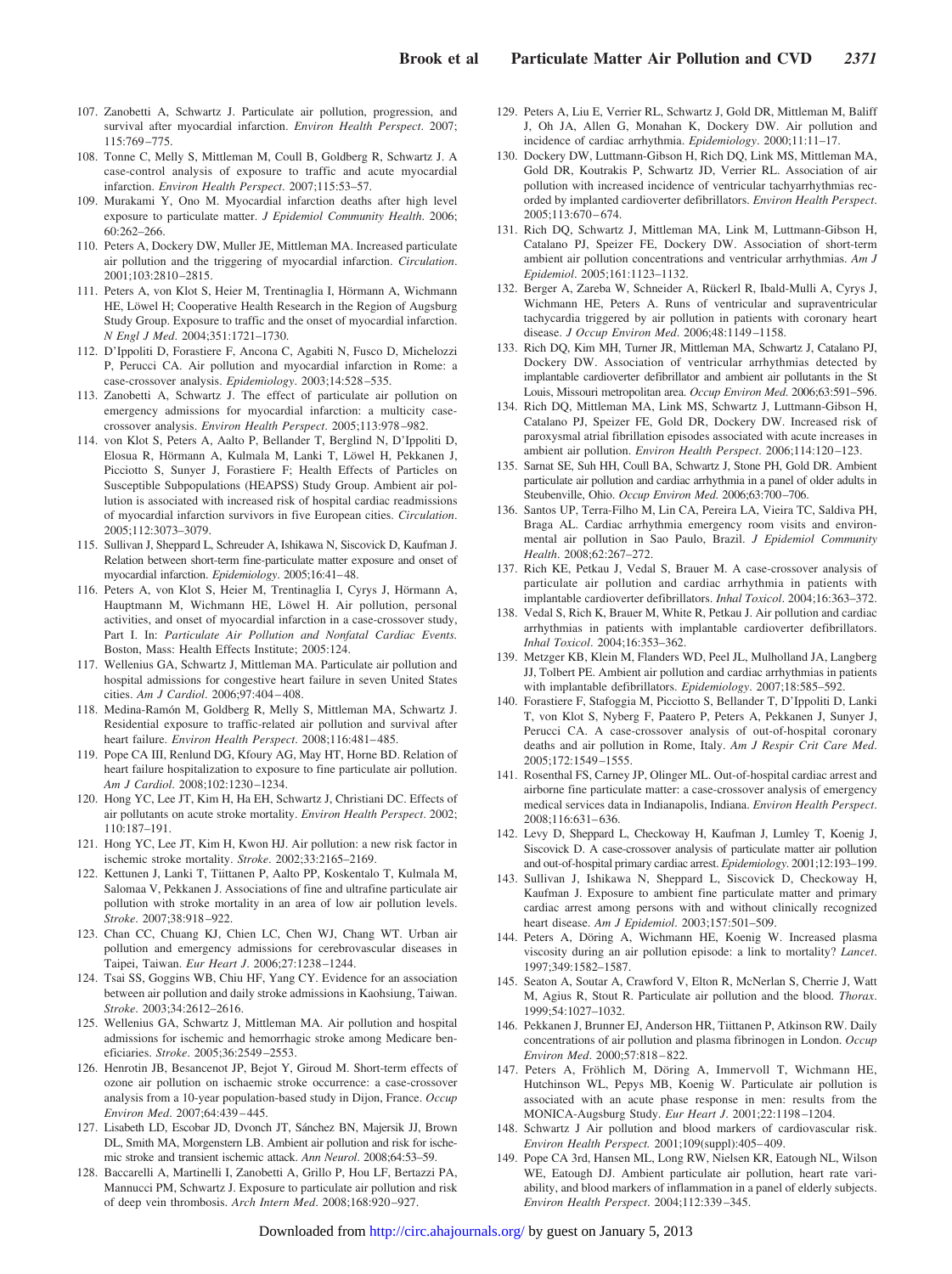107. Zanobetti A, Schwartz J. Particulate air pollution, progression, and survival after myocardial infarction. *Environ Health Perspect*. 2007; 115:769–775.
108. Tonne C, Melly S, Mittleman M, Coull B, Goldberg R, Schwartz J. A case-control analysis of exposure to traffic and acute myocardial infarction. *Environ Health Perspect*. 2007;115:53–57.
109. Murakami Y, Ono M. Myocardial infarction deaths after high level exposure to particulate matter. *J Epidemiol Community Health*. 2006; 60:262–266.
110. Peters A, Dockery DW, Muller JE, Mittleman MA. Increased particulate air pollution and the triggering of myocardial infarction. *Circulation*. 2001;103:2810–2815.
111. Peters A, von Klot S, Heier M, Trentinaglia I, Hörmann A, Wichmann HE, Löwel H; Cooperative Health Research in the Region of Augsburg Study Group. Exposure to traffic and the onset of myocardial infarction. *N Engl J Med*. 2004;351:1721–1730.
112. D'Ippoliti D, Forastiere F, Ancona C, Agabiti N, Fusco D, Michelozzi P, Perucci CA. Air pollution and myocardial infarction in Rome: a case-crossover analysis. *Epidemiology*. 2003;14:528–535.
113. Zanobetti A, Schwartz J. The effect of particulate air pollution on emergency admissions for myocardial infarction: a multicity case-crossover analysis. *Environ Health Perspect*. 2005;113:978–982.
114. von Klot S, Peters A, Aalto P, Bellander T, Berglind N, D'Ippoliti D, Elosua R, Hörmann A, Kulmala M, Lanki T, Löwel H, Pekkanen J, Picciotto S, Sunyer J, Forastiere F; Health Effects of Particles on Susceptible Subpopulations (HEAPSS) Study Group. Ambient air pollution is associated with increased risk of hospital cardiac readmissions of myocardial infarction survivors in five European cities. *Circulation*. 2005;112:3073–3079.
115. Sullivan J, Sheppard L, Schreuder A, Ishikawa N, Siscovick D, Kaufman J. Relation between short-term fine-particulate matter exposure and onset of myocardial infarction. *Epidemiology*. 2005;16:41–48.
116. Peters A, von Klot S, Heier M, Trentinaglia I, Cyrys J, Hörmann A, Hauptmann M, Wichmann HE, Löwel H. Air pollution, personal activities, and onset of myocardial infarction in a case-crossover study, Part I. In: *Particulate Air Pollution and Nonfatal Cardiac Events.* Boston, Mass: Health Effects Institute; 2005:124.
117. Wellenius GA, Schwartz J, Mittleman MA. Particulate air pollution and hospital admissions for congestive heart failure in seven United States cities. *Am J Cardiol*. 2006;97:404–408.
118. Medina-Ramón M, Goldberg R, Melly S, Mittleman MA, Schwartz J. Residential exposure to traffic-related air pollution and survival after heart failure. *Environ Health Perspect*. 2008;116:481–485.
119. Pope CA III, Renlund DG, Kfoury AG, May HT, Horne BD. Relation of heart failure hospitalization to exposure to fine particulate air pollution. *Am J Cardiol*. 2008;102:1230–1234.
120. Hong YC, Lee JT, Kim H, Ha EH, Schwartz J, Christiani DC. Effects of air pollutants on acute stroke mortality. *Environ Health Perspect*. 2002; 110:187–191.
121. Hong YC, Lee JT, Kim H, Kwon HJ. Air pollution: a new risk factor in ischemic stroke mortality. *Stroke*. 2002;33:2165–2169.
122. Kettunen J, Lanki T, Tiittanen P, Aalto PP, Koskentalo T, Kulmala M, Salomaa V, Pekkanen J. Associations of fine and ultrafine particulate air pollution with stroke mortality in an area of low air pollution levels. *Stroke*. 2007;38:918–922.
123. Chan CC, Chuang KJ, Chien LC, Chen WJ, Chang WT. Urban air pollution and emergency admissions for cerebrovascular diseases in Taipei, Taiwan. *Eur Heart J*. 2006;27:1238–1244.
124. Tsai SS, Goggins WB, Chiu HF, Yang CY. Evidence for an association between air pollution and daily stroke admissions in Kaohsiung, Taiwan. *Stroke*. 2003;34:2612–2616.
125. Wellenius GA, Schwartz J, Mittleman MA. Air pollution and hospital admissions for ischemic and hemorrhagic stroke among Medicare beneficiaries. *Stroke*. 2005;36:2549–2553.
126. Henrotin JB, Besancenot JP, Bejot Y, Giroud M. Short-term effects of ozone air pollution on ischaemic stroke occurrence: a case-crossover analysis from a 10-year population-based study in Dijon, France. *Occup Environ Med*. 2007;64:439–445.
127. Lisabeth LD, Escobar JD, Dvonch JT, Sánchez BN, Majersik JJ, Brown DL, Smith MA, Morgenstern LB. Ambient air pollution and risk for ischemic stroke and transient ischemic attack. *Ann Neurol*. 2008;64:53–59.
128. Baccarelli A, Martinelli I, Zanobetti A, Grillo P, Hou LF, Bertazzi PA, Mannucci PM, Schwartz J. Exposure to particulate air pollution and risk of deep vein thrombosis. *Arch Intern Med*. 2008;168:920–927.
129. Peters A, Liu E, Verrier RL, Schwartz J, Gold DR, Mittleman M, Baliff J, Oh JA, Allen G, Monahan K, Dockery DW. Air pollution and incidence of cardiac arrhythmia. *Epidemiology*. 2000;11:11–17.
130. Dockery DW, Luttmann-Gibson H, Rich DQ, Link MS, Mittleman MA, Gold DR, Koutrakis P, Schwartz JD, Verrier RL. Association of air pollution with increased incidence of ventricular tachyarrhythmias recorded by implanted cardioverter defibrillators. *Environ Health Perspect*. 2005;113:670–674.
131. Rich DQ, Schwartz J, Mittleman MA, Link M, Luttmann-Gibson H, Catalano PJ, Speizer FE, Dockery DW. Association of short-term ambient air pollution concentrations and ventricular arrhythmias. *Am J Epidemiol*. 2005;161:1123–1132.
132. Berger A, Zareba W, Schneider A, Rückerl R, Ibald-Mulli A, Cyrys J, Wichmann HE, Peters A. Runs of ventricular and supraventricular tachycardia triggered by air pollution in patients with coronary heart disease. *J Occup Environ Med*. 2006;48:1149–1158.
133. Rich DQ, Kim MH, Turner JR, Mittleman MA, Schwartz J, Catalano PJ, Dockery DW. Association of ventricular arrhythmias detected by implantable cardioverter defibrillator and ambient air pollutants in the St Louis, Missouri metropolitan area. *Occup Environ Med*. 2006;63:591–596.
134. Rich DQ, Mittleman MA, Link MS, Schwartz J, Luttmann-Gibson H, Catalano PJ, Speizer FE, Gold DR, Dockery DW. Increased risk of paroxysmal atrial fibrillation episodes associated with acute increases in ambient air pollution. *Environ Health Perspect*. 2006;114:120–123.
135. Sarnat SE, Suh HH, Coull BA, Schwartz J, Stone PH, Gold DR. Ambient particulate air pollution and cardiac arrhythmia in a panel of older adults in Steubenville, Ohio. *Occup Environ Med.* 2006;63:700–706.
136. Santos UP, Terra-Filho M, Lin CA, Pereira LA, Vieira TC, Saldiva PH, Braga AL. Cardiac arrhythmia emergency room visits and environmental air pollution in Sao Paulo, Brazil. *J Epidemiol Community Health*. 2008;62:267–272.
137. Rich KE, Petkau J, Vedal S, Brauer M. A case-crossover analysis of particulate air pollution and cardiac arrhythmia in patients with implantable cardioverter defibrillators. *Inhal Toxicol*. 2004;16:363–372.
138. Vedal S, Rich K, Brauer M, White R, Petkau J. Air pollution and cardiac arrhythmias in patients with implantable cardioverter defibrillators. *Inhal Toxicol*. 2004;16:353–362.
139. Metzger KB, Klein M, Flanders WD, Peel JL, Mulholland JA, Langberg JJ, Tolbert PE. Ambient air pollution and cardiac arrhythmias in patients with implantable defibrillators. *Epidemiology*. 2007;18:585–592.
140. Forastiere F, Stafoggia M, Picciotto S, Bellander T, D'Ippoliti D, Lanki T, von Klot S, Nyberg F, Paatero P, Peters A, Pekkanen J, Sunyer J, Perucci CA. A case-crossover analysis of out-of-hospital coronary deaths and air pollution in Rome, Italy. *Am J Respir Crit Care Med*. 2005;172:1549–1555.
141. Rosenthal FS, Carney JP, Olinger ML. Out-of-hospital cardiac arrest and airborne fine particulate matter: a case-crossover analysis of emergency medical services data in Indianapolis, Indiana. *Environ Health Perspect*. 2008;116:631–636.
142. Levy D, Sheppard L, Checkoway H, Kaufman J, Lumley T, Koenig J, Siscovick D. A case-crossover analysis of particulate matter air pollution and out-of-hospital primary cardiac arrest. *Epidemiology*. 2001;12:193–199.
143. Sullivan J, Ishikawa N, Sheppard L, Siscovick D, Checkoway H, Kaufman J. Exposure to ambient fine particulate matter and primary cardiac arrest among persons with and without clinically recognized heart disease. *Am J Epidemiol*. 2003;157:501–509.
144. Peters A, Döring A, Wichmann HE, Koenig W. Increased plasma viscosity during an air pollution episode: a link to mortality? *Lancet*. 1997;349:1582–1587.
145. Seaton A, Soutar A, Crawford V, Elton R, McNerlan S, Cherrie J, Watt M, Agius R, Stout R. Particulate air pollution and the blood. *Thorax*. 1999;54:1027–1032.
146. Pekkanen J, Brunner EJ, Anderson HR, Tiittanen P, Atkinson RW. Daily concentrations of air pollution and plasma fibrinogen in London. *Occup Environ Med*. 2000;57:818–822.
147. Peters A, Fröhlich M, Döring A, Immervoll T, Wichmann HE, Hutchinson WL, Pepys MB, Koenig W. Particulate air pollution is associated with an acute phase response in men: results from the MONICA-Augsburg Study. *Eur Heart J*. 2001;22:1198–1204.
148. Schwartz J Air pollution and blood markers of cardiovascular risk. *Environ Health Perspect.* 2001;109(suppl):405–409.
149. Pope CA 3rd, Hansen ML, Long RW, Nielsen KR, Eatough NL, Wilson WE, Eatough DJ. Ambient particulate air pollution, heart rate variability, and blood markers of inflammation in a panel of elderly subjects. *Environ Health Perspect*. 2004;112:339–345.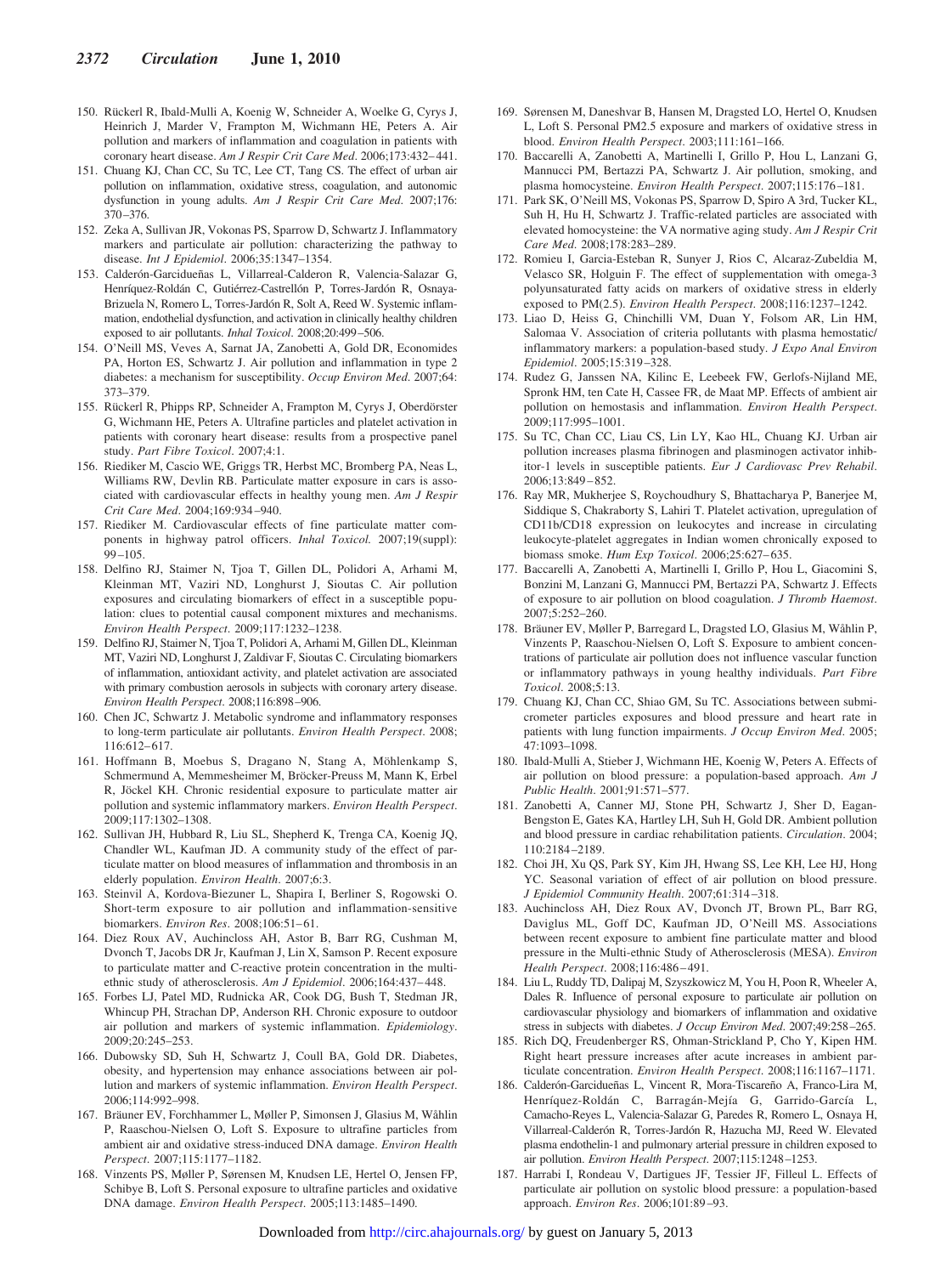150. Rückerl R, Ibald-Mulli A, Koenig W, Schneider A, Woelke G, Cyrys J, Heinrich J, Marder V, Frampton M, Wichmann HE, Peters A. Air pollution and markers of inflammation and coagulation in patients with coronary heart disease. *Am J Respir Crit Care Med*. 2006;173:432–441.
151. Chuang KJ, Chan CC, Su TC, Lee CT, Tang CS. The effect of urban air pollution on inflammation, oxidative stress, coagulation, and autonomic dysfunction in young adults. *Am J Respir Crit Care Med*. 2007;176: 370–376.
152. Zeka A, Sullivan JR, Vokonas PS, Sparrow D, Schwartz J. Inflammatory markers and particulate air pollution: characterizing the pathway to disease. *Int J Epidemiol*. 2006;35:1347–1354.
153. Calderón-Garcidueñas L, Villarreal-Calderon R, Valencia-Salazar G, Henríquez-Roldán C, Gutiérrez-Castrellón P, Torres-Jardón R, Osnaya-Brizuela N, Romero L, Torres-Jardón R, Solt A, Reed W. Systemic inflammation, endothelial dysfunction, and activation in clinically healthy children exposed to air pollutants. *Inhal Toxicol*. 2008;20:499–506.
154. O'Neill MS, Veves A, Sarnat JA, Zanobetti A, Gold DR, Economides PA, Horton ES, Schwartz J. Air pollution and inflammation in type 2 diabetes: a mechanism for susceptibility. *Occup Environ Med*. 2007;64: 373–379.
155. Rückerl R, Phipps RP, Schneider A, Frampton M, Cyrys J, Oberdörster G, Wichmann HE, Peters A. Ultrafine particles and platelet activation in patients with coronary heart disease: results from a prospective panel study. *Part Fibre Toxicol*. 2007;4:1.
156. Riediker M, Cascio WE, Griggs TR, Herbst MC, Bromberg PA, Neas L, Williams RW, Devlin RB. Particulate matter exposure in cars is associated with cardiovascular effects in healthy young men. *Am J Respir Crit Care Med*. 2004;169:934–940.
157. Riediker M. Cardiovascular effects of fine particulate matter components in highway patrol officers. *Inhal Toxicol.* 2007;19(suppl): 99–105.
158. Delfino RJ, Staimer N, Tjoa T, Gillen DL, Polidori A, Arhami M, Kleinman MT, Vaziri ND, Longhurst J, Sioutas C. Air pollution exposures and circulating biomarkers of effect in a susceptible population: clues to potential causal component mixtures and mechanisms. *Environ Health Perspect*. 2009;117:1232–1238.
159. Delfino RJ, Staimer N, Tjoa T, Polidori A, Arhami M, Gillen DL, Kleinman MT, Vaziri ND, Longhurst J, Zaldivar F, Sioutas C. Circulating biomarkers of inflammation, antioxidant activity, and platelet activation are associated with primary combustion aerosols in subjects with coronary artery disease. *Environ Health Perspect.* 2008;116:898–906.
160. Chen JC, Schwartz J. Metabolic syndrome and inflammatory responses to long-term particulate air pollutants. *Environ Health Perspect*. 2008; 116:612–617.
161. Hoffmann B, Moebus S, Dragano N, Stang A, Möhlenkamp S, Schmermund A, Memmesheimer M, Bröcker-Preuss M, Mann K, Erbel R, Jöckel KH. Chronic residential exposure to particulate matter air pollution and systemic inflammatory markers. *Environ Health Perspect*. 2009;117:1302–1308.
162. Sullivan JH, Hubbard R, Liu SL, Shepherd K, Trenga CA, Koenig JQ, Chandler WL, Kaufman JD. A community study of the effect of particulate matter on blood measures of inflammation and thrombosis in an elderly population. *Environ Health*. 2007;6:3.
163. Steinvil A, Kordova-Biezuner L, Shapira I, Berliner S, Rogowski O. Short-term exposure to air pollution and inflammation-sensitive biomarkers. *Environ Res*. 2008;106:51–61.
164. Diez Roux AV, Auchincloss AH, Astor B, Barr RG, Cushman M, Dvonch T, Jacobs DR Jr, Kaufman J, Lin X, Samson P. Recent exposure to particulate matter and C-reactive protein concentration in the multi-ethnic study of atherosclerosis. *Am J Epidemiol*. 2006;164:437–448.
165. Forbes LJ, Patel MD, Rudnicka AR, Cook DG, Bush T, Stedman JR, Whincup PH, Strachan DP, Anderson RH. Chronic exposure to outdoor air pollution and markers of systemic inflammation. *Epidemiology*. 2009;20:245–253.
166. Dubowsky SD, Suh H, Schwartz J, Coull BA, Gold DR. Diabetes, obesity, and hypertension may enhance associations between air pollution and markers of systemic inflammation. *Environ Health Perspect*. 2006;114:992–998.
167. Bräuner EV, Forchhammer L, Møller P, Simonsen J, Glasius M, Wåhlin P, Raaschou-Nielsen O, Loft S. Exposure to ultrafine particles from ambient air and oxidative stress-induced DNA damage. *Environ Health Perspect*. 2007;115:1177–1182.
168. Vinzents PS, Møller P, Sørensen M, Knudsen LE, Hertel O, Jensen FP, Schibye B, Loft S. Personal exposure to ultrafine particles and oxidative DNA damage. *Environ Health Perspect*. 2005;113:1485–1490.
169. Sørensen M, Daneshvar B, Hansen M, Dragsted LO, Hertel O, Knudsen L, Loft S. Personal PM2.5 exposure and markers of oxidative stress in blood. *Environ Health Perspect*. 2003;111:161–166.
170. Baccarelli A, Zanobetti A, Martinelli I, Grillo P, Hou L, Lanzani G, Mannucci PM, Bertazzi PA, Schwartz J. Air pollution, smoking, and plasma homocysteine. *Environ Health Perspect*. 2007;115:176–181.
171. Park SK, O'Neill MS, Vokonas PS, Sparrow D, Spiro A 3rd, Tucker KL, Suh H, Hu H, Schwartz J. Traffic-related particles are associated with elevated homocysteine: the VA normative aging study. *Am J Respir Crit Care Med.* 2008;178:283–289.
172. Romieu I, Garcia-Esteban R, Sunyer J, Rios C, Alcaraz-Zubeldia M, Velasco SR, Holguin F. The effect of supplementation with omega-3 polyunsaturated fatty acids on markers of oxidative stress in elderly exposed to PM(2.5). *Environ Health Perspect*. 2008;116:1237–1242.
173. Liao D, Heiss G, Chinchilli VM, Duan Y, Folsom AR, Lin HM, Salomaa V. Association of criteria pollutants with plasma hemostatic/ inflammatory markers: a population-based study. *J Expo Anal Environ Epidemiol*. 2005;15:319–328.
174. Rudez G, Janssen NA, Kilinc E, Leebeek FW, Gerlofs-Nijland ME, Spronk HM, ten Cate H, Cassee FR, de Maat MP. Effects of ambient air pollution on hemostasis and inflammation. *Environ Health Perspect*. 2009;117:995–1001.
175. Su TC, Chan CC, Liau CS, Lin LY, Kao HL, Chuang KJ. Urban air pollution increases plasma fibrinogen and plasminogen activator inhibitor-1 levels in susceptible patients. *Eur J Cardiovasc Prev Rehabil*. 2006;13:849–852.
176. Ray MR, Mukherjee S, Roychoudhury S, Bhattacharya P, Banerjee M, Siddique S, Chakraborty S, Lahiri T. Platelet activation, upregulation of CD11b/CD18 expression on leukocytes and increase in circulating leukocyte-platelet aggregates in Indian women chronically exposed to biomass smoke. *Hum Exp Toxicol*. 2006;25:627–635.
177. Baccarelli A, Zanobetti A, Martinelli I, Grillo P, Hou L, Giacomini S, Bonzini M, Lanzani G, Mannucci PM, Bertazzi PA, Schwartz J. Effects of exposure to air pollution on blood coagulation. *J Thromb Haemost*. 2007;5:252–260.
178. Bräuner EV, Møller P, Barregard L, Dragsted LO, Glasius M, Wåhlin P, Vinzents P, Raaschou-Nielsen O, Loft S. Exposure to ambient concentrations of particulate air pollution does not influence vascular function or inflammatory pathways in young healthy individuals. *Part Fibre Toxicol*. 2008;5:13.
179. Chuang KJ, Chan CC, Shiao GM, Su TC. Associations between submicrometer particles exposures and blood pressure and heart rate in patients with lung function impairments. *J Occup Environ Med*. 2005; 47:1093–1098.
180. Ibald-Mulli A, Stieber J, Wichmann HE, Koenig W, Peters A. Effects of air pollution on blood pressure: a population-based approach. *Am J Public Health*. 2001;91:571–577.
181. Zanobetti A, Canner MJ, Stone PH, Schwartz J, Sher D, Eagan-Bengston E, Gates KA, Hartley LH, Suh H, Gold DR. Ambient pollution and blood pressure in cardiac rehabilitation patients. *Circulation*. 2004; 110:2184–2189.
182. Choi JH, Xu QS, Park SY, Kim JH, Hwang SS, Lee KH, Lee HJ, Hong YC. Seasonal variation of effect of air pollution on blood pressure. *J Epidemiol Community Health*. 2007;61:314–318.
183. Auchincloss AH, Diez Roux AV, Dvonch JT, Brown PL, Barr RG, Daviglus ML, Goff DC, Kaufman JD, O'Neill MS. Associations between recent exposure to ambient fine particulate matter and blood pressure in the Multi-ethnic Study of Atherosclerosis (MESA). *Environ Health Perspect*. 2008;116:486–491.
184. Liu L, Ruddy TD, Dalipaj M, Szyszkowicz M, You H, Poon R, Wheeler A, Dales R. Influence of personal exposure to particulate air pollution on cardiovascular physiology and biomarkers of inflammation and oxidative stress in subjects with diabetes. *J Occup Environ Med*. 2007;49:258–265.
185. Rich DQ, Freudenberger RS, Ohman-Strickland P, Cho Y, Kipen HM. Right heart pressure increases after acute increases in ambient particulate concentration. *Environ Health Perspect*. 2008;116:1167–1171.
186. Calderón-Garcidueñas L, Vincent R, Mora-Tiscareño A, Franco-Lira M, Henríquez-Roldán C, Barragán-Mejía G, Garrido-García L, Camacho-Reyes L, Valencia-Salazar G, Paredes R, Romero L, Osnaya H, Villarreal-Calderón R, Torres-Jardón R, Hazucha MJ, Reed W. Elevated plasma endothelin-1 and pulmonary arterial pressure in children exposed to air pollution. *Environ Health Perspect.* 2007;115:1248–1253.
187. Harrabi I, Rondeau V, Dartigues JF, Tessier JF, Filleul L. Effects of particulate air pollution on systolic blood pressure: a population-based approach. *Environ Res*. 2006;101:89–93.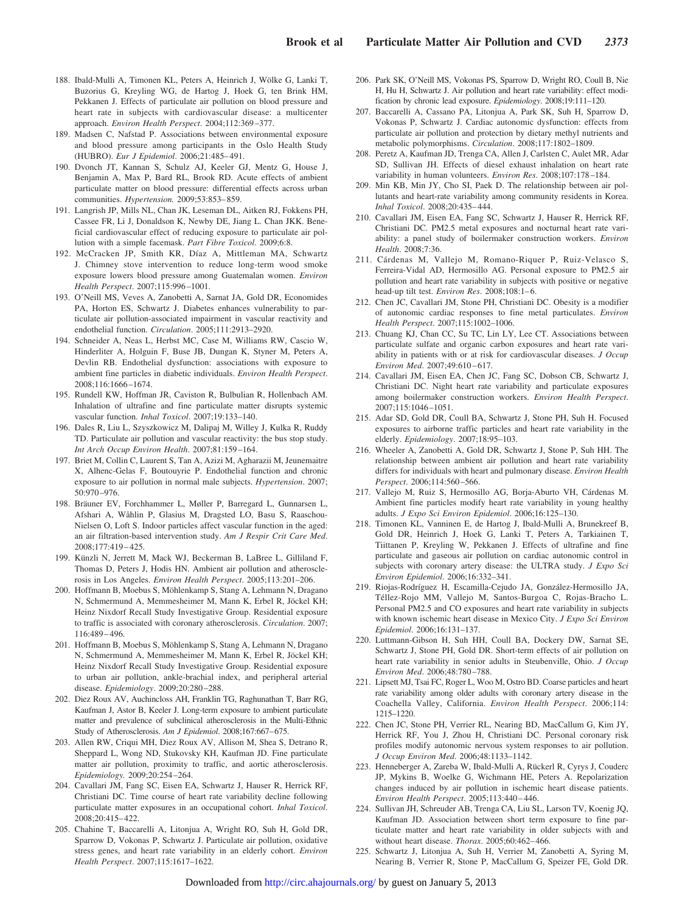188. Ibald-Mulli A, Timonen KL, Peters A, Heinrich J, Wölke G, Lanki T, Buzorius G, Kreyling WG, de Hartog J, Hoek G, ten Brink HM, Pekkanen J. Effects of particulate air pollution on blood pressure and heart rate in subjects with cardiovascular disease: a multicenter approach. *Environ Health Perspect*. 2004;112:369–377.
189. Madsen C, Nafstad P. Associations between environmental exposure and blood pressure among participants in the Oslo Health Study (HUBRO). *Eur J Epidemiol*. 2006;21:485–491.
190. Dvonch JT, Kannan S, Schulz AJ, Keeler GJ, Mentz G, House J, Benjamin A, Max P, Bard RL, Brook RD. Acute effects of ambient particulate matter on blood pressure: differential effects across urban communities. *Hypertension.* 2009;53:853–859.
191. Langrish JP, Mills NL, Chan JK, Leseman DL, Aitken RJ, Fokkens PH, Cassee FR, Li J, Donaldson K, Newby DE, Jiang L. Chan JKK. Beneficial cardiovascular effect of reducing exposure to particulate air pollution with a simple facemask. *Part Fibre Toxicol*. 2009;6:8.
192. McCracken JP, Smith KR, Díaz A, Mittleman MA, Schwartz J. Chimney stove intervention to reduce long-term wood smoke exposure lowers blood pressure among Guatemalan women. *Environ Health Perspect*. 2007;115:996–1001.
193. O'Neill MS, Veves A, Zanobetti A, Sarnat JA, Gold DR, Economides PA, Horton ES, Schwartz J. Diabetes enhances vulnerability to particulate air pollution-associated impairment in vascular reactivity and endothelial function. *Circulation*. 2005;111:2913–2920.
194. Schneider A, Neas L, Herbst MC, Case M, Williams RW, Cascio W, Hinderliter A, Holguin F, Buse JB, Dungan K, Styner M, Peters A, Devlin RB. Endothelial dysfunction: associations with exposure to ambient fine particles in diabetic individuals. *Environ Health Perspect*. 2008;116:1666–1674.
195. Rundell KW, Hoffman JR, Caviston R, Bulbulian R, Hollenbach AM. Inhalation of ultrafine and fine particulate matter disrupts systemic vascular function. *Inhal Toxicol*. 2007;19:133–140.
196. Dales R, Liu L, Szyszkowicz M, Dalipaj M, Willey J, Kulka R, Ruddy TD. Particulate air pollution and vascular reactivity: the bus stop study. *Int Arch Occup Environ Health*. 2007;81:159–164.
197. Briet M, Collin C, Laurent S, Tan A, Azizi M, Agharazii M, Jeunemaitre X, Alhenc-Gelas F, Boutouyrie P. Endothelial function and chronic exposure to air pollution in normal male subjects. *Hypertension*. 2007; 50:970–976.
198. Bräuner EV, Forchhammer L, Møller P, Barregard L, Gunnarsen L, Afshari A, Wåhlin P, Glasius M, Dragsted LO, Basu S, Raaschou-Nielsen O, Loft S. Indoor particles affect vascular function in the aged: an air filtration-based intervention study. *Am J Respir Crit Care Med*. 2008;177:419–425.
199. Künzli N, Jerrett M, Mack WJ, Beckerman B, LaBree L, Gilliland F, Thomas D, Peters J, Hodis HN. Ambient air pollution and atherosclerosis in Los Angeles. *Environ Health Perspect.* 2005;113:201–206.
200. Hoffmann B, Moebus S, Möhlenkamp S, Stang A, Lehmann N, Dragano N, Schmermund A, Memmesheimer M, Mann K, Erbel R, Jöckel KH; Heinz Nixdorf Recall Study Investigative Group. Residential exposure to traffic is associated with coronary atherosclerosis. *Circulation*. 2007; 116:489–496.
201. Hoffmann B, Moebus S, Möhlenkamp S, Stang A, Lehmann N, Dragano N, Schmermund A, Memmesheimer M, Mann K, Erbel R, Jöckel KH; Heinz Nixdorf Recall Study Investigative Group. Residential exposure to urban air pollution, ankle-brachial index, and peripheral arterial disease. *Epidemiology*. 2009;20:280–288.
202. Diez Roux AV, Auchincloss AH, Franklin TG, Raghunathan T, Barr RG, Kaufman J, Astor B, Keeler J. Long-term exposure to ambient particulate matter and prevalence of subclinical atherosclerosis in the Multi-Ethnic Study of Atherosclerosis. *Am J Epidemiol*. 2008;167:667–675.
203. Allen RW, Criqui MH, Diez Roux AV, Allison M, Shea S, Detrano R, Sheppard L, Wong ND, Stukovsky KH, Kaufman JD. Fine particulate matter air pollution, proximity to traffic, and aortic atherosclerosis. *Epidemiology.* 2009;20:254–264.
204. Cavallari JM, Fang SC, Eisen EA, Schwartz J, Hauser R, Herrick RF, Christiani DC. Time course of heart rate variability decline following particulate matter exposures in an occupational cohort. *Inhal Toxicol*. 2008;20:415–422.
205. Chahine T, Baccarelli A, Litonjua A, Wright RO, Suh H, Gold DR, Sparrow D, Vokonas P, Schwartz J. Particulate air pollution, oxidative stress genes, and heart rate variability in an elderly cohort. *Environ Health Perspect*. 2007;115:1617–1622.
206. Park SK, O'Neill MS, Vokonas PS, Sparrow D, Wright RO, Coull B, Nie H, Hu H, Schwartz J. Air pollution and heart rate variability: effect modification by chronic lead exposure. *Epidemiology*. 2008;19:111–120.
207. Baccarelli A, Cassano PA, Litonjua A, Park SK, Suh H, Sparrow D, Vokonas P, Schwartz J. Cardiac autonomic dysfunction: effects from particulate air pollution and protection by dietary methyl nutrients and metabolic polymorphisms. *Circulation*. 2008;117:1802–1809.
208. Peretz A, Kaufman JD, Trenga CA, Allen J, Carlsten C, Aulet MR, Adar SD, Sullivan JH. Effects of diesel exhaust inhalation on heart rate variability in human volunteers. *Environ Res*. 2008;107:178–184.
209. Min KB, Min JY, Cho SI, Paek D. The relationship between air pollutants and heart-rate variability among community residents in Korea. *Inhal Toxicol*. 2008;20:435–444.
210. Cavallari JM, Eisen EA, Fang SC, Schwartz J, Hauser R, Herrick RF, Christiani DC. PM2.5 metal exposures and nocturnal heart rate variability: a panel study of boilermaker construction workers. *Environ Health*. 2008;7:36.
211. Cárdenas M, Vallejo M, Romano-Riquer P, Ruiz-Velasco S, Ferreira-Vidal AD, Hermosillo AG. Personal exposure to PM2.5 air pollution and heart rate variability in subjects with positive or negative head-up tilt test. *Environ Res*. 2008;108:1–6.
212. Chen JC, Cavallari JM, Stone PH, Christiani DC. Obesity is a modifier of autonomic cardiac responses to fine metal particulates. *Environ Health Perspect*. 2007;115:1002–1006.
213. Chuang KJ, Chan CC, Su TC, Lin LY, Lee CT. Associations between particulate sulfate and organic carbon exposures and heart rate variability in patients with or at risk for cardiovascular diseases. *J Occup Environ Med*. 2007;49:610–617.
214. Cavallari JM, Eisen EA, Chen JC, Fang SC, Dobson CB, Schwartz J, Christiani DC. Night heart rate variability and particulate exposures among boilermaker construction workers. *Environ Health Perspect*. 2007;115:1046–1051.
215. Adar SD, Gold DR, Coull BA, Schwartz J, Stone PH, Suh H. Focused exposures to airborne traffic particles and heart rate variability in the elderly. *Epidemiology*. 2007;18:95–103.
216. Wheeler A, Zanobetti A, Gold DR, Schwartz J, Stone P, Suh HH. The relationship between ambient air pollution and heart rate variability differs for individuals with heart and pulmonary disease. *Environ Health Perspect*. 2006;114:560–566.
217. Vallejo M, Ruiz S, Hermosillo AG, Borja-Aburto VH, Cárdenas M. Ambient fine particles modify heart rate variability in young healthy adults. *J Expo Sci Environ Epidemiol*. 2006;16:125–130.
218. Timonen KL, Vanninen E, de Hartog J, Ibald-Mulli A, Brunekreef B, Gold DR, Heinrich J, Hoek G, Lanki T, Peters A, Tarkiainen T, Tiittanen P, Kreyling W, Pekkanen J. Effects of ultrafine and fine particulate and gaseous air pollution on cardiac autonomic control in subjects with coronary artery disease: the ULTRA study. *J Expo Sci Environ Epidemiol*. 2006;16:332–341.
219. Riojas-Rodríguez H, Escamilla-Cejudo JA, González-Hermosillo JA, Téllez-Rojo MM, Vallejo M, Santos-Burgoa C, Rojas-Bracho L. Personal PM2.5 and CO exposures and heart rate variability in subjects with known ischemic heart disease in Mexico City. *J Expo Sci Environ Epidemiol*. 2006;16:131–137.
220. Luttmann-Gibson H, Suh HH, Coull BA, Dockery DW, Sarnat SE, Schwartz J, Stone PH, Gold DR. Short-term effects of air pollution on heart rate variability in senior adults in Steubenville, Ohio. *J Occup Environ Med*. 2006;48:780–788.
221. Lipsett MJ, Tsai FC, Roger L, Woo M, Ostro BD. Coarse particles and heart rate variability among older adults with coronary artery disease in the Coachella Valley, California. *Environ Health Perspect*. 2006;114: 1215–1220.
222. Chen JC, Stone PH, Verrier RL, Nearing BD, MacCallum G, Kim JY, Herrick RF, You J, Zhou H, Christiani DC. Personal coronary risk profiles modify autonomic nervous system responses to air pollution. *J Occup Environ Med*. 2006;48:1133–1142.
223. Henneberger A, Zareba W, Ibald-Mulli A, Rückerl R, Cyrys J, Couderc JP, Mykins B, Woelke G, Wichmann HE, Peters A. Repolarization changes induced by air pollution in ischemic heart disease patients. *Environ Health Perspect*. 2005;113:440–446.
224. Sullivan JH, Schreuder AB, Trenga CA, Liu SL, Larson TV, Koenig JQ, Kaufman JD. Association between short term exposure to fine particulate matter and heart rate variability in older subjects with and without heart disease. *Thorax*. 2005;60:462–466.
225. Schwartz J, Litonjua A, Suh H, Verrier M, Zanobetti A, Syring M, Nearing B, Verrier R, Stone P, MacCallum G, Speizer FE, Gold DR.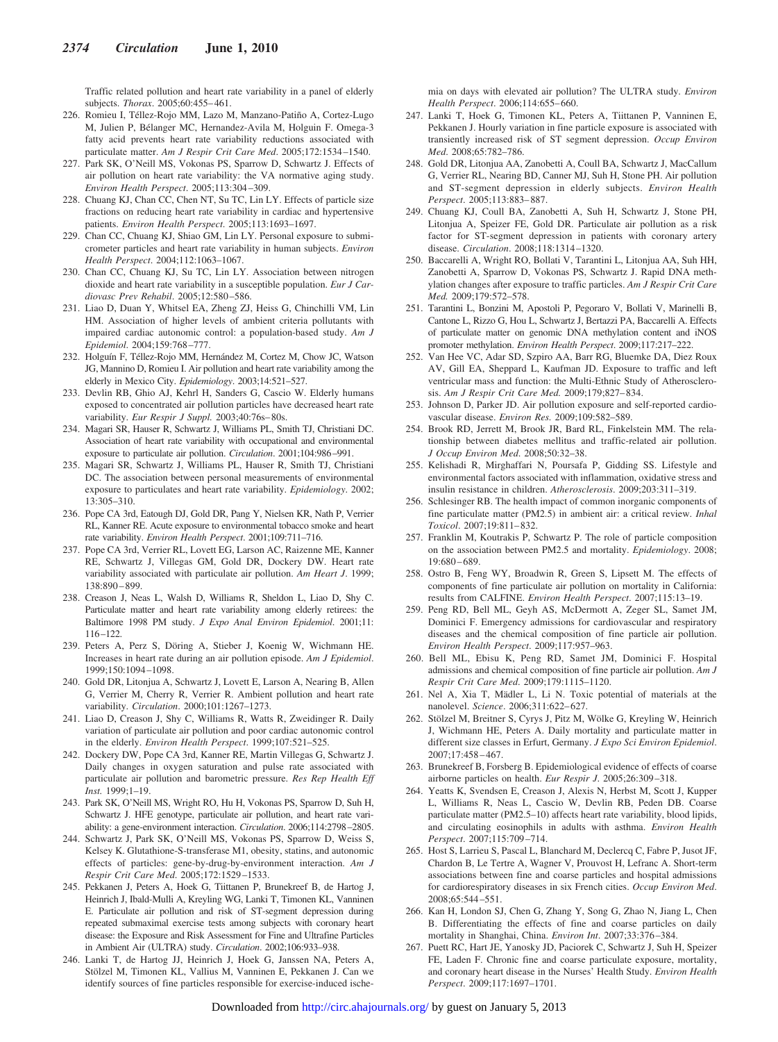Traffic related pollution and heart rate variability in a panel of elderly subjects. *Thorax*. 2005;60:455–461.

226. Romieu I, Téllez-Rojo MM, Lazo M, Manzano-Patiño A, Cortez-Lugo M, Julien P, Bélanger MC, Hernandez-Avila M, Holguin F. Omega-3 fatty acid prevents heart rate variability reductions associated with particulate matter. *Am J Respir Crit Care Med*. 2005;172:1534–1540.
227. Park SK, O'Neill MS, Vokonas PS, Sparrow D, Schwartz J. Effects of air pollution on heart rate variability: the VA normative aging study. *Environ Health Perspect*. 2005;113:304–309.
228. Chuang KJ, Chan CC, Chen NT, Su TC, Lin LY. Effects of particle size fractions on reducing heart rate variability in cardiac and hypertensive patients. *Environ Health Perspect*. 2005;113:1693–1697.
229. Chan CC, Chuang KJ, Shiao GM, Lin LY. Personal exposure to submicrometer particles and heart rate variability in human subjects. *Environ Health Perspect*. 2004;112:1063–1067.
230. Chan CC, Chuang KJ, Su TC, Lin LY. Association between nitrogen dioxide and heart rate variability in a susceptible population. *Eur J Cardiovasc Prev Rehabil*. 2005;12:580–586.
231. Liao D, Duan Y, Whitsel EA, Zheng ZJ, Heiss G, Chinchilli VM, Lin HM. Association of higher levels of ambient criteria pollutants with impaired cardiac autonomic control: a population-based study. *Am J Epidemiol*. 2004;159:768–777.
232. Holguín F, Téllez-Rojo MM, Hernández M, Cortez M, Chow JC, Watson JG, Mannino D, Romieu I. Air pollution and heart rate variability among the elderly in Mexico City. *Epidemiology*. 2003;14:521–527.
233. Devlin RB, Ghio AJ, Kehrl H, Sanders G, Cascio W. Elderly humans exposed to concentrated air pollution particles have decreased heart rate variability. *Eur Respir J Suppl*. 2003;40:76s–80s.
234. Magari SR, Hauser R, Schwartz J, Williams PL, Smith TJ, Christiani DC. Association of heart rate variability with occupational and environmental exposure to particulate air pollution. *Circulation*. 2001;104:986–991.
235. Magari SR, Schwartz J, Williams PL, Hauser R, Smith TJ, Christiani DC. The association between personal measurements of environmental exposure to particulates and heart rate variability. *Epidemiology*. 2002; 13:305–310.
236. Pope CA 3rd, Eatough DJ, Gold DR, Pang Y, Nielsen KR, Nath P, Verrier RL, Kanner RE. Acute exposure to environmental tobacco smoke and heart rate variability. *Environ Health Perspect*. 2001;109:711–716.
237. Pope CA 3rd, Verrier RL, Lovett EG, Larson AC, Raizenne ME, Kanner RE, Schwartz J, Villegas GM, Gold DR, Dockery DW. Heart rate variability associated with particulate air pollution. *Am Heart J*. 1999; 138:890–899.
238. Creason J, Neas L, Walsh D, Williams R, Sheldon L, Liao D, Shy C. Particulate matter and heart rate variability among elderly retirees: the Baltimore 1998 PM study. *J Expo Anal Environ Epidemiol*. 2001;11: 116–122.
239. Peters A, Perz S, Döring A, Stieber J, Koenig W, Wichmann HE. Increases in heart rate during an air pollution episode. *Am J Epidemiol*. 1999;150:1094–1098.
240. Gold DR, Litonjua A, Schwartz J, Lovett E, Larson A, Nearing B, Allen G, Verrier M, Cherry R, Verrier R. Ambient pollution and heart rate variability. *Circulation*. 2000;101:1267–1273.
241. Liao D, Creason J, Shy C, Williams R, Watts R, Zweidinger R. Daily variation of particulate air pollution and poor cardiac autonomic control in the elderly. *Environ Health Perspect*. 1999;107:521–525.
242. Dockery DW, Pope CA 3rd, Kanner RE, Martin Villegas G, Schwartz J. Daily changes in oxygen saturation and pulse rate associated with particulate air pollution and barometric pressure. *Res Rep Health Eff Inst*. 1999;1–19.
243. Park SK, O'Neill MS, Wright RO, Hu H, Vokonas PS, Sparrow D, Suh H, Schwartz J. HFE genotype, particulate air pollution, and heart rate variability: a gene-environment interaction. *Circulation*. 2006;114:2798–2805.
244. Schwartz J, Park SK, O'Neill MS, Vokonas PS, Sparrow D, Weiss S, Kelsey K. Glutathione-S-transferase M1, obesity, statins, and autonomic effects of particles: gene-by-drug-by-environment interaction. *Am J Respir Crit Care Med*. 2005;172:1529–1533.
245. Pekkanen J, Peters A, Hoek G, Tiittanen P, Brunekreef B, de Hartog J, Heinrich J, Ibald-Mulli A, Kreyling WG, Lanki T, Timonen KL, Vanninen E. Particulate air pollution and risk of ST-segment depression during repeated submaximal exercise tests among subjects with coronary heart disease: the Exposure and Risk Assessment for Fine and Ultrafine Particles in Ambient Air (ULTRA) study. *Circulation*. 2002;106:933–938.
246. Lanki T, de Hartog JJ, Heinrich J, Hoek G, Janssen NA, Peters A, Stölzel M, Timonen KL, Vallius M, Vanninen E, Pekkanen J. Can we identify sources of fine particles responsible for exercise-induced ischemia on days with elevated air pollution? The ULTRA study. *Environ Health Perspect*. 2006;114:655–660.
247. Lanki T, Hoek G, Timonen KL, Peters A, Tiittanen P, Vanninen E, Pekkanen J. Hourly variation in fine particle exposure is associated with transiently increased risk of ST segment depression. *Occup Environ Med*. 2008;65:782–786.
248. Gold DR, Litonjua AA, Zanobetti A, Coull BA, Schwartz J, MacCallum G, Verrier RL, Nearing BD, Canner MJ, Suh H, Stone PH. Air pollution and ST-segment depression in elderly subjects. *Environ Health Perspect*. 2005;113:883–887.
249. Chuang KJ, Coull BA, Zanobetti A, Suh H, Schwartz J, Stone PH, Litonjua A, Speizer FE, Gold DR. Particulate air pollution as a risk factor for ST-segment depression in patients with coronary artery disease. *Circulation*. 2008;118:1314–1320.
250. Baccarelli A, Wright RO, Bollati V, Tarantini L, Litonjua AA, Suh HH, Zanobetti A, Sparrow D, Vokonas PS, Schwartz J. Rapid DNA methylation changes after exposure to traffic particles. *Am J Respir Crit Care Med*. 2009;179:572–578.
251. Tarantini L, Bonzini M, Apostoli P, Pegoraro V, Bollati V, Marinelli B, Cantone L, Rizzo G, Hou L, Schwartz J, Bertazzi PA, Baccarelli A. Effects of particulate matter on genomic DNA methylation content and iNOS promoter methylation. *Environ Health Perspect*. 2009;117:217–222.
252. Van Hee VC, Adar SD, Szpiro AA, Barr RG, Bluemke DA, Diez Roux AV, Gill EA, Sheppard L, Kaufman JD. Exposure to traffic and left ventricular mass and function: the Multi-Ethnic Study of Atherosclerosis. *Am J Respir Crit Care Med*. 2009;179:827–834.
253. Johnson D, Parker JD. Air pollution exposure and self-reported cardiovascular disease. *Environ Res*. 2009;109:582–589.
254. Brook RD, Jerrett M, Brook JR, Bard RL, Finkelstein MM. The relationship between diabetes mellitus and traffic-related air pollution. *J Occup Environ Med*. 2008;50:32–38.
255. Kelishadi R, Mirghaffari N, Poursafa P, Gidding SS. Lifestyle and environmental factors associated with inflammation, oxidative stress and insulin resistance in children. *Atherosclerosis*. 2009;203:311–319.
256. Schlesinger RB. The health impact of common inorganic components of fine particulate matter (PM2.5) in ambient air: a critical review. *Inhal Toxicol*. 2007;19:811–832.
257. Franklin M, Koutrakis P, Schwartz P. The role of particle composition on the association between PM2.5 and mortality. *Epidemiology*. 2008; 19:680–689.
258. Ostro B, Feng WY, Broadwin R, Green S, Lipsett M. The effects of components of fine particulate air pollution on mortality in California: results from CALFINE. *Environ Health Perspect*. 2007;115:13–19.
259. Peng RD, Bell ML, Geyh AS, McDermott A, Zeger SL, Samet JM, Dominici F. Emergency admissions for cardiovascular and respiratory diseases and the chemical composition of fine particle air pollution. *Environ Health Perspect*. 2009;117:957–963.
260. Bell ML, Ebisu K, Peng RD, Samet JM, Dominici F. Hospital admissions and chemical composition of fine particle air pollution. *Am J Respir Crit Care Med*. 2009;179:1115–1120.
261. Nel A, Xia T, Mädler L, Li N. Toxic potential of materials at the nanolevel. *Science*. 2006;311:622–627.
262. Stölzel M, Breitner S, Cyrys J, Pitz M, Wölke G, Kreyling W, Heinrich J, Wichmann HE, Peters A. Daily mortality and particulate matter in different size classes in Erfurt, Germany. *J Expo Sci Environ Epidemiol*. 2007;17:458–467.
263. Brunekreef B, Forsberg B. Epidemiological evidence of effects of coarse airborne particles on health. *Eur Respir J*. 2005;26:309–318.
264. Yeatts K, Svendsen E, Creason J, Alexis N, Herbst M, Scott J, Kupper L, Williams R, Neas L, Cascio W, Devlin RB, Peden DB. Coarse particulate matter (PM2.5–10) affects heart rate variability, blood lipids, and circulating eosinophils in adults with asthma. *Environ Health Perspect*. 2007;115:709–714.
265. Host S, Larrieu S, Pascal L, Blanchard M, Declercq C, Fabre P, Jusot JF, Chardon B, Le Tertre A, Wagner V, Prouvost H, Lefranc A. Short-term associations between fine and coarse particles and hospital admissions for cardiorespiratory diseases in six French cities. *Occup Environ Med*. 2008;65:544–551.
266. Kan H, London SJ, Chen G, Zhang Y, Song G, Zhao N, Jiang L, Chen B. Differentiating the effects of fine and coarse particles on daily mortality in Shanghai, China. *Environ Int*. 2007;33:376–384.
267. Puett RC, Hart JE, Yanosky JD, Paciorek C, Schwartz J, Suh H, Speizer FE, Laden F. Chronic fine and coarse particulate exposure, mortality, and coronary heart disease in the Nurses' Health Study. *Environ Health Perspect*. 2009;117:1697–1701.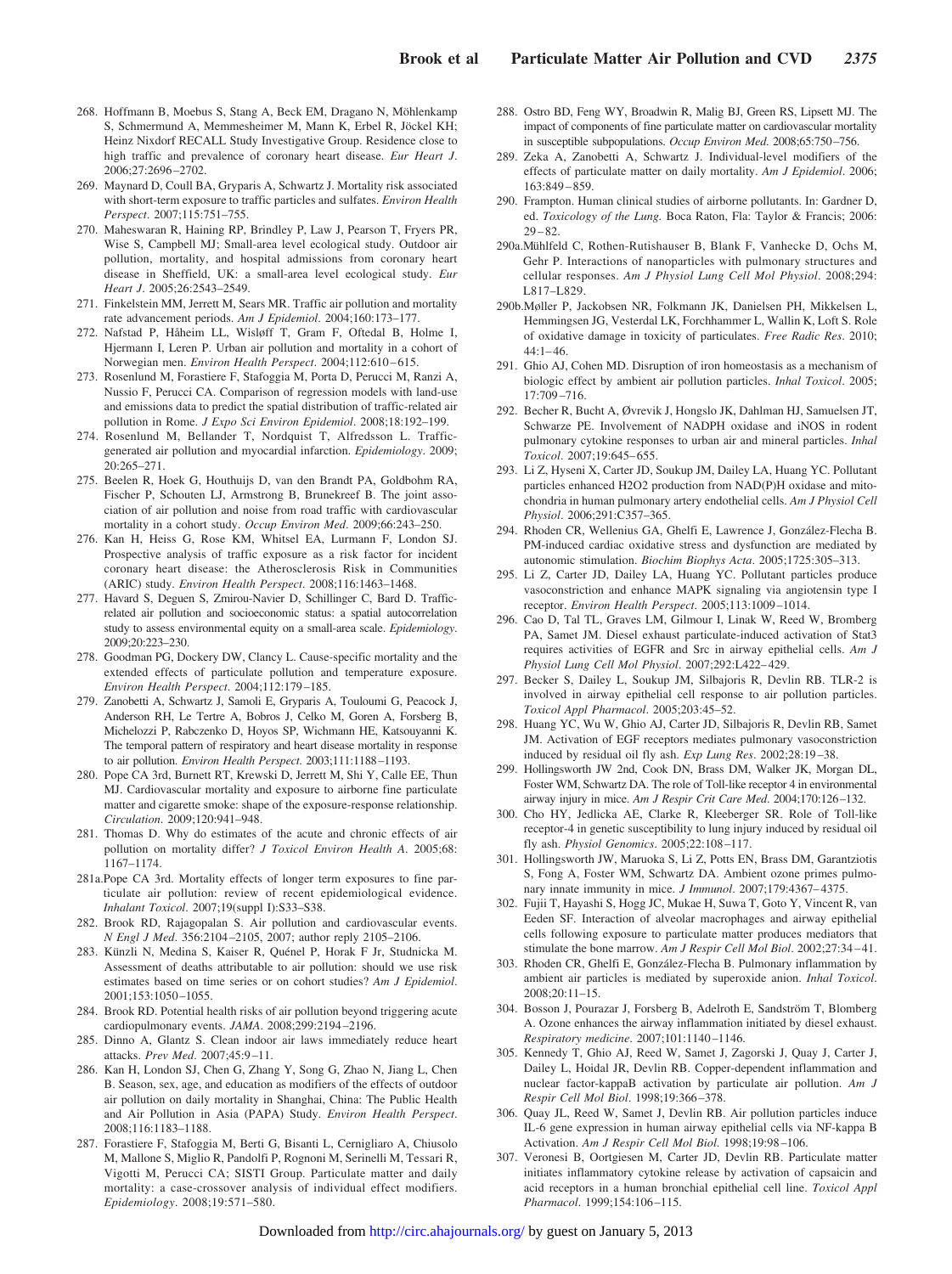268. Hoffmann B, Moebus S, Stang A, Beck EM, Dragano N, Möhlenkamp S, Schmermund A, Memmesheimer M, Mann K, Erbel R, Jöckel KH; Heinz Nixdorf RECALL Study Investigative Group. Residence close to high traffic and prevalence of coronary heart disease. *Eur Heart J*. 2006;27:2696–2702.
269. Maynard D, Coull BA, Gryparis A, Schwartz J. Mortality risk associated with short-term exposure to traffic particles and sulfates. *Environ Health Perspect*. 2007;115:751–755.
270. Maheswaran R, Haining RP, Brindley P, Law J, Pearson T, Fryers PR, Wise S, Campbell MJ; Small-area level ecological study. Outdoor air pollution, mortality, and hospital admissions from coronary heart disease in Sheffield, UK: a small-area level ecological study. *Eur Heart J*. 2005;26:2543–2549.
271. Finkelstein MM, Jerrett M, Sears MR. Traffic air pollution and mortality rate advancement periods. *Am J Epidemiol*. 2004;160:173–177.
272. Nafstad P, Håheim LL, Wisløff T, Gram F, Oftedal B, Holme I, Hjermann I, Leren P. Urban air pollution and mortality in a cohort of Norwegian men. *Environ Health Perspect*. 2004;112:610–615.
273. Rosenlund M, Forastiere F, Stafoggia M, Porta D, Perucci M, Ranzi A, Nussio F, Perucci CA. Comparison of regression models with land-use and emissions data to predict the spatial distribution of traffic-related air pollution in Rome. *J Expo Sci Environ Epidemiol*. 2008;18:192–199.
274. Rosenlund M, Bellander T, Nordquist T, Alfredsson L. Traffic-generated air pollution and myocardial infarction. *Epidemiology*. 2009; 20:265–271.
275. Beelen R, Hoek G, Houthuijs D, van den Brandt PA, Goldbohm RA, Fischer P, Schouten LJ, Armstrong B, Brunekreef B. The joint association of air pollution and noise from road traffic with cardiovascular mortality in a cohort study. *Occup Environ Med*. 2009;66:243–250.
276. Kan H, Heiss G, Rose KM, Whitsel EA, Lurmann F, London SJ. Prospective analysis of traffic exposure as a risk factor for incident coronary heart disease: the Atherosclerosis Risk in Communities (ARIC) study. *Environ Health Perspect*. 2008;116:1463–1468.
277. Havard S, Deguen S, Zmirou-Navier D, Schillinger C, Bard D. Traffic-related air pollution and socioeconomic status: a spatial autocorrelation study to assess environmental equity on a small-area scale. *Epidemiology*. 2009;20:223–230.
278. Goodman PG, Dockery DW, Clancy L. Cause-specific mortality and the extended effects of particulate pollution and temperature exposure. *Environ Health Perspect*. 2004;112:179–185.
279. Zanobetti A, Schwartz J, Samoli E, Gryparis A, Touloumi G, Peacock J, Anderson RH, Le Tertre A, Bobros J, Celko M, Goren A, Forsberg B, Michelozzi P, Rabczenko D, Hoyos SP, Wichmann HE, Katsouyanni K. The temporal pattern of respiratory and heart disease mortality in response to air pollution. *Environ Health Perspect*. 2003;111:1188–1193.
280. Pope CA 3rd, Burnett RT, Krewski D, Jerrett M, Shi Y, Calle EE, Thun MJ. Cardiovascular mortality and exposure to airborne fine particulate matter and cigarette smoke: shape of the exposure-response relationship. *Circulation*. 2009;120:941–948.
281. Thomas D. Why do estimates of the acute and chronic effects of air pollution on mortality differ? *J Toxicol Environ Health A*. 2005;68: 1167–1174.

281a. Pope CA 3rd. Mortality effects of longer term exposures to fine particulate air pollution: review of recent epidemiological evidence. *Inhalant Toxicol*. 2007;19(suppl I):S33–S38.

282. Brook RD, Rajagopalan S. Air pollution and cardiovascular events. *N Engl J Med*. 356:2104–2105, 2007; author reply 2105–2106.
283. Künzli N, Medina S, Kaiser R, Quénel P, Horak F Jr, Studnicka M. Assessment of deaths attributable to air pollution: should we use risk estimates based on time series or on cohort studies? *Am J Epidemiol*. 2001;153:1050–1055.
284. Brook RD. Potential health risks of air pollution beyond triggering acute cardiopulmonary events. *JAMA*. 2008;299:2194–2196.
285. Dinno A, Glantz S. Clean indoor air laws immediately reduce heart attacks. *Prev Med*. 2007;45:9–11.
286. Kan H, London SJ, Chen G, Zhang Y, Song G, Zhao N, Jiang L, Chen B. Season, sex, age, and education as modifiers of the effects of outdoor air pollution on daily mortality in Shanghai, China: The Public Health and Air Pollution in Asia (PAPA) Study. *Environ Health Perspect*. 2008;116:1183–1188.
287. Forastiere F, Stafoggia M, Berti G, Bisanti L, Cernigliaro A, Chiusolo M, Mallone S, Miglio R, Pandolfi P, Rognoni M, Serinelli M, Tessari R, Vigotti M, Perucci CA; SISTI Group. Particulate matter and daily mortality: a case-crossover analysis of individual effect modifiers. *Epidemiology*. 2008;19:571–580.
288. Ostro BD, Feng WY, Broadwin R, Malig BJ, Green RS, Lipsett MJ. The impact of components of fine particulate matter on cardiovascular mortality in susceptible subpopulations. *Occup Environ Med*. 2008;65:750–756.
289. Zeka A, Zanobetti A, Schwartz J. Individual-level modifiers of the effects of particulate matter on daily mortality. *Am J Epidemiol*. 2006; 163:849–859.
290. Frampton. Human clinical studies of airborne pollutants. In: Gardner D, ed. *Toxicology of the Lung*. Boca Raton, Fla: Taylor & Francis; 2006: 29–82.

290a. Mühlfeld C, Rothen-Rutishauser B, Blank F, Vanhecke D, Ochs M, Gehr P. Interactions of nanoparticles with pulmonary structures and cellular responses. *Am J Physiol Lung Cell Mol Physiol*. 2008;294: L817–L829.

290b. Møller P, Jackobsen NR, Folkmann JK, Danielsen PH, Mikkelsen L, Hemmingsen JG, Vesterdal LK, Forchhammer L, Wallin K, Loft S. Role of oxidative damage in toxicity of particulates. *Free Radic Res*. 2010; 44:1–46.

291. Ghio AJ, Cohen MD. Disruption of iron homeostasis as a mechanism of biologic effect by ambient air pollution particles. *Inhal Toxicol*. 2005; 17:709–716.
292. Becher R, Bucht A, Øvrevik J, Hongslo JK, Dahlman HJ, Samuelsen JT, Schwarze PE. Involvement of NADPH oxidase and iNOS in rodent pulmonary cytokine responses to urban air and mineral particles. *Inhal Toxicol*. 2007;19:645–655.
293. Li Z, Hyseni X, Carter JD, Soukup JM, Dailey LA, Huang YC. Pollutant particles enhanced H2O2 production from NAD(P)H oxidase and mitochondria in human pulmonary artery endothelial cells. *Am J Physiol Cell Physiol*. 2006;291:C357–365.
294. Rhoden CR, Wellenius GA, Ghelfi E, Lawrence J, González-Flecha B. PM-induced cardiac oxidative stress and dysfunction are mediated by autonomic stimulation. *Biochim Biophys Acta*. 2005;1725:305–313.
295. Li Z, Carter JD, Dailey LA, Huang YC. Pollutant particles produce vasoconstriction and enhance MAPK signaling via angiotensin type I receptor. *Environ Health Perspect*. 2005;113:1009–1014.
296. Cao D, Tal TL, Graves LM, Gilmour I, Linak W, Reed W, Bromberg PA, Samet JM. Diesel exhaust particulate-induced activation of Stat3 requires activities of EGFR and Src in airway epithelial cells. *Am J Physiol Lung Cell Mol Physiol*. 2007;292:L422–429.
297. Becker S, Dailey L, Soukup JM, Silbajoris R, Devlin RB. TLR-2 is involved in airway epithelial cell response to air pollution particles. *Toxicol Appl Pharmacol*. 2005;203:45–52.
298. Huang YC, Wu W, Ghio AJ, Carter JD, Silbajoris R, Devlin RB, Samet JM. Activation of EGF receptors mediates pulmonary vasoconstriction induced by residual oil fly ash. *Exp Lung Res*. 2002;28:19–38.
299. Hollingsworth JW 2nd, Cook DN, Brass DM, Walker JK, Morgan DL, Foster WM, Schwartz DA. The role of Toll-like receptor 4 in environmental airway injury in mice. *Am J Respir Crit Care Med*. 2004;170:126–132.
300. Cho HY, Jedlicka AE, Clarke R, Kleeberger SR. Role of Toll-like receptor-4 in genetic susceptibility to lung injury induced by residual oil fly ash. *Physiol Genomics*. 2005;22:108–117.
301. Hollingsworth JW, Maruoka S, Li Z, Potts EN, Brass DM, Garantziotis S, Fong A, Foster WM, Schwartz DA. Ambient ozone primes pulmonary innate immunity in mice. *J Immunol*. 2007;179:4367–4375.
302. Fujii T, Hayashi S, Hogg JC, Mukae H, Suwa T, Goto Y, Vincent R, van Eeden SF. Interaction of alveolar macrophages and airway epithelial cells following exposure to particulate matter produces mediators that stimulate the bone marrow. *Am J Respir Cell Mol Biol*. 2002;27:34–41.
303. Rhoden CR, Ghelfi E, González-Flecha B. Pulmonary inflammation by ambient air particles is mediated by superoxide anion. *Inhal Toxicol*. 2008;20:11–15.
304. Bosson J, Pourazar J, Forsberg B, Adelroth E, Sandström T, Blomberg A. Ozone enhances the airway inflammation initiated by diesel exhaust. *Respiratory medicine*. 2007;101:1140–1146.
305. Kennedy T, Ghio AJ, Reed W, Samet J, Zagorski J, Quay J, Carter J, Dailey L, Hoidal JR, Devlin RB. Copper-dependent inflammation and nuclear factor-kappaB activation by particulate air pollution. *Am J Respir Cell Mol Biol*. 1998;19:366–378.
306. Quay JL, Reed W, Samet J, Devlin RB. Air pollution particles induce IL-6 gene expression in human airway epithelial cells via NF-kappa B Activation. *Am J Respir Cell Mol Biol*. 1998;19:98–106.
307. Veronesi B, Oortgiesen M, Carter JD, Devlin RB. Particulate matter initiates inflammatory cytokine release by activation of capsaicin and acid receptors in a human bronchial epithelial cell line. *Toxicol Appl Pharmacol*. 1999;154:106–115.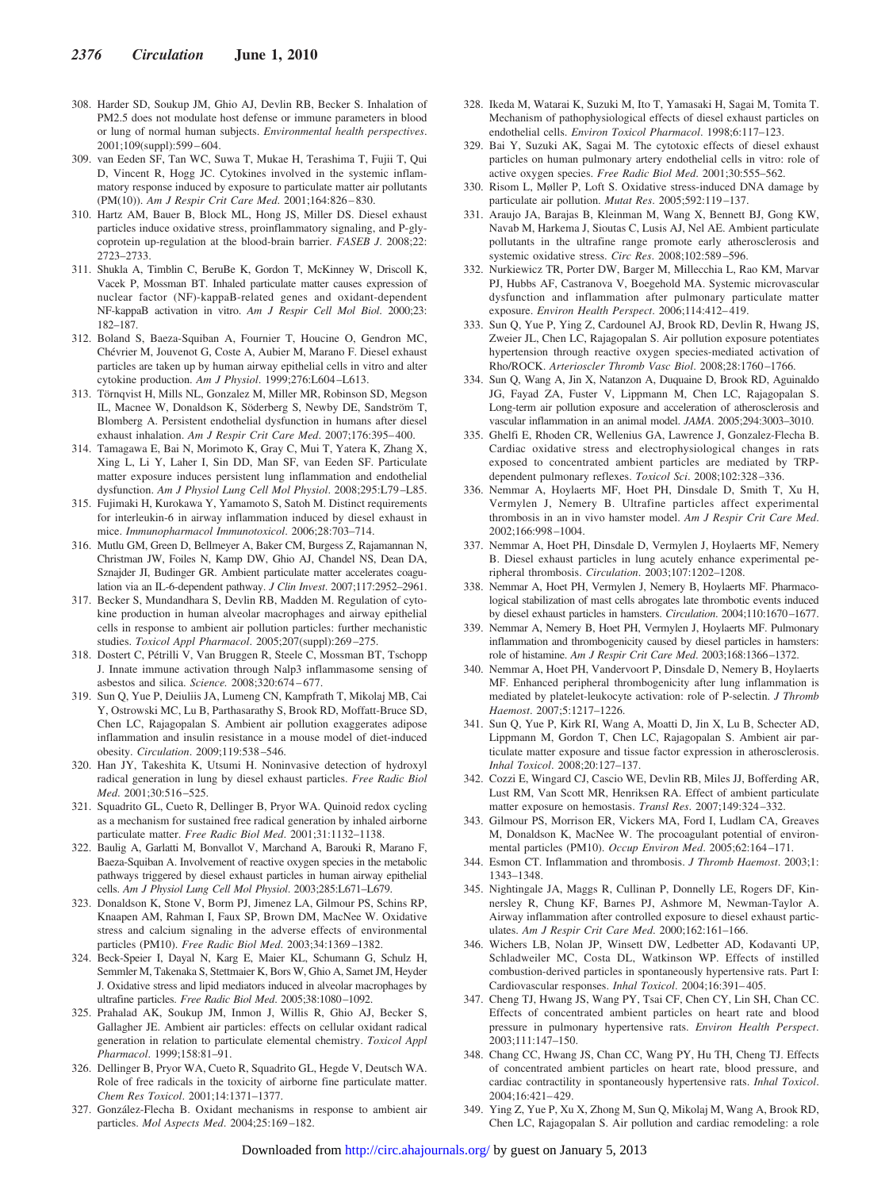308. Harder SD, Soukup JM, Ghio AJ, Devlin RB, Becker S. Inhalation of PM2.5 does not modulate host defense or immune parameters in blood or lung of normal human subjects. *Environmental health perspectives*. 2001;109(suppl):599–604.
309. van Eeden SF, Tan WC, Suwa T, Mukae H, Terashima T, Fujii T, Qui D, Vincent R, Hogg JC. Cytokines involved in the systemic inflammatory response induced by exposure to particulate matter air pollutants (PM(10)). *Am J Respir Crit Care Med*. 2001;164:826–830.
310. Hartz AM, Bauer B, Block ML, Hong JS, Miller DS. Diesel exhaust particles induce oxidative stress, proinflammatory signaling, and P-glycoprotein up-regulation at the blood-brain barrier. *FASEB J*. 2008;22: 2723–2733.
311. Shukla A, Timblin C, BeruBe K, Gordon T, McKinney W, Driscoll K, Vacek P, Mossman BT. Inhaled particulate matter causes expression of nuclear factor (NF)-kappaB-related genes and oxidant-dependent NF-kappaB activation in vitro. *Am J Respir Cell Mol Biol*. 2000;23: 182–187.
312. Boland S, Baeza-Squiban A, Fournier T, Houcine O, Gendron MC, Chévrier M, Jouvenot G, Coste A, Aubier M, Marano F. Diesel exhaust particles are taken up by human airway epithelial cells in vitro and alter cytokine production. *Am J Physiol*. 1999;276:L604–L613.
313. Törnqvist H, Mills NL, Gonzalez M, Miller MR, Robinson SD, Megson IL, Macnee W, Donaldson K, Söderberg S, Newby DE, Sandström T, Blomberg A. Persistent endothelial dysfunction in humans after diesel exhaust inhalation. *Am J Respir Crit Care Med*. 2007;176:395–400.
314. Tamagawa E, Bai N, Morimoto K, Gray C, Mui T, Yatera K, Zhang X, Xing L, Li Y, Laher I, Sin DD, Man SF, van Eeden SF. Particulate matter exposure induces persistent lung inflammation and endothelial dysfunction. *Am J Physiol Lung Cell Mol Physiol*. 2008;295:L79–L85.
315. Fujimaki H, Kurokawa Y, Yamamoto S, Satoh M. Distinct requirements for interleukin-6 in airway inflammation induced by diesel exhaust in mice. *Immunopharmacol Immunotoxicol*. 2006;28:703–714.
316. Mutlu GM, Green D, Bellmeyer A, Baker CM, Burgess Z, Rajamannan N, Christman JW, Foiles N, Kamp DW, Ghio AJ, Chandel NS, Dean DA, Sznajder JI, Budinger GR. Ambient particulate matter accelerates coagulation via an IL-6-dependent pathway. *J Clin Invest*. 2007;117:2952–2961.
317. Becker S, Mundandhara S, Devlin RB, Madden M. Regulation of cytokine production in human alveolar macrophages and airway epithelial cells in response to ambient air pollution particles: further mechanistic studies. *Toxicol Appl Pharmacol*. 2005;207(suppl):269–275.
318. Dostert C, Pétrilli V, Van Bruggen R, Steele C, Mossman BT, Tschopp J. Innate immune activation through Nalp3 inflammasome sensing of asbestos and silica. *Science*. 2008;320:674–677.
319. Sun Q, Yue P, Deiuliis JA, Lumeng CN, Kampfrath T, Mikolaj MB, Cai Y, Ostrowski MC, Lu B, Parthasarathy S, Brook RD, Moffatt-Bruce SD, Chen LC, Rajagopalan S. Ambient air pollution exaggerates adipose inflammation and insulin resistance in a mouse model of diet-induced obesity. *Circulation*. 2009;119:538–546.
320. Han JY, Takeshita K, Utsumi H. Noninvasive detection of hydroxyl radical generation in lung by diesel exhaust particles. *Free Radic Biol Med*. 2001;30:516–525.
321. Squadrito GL, Cueto R, Dellinger B, Pryor WA. Quinoid redox cycling as a mechanism for sustained free radical generation by inhaled airborne particulate matter. *Free Radic Biol Med*. 2001;31:1132–1138.
322. Baulig A, Garlatti M, Bonvallot V, Marchand A, Barouki R, Marano F, Baeza-Squiban A. Involvement of reactive oxygen species in the metabolic pathways triggered by diesel exhaust particles in human airway epithelial cells. *Am J Physiol Lung Cell Mol Physiol*. 2003;285:L671–L679.
323. Donaldson K, Stone V, Borm PJ, Jimenez LA, Gilmour PS, Schins RP, Knaapen AM, Rahman I, Faux SP, Brown DM, MacNee W. Oxidative stress and calcium signaling in the adverse effects of environmental particles (PM10). *Free Radic Biol Med*. 2003;34:1369–1382.
324. Beck-Speier I, Dayal N, Karg E, Maier KL, Schumann G, Schulz H, Semmler M, Takenaka S, Stettmaier K, Bors W, Ghio A, Samet JM, Heyder J. Oxidative stress and lipid mediators induced in alveolar macrophages by ultrafine particles. *Free Radic Biol Med*. 2005;38:1080–1092.
325. Prahalad AK, Soukup JM, Inmon J, Willis R, Ghio AJ, Becker S, Gallagher JE. Ambient air particles: effects on cellular oxidant radical generation in relation to particulate elemental chemistry. *Toxicol Appl Pharmacol*. 1999;158:81–91.
326. Dellinger B, Pryor WA, Cueto R, Squadrito GL, Hegde V, Deutsch WA. Role of free radicals in the toxicity of airborne fine particulate matter. *Chem Res Toxicol*. 2001;14:1371–1377.
327. González-Flecha B. Oxidant mechanisms in response to ambient air particles. *Mol Aspects Med*. 2004;25:169–182.
328. Ikeda M, Watarai K, Suzuki M, Ito T, Yamasaki H, Sagai M, Tomita T. Mechanism of pathophysiological effects of diesel exhaust particles on endothelial cells. *Environ Toxicol Pharmacol*. 1998;6:117–123.
329. Bai Y, Suzuki AK, Sagai M. The cytotoxic effects of diesel exhaust particles on human pulmonary artery endothelial cells in vitro: role of active oxygen species. *Free Radic Biol Med*. 2001;30:555–562.
330. Risom L, Møller P, Loft S. Oxidative stress-induced DNA damage by particulate air pollution. *Mutat Res*. 2005;592:119–137.
331. Araujo JA, Barajas B, Kleinman M, Wang X, Bennett BJ, Gong KW, Navab M, Harkema J, Sioutas C, Lusis AJ, Nel AE. Ambient particulate pollutants in the ultrafine range promote early atherosclerosis and systemic oxidative stress. *Circ Res*. 2008;102:589–596.
332. Nurkiewicz TR, Porter DW, Barger M, Millecchia L, Rao KM, Marvar PJ, Hubbs AF, Castranova V, Boegehold MA. Systemic microvascular dysfunction and inflammation after pulmonary particulate matter exposure. *Environ Health Perspect*. 2006;114:412–419.
333. Sun Q, Yue P, Ying Z, Cardounel AJ, Brook RD, Devlin R, Hwang JS, Zweier JL, Chen LC, Rajagopalan S. Air pollution exposure potentiates hypertension through reactive oxygen species-mediated activation of Rho/ROCK. *Arterioscler Thromb Vasc Biol*. 2008;28:1760–1766.
334. Sun Q, Wang A, Jin X, Natanzon A, Duquaine D, Brook RD, Aguinaldo JG, Fayad ZA, Fuster V, Lippmann M, Chen LC, Rajagopalan S. Long-term air pollution exposure and acceleration of atherosclerosis and vascular inflammation in an animal model. *JAMA*. 2005;294:3003–3010.
335. Ghelfi E, Rhoden CR, Wellenius GA, Lawrence J, Gonzalez-Flecha B. Cardiac oxidative stress and electrophysiological changes in rats exposed to concentrated ambient particles are mediated by TRP-dependent pulmonary reflexes. *Toxicol Sci*. 2008;102:328–336.
336. Nemmar A, Hoylaerts MF, Hoet PH, Dinsdale D, Smith T, Xu H, Vermylen J, Nemery B. Ultrafine particles affect experimental thrombosis in an in vivo hamster model. *Am J Respir Crit Care Med*. 2002;166:998–1004.
337. Nemmar A, Hoet PH, Dinsdale D, Vermylen J, Hoylaerts MF, Nemery B. Diesel exhaust particles in lung acutely enhance experimental peripheral thrombosis. *Circulation*. 2003;107:1202–1208.
338. Nemmar A, Hoet PH, Vermylen J, Nemery B, Hoylaerts MF. Pharmacological stabilization of mast cells abrogates late thrombotic events induced by diesel exhaust particles in hamsters. *Circulation*. 2004;110:1670–1677.
339. Nemmar A, Nemery B, Hoet PH, Vermylen J, Hoylaerts MF. Pulmonary inflammation and thrombogenicity caused by diesel particles in hamsters: role of histamine. *Am J Respir Crit Care Med*. 2003;168:1366–1372.
340. Nemmar A, Hoet PH, Vandervoort P, Dinsdale D, Nemery B, Hoylaerts MF. Enhanced peripheral thrombogenicity after lung inflammation is mediated by platelet-leukocyte activation: role of P-selectin. *J Thromb Haemost*. 2007;5:1217–1226.
341. Sun Q, Yue P, Kirk RI, Wang A, Moatti D, Jin X, Lu B, Schecter AD, Lippmann M, Gordon T, Chen LC, Rajagopalan S. Ambient air particulate matter exposure and tissue factor expression in atherosclerosis. *Inhal Toxicol*. 2008;20:127–137.
342. Cozzi E, Wingard CJ, Cascio WE, Devlin RB, Miles JJ, Bofferding AR, Lust RM, Van Scott MR, Henriksen RA. Effect of ambient particulate matter exposure on hemostasis. *Transl Res*. 2007;149:324–332.
343. Gilmour PS, Morrison ER, Vickers MA, Ford I, Ludlam CA, Greaves M, Donaldson K, MacNee W. The procoagulant potential of environmental particles (PM10). *Occup Environ Med*. 2005;62:164–171.
344. Esmon CT. Inflammation and thrombosis. *J Thromb Haemost*. 2003;1: 1343–1348.
345. Nightingale JA, Maggs R, Cullinan P, Donnelly LE, Rogers DF, Kinnersley R, Chung KF, Barnes PJ, Ashmore M, Newman-Taylor A. Airway inflammation after controlled exposure to diesel exhaust particulates. *Am J Respir Crit Care Med*. 2000;162:161–166.
346. Wichers LB, Nolan JP, Winsett DW, Ledbetter AD, Kodavanti UP, Schladweiler MC, Costa DL, Watkinson WP. Effects of instilled combustion-derived particles in spontaneously hypertensive rats. Part I: Cardiovascular responses. *Inhal Toxicol*. 2004;16:391–405.
347. Cheng TJ, Hwang JS, Wang PY, Tsai CF, Chen CY, Lin SH, Chan CC. Effects of concentrated ambient particles on heart rate and blood pressure in pulmonary hypertensive rats. *Environ Health Perspect*. 2003;111:147–150.
348. Chang CC, Hwang JS, Chan CC, Wang PY, Hu TH, Cheng TJ. Effects of concentrated ambient particles on heart rate, blood pressure, and cardiac contractility in spontaneously hypertensive rats. *Inhal Toxicol*. 2004;16:421–429.
349. Ying Z, Yue P, Xu X, Zhong M, Sun Q, Mikolaj M, Wang A, Brook RD, Chen LC, Rajagopalan S. Air pollution and cardiac remodeling: a role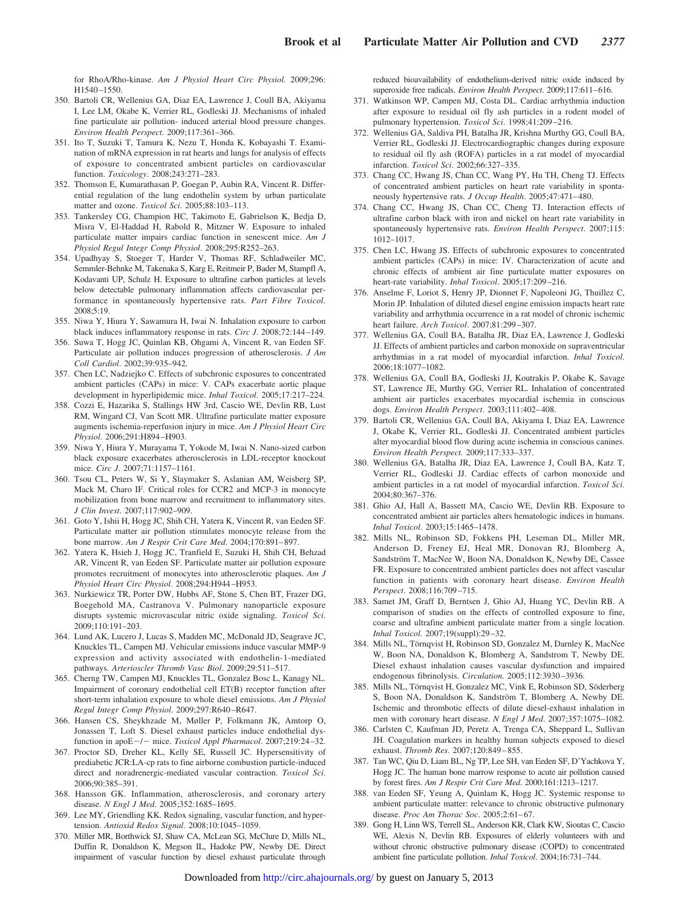for RhoA/Rho-kinase. *Am J Physiol Heart Circ Physiol.* 2009;296: H1540–1550.

350. Bartoli CR, Wellenius GA, Diaz EA, Lawrence J, Coull BA, Akiyama I, Lee LM, Okabe K, Verrier RL, Godleski JJ. Mechanisms of inhaled fine particulate air pollution- induced arterial blood pressure changes. *Environ Health Perspect.* 2009;117:361–366.
351. Ito T, Suzuki T, Tamura K, Nezu T, Honda K, Kobayashi T. Examination of mRNA expression in rat hearts and lungs for analysis of effects of exposure to concentrated ambient particles on cardiovascular function. *Toxicology.* 2008;243:271–283.
352. Thomson E, Kumarathasan P, Goegan P, Aubin RA, Vincent R. Differential regulation of the lung endothelin system by urban particulate matter and ozone. *Toxicol Sci.* 2005;88:103–113.
353. Tankersley CG, Champion HC, Takimoto E, Gabrielson K, Bedja D, Misra V, El-Haddad H, Rabold R, Mitzner W. Exposure to inhaled particulate matter impairs cardiac function in senescent mice. *Am J Physiol Regul Integr Comp Physiol.* 2008;295:R252–263.
354. Upadhyay S, Stoeger T, Harder V, Thomas RF, Schladweiler MC, Semmler-Behnke M, Takenaka S, Karg E, Reitmeir P, Bader M, Stampfl A, Kodavanti UP, Schulz H. Exposure to ultrafine carbon particles at levels below detectable pulmonary inflammation affects cardiovascular performance in spontaneously hypertensive rats. *Part Fibre Toxicol.* 2008;5:19.
355. Niwa Y, Hiura Y, Sawamura H, Iwai N. Inhalation exposure to carbon black induces inflammatory response in rats. *Circ J.* 2008;72:144–149.
356. Suwa T, Hogg JC, Quinlan KB, Ohgami A, Vincent R, van Eeden SF. Particulate air pollution induces progression of atherosclerosis. *J Am Coll Cardiol.* 2002;39:935–942.
357. Chen LC, Nadziejko C. Effects of subchronic exposures to concentrated ambient particles (CAPs) in mice: V. CAPs exacerbate aortic plaque development in hyperlipidemic mice. *Inhal Toxicol.* 2005;17:217–224.
358. Cozzi E, Hazarika S, Stallings HW 3rd, Cascio WE, Devlin RB, Lust RM, Wingard CJ, Van Scott MR. Ultrafine particulate matter exposure augments ischemia-reperfusion injury in mice. *Am J Physiol Heart Circ Physiol.* 2006;291:H894–H903.
359. Niwa Y, Hiura Y, Murayama T, Yokode M, Iwai N. Nano-sized carbon black exposure exacerbates atherosclerosis in LDL-receptor knockout mice. *Circ J.* 2007;71:1157–1161.
360. Tsou CL, Peters W, Si Y, Slaymaker S, Aslanian AM, Weisberg SP, Mack M, Charo IF. Critical roles for CCR2 and MCP-3 in monocyte mobilization from bone marrow and recruitment to inflammatory sites. *J Clin Invest.* 2007;117:902–909.
361. Goto Y, Ishii H, Hogg JC, Shih CH, Yatera K, Vincent R, van Eeden SF. Particulate matter air pollution stimulates monocyte release from the bone marrow. *Am J Respir Crit Care Med.* 2004;170:891–897.
362. Yatera K, Hsieh J, Hogg JC, Tranfield E, Suzuki H, Shih CH, Behzad AR, Vincent R, van Eeden SF. Particulate matter air pollution exposure promotes recruitment of monocytes into atherosclerotic plaques. *Am J Physiol Heart Circ Physiol.* 2008;294:H944–H953.
363. Nurkiewicz TR, Porter DW, Hubbs AF, Stone S, Chen BT, Frazer DG, Boegehold MA, Castranova V. Pulmonary nanoparticle exposure disrupts systemic microvascular nitric oxide signaling. *Toxicol Sci.* 2009;110:191–203.
364. Lund AK, Lucero J, Lucas S, Madden MC, McDonald JD, Seagrave JC, Knuckles TL, Campen MJ. Vehicular emissions induce vascular MMP-9 expression and activity associated with endothelin-1-mediated pathways. *Arterioscler Thromb Vasc Biol.* 2009;29:511–517.
365. Cherng TW, Campen MJ, Knuckles TL, Gonzalez Bosc L, Kanagy NL. Impairment of coronary endothelial cell ET(B) receptor function after short-term inhalation exposure to whole diesel emissions. *Am J Physiol Regul Integr Comp Physiol.* 2009;297:R640–R647.
366. Hansen CS, Sheykhzade M, Møller P, Folkmann JK, Amtorp O, Jonassen T, Loft S. Diesel exhaust particles induce endothelial dysfunction in apoE−/− mice. *Toxicol Appl Pharmacol.* 2007;219:24–32.
367. Proctor SD, Dreher KL, Kelly SE, Russell JC. Hypersensitivity of prediabetic JCR:LA-cp rats to fine airborne combustion particle-induced direct and noradrenergic-mediated vascular contraction. *Toxicol Sci.* 2006;90:385–391.
368. Hansson GK. Inflammation, atherosclerosis, and coronary artery disease. *N Engl J Med.* 2005;352:1685–1695.
369. Lee MY, Griendling KK. Redox signaling, vascular function, and hypertension. *Antioxid Redox Signal.* 2008;10:1045–1059.
370. Miller MR, Borthwick SJ, Shaw CA, McLean SG, McClure D, Mills NL, Duffin R, Donaldson K, Megson IL, Hadoke PW, Newby DE. Direct impairment of vascular function by diesel exhaust particulate through reduced bioavailability of endothelium-derived nitric oxide induced by superoxide free radicals. *Environ Health Perspect.* 2009;117:611–616.
371. Watkinson WP, Campen MJ, Costa DL. Cardiac arrhythmia induction after exposure to residual oil fly ash particles in a rodent model of pulmonary hypertension. *Toxicol Sci.* 1998;41:209–216.
372. Wellenius GA, Saldiva PH, Batalha JR, Krishna Murthy GG, Coull BA, Verrier RL, Godleski JJ. Electrocardiographic changes during exposure to residual oil fly ash (ROFA) particles in a rat model of myocardial infarction. *Toxicol Sci.* 2002;66:327–335.
373. Chang CC, Hwang JS, Chan CC, Wang PY, Hu TH, Cheng TJ. Effects of concentrated ambient particles on heart rate variability in spontaneously hypertensive rats. *J Occup Health.* 2005;47:471–480.
374. Chang CC, Hwang JS, Chan CC, Cheng TJ. Interaction effects of ultrafine carbon black with iron and nickel on heart rate variability in spontaneously hypertensive rats. *Environ Health Perspect.* 2007;115: 1012–1017.
375. Chen LC, Hwang JS. Effects of subchronic exposures to concentrated ambient particles (CAPs) in mice: IV. Characterization of acute and chronic effects of ambient air fine particulate matter exposures on heart-rate variability. *Inhal Toxicol.* 2005;17:209–216.
376. Anselme F, Loriot S, Henry JP, Dionnet F, Napoleoni JG, Thuillez C, Morin JP. Inhalation of diluted diesel engine emission impacts heart rate variability and arrhythmia occurrence in a rat model of chronic ischemic heart failure. *Arch Toxicol.* 2007;81:299–307.
377. Wellenius GA, Coull BA, Batalha JR, Diaz EA, Lawrence J, Godleski JJ. Effects of ambient particles and carbon monoxide on supraventricular arrhythmias in a rat model of myocardial infarction. *Inhal Toxicol.* 2006;18:1077–1082.
378. Wellenius GA, Coull BA, Godleski JJ, Koutrakis P, Okabe K, Savage ST, Lawrence JE, Murthy GG, Verrier RL. Inhalation of concentrated ambient air particles exacerbates myocardial ischemia in conscious dogs. *Environ Health Perspect.* 2003;111:402–408.
379. Bartoli CR, Wellenius GA, Coull BA, Akiyama I, Diaz EA, Lawrence J, Okabe K, Verrier RL, Godleski JJ. Concentrated ambient particles alter myocardial blood flow during acute ischemia in conscious canines. *Environ Health Perspect.* 2009;117:333–337.
380. Wellenius GA, Batalha JR, Diaz EA, Lawrence J, Coull BA, Katz T, Verrier RL, Godleski JJ. Cardiac effects of carbon monoxide and ambient particles in a rat model of myocardial infarction. *Toxicol Sci.* 2004;80:367–376.
381. Ghio AJ, Hall A, Bassett MA, Cascio WE, Devlin RB. Exposure to concentrated ambient air particles alters hematologic indices in humans. *Inhal Toxicol.* 2003;15:1465–1478.
382. Mills NL, Robinson SD, Fokkens PH, Leseman DL, Miller MR, Anderson D, Freney EJ, Heal MR, Donovan RJ, Blomberg A, Sandström T, MacNee W, Boon NA, Donaldson K, Newby DE, Cassee FR. Exposure to concentrated ambient particles does not affect vascular function in patients with coronary heart disease. *Environ Health Perspect.* 2008;116:709–715.
383. Samet JM, Graff D, Berntsen J, Ghio AJ, Huang YC, Devlin RB. A comparison of studies on the effects of controlled exposure to fine, coarse and ultrafine ambient particulate matter from a single location. *Inhal Toxicol.* 2007;19(suppl):29–32.
384. Mills NL, Törnqvist H, Robinson SD, Gonzalez M, Darnley K, MacNee W, Boon NA, Donaldson K, Blomberg A, Sandstrom T, Newby DE. Diesel exhaust inhalation causes vascular dysfunction and impaired endogenous fibrinolysis. *Circulation.* 2005;112:3930–3936.
385. Mills NL, Törnqvist H, Gonzalez MC, Vink E, Robinson SD, Söderberg S, Boon NA, Donaldson K, Sandström T, Blomberg A, Newby DE. Ischemic and thrombotic effects of dilute diesel-exhaust inhalation in men with coronary heart disease. *N Engl J Med.* 2007;357:1075–1082.
386. Carlsten C, Kaufman JD, Peretz A, Trenga CA, Sheppard L, Sullivan JH. Coagulation markers in healthy human subjects exposed to diesel exhaust. *Thromb Res.* 2007;120:849–855.
387. Tan WC, Qiu D, Liam BL, Ng TP, Lee SH, van Eeden SF, D'Yachkova Y, Hogg JC. The human bone marrow response to acute air pollution caused by forest fires. *Am J Respir Crit Care Med.* 2000;161:1213–1217.
388. van Eeden SF, Yeung A, Quinlam K, Hogg JC. Systemic response to ambient particulate matter: relevance to chronic obstructive pulmonary disease. *Proc Am Thorac Soc.* 2005;2:61–67.
389. Gong H, Linn WS, Terrell SL, Anderson KR, Clark KW, Sioutas C, Cascio WE, Alexis N, Devlin RB. Exposures of elderly volunteers with and without chronic obstructive pulmonary disease (COPD) to concentrated ambient fine particulate pollution. *Inhal Toxicol.* 2004;16:731–744.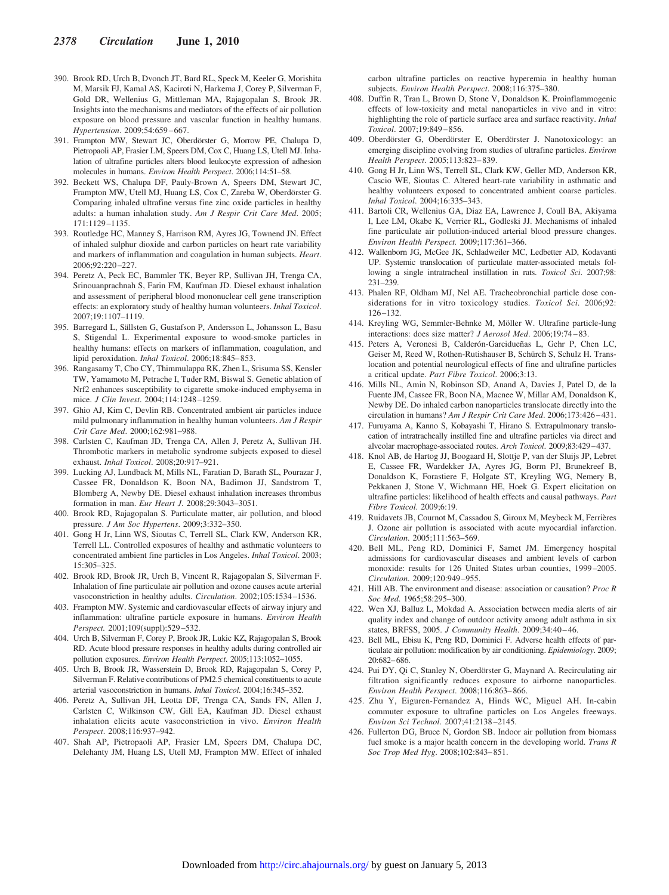390. Brook RD, Urch B, Dvonch JT, Bard RL, Speck M, Keeler G, Morishita M, Marsik FJ, Kamal AS, Kaciroti N, Harkema J, Corey P, Silverman F, Gold DR, Wellenius G, Mittleman MA, Rajagopalan S, Brook JR. Insights into the mechanisms and mediators of the effects of air pollution exposure on blood pressure and vascular function in healthy humans. *Hypertension*. 2009;54:659–667.
391. Frampton MW, Stewart JC, Oberdörster G, Morrow PE, Chalupa D, Pietropaoli AP, Frasier LM, Speers DM, Cox C, Huang LS, Utell MJ. Inhalation of ultrafine particles alters blood leukocyte expression of adhesion molecules in humans. *Environ Health Perspect*. 2006;114:51–58.
392. Beckett WS, Chalupa DF, Pauly-Brown A, Speers DM, Stewart JC, Frampton MW, Utell MJ, Huang LS, Cox C, Zareba W, Oberdörster G. Comparing inhaled ultrafine versus fine zinc oxide particles in healthy adults: a human inhalation study. *Am J Respir Crit Care Med*. 2005; 171:1129–1135.
393. Routledge HC, Manney S, Harrison RM, Ayres JG, Townend JN. Effect of inhaled sulphur dioxide and carbon particles on heart rate variability and markers of inflammation and coagulation in human subjects. *Heart*. 2006;92:220–227.
394. Peretz A, Peck EC, Bammler TK, Beyer RP, Sullivan JH, Trenga CA, Srinouanprachnah S, Farin FM, Kaufman JD. Diesel exhaust inhalation and assessment of peripheral blood mononuclear cell gene transcription effects: an exploratory study of healthy human volunteers. *Inhal Toxicol*. 2007;19:1107–1119.
395. Barregard L, Sällsten G, Gustafson P, Andersson L, Johansson L, Basu S, Stigendal L. Experimental exposure to wood-smoke particles in healthy humans: effects on markers of inflammation, coagulation, and lipid peroxidation. *Inhal Toxicol*. 2006;18:845–853.
396. Rangasamy T, Cho CY, Thimmulappa RK, Zhen L, Srisuma SS, Kensler TW, Yamamoto M, Petrache I, Tuder RM, Biswal S. Genetic ablation of Nrf2 enhances susceptibility to cigarette smoke-induced emphysema in mice. *J Clin Invest*. 2004;114:1248–1259.
397. Ghio AJ, Kim C, Devlin RB. Concentrated ambient air particles induce mild pulmonary inflammation in healthy human volunteers. *Am J Respir Crit Care Med*. 2000;162:981–988.
398. Carlsten C, Kaufman JD, Trenga CA, Allen J, Peretz A, Sullivan JH. Thrombotic markers in metabolic syndrome subjects exposed to diesel exhaust. *Inhal Toxicol*. 2008;20:917–921.
399. Lucking AJ, Lundback M, Mills NL, Faratian D, Barath SL, Pourazar J, Cassee FR, Donaldson K, Boon NA, Badimon JJ, Sandstrom T, Blomberg A, Newby DE. Diesel exhaust inhalation increases thrombus formation in man. *Eur Heart J*. 2008;29:3043–3051.
400. Brook RD, Rajagopalan S. Particulate matter, air pollution, and blood pressure. *J Am Soc Hypertens*. 2009;3:332–350.
401. Gong H Jr, Linn WS, Sioutas C, Terrell SL, Clark KW, Anderson KR, Terrell LL. Controlled exposures of healthy and asthmatic volunteers to concentrated ambient fine particles in Los Angeles. *Inhal Toxicol*. 2003; 15:305–325.
402. Brook RD, Brook JR, Urch B, Vincent R, Rajagopalan S, Silverman F. Inhalation of fine particulate air pollution and ozone causes acute arterial vasoconstriction in healthy adults. *Circulation*. 2002;105:1534–1536.
403. Frampton MW. Systemic and cardiovascular effects of airway injury and inflammation: ultrafine particle exposure in humans. *Environ Health Perspect.* 2001;109(suppl):529–532.
404. Urch B, Silverman F, Corey P, Brook JR, Lukic KZ, Rajagopalan S, Brook RD. Acute blood pressure responses in healthy adults during controlled air pollution exposures. *Environ Health Perspect.* 2005;113:1052–1055.
405. Urch B, Brook JR, Wasserstein D, Brook RD, Rajagopalan S, Corey P, Silverman F. Relative contributions of PM2.5 chemical constituents to acute arterial vasoconstriction in humans. *Inhal Toxicol.* 2004;16:345–352.
406. Peretz A, Sullivan JH, Leotta DF, Trenga CA, Sands FN, Allen J, Carlsten C, Wilkinson CW, Gill EA, Kaufman JD. Diesel exhaust inhalation elicits acute vasoconstriction in vivo. *Environ Health Perspect*. 2008;116:937–942.
407. Shah AP, Pietropaoli AP, Frasier LM, Speers DM, Chalupa DC, Delehanty JM, Huang LS, Utell MJ, Frampton MW. Effect of inhaled carbon ultrafine particles on reactive hyperemia in healthy human subjects. *Environ Health Perspect*. 2008;116:375–380.
408. Duffin R, Tran L, Brown D, Stone V, Donaldson K. Proinflammogenic effects of low-toxicity and metal nanoparticles in vivo and in vitro: highlighting the role of particle surface area and surface reactivity. *Inhal Toxicol*. 2007;19:849–856.
409. Oberdörster G, Oberdörster E, Oberdörster J. Nanotoxicology: an emerging discipline evolving from studies of ultrafine particles. *Environ Health Perspect*. 2005;113:823–839.
410. Gong H Jr, Linn WS, Terrell SL, Clark KW, Geller MD, Anderson KR, Cascio WE, Sioutas C. Altered heart-rate variability in asthmatic and healthy volunteers exposed to concentrated ambient coarse particles. *Inhal Toxicol*. 2004;16:335–343.
411. Bartoli CR, Wellenius GA, Diaz EA, Lawrence J, Coull BA, Akiyama I, Lee LM, Okabe K, Verrier RL, Godleski JJ. Mechanisms of inhaled fine particulate air pollution-induced arterial blood pressure changes. *Environ Health Perspect.* 2009;117:361–366.
412. Wallenborn JG, McGee JK, Schladweiler MC, Ledbetter AD, Kodavanti UP. Systemic translocation of particulate matter-associated metals following a single intratracheal instillation in rats. *Toxicol Sci*. 2007;98: 231–239.
413. Phalen RF, Oldham MJ, Nel AE. Tracheobronchial particle dose considerations for in vitro toxicology studies. *Toxicol Sci*. 2006;92: 126–132.
414. Kreyling WG, Semmler-Behnke M, Möller W. Ultrafine particle-lung interactions: does size matter? *J Aerosol Med*. 2006;19:74–83.
415. Peters A, Veronesi B, Calderón-Garcidueñas L, Gehr P, Chen LC, Geiser M, Reed W, Rothen-Rutishauser B, Schürch S, Schulz H. Translocation and potential neurological effects of fine and ultrafine particles a critical update. *Part Fibre Toxicol*. 2006;3:13.
416. Mills NL, Amin N, Robinson SD, Anand A, Davies J, Patel D, de la Fuente JM, Cassee FR, Boon NA, Macnee W, Millar AM, Donaldson K, Newby DE. Do inhaled carbon nanoparticles translocate directly into the circulation in humans? *Am J Respir Crit Care Med*. 2006;173:426–431.
417. Furuyama A, Kanno S, Kobayashi T, Hirano S. Extrapulmonary translocation of intratracheally instilled fine and ultrafine particles via direct and alveolar macrophage-associated routes. *Arch Toxicol*. 2009;83:429–437.
418. Knol AB, de Hartog JJ, Boogaard H, Slottje P, van der Sluijs JP, Lebret E, Cassee FR, Wardekker JA, Ayres JG, Borm PJ, Brunekreef B, Donaldson K, Forastiere F, Holgate ST, Kreyling WG, Nemery B, Pekkanen J, Stone V, Wichmann HE, Hoek G. Expert elicitation on ultrafine particles: likelihood of health effects and causal pathways. *Part Fibre Toxicol*. 2009;6:19.
419. Ruidavets JB, Cournot M, Cassadou S, Giroux M, Meybeck M, Ferrières J. Ozone air pollution is associated with acute myocardial infarction. *Circulation*. 2005;111:563–569.
420. Bell ML, Peng RD, Dominici F, Samet JM. Emergency hospital admissions for cardiovascular diseases and ambient levels of carbon monoxide: results for 126 United States urban counties, 1999–2005. *Circulation*. 2009;120:949–955.
421. Hill AB. The environment and disease: association or causation? *Proc R Soc Med*. 1965;58:295–300.
422. Wen XJ, Balluz L, Mokdad A. Association between media alerts of air quality index and change of outdoor activity among adult asthma in six states, BRFSS, 2005. *J Community Health*. 2009;34:40–46.
423. Bell ML, Ebisu K, Peng RD, Dominici F. Adverse health effects of particulate air pollution: modification by air conditioning. *Epidemiology*. 2009; 20:682–686.
424. Pui DY, Qi C, Stanley N, Oberdörster G, Maynard A. Recirculating air filtration significantly reduces exposure to airborne nanoparticles. *Environ Health Perspect*. 2008;116:863–866.
425. Zhu Y, Eiguren-Fernandez A, Hinds WC, Miguel AH. In-cabin commuter exposure to ultrafine particles on Los Angeles freeways. *Environ Sci Technol*. 2007;41:2138–2145.
426. Fullerton DG, Bruce N, Gordon SB. Indoor air pollution from biomass fuel smoke is a major health concern in the developing world. *Trans R Soc Trop Med Hyg*. 2008;102:843–851.